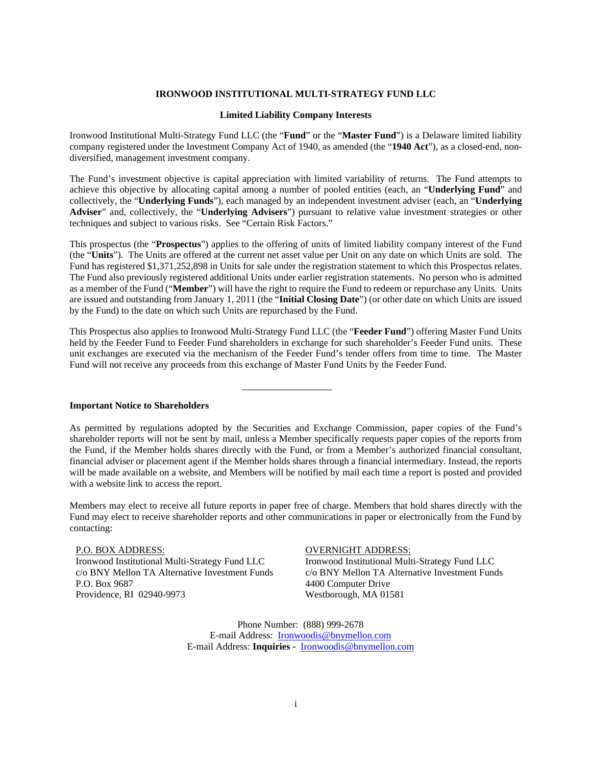# IRONWOOD INSTITUTIONAL MULTI-STRATEGY FUND LLC

## Limited Liability Company Interests

Ironwood Institutional Multi-Strategy Fund LLC (the "**Fund**" or the "**Master Fund**") is a Delaware limited liability company registered under the Investment Company Act of 1940, as amended (the "**1940 Act**"), as a closed-end, non-diversified, management investment company.

The Fund's investment objective is capital appreciation with limited variability of returns. The Fund attempts to achieve this objective by allocating capital among a number of pooled entities (each, an "**Underlying Fund**" and collectively, the "**Underlying Funds**"), each managed by an independent investment adviser (each, an "**Underlying Adviser**" and, collectively, the "**Underlying Advisers**") pursuant to relative value investment strategies or other techniques and subject to various risks. See "Certain Risk Factors."

This prospectus (the "**Prospectus**") applies to the offering of units of limited liability company interest of the Fund (the "**Units**"). The Units are offered at the current net asset value per Unit on any date on which Units are sold. The Fund has registered $1,371,252,898 in Units for sale under the registration statement to which this Prospectus relates. The Fund also previously registered additional Units under earlier registration statements. No person who is admitted as a member of the Fund ("**Member**") will have the right to require the Fund to redeem or repurchase any Units. Units are issued and outstanding from January 1, 2011 (the "**Initial Closing Date**") (or other date on which Units are issued by the Fund) to the date on which such Units are repurchased by the Fund.

This Prospectus also applies to Ironwood Multi-Strategy Fund LLC (the "**Feeder Fund**") offering Master Fund Units held by the Feeder Fund to Feeder Fund shareholders in exchange for such shareholder's Feeder Fund units. These unit exchanges are executed via the mechanism of the Feeder Fund's tender offers from time to time. The Master Fund will not receive any proceeds from this exchange of Master Fund Units by the Feeder Fund.

---

**Important Notice to Shareholders**

As permitted by regulations adopted by the Securities and Exchange Commission, paper copies of the Fund's shareholder reports will not be sent by mail, unless a Member specifically requests paper copies of the reports from the Fund, if the Member holds shares directly with the Fund, or from a Member's authorized financial consultant, financial adviser or placement agent if the Member holds shares through a financial intermediary. Instead, the reports will be made available on a website, and Members will be notified by mail each time a report is posted and provided with a website link to access the report.

Members may elect to receive all future reports in paper free of charge. Members that hold shares directly with the Fund may elect to receive shareholder reports and other communications in paper or electronically from the Fund by contacting:

P.O. BOX ADDRESS:
Ironwood Institutional Multi-Strategy Fund LLC
c/o BNY Mellon TA Alternative Investment Funds
P.O. Box 9687
Providence, RI 02940-9973

OVERNIGHT ADDRESS:
Ironwood Institutional Multi-Strategy Fund LLC
c/o BNY Mellon TA Alternative Investment Funds
4400 Computer Drive
Westborough, MA 01581

Phone Number: (888) 999-2678
E-mail Address: Ironwoodis@bnymellon.com
E-mail Address: **Inquiries** - Ironwoodis@bnymellon.com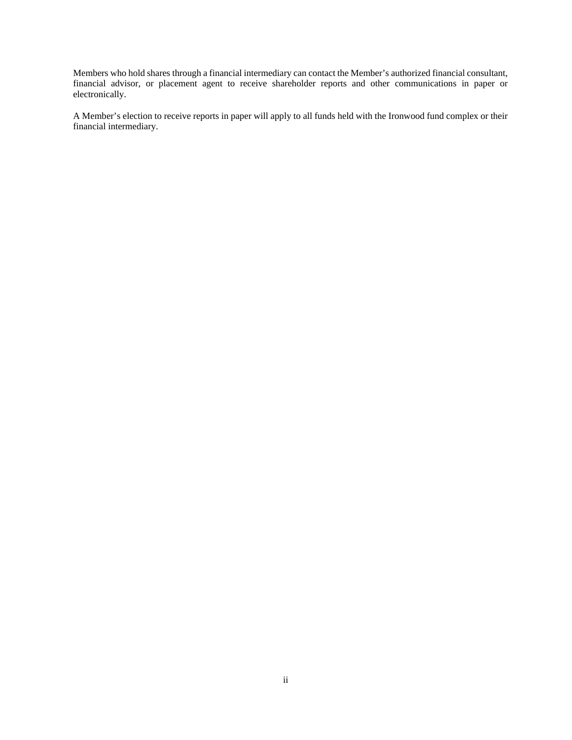Members who hold shares through a financial intermediary can contact the Member's authorized financial consultant, financial advisor, or placement agent to receive shareholder reports and other communications in paper or electronically.

A Member's election to receive reports in paper will apply to all funds held with the Ironwood fund complex or their financial intermediary.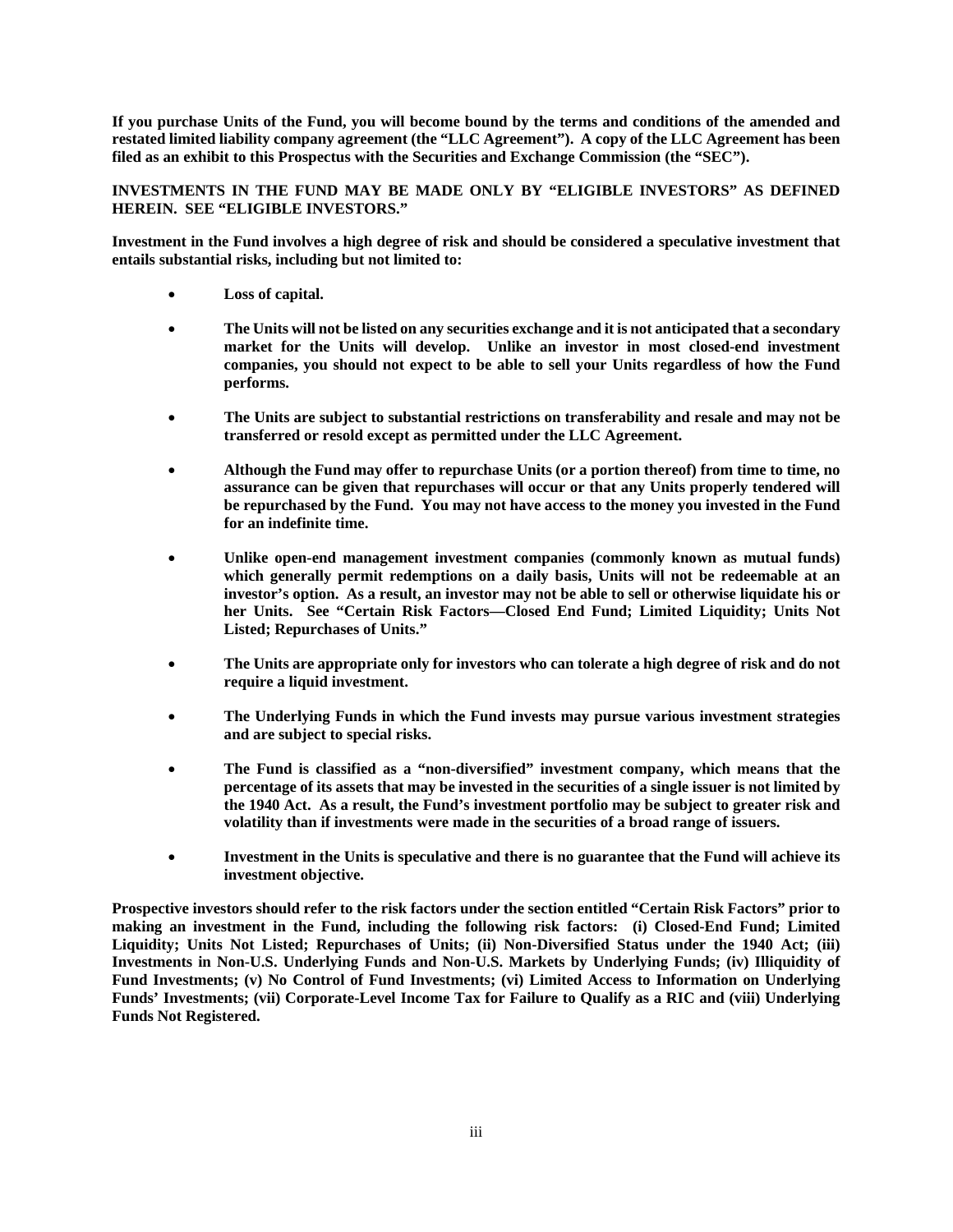**If you purchase Units of the Fund, you will become bound by the terms and conditions of the amended and restated limited liability company agreement (the "LLC Agreement"). A copy of the LLC Agreement has been filed as an exhibit to this Prospectus with the Securities and Exchange Commission (the "SEC").**

**INVESTMENTS IN THE FUND MAY BE MADE ONLY BY "ELIGIBLE INVESTORS" AS DEFINED HEREIN. SEE "ELIGIBLE INVESTORS."**

**Investment in the Fund involves a high degree of risk and should be considered a speculative investment that entails substantial risks, including but not limited to:**

- **Loss of capital.**
- **The Units will not be listed on any securities exchange and it is not anticipated that a secondary market for the Units will develop. Unlike an investor in most closed-end investment companies, you should not expect to be able to sell your Units regardless of how the Fund performs.**
- **The Units are subject to substantial restrictions on transferability and resale and may not be transferred or resold except as permitted under the LLC Agreement.**
- **Although the Fund may offer to repurchase Units (or a portion thereof) from time to time, no assurance can be given that repurchases will occur or that any Units properly tendered will be repurchased by the Fund. You may not have access to the money you invested in the Fund for an indefinite time.**
- **Unlike open-end management investment companies (commonly known as mutual funds) which generally permit redemptions on a daily basis, Units will not be redeemable at an investor's option. As a result, an investor may not be able to sell or otherwise liquidate his or her Units. See "Certain Risk Factors—Closed End Fund; Limited Liquidity; Units Not Listed; Repurchases of Units."**
- **The Units are appropriate only for investors who can tolerate a high degree of risk and do not require a liquid investment.**
- **The Underlying Funds in which the Fund invests may pursue various investment strategies and are subject to special risks.**
- **The Fund is classified as a "non-diversified" investment company, which means that the percentage of its assets that may be invested in the securities of a single issuer is not limited by the 1940 Act. As a result, the Fund's investment portfolio may be subject to greater risk and volatility than if investments were made in the securities of a broad range of issuers.**
- **Investment in the Units is speculative and there is no guarantee that the Fund will achieve its investment objective.**

**Prospective investors should refer to the risk factors under the section entitled "Certain Risk Factors" prior to making an investment in the Fund, including the following risk factors: (i) Closed-End Fund; Limited Liquidity; Units Not Listed; Repurchases of Units; (ii) Non-Diversified Status under the 1940 Act; (iii) Investments in Non-U.S. Underlying Funds and Non-U.S. Markets by Underlying Funds; (iv) Illiquidity of Fund Investments; (v) No Control of Fund Investments; (vi) Limited Access to Information on Underlying Funds' Investments; (vii) Corporate-Level Income Tax for Failure to Qualify as a RIC and (viii) Underlying Funds Not Registered.**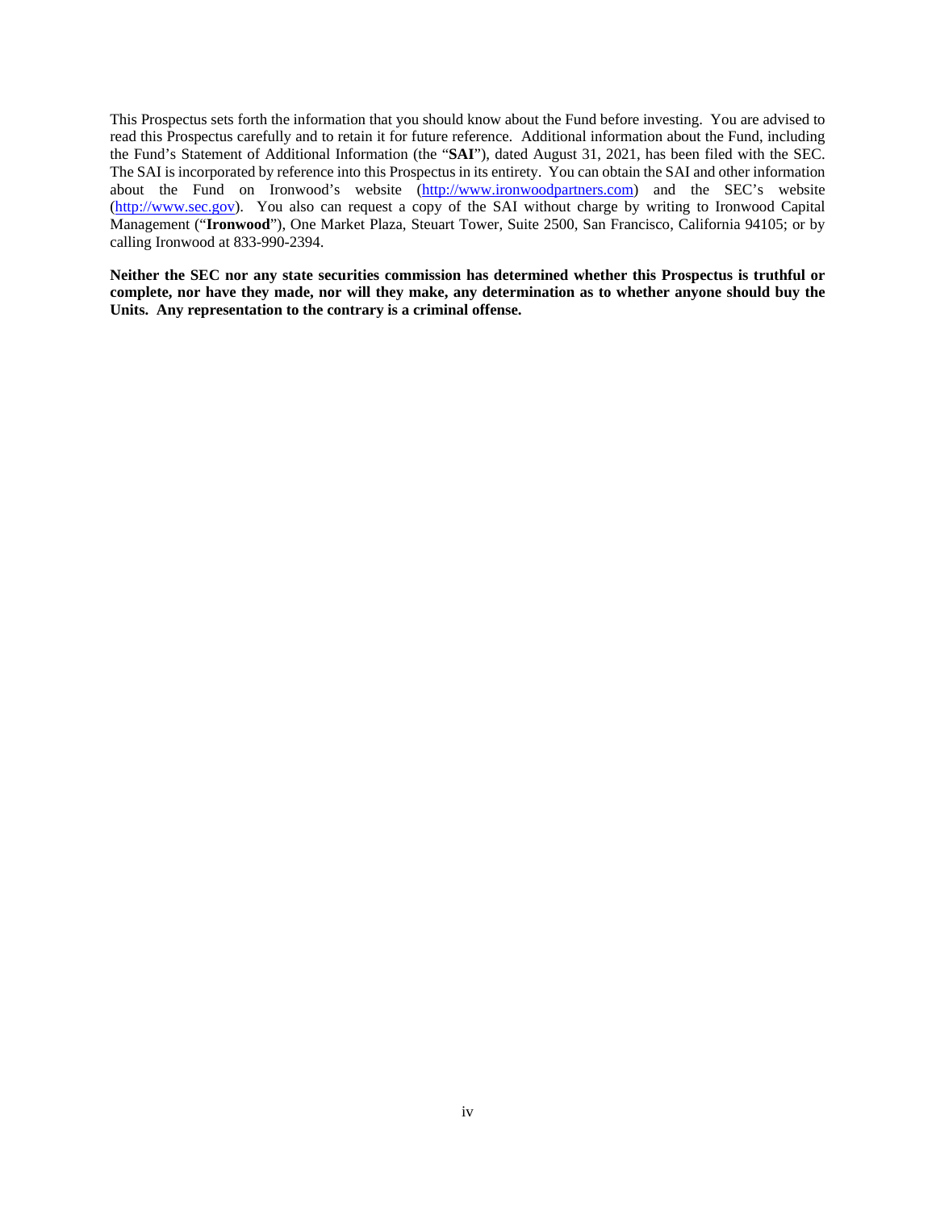This Prospectus sets forth the information that you should know about the Fund before investing. You are advised to read this Prospectus carefully and to retain it for future reference. Additional information about the Fund, including the Fund's Statement of Additional Information (the "**SAI**"), dated August 31, 2021, has been filed with the SEC. The SAI is incorporated by reference into this Prospectus in its entirety. You can obtain the SAI and other information about the Fund on Ironwood's website (http://www.ironwoodpartners.com) and the SEC's website (http://www.sec.gov). You also can request a copy of the SAI without charge by writing to Ironwood Capital Management ("**Ironwood**"), One Market Plaza, Steuart Tower, Suite 2500, San Francisco, California 94105; or by calling Ironwood at 833-990-2394.

**Neither the SEC nor any state securities commission has determined whether this Prospectus is truthful or complete, nor have they made, nor will they make, any determination as to whether anyone should buy the Units. Any representation to the contrary is a criminal offense.**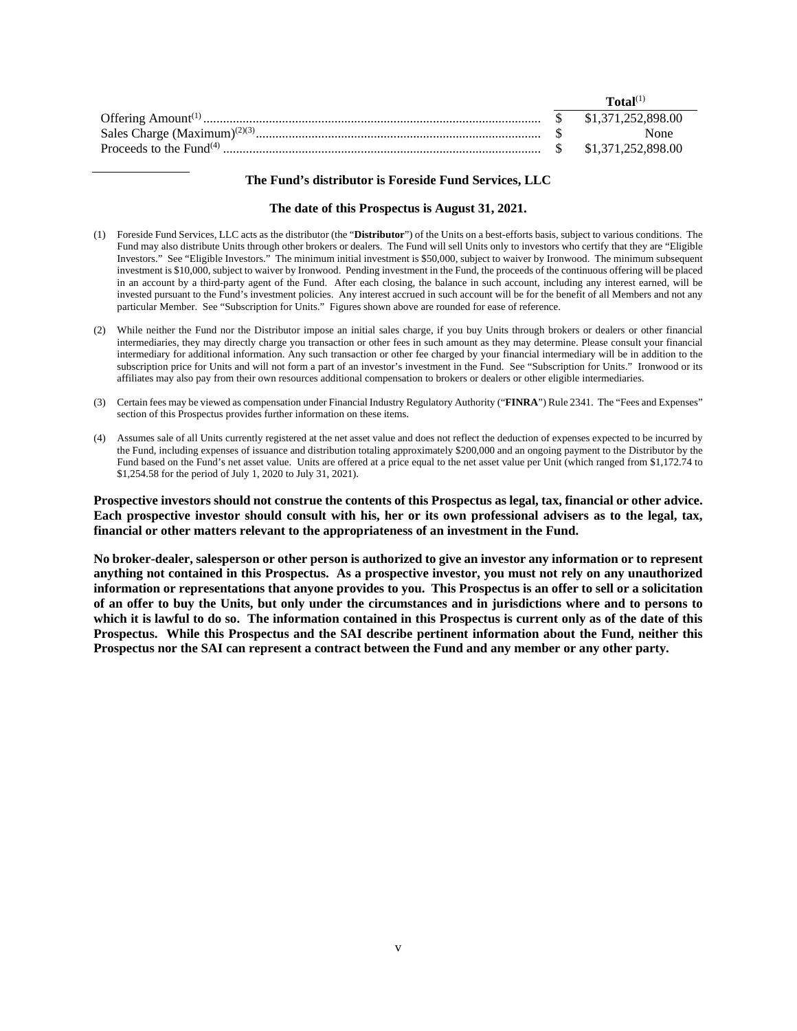| | | Total[1] |
|---|---|---|
| Offering Amount[1] | $ | $1,371,252,898.00 |
| Sales Charge (Maximum)[2][3] | $ | None |
| Proceeds to the Fund[4] | $ | $1,371,252,898.00 |

**The Fund's distributor is Foreside Fund Services, LLC**

**The date of this Prospectus is August 31, 2021.**

(1) Foreside Fund Services, LLC acts as the distributor (the "**Distributor**") of the Units on a best-efforts basis, subject to various conditions. The Fund may also distribute Units through other brokers or dealers. The Fund will sell Units only to investors who certify that they are "Eligible Investors." See "Eligible Investors." The minimum initial investment is $50,000, subject to waiver by Ironwood. The minimum subsequent investment is $10,000, subject to waiver by Ironwood. Pending investment in the Fund, the proceeds of the continuous offering will be placed in an account by a third-party agent of the Fund. After each closing, the balance in such account, including any interest earned, will be invested pursuant to the Fund's investment policies. Any interest accrued in such account will be for the benefit of all Members and not any particular Member. See "Subscription for Units." Figures shown above are rounded for ease of reference.

(2) While neither the Fund nor the Distributor impose an initial sales charge, if you buy Units through brokers or dealers or other financial intermediaries, they may directly charge you transaction or other fees in such amount as they may determine. Please consult your financial intermediary for additional information. Any such transaction or other fee charged by your financial intermediary will be in addition to the subscription price for Units and will not form a part of an investor's investment in the Fund. See "Subscription for Units." Ironwood or its affiliates may also pay from their own resources additional compensation to brokers or dealers or other eligible intermediaries.

(3) Certain fees may be viewed as compensation under Financial Industry Regulatory Authority ("**FINRA**") Rule 2341. The "Fees and Expenses" section of this Prospectus provides further information on these items.

(4) Assumes sale of all Units currently registered at the net asset value and does not reflect the deduction of expenses expected to be incurred by the Fund, including expenses of issuance and distribution totaling approximately $200,000 and an ongoing payment to the Distributor by the Fund based on the Fund's net asset value. Units are offered at a price equal to the net asset value per Unit (which ranged from $1,172.74 to $1,254.58 for the period of July 1, 2020 to July 31, 2021).

**Prospective investors should not construe the contents of this Prospectus as legal, tax, financial or other advice. Each prospective investor should consult with his, her or its own professional advisers as to the legal, tax, financial or other matters relevant to the appropriateness of an investment in the Fund.**

**No broker-dealer, salesperson or other person is authorized to give an investor any information or to represent anything not contained in this Prospectus. As a prospective investor, you must not rely on any unauthorized information or representations that anyone provides to you. This Prospectus is an offer to sell or a solicitation of an offer to buy the Units, but only under the circumstances and in jurisdictions where and to persons to which it is lawful to do so. The information contained in this Prospectus is current only as of the date of this Prospectus. While this Prospectus and the SAI describe pertinent information about the Fund, neither this Prospectus nor the SAI can represent a contract between the Fund and any member or any other party.**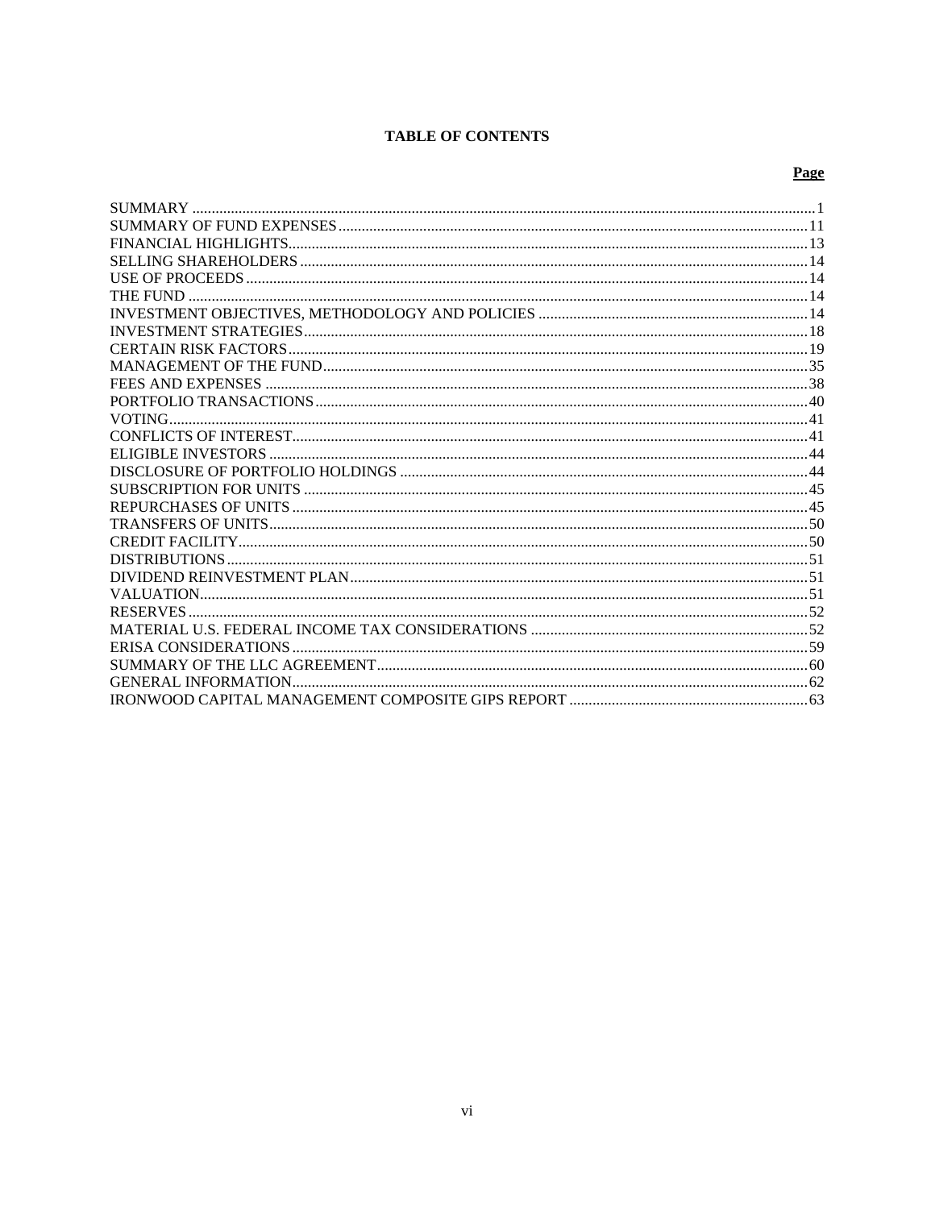## TABLE OF CONTENTS

| | Page |
|---|---|
| SUMMARY | 1 |
| SUMMARY OF FUND EXPENSES | 11 |
| FINANCIAL HIGHLIGHTS | 13 |
| SELLING SHAREHOLDERS | 14 |
| USE OF PROCEEDS | 14 |
| THE FUND | 14 |
| INVESTMENT OBJECTIVES, METHODOLOGY AND POLICIES | 14 |
| INVESTMENT STRATEGIES | 18 |
| CERTAIN RISK FACTORS | 19 |
| MANAGEMENT OF THE FUND | 35 |
| FEES AND EXPENSES | 38 |
| PORTFOLIO TRANSACTIONS | 40 |
| VOTING | 41 |
| CONFLICTS OF INTEREST | 41 |
| ELIGIBLE INVESTORS | 44 |
| DISCLOSURE OF PORTFOLIO HOLDINGS | 44 |
| SUBSCRIPTION FOR UNITS | 45 |
| REPURCHASES OF UNITS | 45 |
| TRANSFERS OF UNITS | 50 |
| CREDIT FACILITY | 50 |
| DISTRIBUTIONS | 51 |
| DIVIDEND REINVESTMENT PLAN | 51 |
| VALUATION | 51 |
| RESERVES | 52 |
| MATERIAL U.S. FEDERAL INCOME TAX CONSIDERATIONS | 52 |
| ERISA CONSIDERATIONS | 59 |
| SUMMARY OF THE LLC AGREEMENT | 60 |
| GENERAL INFORMATION | 62 |
| IRONWOOD CAPITAL MANAGEMENT COMPOSITE GIPS REPORT | 63 |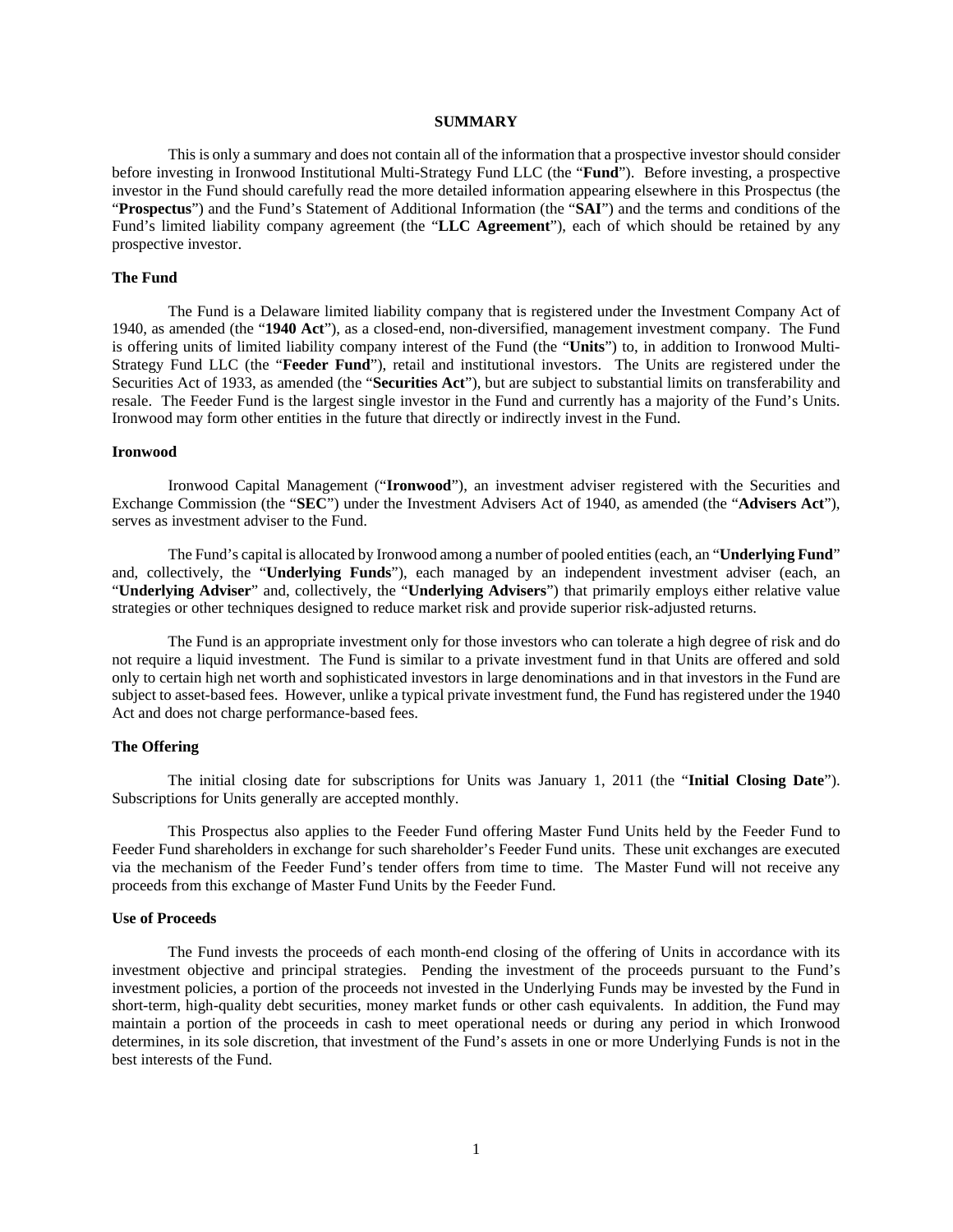# SUMMARY

This is only a summary and does not contain all of the information that a prospective investor should consider before investing in Ironwood Institutional Multi-Strategy Fund LLC (the "**Fund**"). Before investing, a prospective investor in the Fund should carefully read the more detailed information appearing elsewhere in this Prospectus (the "**Prospectus**") and the Fund's Statement of Additional Information (the "**SAI**") and the terms and conditions of the Fund's limited liability company agreement (the "**LLC Agreement**"), each of which should be retained by any prospective investor.

## The Fund

The Fund is a Delaware limited liability company that is registered under the Investment Company Act of 1940, as amended (the "**1940 Act**"), as a closed-end, non-diversified, management investment company. The Fund is offering units of limited liability company interest of the Fund (the "**Units**") to, in addition to Ironwood Multi-Strategy Fund LLC (the "**Feeder Fund**"), retail and institutional investors. The Units are registered under the Securities Act of 1933, as amended (the "**Securities Act**"), but are subject to substantial limits on transferability and resale. The Feeder Fund is the largest single investor in the Fund and currently has a majority of the Fund's Units. Ironwood may form other entities in the future that directly or indirectly invest in the Fund.

## Ironwood

Ironwood Capital Management ("**Ironwood**"), an investment adviser registered with the Securities and Exchange Commission (the "**SEC**") under the Investment Advisers Act of 1940, as amended (the "**Advisers Act**"), serves as investment adviser to the Fund.

The Fund's capital is allocated by Ironwood among a number of pooled entities (each, an "**Underlying Fund**" and, collectively, the "**Underlying Funds**"), each managed by an independent investment adviser (each, an "**Underlying Adviser**" and, collectively, the "**Underlying Advisers**") that primarily employs either relative value strategies or other techniques designed to reduce market risk and provide superior risk-adjusted returns.

The Fund is an appropriate investment only for those investors who can tolerate a high degree of risk and do not require a liquid investment. The Fund is similar to a private investment fund in that Units are offered and sold only to certain high net worth and sophisticated investors in large denominations and in that investors in the Fund are subject to asset-based fees. However, unlike a typical private investment fund, the Fund has registered under the 1940 Act and does not charge performance-based fees.

## The Offering

The initial closing date for subscriptions for Units was January 1, 2011 (the "**Initial Closing Date**"). Subscriptions for Units generally are accepted monthly.

This Prospectus also applies to the Feeder Fund offering Master Fund Units held by the Feeder Fund to Feeder Fund shareholders in exchange for such shareholder's Feeder Fund units. These unit exchanges are executed via the mechanism of the Feeder Fund's tender offers from time to time. The Master Fund will not receive any proceeds from this exchange of Master Fund Units by the Feeder Fund.

## Use of Proceeds

The Fund invests the proceeds of each month-end closing of the offering of Units in accordance with its investment objective and principal strategies. Pending the investment of the proceeds pursuant to the Fund's investment policies, a portion of the proceeds not invested in the Underlying Funds may be invested by the Fund in short-term, high-quality debt securities, money market funds or other cash equivalents. In addition, the Fund may maintain a portion of the proceeds in cash to meet operational needs or during any period in which Ironwood determines, in its sole discretion, that investment of the Fund's assets in one or more Underlying Funds is not in the best interests of the Fund.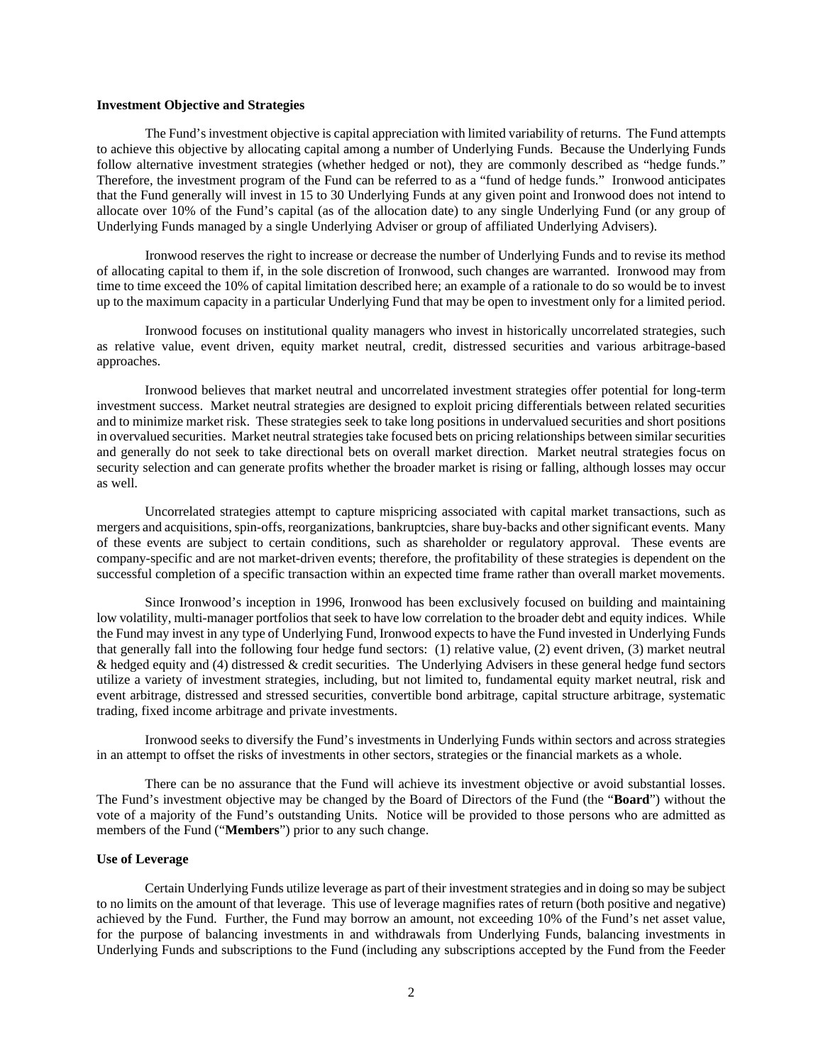**Investment Objective and Strategies**

The Fund's investment objective is capital appreciation with limited variability of returns. The Fund attempts to achieve this objective by allocating capital among a number of Underlying Funds. Because the Underlying Funds follow alternative investment strategies (whether hedged or not), they are commonly described as "hedge funds." Therefore, the investment program of the Fund can be referred to as a "fund of hedge funds." Ironwood anticipates that the Fund generally will invest in 15 to 30 Underlying Funds at any given point and Ironwood does not intend to allocate over 10% of the Fund's capital (as of the allocation date) to any single Underlying Fund (or any group of Underlying Funds managed by a single Underlying Adviser or group of affiliated Underlying Advisers).

Ironwood reserves the right to increase or decrease the number of Underlying Funds and to revise its method of allocating capital to them if, in the sole discretion of Ironwood, such changes are warranted. Ironwood may from time to time exceed the 10% of capital limitation described here; an example of a rationale to do so would be to invest up to the maximum capacity in a particular Underlying Fund that may be open to investment only for a limited period.

Ironwood focuses on institutional quality managers who invest in historically uncorrelated strategies, such as relative value, event driven, equity market neutral, credit, distressed securities and various arbitrage-based approaches.

Ironwood believes that market neutral and uncorrelated investment strategies offer potential for long-term investment success. Market neutral strategies are designed to exploit pricing differentials between related securities and to minimize market risk. These strategies seek to take long positions in undervalued securities and short positions in overvalued securities. Market neutral strategies take focused bets on pricing relationships between similar securities and generally do not seek to take directional bets on overall market direction. Market neutral strategies focus on security selection and can generate profits whether the broader market is rising or falling, although losses may occur as well.

Uncorrelated strategies attempt to capture mispricing associated with capital market transactions, such as mergers and acquisitions, spin-offs, reorganizations, bankruptcies, share buy-backs and other significant events. Many of these events are subject to certain conditions, such as shareholder or regulatory approval. These events are company-specific and are not market-driven events; therefore, the profitability of these strategies is dependent on the successful completion of a specific transaction within an expected time frame rather than overall market movements.

Since Ironwood's inception in 1996, Ironwood has been exclusively focused on building and maintaining low volatility, multi-manager portfolios that seek to have low correlation to the broader debt and equity indices. While the Fund may invest in any type of Underlying Fund, Ironwood expects to have the Fund invested in Underlying Funds that generally fall into the following four hedge fund sectors: (1) relative value, (2) event driven, (3) market neutral & hedged equity and (4) distressed & credit securities. The Underlying Advisers in these general hedge fund sectors utilize a variety of investment strategies, including, but not limited to, fundamental equity market neutral, risk and event arbitrage, distressed and stressed securities, convertible bond arbitrage, capital structure arbitrage, systematic trading, fixed income arbitrage and private investments.

Ironwood seeks to diversify the Fund's investments in Underlying Funds within sectors and across strategies in an attempt to offset the risks of investments in other sectors, strategies or the financial markets as a whole.

There can be no assurance that the Fund will achieve its investment objective or avoid substantial losses. The Fund's investment objective may be changed by the Board of Directors of the Fund (the "**Board**") without the vote of a majority of the Fund's outstanding Units. Notice will be provided to those persons who are admitted as members of the Fund ("**Members**") prior to any such change.

**Use of Leverage**

Certain Underlying Funds utilize leverage as part of their investment strategies and in doing so may be subject to no limits on the amount of that leverage. This use of leverage magnifies rates of return (both positive and negative) achieved by the Fund. Further, the Fund may borrow an amount, not exceeding 10% of the Fund's net asset value, for the purpose of balancing investments in and withdrawals from Underlying Funds, balancing investments in Underlying Funds and subscriptions to the Fund (including any subscriptions accepted by the Fund from the Feeder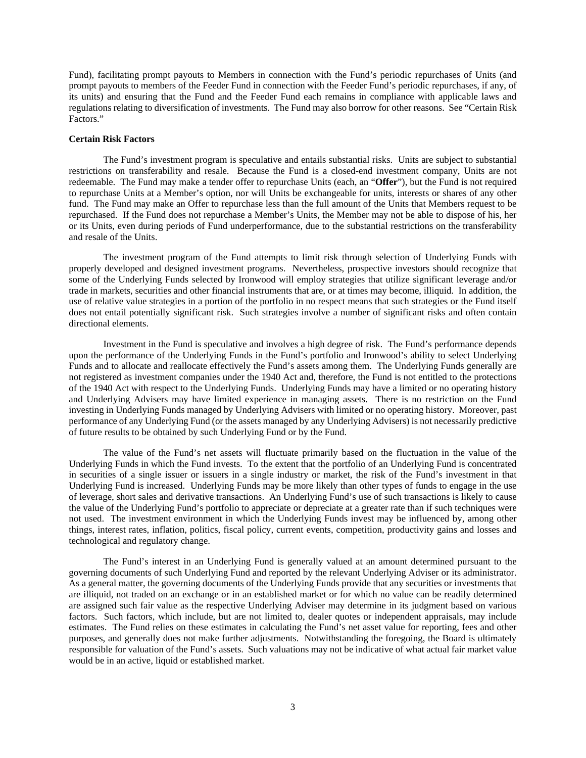Fund), facilitating prompt payouts to Members in connection with the Fund's periodic repurchases of Units (and prompt payouts to members of the Feeder Fund in connection with the Feeder Fund's periodic repurchases, if any, of its units) and ensuring that the Fund and the Feeder Fund each remains in compliance with applicable laws and regulations relating to diversification of investments. The Fund may also borrow for other reasons. See "Certain Risk Factors."

**Certain Risk Factors**

The Fund's investment program is speculative and entails substantial risks. Units are subject to substantial restrictions on transferability and resale. Because the Fund is a closed-end investment company, Units are not redeemable. The Fund may make a tender offer to repurchase Units (each, an "**Offer**"), but the Fund is not required to repurchase Units at a Member's option, nor will Units be exchangeable for units, interests or shares of any other fund. The Fund may make an Offer to repurchase less than the full amount of the Units that Members request to be repurchased. If the Fund does not repurchase a Member's Units, the Member may not be able to dispose of his, her or its Units, even during periods of Fund underperformance, due to the substantial restrictions on the transferability and resale of the Units.

The investment program of the Fund attempts to limit risk through selection of Underlying Funds with properly developed and designed investment programs. Nevertheless, prospective investors should recognize that some of the Underlying Funds selected by Ironwood will employ strategies that utilize significant leverage and/or trade in markets, securities and other financial instruments that are, or at times may become, illiquid. In addition, the use of relative value strategies in a portion of the portfolio in no respect means that such strategies or the Fund itself does not entail potentially significant risk. Such strategies involve a number of significant risks and often contain directional elements.

Investment in the Fund is speculative and involves a high degree of risk. The Fund's performance depends upon the performance of the Underlying Funds in the Fund's portfolio and Ironwood's ability to select Underlying Funds and to allocate and reallocate effectively the Fund's assets among them. The Underlying Funds generally are not registered as investment companies under the 1940 Act and, therefore, the Fund is not entitled to the protections of the 1940 Act with respect to the Underlying Funds. Underlying Funds may have a limited or no operating history and Underlying Advisers may have limited experience in managing assets. There is no restriction on the Fund investing in Underlying Funds managed by Underlying Advisers with limited or no operating history. Moreover, past performance of any Underlying Fund (or the assets managed by any Underlying Advisers) is not necessarily predictive of future results to be obtained by such Underlying Fund or by the Fund.

The value of the Fund's net assets will fluctuate primarily based on the fluctuation in the value of the Underlying Funds in which the Fund invests. To the extent that the portfolio of an Underlying Fund is concentrated in securities of a single issuer or issuers in a single industry or market, the risk of the Fund's investment in that Underlying Fund is increased. Underlying Funds may be more likely than other types of funds to engage in the use of leverage, short sales and derivative transactions. An Underlying Fund's use of such transactions is likely to cause the value of the Underlying Fund's portfolio to appreciate or depreciate at a greater rate than if such techniques were not used. The investment environment in which the Underlying Funds invest may be influenced by, among other things, interest rates, inflation, politics, fiscal policy, current events, competition, productivity gains and losses and technological and regulatory change.

The Fund's interest in an Underlying Fund is generally valued at an amount determined pursuant to the governing documents of such Underlying Fund and reported by the relevant Underlying Adviser or its administrator. As a general matter, the governing documents of the Underlying Funds provide that any securities or investments that are illiquid, not traded on an exchange or in an established market or for which no value can be readily determined are assigned such fair value as the respective Underlying Adviser may determine in its judgment based on various factors. Such factors, which include, but are not limited to, dealer quotes or independent appraisals, may include estimates. The Fund relies on these estimates in calculating the Fund's net asset value for reporting, fees and other purposes, and generally does not make further adjustments. Notwithstanding the foregoing, the Board is ultimately responsible for valuation of the Fund's assets. Such valuations may not be indicative of what actual fair market value would be in an active, liquid or established market.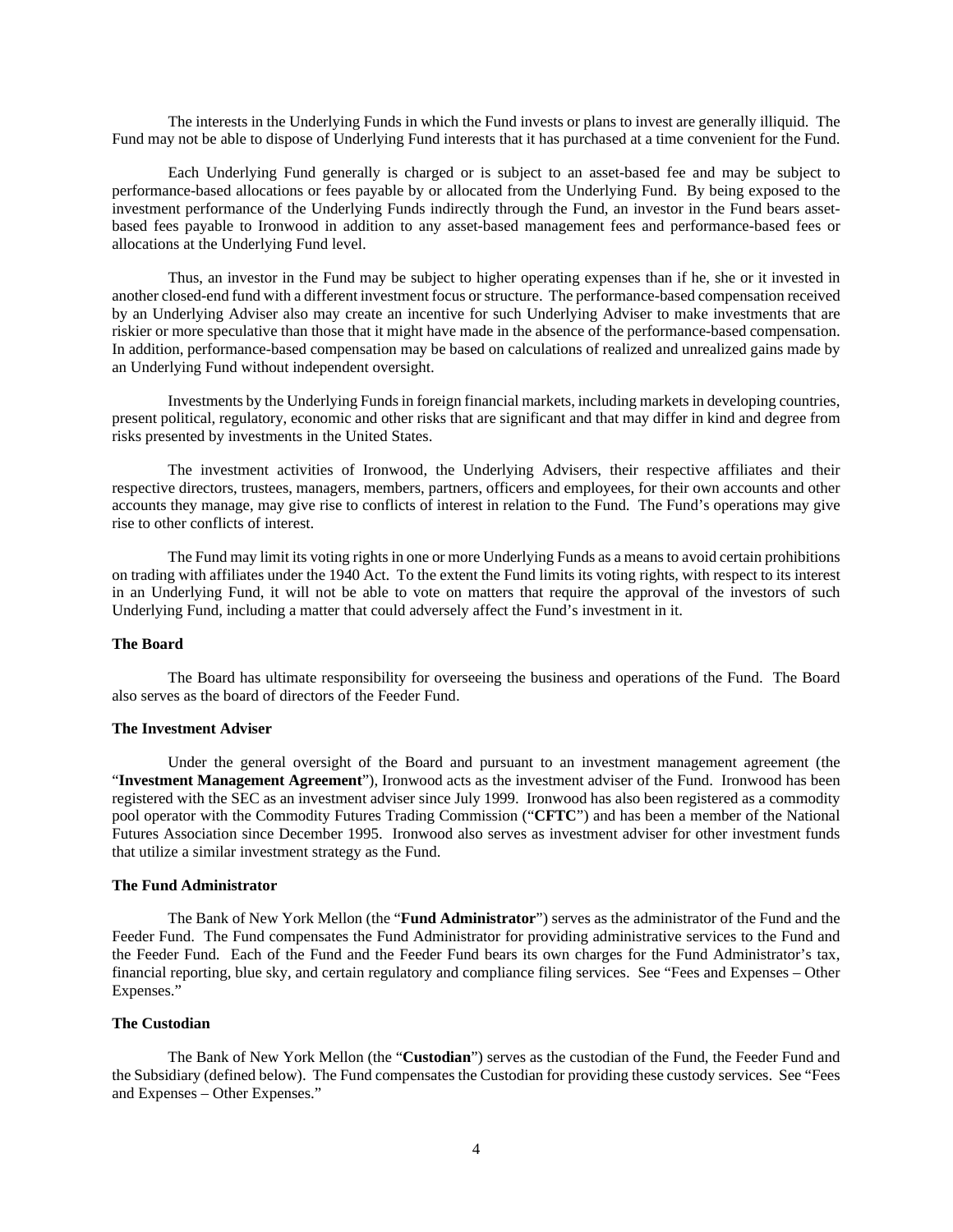The interests in the Underlying Funds in which the Fund invests or plans to invest are generally illiquid. The Fund may not be able to dispose of Underlying Fund interests that it has purchased at a time convenient for the Fund.

Each Underlying Fund generally is charged or is subject to an asset-based fee and may be subject to performance-based allocations or fees payable by or allocated from the Underlying Fund. By being exposed to the investment performance of the Underlying Funds indirectly through the Fund, an investor in the Fund bears asset-based fees payable to Ironwood in addition to any asset-based management fees and performance-based fees or allocations at the Underlying Fund level.

Thus, an investor in the Fund may be subject to higher operating expenses than if he, she or it invested in another closed-end fund with a different investment focus or structure. The performance-based compensation received by an Underlying Adviser also may create an incentive for such Underlying Adviser to make investments that are riskier or more speculative than those that it might have made in the absence of the performance-based compensation. In addition, performance-based compensation may be based on calculations of realized and unrealized gains made by an Underlying Fund without independent oversight.

Investments by the Underlying Funds in foreign financial markets, including markets in developing countries, present political, regulatory, economic and other risks that are significant and that may differ in kind and degree from risks presented by investments in the United States.

The investment activities of Ironwood, the Underlying Advisers, their respective affiliates and their respective directors, trustees, managers, members, partners, officers and employees, for their own accounts and other accounts they manage, may give rise to conflicts of interest in relation to the Fund. The Fund's operations may give rise to other conflicts of interest.

The Fund may limit its voting rights in one or more Underlying Funds as a means to avoid certain prohibitions on trading with affiliates under the 1940 Act. To the extent the Fund limits its voting rights, with respect to its interest in an Underlying Fund, it will not be able to vote on matters that require the approval of the investors of such Underlying Fund, including a matter that could adversely affect the Fund's investment in it.

**The Board**

The Board has ultimate responsibility for overseeing the business and operations of the Fund. The Board also serves as the board of directors of the Feeder Fund.

**The Investment Adviser**

Under the general oversight of the Board and pursuant to an investment management agreement (the "**Investment Management Agreement**"), Ironwood acts as the investment adviser of the Fund. Ironwood has been registered with the SEC as an investment adviser since July 1999. Ironwood has also been registered as a commodity pool operator with the Commodity Futures Trading Commission ("**CFTC**") and has been a member of the National Futures Association since December 1995. Ironwood also serves as investment adviser for other investment funds that utilize a similar investment strategy as the Fund.

**The Fund Administrator**

The Bank of New York Mellon (the "**Fund Administrator**") serves as the administrator of the Fund and the Feeder Fund. The Fund compensates the Fund Administrator for providing administrative services to the Fund and the Feeder Fund. Each of the Fund and the Feeder Fund bears its own charges for the Fund Administrator's tax, financial reporting, blue sky, and certain regulatory and compliance filing services. See "Fees and Expenses – Other Expenses."

**The Custodian**

The Bank of New York Mellon (the "**Custodian**") serves as the custodian of the Fund, the Feeder Fund and the Subsidiary (defined below). The Fund compensates the Custodian for providing these custody services. See "Fees and Expenses – Other Expenses."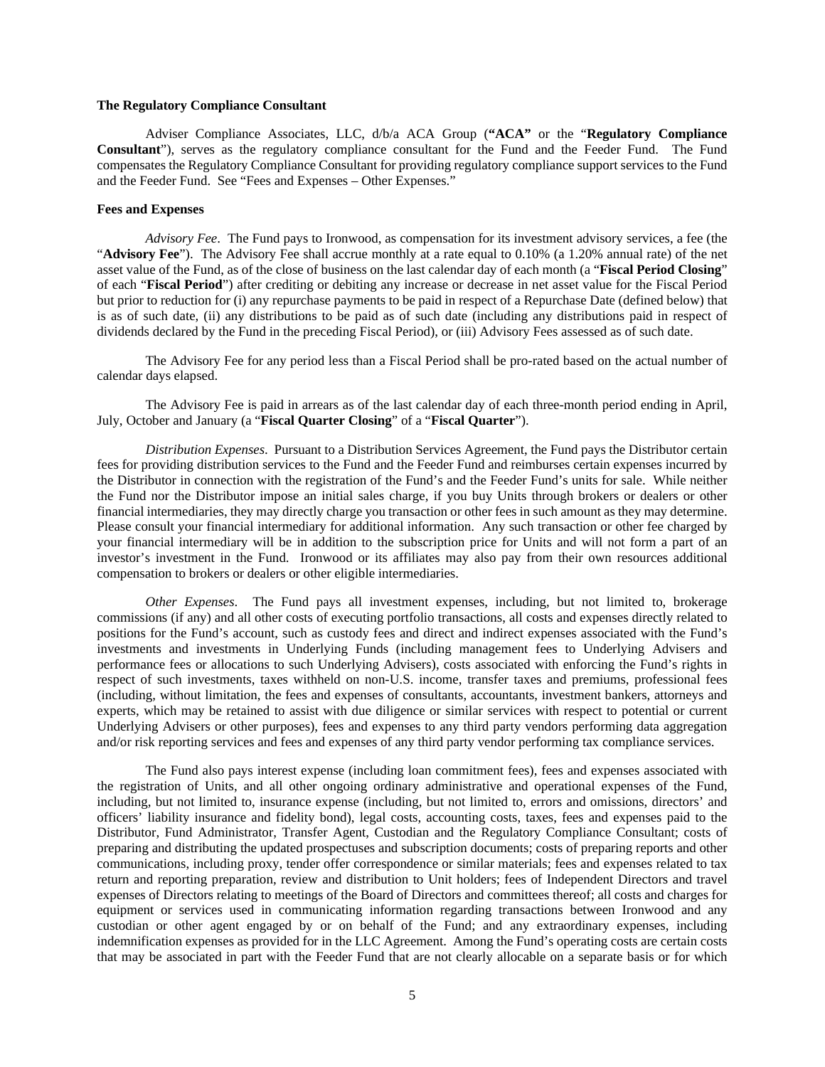**The Regulatory Compliance Consultant**

Adviser Compliance Associates, LLC, d/b/a ACA Group (**"ACA"** or the "**Regulatory Compliance Consultant**"), serves as the regulatory compliance consultant for the Fund and the Feeder Fund. The Fund compensates the Regulatory Compliance Consultant for providing regulatory compliance support services to the Fund and the Feeder Fund. See "Fees and Expenses – Other Expenses."

**Fees and Expenses**

*Advisory Fee*. The Fund pays to Ironwood, as compensation for its investment advisory services, a fee (the "**Advisory Fee**"). The Advisory Fee shall accrue monthly at a rate equal to 0.10% (a 1.20% annual rate) of the net asset value of the Fund, as of the close of business on the last calendar day of each month (a "**Fiscal Period Closing**" of each "**Fiscal Period**") after crediting or debiting any increase or decrease in net asset value for the Fiscal Period but prior to reduction for (i) any repurchase payments to be paid in respect of a Repurchase Date (defined below) that is as of such date, (ii) any distributions to be paid as of such date (including any distributions paid in respect of dividends declared by the Fund in the preceding Fiscal Period), or (iii) Advisory Fees assessed as of such date.

The Advisory Fee for any period less than a Fiscal Period shall be pro-rated based on the actual number of calendar days elapsed.

The Advisory Fee is paid in arrears as of the last calendar day of each three-month period ending in April, July, October and January (a "**Fiscal Quarter Closing**" of a "**Fiscal Quarter**").

*Distribution Expenses*. Pursuant to a Distribution Services Agreement, the Fund pays the Distributor certain fees for providing distribution services to the Fund and the Feeder Fund and reimburses certain expenses incurred by the Distributor in connection with the registration of the Fund's and the Feeder Fund's units for sale. While neither the Fund nor the Distributor impose an initial sales charge, if you buy Units through brokers or dealers or other financial intermediaries, they may directly charge you transaction or other fees in such amount as they may determine. Please consult your financial intermediary for additional information. Any such transaction or other fee charged by your financial intermediary will be in addition to the subscription price for Units and will not form a part of an investor's investment in the Fund. Ironwood or its affiliates may also pay from their own resources additional compensation to brokers or dealers or other eligible intermediaries.

*Other Expenses*. The Fund pays all investment expenses, including, but not limited to, brokerage commissions (if any) and all other costs of executing portfolio transactions, all costs and expenses directly related to positions for the Fund's account, such as custody fees and direct and indirect expenses associated with the Fund's investments and investments in Underlying Funds (including management fees to Underlying Advisers and performance fees or allocations to such Underlying Advisers), costs associated with enforcing the Fund's rights in respect of such investments, taxes withheld on non-U.S. income, transfer taxes and premiums, professional fees (including, without limitation, the fees and expenses of consultants, accountants, investment bankers, attorneys and experts, which may be retained to assist with due diligence or similar services with respect to potential or current Underlying Advisers or other purposes), fees and expenses to any third party vendors performing data aggregation and/or risk reporting services and fees and expenses of any third party vendor performing tax compliance services.

The Fund also pays interest expense (including loan commitment fees), fees and expenses associated with the registration of Units, and all other ongoing ordinary administrative and operational expenses of the Fund, including, but not limited to, insurance expense (including, but not limited to, errors and omissions, directors' and officers' liability insurance and fidelity bond), legal costs, accounting costs, taxes, fees and expenses paid to the Distributor, Fund Administrator, Transfer Agent, Custodian and the Regulatory Compliance Consultant; costs of preparing and distributing the updated prospectuses and subscription documents; costs of preparing reports and other communications, including proxy, tender offer correspondence or similar materials; fees and expenses related to tax return and reporting preparation, review and distribution to Unit holders; fees of Independent Directors and travel expenses of Directors relating to meetings of the Board of Directors and committees thereof; all costs and charges for equipment or services used in communicating information regarding transactions between Ironwood and any custodian or other agent engaged by or on behalf of the Fund; and any extraordinary expenses, including indemnification expenses as provided for in the LLC Agreement. Among the Fund's operating costs are certain costs that may be associated in part with the Feeder Fund that are not clearly allocable on a separate basis or for which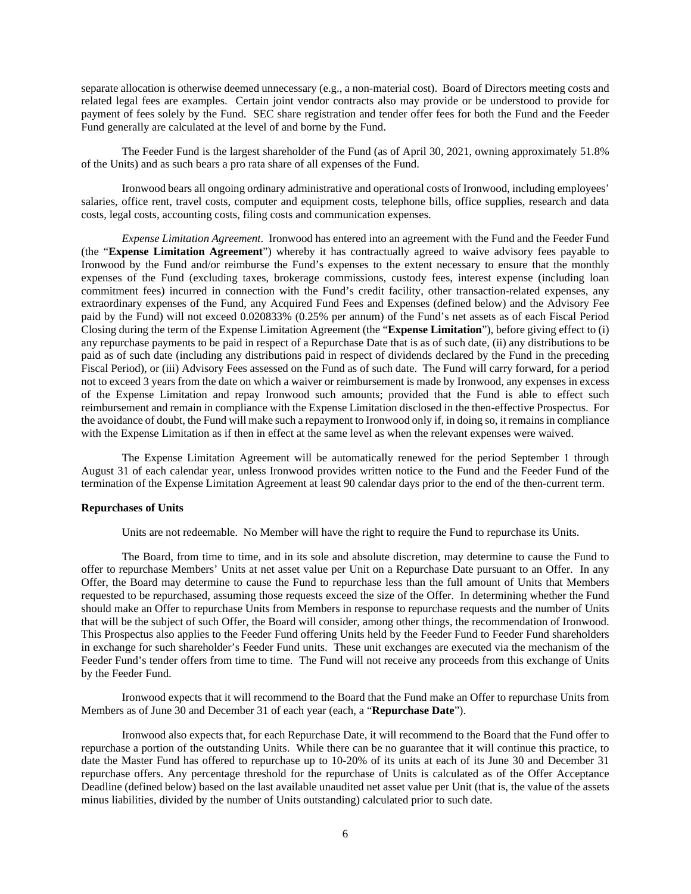separate allocation is otherwise deemed unnecessary (e.g., a non-material cost). Board of Directors meeting costs and related legal fees are examples. Certain joint vendor contracts also may provide or be understood to provide for payment of fees solely by the Fund. SEC share registration and tender offer fees for both the Fund and the Feeder Fund generally are calculated at the level of and borne by the Fund.

The Feeder Fund is the largest shareholder of the Fund (as of April 30, 2021, owning approximately 51.8% of the Units) and as such bears a pro rata share of all expenses of the Fund.

Ironwood bears all ongoing ordinary administrative and operational costs of Ironwood, including employees' salaries, office rent, travel costs, computer and equipment costs, telephone bills, office supplies, research and data costs, legal costs, accounting costs, filing costs and communication expenses.

*Expense Limitation Agreement*. Ironwood has entered into an agreement with the Fund and the Feeder Fund (the "**Expense Limitation Agreement**") whereby it has contractually agreed to waive advisory fees payable to Ironwood by the Fund and/or reimburse the Fund's expenses to the extent necessary to ensure that the monthly expenses of the Fund (excluding taxes, brokerage commissions, custody fees, interest expense (including loan commitment fees) incurred in connection with the Fund's credit facility, other transaction-related expenses, any extraordinary expenses of the Fund, any Acquired Fund Fees and Expenses (defined below) and the Advisory Fee paid by the Fund) will not exceed 0.020833% (0.25% per annum) of the Fund's net assets as of each Fiscal Period Closing during the term of the Expense Limitation Agreement (the "**Expense Limitation**"), before giving effect to (i) any repurchase payments to be paid in respect of a Repurchase Date that is as of such date, (ii) any distributions to be paid as of such date (including any distributions paid in respect of dividends declared by the Fund in the preceding Fiscal Period), or (iii) Advisory Fees assessed on the Fund as of such date. The Fund will carry forward, for a period not to exceed 3 years from the date on which a waiver or reimbursement is made by Ironwood, any expenses in excess of the Expense Limitation and repay Ironwood such amounts; provided that the Fund is able to effect such reimbursement and remain in compliance with the Expense Limitation disclosed in the then-effective Prospectus. For the avoidance of doubt, the Fund will make such a repayment to Ironwood only if, in doing so, it remains in compliance with the Expense Limitation as if then in effect at the same level as when the relevant expenses were waived.

The Expense Limitation Agreement will be automatically renewed for the period September 1 through August 31 of each calendar year, unless Ironwood provides written notice to the Fund and the Feeder Fund of the termination of the Expense Limitation Agreement at least 90 calendar days prior to the end of the then-current term.

**Repurchases of Units**

Units are not redeemable. No Member will have the right to require the Fund to repurchase its Units.

The Board, from time to time, and in its sole and absolute discretion, may determine to cause the Fund to offer to repurchase Members' Units at net asset value per Unit on a Repurchase Date pursuant to an Offer. In any Offer, the Board may determine to cause the Fund to repurchase less than the full amount of Units that Members requested to be repurchased, assuming those requests exceed the size of the Offer. In determining whether the Fund should make an Offer to repurchase Units from Members in response to repurchase requests and the number of Units that will be the subject of such Offer, the Board will consider, among other things, the recommendation of Ironwood. This Prospectus also applies to the Feeder Fund offering Units held by the Feeder Fund to Feeder Fund shareholders in exchange for such shareholder's Feeder Fund units. These unit exchanges are executed via the mechanism of the Feeder Fund's tender offers from time to time. The Fund will not receive any proceeds from this exchange of Units by the Feeder Fund.

Ironwood expects that it will recommend to the Board that the Fund make an Offer to repurchase Units from Members as of June 30 and December 31 of each year (each, a "**Repurchase Date**").

Ironwood also expects that, for each Repurchase Date, it will recommend to the Board that the Fund offer to repurchase a portion of the outstanding Units. While there can be no guarantee that it will continue this practice, to date the Master Fund has offered to repurchase up to 10-20% of its units at each of its June 30 and December 31 repurchase offers. Any percentage threshold for the repurchase of Units is calculated as of the Offer Acceptance Deadline (defined below) based on the last available unaudited net asset value per Unit (that is, the value of the assets minus liabilities, divided by the number of Units outstanding) calculated prior to such date.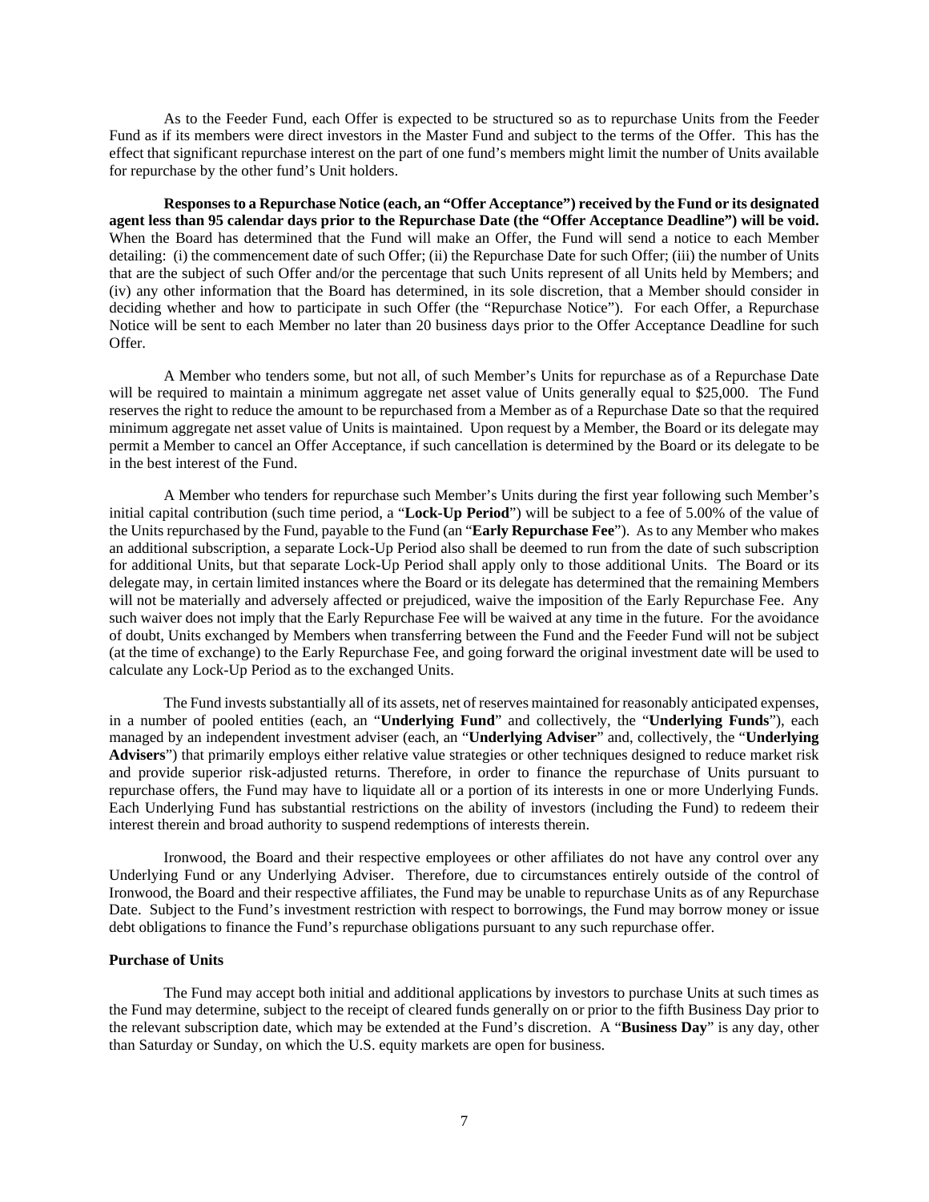As to the Feeder Fund, each Offer is expected to be structured so as to repurchase Units from the Feeder Fund as if its members were direct investors in the Master Fund and subject to the terms of the Offer. This has the effect that significant repurchase interest on the part of one fund's members might limit the number of Units available for repurchase by the other fund's Unit holders.

**Responses to a Repurchase Notice (each, an "Offer Acceptance") received by the Fund or its designated agent less than 95 calendar days prior to the Repurchase Date (the "Offer Acceptance Deadline") will be void.** When the Board has determined that the Fund will make an Offer, the Fund will send a notice to each Member detailing: (i) the commencement date of such Offer; (ii) the Repurchase Date for such Offer; (iii) the number of Units that are the subject of such Offer and/or the percentage that such Units represent of all Units held by Members; and (iv) any other information that the Board has determined, in its sole discretion, that a Member should consider in deciding whether and how to participate in such Offer (the "Repurchase Notice"). For each Offer, a Repurchase Notice will be sent to each Member no later than 20 business days prior to the Offer Acceptance Deadline for such Offer.

A Member who tenders some, but not all, of such Member's Units for repurchase as of a Repurchase Date will be required to maintain a minimum aggregate net asset value of Units generally equal to $25,000. The Fund reserves the right to reduce the amount to be repurchased from a Member as of a Repurchase Date so that the required minimum aggregate net asset value of Units is maintained. Upon request by a Member, the Board or its delegate may permit a Member to cancel an Offer Acceptance, if such cancellation is determined by the Board or its delegate to be in the best interest of the Fund.

A Member who tenders for repurchase such Member's Units during the first year following such Member's initial capital contribution (such time period, a "**Lock-Up Period**") will be subject to a fee of 5.00% of the value of the Units repurchased by the Fund, payable to the Fund (an "**Early Repurchase Fee**"). As to any Member who makes an additional subscription, a separate Lock-Up Period also shall be deemed to run from the date of such subscription for additional Units, but that separate Lock-Up Period shall apply only to those additional Units. The Board or its delegate may, in certain limited instances where the Board or its delegate has determined that the remaining Members will not be materially and adversely affected or prejudiced, waive the imposition of the Early Repurchase Fee. Any such waiver does not imply that the Early Repurchase Fee will be waived at any time in the future. For the avoidance of doubt, Units exchanged by Members when transferring between the Fund and the Feeder Fund will not be subject (at the time of exchange) to the Early Repurchase Fee, and going forward the original investment date will be used to calculate any Lock-Up Period as to the exchanged Units.

The Fund invests substantially all of its assets, net of reserves maintained for reasonably anticipated expenses, in a number of pooled entities (each, an "**Underlying Fund**" and collectively, the "**Underlying Funds**"), each managed by an independent investment adviser (each, an "**Underlying Adviser**" and, collectively, the "**Underlying Advisers**") that primarily employs either relative value strategies or other techniques designed to reduce market risk and provide superior risk-adjusted returns. Therefore, in order to finance the repurchase of Units pursuant to repurchase offers, the Fund may have to liquidate all or a portion of its interests in one or more Underlying Funds. Each Underlying Fund has substantial restrictions on the ability of investors (including the Fund) to redeem their interest therein and broad authority to suspend redemptions of interests therein.

Ironwood, the Board and their respective employees or other affiliates do not have any control over any Underlying Fund or any Underlying Adviser. Therefore, due to circumstances entirely outside of the control of Ironwood, the Board and their respective affiliates, the Fund may be unable to repurchase Units as of any Repurchase Date. Subject to the Fund's investment restriction with respect to borrowings, the Fund may borrow money or issue debt obligations to finance the Fund's repurchase obligations pursuant to any such repurchase offer.

**Purchase of Units**

The Fund may accept both initial and additional applications by investors to purchase Units at such times as the Fund may determine, subject to the receipt of cleared funds generally on or prior to the fifth Business Day prior to the relevant subscription date, which may be extended at the Fund's discretion. A "**Business Day**" is any day, other than Saturday or Sunday, on which the U.S. equity markets are open for business.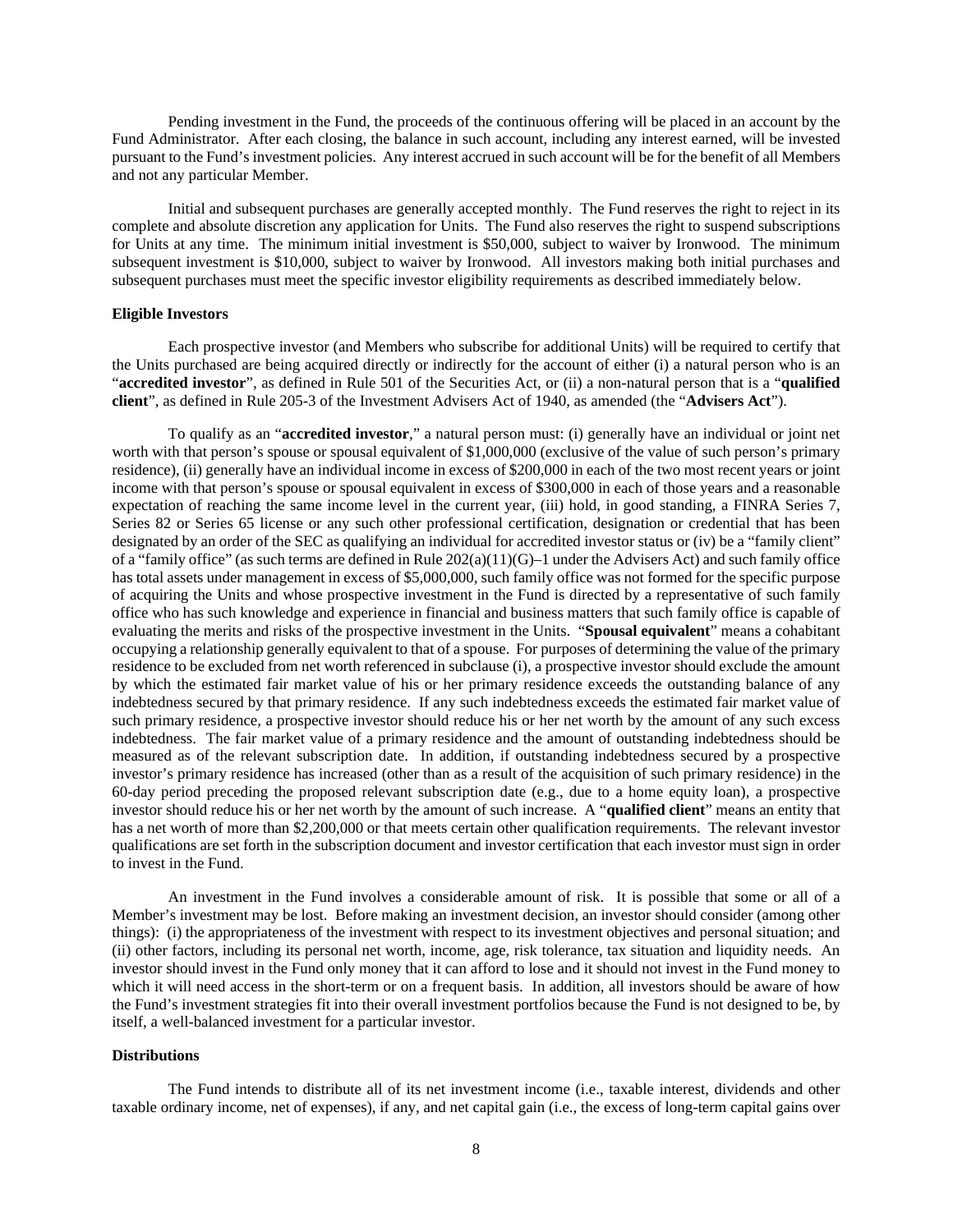Pending investment in the Fund, the proceeds of the continuous offering will be placed in an account by the Fund Administrator. After each closing, the balance in such account, including any interest earned, will be invested pursuant to the Fund's investment policies. Any interest accrued in such account will be for the benefit of all Members and not any particular Member.

Initial and subsequent purchases are generally accepted monthly. The Fund reserves the right to reject in its complete and absolute discretion any application for Units. The Fund also reserves the right to suspend subscriptions for Units at any time. The minimum initial investment is $50,000, subject to waiver by Ironwood. The minimum subsequent investment is $10,000, subject to waiver by Ironwood. All investors making both initial purchases and subsequent purchases must meet the specific investor eligibility requirements as described immediately below.

**Eligible Investors**

Each prospective investor (and Members who subscribe for additional Units) will be required to certify that the Units purchased are being acquired directly or indirectly for the account of either (i) a natural person who is an "**accredited investor**", as defined in Rule 501 of the Securities Act, or (ii) a non-natural person that is a "**qualified client**", as defined in Rule 205-3 of the Investment Advisers Act of 1940, as amended (the "**Advisers Act**").

To qualify as an "**accredited investor**," a natural person must: (i) generally have an individual or joint net worth with that person's spouse or spousal equivalent of $1,000,000 (exclusive of the value of such person's primary residence), (ii) generally have an individual income in excess of $200,000 in each of the two most recent years or joint income with that person's spouse or spousal equivalent in excess of $300,000 in each of those years and a reasonable expectation of reaching the same income level in the current year, (iii) hold, in good standing, a FINRA Series 7, Series 82 or Series 65 license or any such other professional certification, designation or credential that has been designated by an order of the SEC as qualifying an individual for accredited investor status or (iv) be a "family client" of a "family office" (as such terms are defined in Rule 202(a)(11)(G)–1 under the Advisers Act) and such family office has total assets under management in excess of $5,000,000, such family office was not formed for the specific purpose of acquiring the Units and whose prospective investment in the Fund is directed by a representative of such family office who has such knowledge and experience in financial and business matters that such family office is capable of evaluating the merits and risks of the prospective investment in the Units. "**Spousal equivalent**" means a cohabitant occupying a relationship generally equivalent to that of a spouse. For purposes of determining the value of the primary residence to be excluded from net worth referenced in subclause (i), a prospective investor should exclude the amount by which the estimated fair market value of his or her primary residence exceeds the outstanding balance of any indebtedness secured by that primary residence. If any such indebtedness exceeds the estimated fair market value of such primary residence, a prospective investor should reduce his or her net worth by the amount of any such excess indebtedness. The fair market value of a primary residence and the amount of outstanding indebtedness should be measured as of the relevant subscription date. In addition, if outstanding indebtedness secured by a prospective investor's primary residence has increased (other than as a result of the acquisition of such primary residence) in the 60-day period preceding the proposed relevant subscription date (e.g., due to a home equity loan), a prospective investor should reduce his or her net worth by the amount of such increase. A "**qualified client**" means an entity that has a net worth of more than $2,200,000 or that meets certain other qualification requirements. The relevant investor qualifications are set forth in the subscription document and investor certification that each investor must sign in order to invest in the Fund.

An investment in the Fund involves a considerable amount of risk. It is possible that some or all of a Member's investment may be lost. Before making an investment decision, an investor should consider (among other things): (i) the appropriateness of the investment with respect to its investment objectives and personal situation; and (ii) other factors, including its personal net worth, income, age, risk tolerance, tax situation and liquidity needs. An investor should invest in the Fund only money that it can afford to lose and it should not invest in the Fund money to which it will need access in the short-term or on a frequent basis. In addition, all investors should be aware of how the Fund's investment strategies fit into their overall investment portfolios because the Fund is not designed to be, by itself, a well-balanced investment for a particular investor.

**Distributions**

The Fund intends to distribute all of its net investment income (i.e., taxable interest, dividends and other taxable ordinary income, net of expenses), if any, and net capital gain (i.e., the excess of long-term capital gains over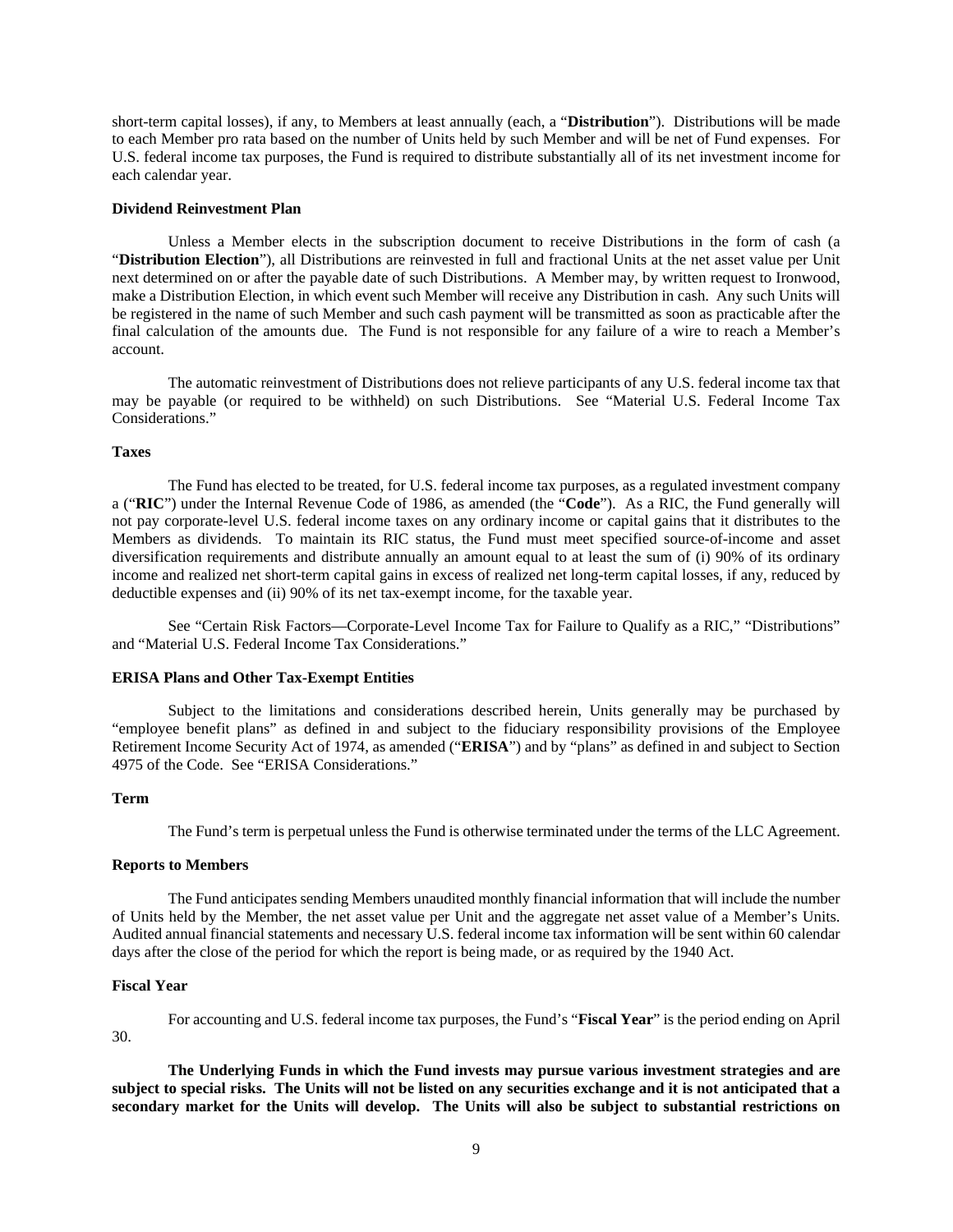short-term capital losses), if any, to Members at least annually (each, a "**Distribution**"). Distributions will be made to each Member pro rata based on the number of Units held by such Member and will be net of Fund expenses. For U.S. federal income tax purposes, the Fund is required to distribute substantially all of its net investment income for each calendar year.

**Dividend Reinvestment Plan**

Unless a Member elects in the subscription document to receive Distributions in the form of cash (a "**Distribution Election**"), all Distributions are reinvested in full and fractional Units at the net asset value per Unit next determined on or after the payable date of such Distributions. A Member may, by written request to Ironwood, make a Distribution Election, in which event such Member will receive any Distribution in cash. Any such Units will be registered in the name of such Member and such cash payment will be transmitted as soon as practicable after the final calculation of the amounts due. The Fund is not responsible for any failure of a wire to reach a Member's account.

The automatic reinvestment of Distributions does not relieve participants of any U.S. federal income tax that may be payable (or required to be withheld) on such Distributions. See "Material U.S. Federal Income Tax Considerations."

**Taxes**

The Fund has elected to be treated, for U.S. federal income tax purposes, as a regulated investment company a ("**RIC**") under the Internal Revenue Code of 1986, as amended (the "**Code**"). As a RIC, the Fund generally will not pay corporate-level U.S. federal income taxes on any ordinary income or capital gains that it distributes to the Members as dividends. To maintain its RIC status, the Fund must meet specified source-of-income and asset diversification requirements and distribute annually an amount equal to at least the sum of (i) 90% of its ordinary income and realized net short-term capital gains in excess of realized net long-term capital losses, if any, reduced by deductible expenses and (ii) 90% of its net tax-exempt income, for the taxable year.

See "Certain Risk Factors—Corporate-Level Income Tax for Failure to Qualify as a RIC," "Distributions" and "Material U.S. Federal Income Tax Considerations."

**ERISA Plans and Other Tax-Exempt Entities**

Subject to the limitations and considerations described herein, Units generally may be purchased by "employee benefit plans" as defined in and subject to the fiduciary responsibility provisions of the Employee Retirement Income Security Act of 1974, as amended ("**ERISA**") and by "plans" as defined in and subject to Section 4975 of the Code. See "ERISA Considerations."

**Term**

The Fund's term is perpetual unless the Fund is otherwise terminated under the terms of the LLC Agreement.

**Reports to Members**

The Fund anticipates sending Members unaudited monthly financial information that will include the number of Units held by the Member, the net asset value per Unit and the aggregate net asset value of a Member's Units. Audited annual financial statements and necessary U.S. federal income tax information will be sent within 60 calendar days after the close of the period for which the report is being made, or as required by the 1940 Act.

**Fiscal Year**

For accounting and U.S. federal income tax purposes, the Fund's "**Fiscal Year**" is the period ending on April 30.

**The Underlying Funds in which the Fund invests may pursue various investment strategies and are subject to special risks. The Units will not be listed on any securities exchange and it is not anticipated that a secondary market for the Units will develop. The Units will also be subject to substantial restrictions on**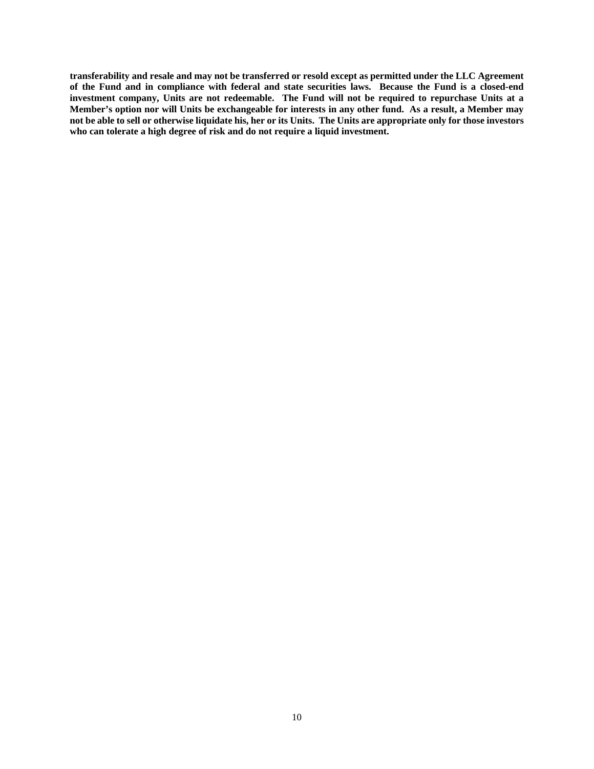**transferability and resale and may not be transferred or resold except as permitted under the LLC Agreement of the Fund and in compliance with federal and state securities laws. Because the Fund is a closed-end investment company, Units are not redeemable. The Fund will not be required to repurchase Units at a Member's option nor will Units be exchangeable for interests in any other fund. As a result, a Member may not be able to sell or otherwise liquidate his, her or its Units. The Units are appropriate only for those investors who can tolerate a high degree of risk and do not require a liquid investment.**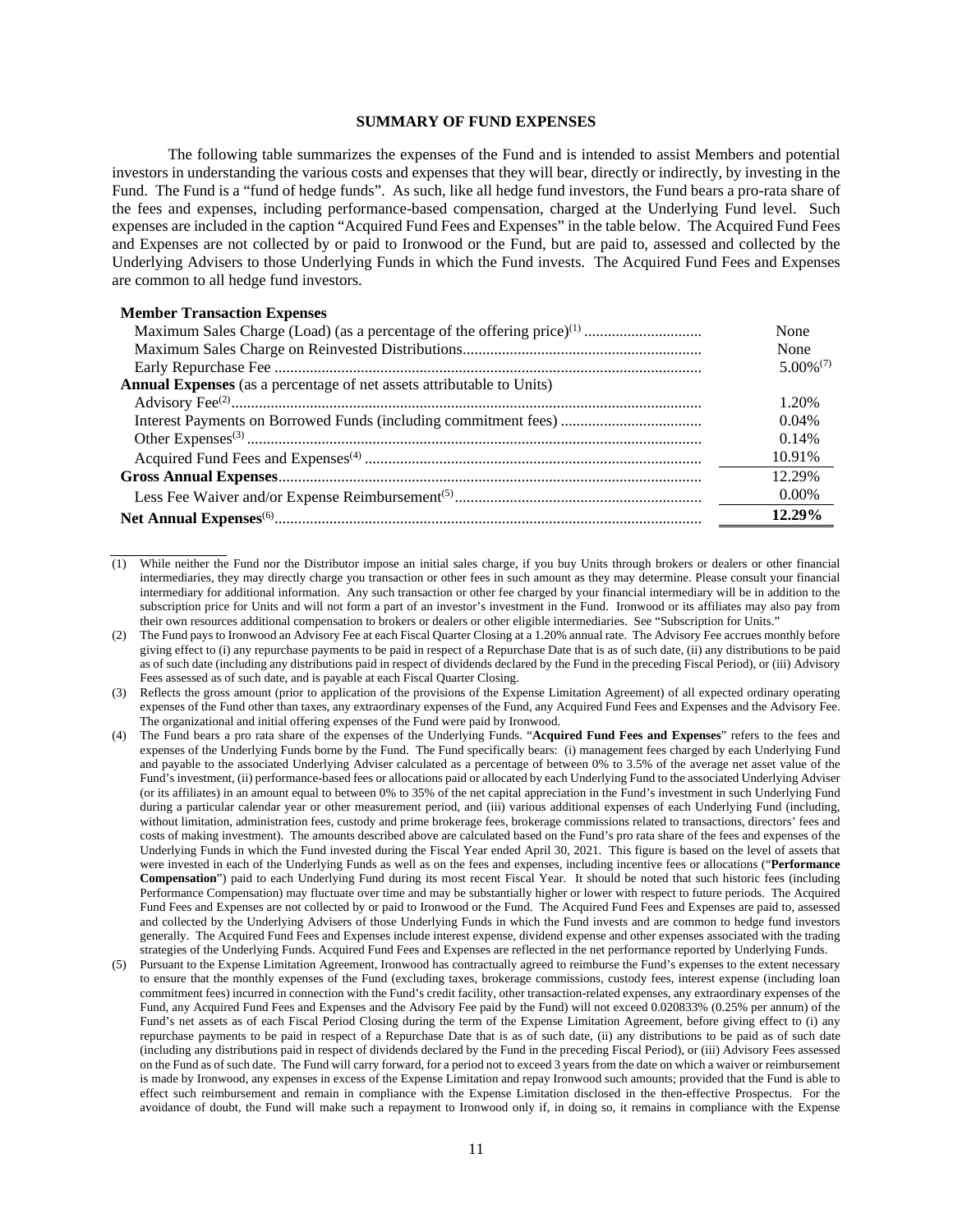## SUMMARY OF FUND EXPENSES

The following table summarizes the expenses of the Fund and is intended to assist Members and potential investors in understanding the various costs and expenses that they will bear, directly or indirectly, by investing in the Fund. The Fund is a "fund of hedge funds". As such, like all hedge fund investors, the Fund bears a pro-rata share of the fees and expenses, including performance-based compensation, charged at the Underlying Fund level. Such expenses are included in the caption "Acquired Fund Fees and Expenses" in the table below. The Acquired Fund Fees and Expenses are not collected by or paid to Ironwood or the Fund, but are paid to, assessed and collected by the Underlying Advisers to those Underlying Funds in which the Fund invests. The Acquired Fund Fees and Expenses are common to all hedge fund investors.

| | |
|---|---|
| **Member Transaction Expenses** | |
| Maximum Sales Charge (Load) (as a percentage of the offering price)[1] | None |
| Maximum Sales Charge on Reinvested Distributions | None |
| Early Repurchase Fee | 5.00%[7] |
| **Annual Expenses** (as a percentage of net assets attributable to Units) | |
| Advisory Fee[2] | 1.20% |
| Interest Payments on Borrowed Funds (including commitment fees) | 0.04% |
| Other Expenses[3] | 0.14% |
| Acquired Fund Fees and Expenses[4] | 10.91% |
| **Gross Annual Expenses** | 12.29% |
| Less Fee Waiver and/or Expense Reimbursement[5] | 0.00% |
| **Net Annual Expenses**[6] | **12.29%** |

(1) While neither the Fund nor the Distributor impose an initial sales charge, if you buy Units through brokers or dealers or other financial intermediaries, they may directly charge you transaction or other fees in such amount as they may determine. Please consult your financial intermediary for additional information. Any such transaction or other fee charged by your financial intermediary will be in addition to the subscription price for Units and will not form a part of an investor's investment in the Fund. Ironwood or its affiliates may also pay from their own resources additional compensation to brokers or dealers or other eligible intermediaries. See "Subscription for Units."

(2) The Fund pays to Ironwood an Advisory Fee at each Fiscal Quarter Closing at a 1.20% annual rate. The Advisory Fee accrues monthly before giving effect to (i) any repurchase payments to be paid in respect of a Repurchase Date that is as of such date, (ii) any distributions to be paid as of such date (including any distributions paid in respect of dividends declared by the Fund in the preceding Fiscal Period), or (iii) Advisory Fees assessed as of such date, and is payable at each Fiscal Quarter Closing.

(3) Reflects the gross amount (prior to application of the provisions of the Expense Limitation Agreement) of all expected ordinary operating expenses of the Fund other than taxes, any extraordinary expenses of the Fund, any Acquired Fund Fees and Expenses and the Advisory Fee. The organizational and initial offering expenses of the Fund were paid by Ironwood.

(4) The Fund bears a pro rata share of the expenses of the Underlying Funds. "**Acquired Fund Fees and Expenses**" refers to the fees and expenses of the Underlying Funds borne by the Fund. The Fund specifically bears: (i) management fees charged by each Underlying Fund and payable to the associated Underlying Adviser calculated as a percentage of between 0% to 3.5% of the average net asset value of the Fund's investment, (ii) performance-based fees or allocations paid or allocated by each Underlying Fund to the associated Underlying Adviser (or its affiliates) in an amount equal to between 0% to 35% of the net capital appreciation in the Fund's investment in such Underlying Fund during a particular calendar year or other measurement period, and (iii) various additional expenses of each Underlying Fund (including, without limitation, administration fees, custody and prime brokerage fees, brokerage commissions related to transactions, directors' fees and costs of making investment). The amounts described above are calculated based on the Fund's pro rata share of the fees and expenses of the Underlying Funds in which the Fund invested during the Fiscal Year ended April 30, 2021. This figure is based on the level of assets that were invested in each of the Underlying Funds as well as on the fees and expenses, including incentive fees or allocations ("**Performance Compensation**") paid to each Underlying Fund during its most recent Fiscal Year. It should be noted that such historic fees (including Performance Compensation) may fluctuate over time and may be substantially higher or lower with respect to future periods. The Acquired Fund Fees and Expenses are not collected by or paid to Ironwood or the Fund. The Acquired Fund Fees and Expenses are paid to, assessed and collected by the Underlying Advisers of those Underlying Funds in which the Fund invests and are common to hedge fund investors generally. The Acquired Fund Fees and Expenses include interest expense, dividend expense and other expenses associated with the trading strategies of the Underlying Funds. Acquired Fund Fees and Expenses are reflected in the net performance reported by Underlying Funds.

(5) Pursuant to the Expense Limitation Agreement, Ironwood has contractually agreed to reimburse the Fund's expenses to the extent necessary to ensure that the monthly expenses of the Fund (excluding taxes, brokerage commissions, custody fees, interest expense (including loan commitment fees) incurred in connection with the Fund's credit facility, other transaction-related expenses, any extraordinary expenses of the Fund, any Acquired Fund Fees and Expenses and the Advisory Fee paid by the Fund) will not exceed 0.020833% (0.25% per annum) of the Fund's net assets as of each Fiscal Period Closing during the term of the Expense Limitation Agreement, before giving effect to (i) any repurchase payments to be paid in respect of a Repurchase Date that is as of such date, (ii) any distributions to be paid as of such date (including any distributions paid in respect of dividends declared by the Fund in the preceding Fiscal Period), or (iii) Advisory Fees assessed on the Fund as of such date. The Fund will carry forward, for a period not to exceed 3 years from the date on which a waiver or reimbursement is made by Ironwood, any expenses in excess of the Expense Limitation and repay Ironwood such amounts; provided that the Fund is able to effect such reimbursement and remain in compliance with the Expense Limitation disclosed in the then-effective Prospectus. For the avoidance of doubt, the Fund will make such a repayment to Ironwood only if, in doing so, it remains in compliance with the Expense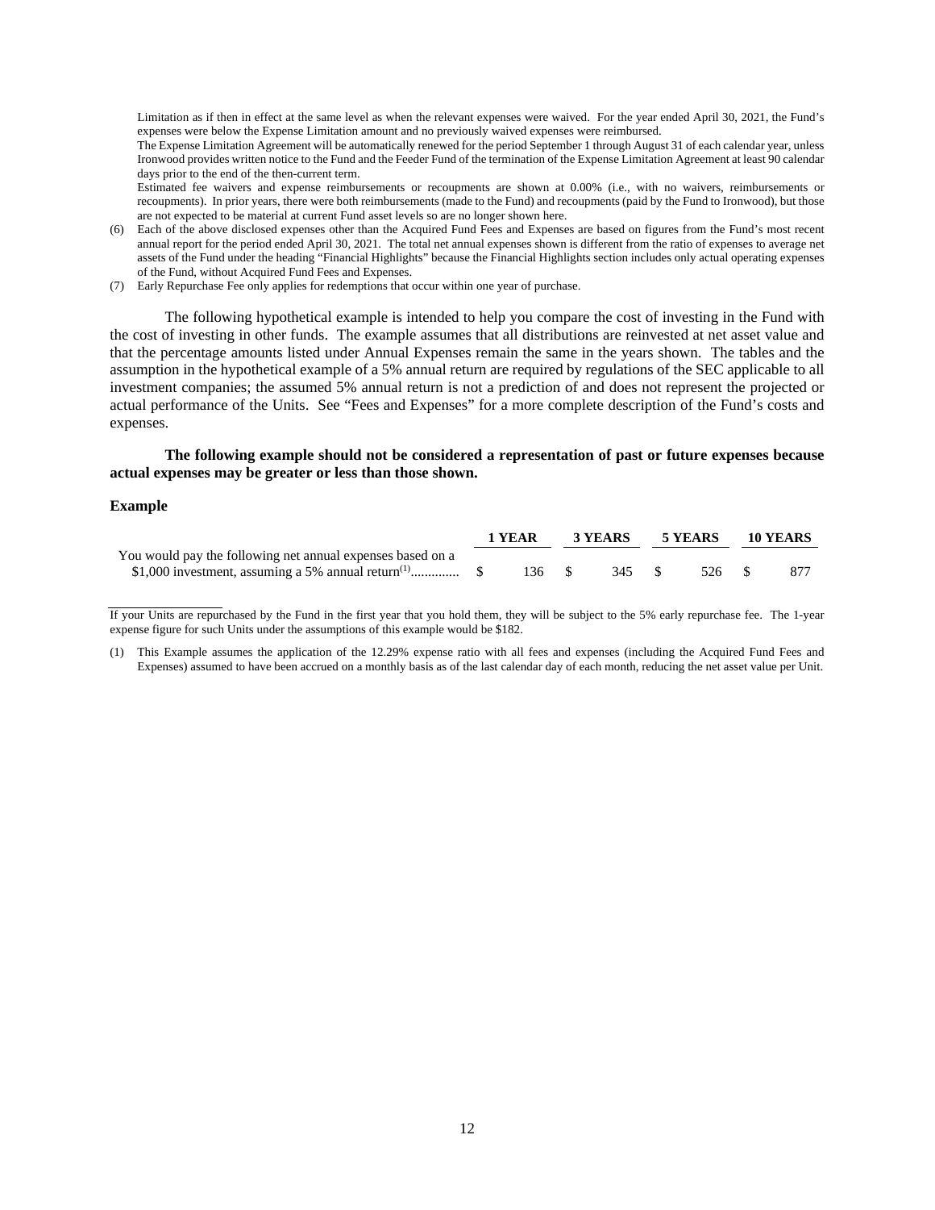Limitation as if then in effect at the same level as when the relevant expenses were waived. For the year ended April 30, 2021, the Fund's expenses were below the Expense Limitation amount and no previously waived expenses were reimbursed.

The Expense Limitation Agreement will be automatically renewed for the period September 1 through August 31 of each calendar year, unless Ironwood provides written notice to the Fund and the Feeder Fund of the termination of the Expense Limitation Agreement at least 90 calendar days prior to the end of the then-current term.

Estimated fee waivers and expense reimbursements or recoupments are shown at 0.00% (i.e., with no waivers, reimbursements or recoupments). In prior years, there were both reimbursements (made to the Fund) and recoupments (paid by the Fund to Ironwood), but those are not expected to be material at current Fund asset levels so are no longer shown here.

(6) Each of the above disclosed expenses other than the Acquired Fund Fees and Expenses are based on figures from the Fund's most recent annual report for the period ended April 30, 2021. The total net annual expenses shown is different from the ratio of expenses to average net assets of the Fund under the heading "Financial Highlights" because the Financial Highlights section includes only actual operating expenses of the Fund, without Acquired Fund Fees and Expenses.

(7) Early Repurchase Fee only applies for redemptions that occur within one year of purchase.

The following hypothetical example is intended to help you compare the cost of investing in the Fund with the cost of investing in other funds. The example assumes that all distributions are reinvested at net asset value and that the percentage amounts listed under Annual Expenses remain the same in the years shown. The tables and the assumption in the hypothetical example of a 5% annual return are required by regulations of the SEC applicable to all investment companies; the assumed 5% annual return is not a prediction of and does not represent the projected or actual performance of the Units. See "Fees and Expenses" for a more complete description of the Fund's costs and expenses.

**The following example should not be considered a representation of past or future expenses because actual expenses may be greater or less than those shown.**

**Example**

| | 1 YEAR | 3 YEARS | 5 YEARS | 10 YEARS |
|---|---|---|---|---|
| You would pay the following net annual expenses based on a $1,000 investment, assuming a 5% annual return(1) | $ 136 | $ 345 | $ 526 | $ 877 |

If your Units are repurchased by the Fund in the first year that you hold them, they will be subject to the 5% early repurchase fee. The 1-year expense figure for such Units under the assumptions of this example would be $182.

(1) This Example assumes the application of the 12.29% expense ratio with all fees and expenses (including the Acquired Fund Fees and Expenses) assumed to have been accrued on a monthly basis as of the last calendar day of each month, reducing the net asset value per Unit.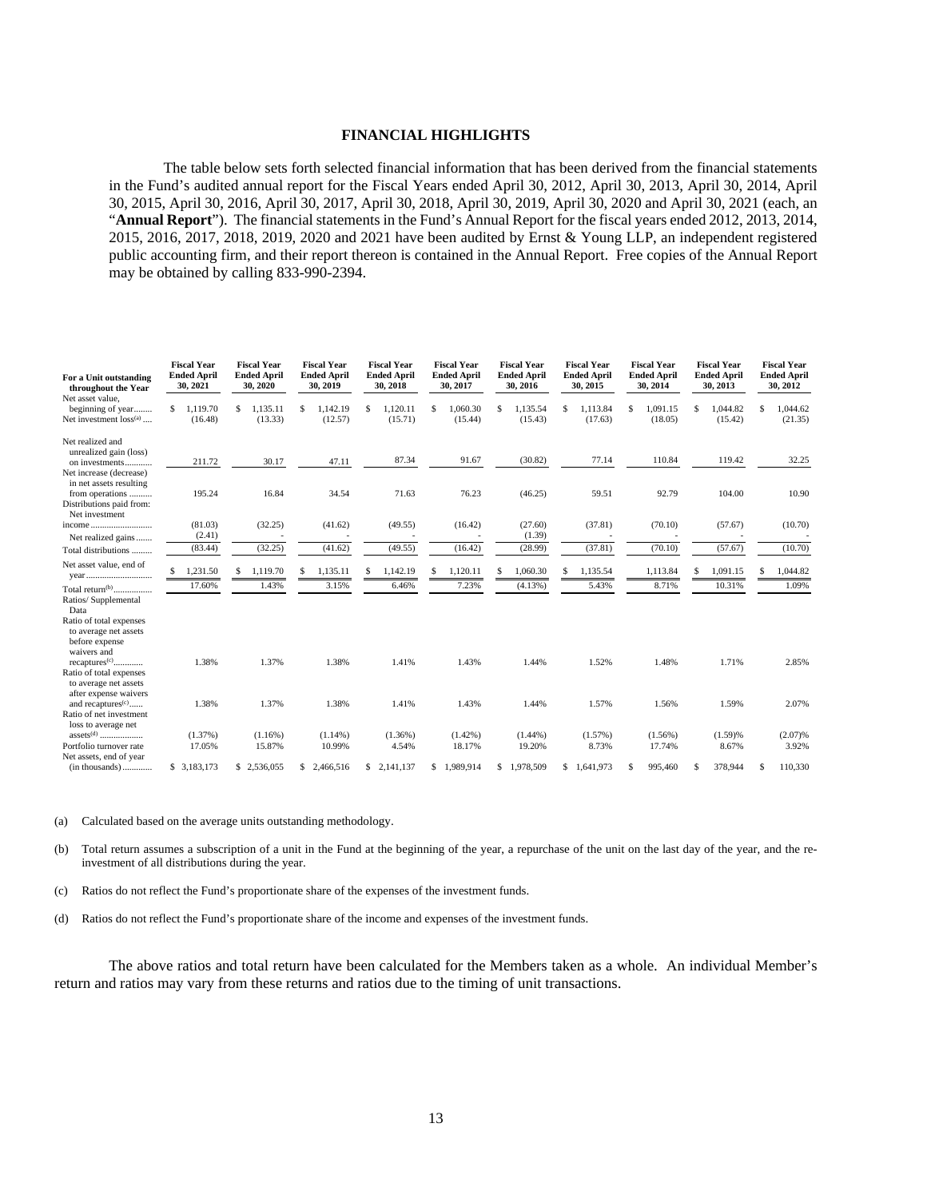## FINANCIAL HIGHLIGHTS

The table below sets forth selected financial information that has been derived from the financial statements in the Fund's audited annual report for the Fiscal Years ended April 30, 2012, April 30, 2013, April 30, 2014, April 30, 2015, April 30, 2016, April 30, 2017, April 30, 2018, April 30, 2019, April 30, 2020 and April 30, 2021 (each, an "**Annual Report**"). The financial statements in the Fund's Annual Report for the fiscal years ended 2012, 2013, 2014, 2015, 2016, 2017, 2018, 2019, 2020 and 2021 have been audited by Ernst & Young LLP, an independent registered public accounting firm, and their report thereon is contained in the Annual Report. Free copies of the Annual Report may be obtained by calling 833-990-2394.

| For a Unit outstanding throughout the Year | Fiscal Year Ended April 30, 2021 | Fiscal Year Ended April 30, 2020 | Fiscal Year Ended April 30, 2019 | Fiscal Year Ended April 30, 2018 | Fiscal Year Ended April 30, 2017 | Fiscal Year Ended April 30, 2016 | Fiscal Year Ended April 30, 2015 | Fiscal Year Ended April 30, 2014 | Fiscal Year Ended April 30, 2013 | Fiscal Year Ended April 30, 2012 |
|---|---|---|---|---|---|---|---|---|---|---|
| Net asset value, beginning of year | $ 1,119.70 | $ 1,135.11 | $ 1,142.19 | $ 1,120.11 | $ 1,060.30 | $ 1,135.54 | $ 1,113.84 | $ 1,091.15 | $ 1,044.82 | $ 1,044.62 |
| Net investment loss[(a)] | (16.48) | (13.33) | (12.57) | (15.71) | (15.44) | (15.43) | (17.63) | (18.05) | (15.42) | (21.35) |
| Net realized and unrealized gain (loss) on investments | 211.72 | 30.17 | 47.11 | 87.34 | 91.67 | (30.82) | 77.14 | 110.84 | 119.42 | 32.25 |
| Net increase (decrease) in net assets resulting from operations | 195.24 | 16.84 | 34.54 | 71.63 | 76.23 | (46.25) | 59.51 | 92.79 | 104.00 | 10.90 |
| Distributions paid from: | | | | | | | | | | |
| Net investment income | (81.03) | (32.25) | (41.62) | (49.55) | (16.42) | (27.60) | (37.81) | (70.10) | (57.67) | (10.70) |
| Net realized gains | (2.41) | - | - | - | - | (1.39) | - | - | - | - |
| Total distributions | (83.44) | (32.25) | (41.62) | (49.55) | (16.42) | (28.99) | (37.81) | (70.10) | (57.67) | (10.70) |
| Net asset value, end of year | $ 1,231.50 | $ 1,119.70 | $ 1,135.11 | $ 1,142.19 | $ 1,120.11 | $ 1,060.30 | $ 1,135.54 | 1,113.84 | $ 1,091.15 | $ 1,044.82 |
| Total return[(b)] | 17.60% | 1.43% | 3.15% | 6.46% | 7.23% | (4.13%) | 5.43% | 8.71% | 10.31% | 1.09% |
| Ratios/ Supplemental Data | | | | | | | | | | |
| Ratio of total expenses to average net assets before expense waivers and recaptures[(c)] | 1.38% | 1.37% | 1.38% | 1.41% | 1.43% | 1.44% | 1.52% | 1.48% | 1.71% | 2.85% |
| Ratio of total expenses to average net assets after expense waivers and recaptures[(c)] | 1.38% | 1.37% | 1.38% | 1.41% | 1.43% | 1.44% | 1.57% | 1.56% | 1.59% | 2.07% |
| Ratio of net investment loss to average net assets[(d)] | (1.37%) | (1.16%) | (1.14%) | (1.36%) | (1.42%) | (1.44%) | (1.57%) | (1.56%) | (1.59)% | (2.07)% |
| Portfolio turnover rate | 17.05% | 15.87% | 10.99% | 4.54% | 18.17% | 19.20% | 8.73% | 17.74% | 8.67% | 3.92% |
| Net assets, end of year (in thousands) | $ 3,183,173 | $ 2,536,055 | $ 2,466,516 | $ 2,141,137 | $ 1,989,914 | $ 1,978,509 | $ 1,641,973 | $ 995,460 | $ 378,944 | $ 110,330 |

(a) Calculated based on the average units outstanding methodology.

(b) Total return assumes a subscription of a unit in the Fund at the beginning of the year, a repurchase of the unit on the last day of the year, and the re-investment of all distributions during the year.

(c) Ratios do not reflect the Fund's proportionate share of the expenses of the investment funds.

(d) Ratios do not reflect the Fund's proportionate share of the income and expenses of the investment funds.

The above ratios and total return have been calculated for the Members taken as a whole. An individual Member's return and ratios may vary from these returns and ratios due to the timing of unit transactions.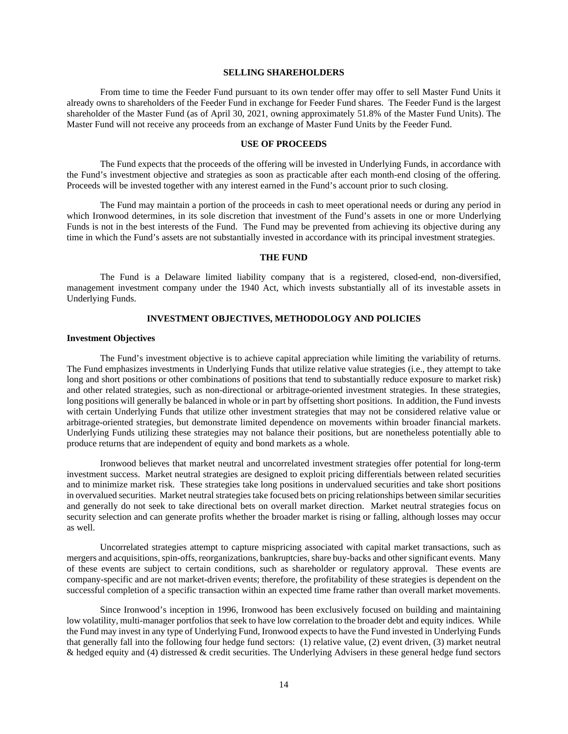## SELLING SHAREHOLDERS

From time to time the Feeder Fund pursuant to its own tender offer may offer to sell Master Fund Units it already owns to shareholders of the Feeder Fund in exchange for Feeder Fund shares. The Feeder Fund is the largest shareholder of the Master Fund (as of April 30, 2021, owning approximately 51.8% of the Master Fund Units). The Master Fund will not receive any proceeds from an exchange of Master Fund Units by the Feeder Fund.

## USE OF PROCEEDS

The Fund expects that the proceeds of the offering will be invested in Underlying Funds, in accordance with the Fund's investment objective and strategies as soon as practicable after each month-end closing of the offering. Proceeds will be invested together with any interest earned in the Fund's account prior to such closing.

The Fund may maintain a portion of the proceeds in cash to meet operational needs or during any period in which Ironwood determines, in its sole discretion that investment of the Fund's assets in one or more Underlying Funds is not in the best interests of the Fund. The Fund may be prevented from achieving its objective during any time in which the Fund's assets are not substantially invested in accordance with its principal investment strategies.

## THE FUND

The Fund is a Delaware limited liability company that is a registered, closed-end, non-diversified, management investment company under the 1940 Act, which invests substantially all of its investable assets in Underlying Funds.

## INVESTMENT OBJECTIVES, METHODOLOGY AND POLICIES

### Investment Objectives

The Fund's investment objective is to achieve capital appreciation while limiting the variability of returns. The Fund emphasizes investments in Underlying Funds that utilize relative value strategies (i.e., they attempt to take long and short positions or other combinations of positions that tend to substantially reduce exposure to market risk) and other related strategies, such as non-directional or arbitrage-oriented investment strategies. In these strategies, long positions will generally be balanced in whole or in part by offsetting short positions. In addition, the Fund invests with certain Underlying Funds that utilize other investment strategies that may not be considered relative value or arbitrage-oriented strategies, but demonstrate limited dependence on movements within broader financial markets. Underlying Funds utilizing these strategies may not balance their positions, but are nonetheless potentially able to produce returns that are independent of equity and bond markets as a whole.

Ironwood believes that market neutral and uncorrelated investment strategies offer potential for long-term investment success. Market neutral strategies are designed to exploit pricing differentials between related securities and to minimize market risk. These strategies take long positions in undervalued securities and take short positions in overvalued securities. Market neutral strategies take focused bets on pricing relationships between similar securities and generally do not seek to take directional bets on overall market direction. Market neutral strategies focus on security selection and can generate profits whether the broader market is rising or falling, although losses may occur as well.

Uncorrelated strategies attempt to capture mispricing associated with capital market transactions, such as mergers and acquisitions, spin-offs, reorganizations, bankruptcies, share buy-backs and other significant events. Many of these events are subject to certain conditions, such as shareholder or regulatory approval. These events are company-specific and are not market-driven events; therefore, the profitability of these strategies is dependent on the successful completion of a specific transaction within an expected time frame rather than overall market movements.

Since Ironwood's inception in 1996, Ironwood has been exclusively focused on building and maintaining low volatility, multi-manager portfolios that seek to have low correlation to the broader debt and equity indices. While the Fund may invest in any type of Underlying Fund, Ironwood expects to have the Fund invested in Underlying Funds that generally fall into the following four hedge fund sectors: (1) relative value, (2) event driven, (3) market neutral & hedged equity and (4) distressed & credit securities. The Underlying Advisers in these general hedge fund sectors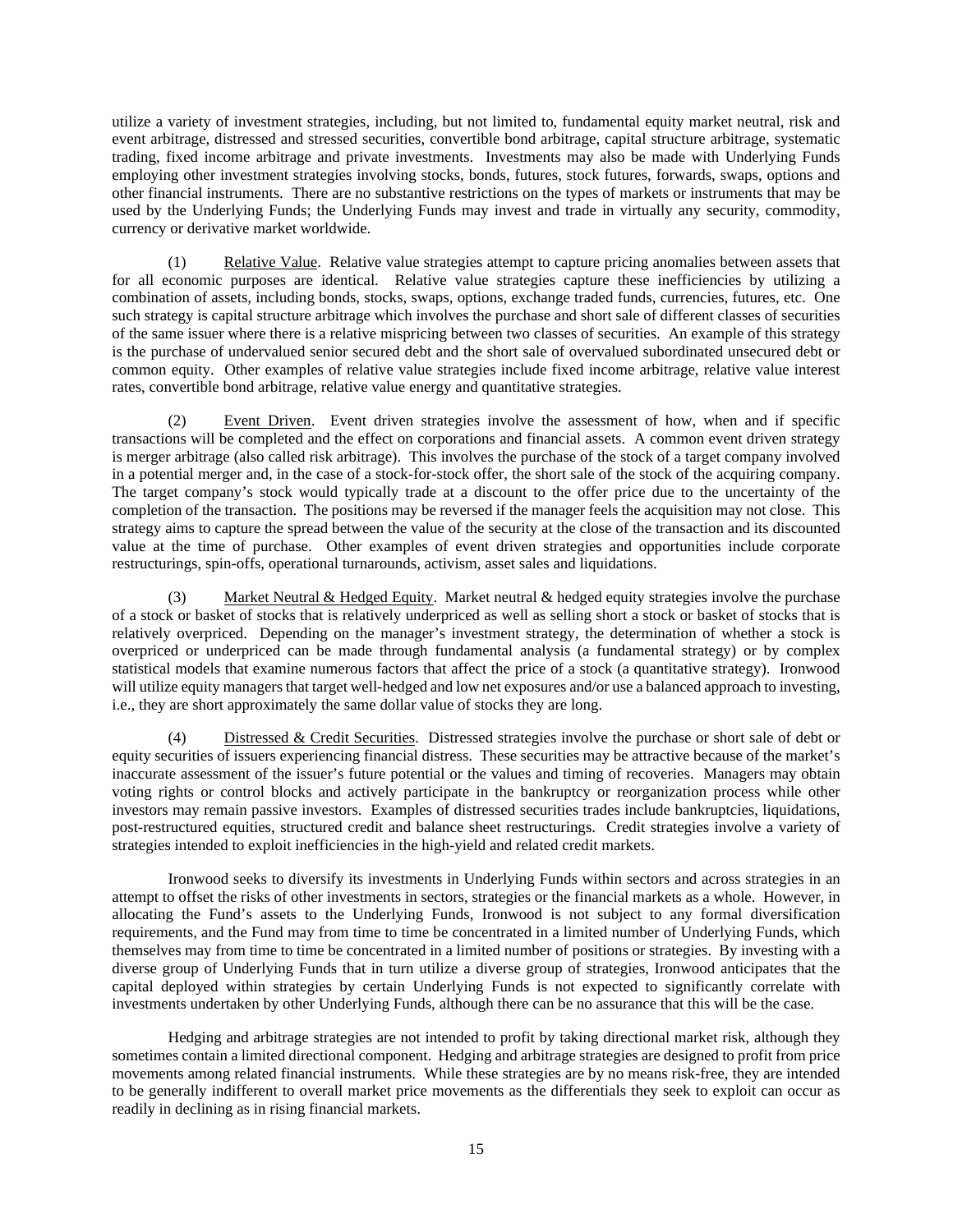utilize a variety of investment strategies, including, but not limited to, fundamental equity market neutral, risk and event arbitrage, distressed and stressed securities, convertible bond arbitrage, capital structure arbitrage, systematic trading, fixed income arbitrage and private investments. Investments may also be made with Underlying Funds employing other investment strategies involving stocks, bonds, futures, stock futures, forwards, swaps, options and other financial instruments. There are no substantive restrictions on the types of markets or instruments that may be used by the Underlying Funds; the Underlying Funds may invest and trade in virtually any security, commodity, currency or derivative market worldwide.

(1) Relative Value. Relative value strategies attempt to capture pricing anomalies between assets that for all economic purposes are identical. Relative value strategies capture these inefficiencies by utilizing a combination of assets, including bonds, stocks, swaps, options, exchange traded funds, currencies, futures, etc. One such strategy is capital structure arbitrage which involves the purchase and short sale of different classes of securities of the same issuer where there is a relative mispricing between two classes of securities. An example of this strategy is the purchase of undervalued senior secured debt and the short sale of overvalued subordinated unsecured debt or common equity. Other examples of relative value strategies include fixed income arbitrage, relative value interest rates, convertible bond arbitrage, relative value energy and quantitative strategies.

(2) Event Driven. Event driven strategies involve the assessment of how, when and if specific transactions will be completed and the effect on corporations and financial assets. A common event driven strategy is merger arbitrage (also called risk arbitrage). This involves the purchase of the stock of a target company involved in a potential merger and, in the case of a stock-for-stock offer, the short sale of the stock of the acquiring company. The target company's stock would typically trade at a discount to the offer price due to the uncertainty of the completion of the transaction. The positions may be reversed if the manager feels the acquisition may not close. This strategy aims to capture the spread between the value of the security at the close of the transaction and its discounted value at the time of purchase. Other examples of event driven strategies and opportunities include corporate restructurings, spin-offs, operational turnarounds, activism, asset sales and liquidations.

(3) Market Neutral & Hedged Equity. Market neutral & hedged equity strategies involve the purchase of a stock or basket of stocks that is relatively underpriced as well as selling short a stock or basket of stocks that is relatively overpriced. Depending on the manager's investment strategy, the determination of whether a stock is overpriced or underpriced can be made through fundamental analysis (a fundamental strategy) or by complex statistical models that examine numerous factors that affect the price of a stock (a quantitative strategy). Ironwood will utilize equity managers that target well-hedged and low net exposures and/or use a balanced approach to investing, i.e., they are short approximately the same dollar value of stocks they are long.

(4) Distressed & Credit Securities. Distressed strategies involve the purchase or short sale of debt or equity securities of issuers experiencing financial distress. These securities may be attractive because of the market's inaccurate assessment of the issuer's future potential or the values and timing of recoveries. Managers may obtain voting rights or control blocks and actively participate in the bankruptcy or reorganization process while other investors may remain passive investors. Examples of distressed securities trades include bankruptcies, liquidations, post-restructured equities, structured credit and balance sheet restructurings. Credit strategies involve a variety of strategies intended to exploit inefficiencies in the high-yield and related credit markets.

Ironwood seeks to diversify its investments in Underlying Funds within sectors and across strategies in an attempt to offset the risks of other investments in sectors, strategies or the financial markets as a whole. However, in allocating the Fund's assets to the Underlying Funds, Ironwood is not subject to any formal diversification requirements, and the Fund may from time to time be concentrated in a limited number of Underlying Funds, which themselves may from time to time be concentrated in a limited number of positions or strategies. By investing with a diverse group of Underlying Funds that in turn utilize a diverse group of strategies, Ironwood anticipates that the capital deployed within strategies by certain Underlying Funds is not expected to significantly correlate with investments undertaken by other Underlying Funds, although there can be no assurance that this will be the case.

Hedging and arbitrage strategies are not intended to profit by taking directional market risk, although they sometimes contain a limited directional component. Hedging and arbitrage strategies are designed to profit from price movements among related financial instruments. While these strategies are by no means risk-free, they are intended to be generally indifferent to overall market price movements as the differentials they seek to exploit can occur as readily in declining as in rising financial markets.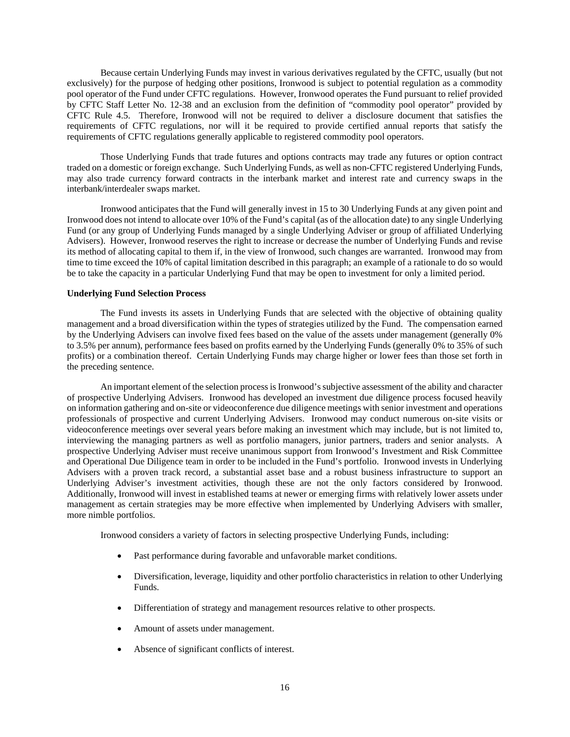Because certain Underlying Funds may invest in various derivatives regulated by the CFTC, usually (but not exclusively) for the purpose of hedging other positions, Ironwood is subject to potential regulation as a commodity pool operator of the Fund under CFTC regulations. However, Ironwood operates the Fund pursuant to relief provided by CFTC Staff Letter No. 12-38 and an exclusion from the definition of "commodity pool operator" provided by CFTC Rule 4.5. Therefore, Ironwood will not be required to deliver a disclosure document that satisfies the requirements of CFTC regulations, nor will it be required to provide certified annual reports that satisfy the requirements of CFTC regulations generally applicable to registered commodity pool operators.

Those Underlying Funds that trade futures and options contracts may trade any futures or option contract traded on a domestic or foreign exchange. Such Underlying Funds, as well as non-CFTC registered Underlying Funds, may also trade currency forward contracts in the interbank market and interest rate and currency swaps in the interbank/interdealer swaps market.

Ironwood anticipates that the Fund will generally invest in 15 to 30 Underlying Funds at any given point and Ironwood does not intend to allocate over 10% of the Fund's capital (as of the allocation date) to any single Underlying Fund (or any group of Underlying Funds managed by a single Underlying Adviser or group of affiliated Underlying Advisers). However, Ironwood reserves the right to increase or decrease the number of Underlying Funds and revise its method of allocating capital to them if, in the view of Ironwood, such changes are warranted. Ironwood may from time to time exceed the 10% of capital limitation described in this paragraph; an example of a rationale to do so would be to take the capacity in a particular Underlying Fund that may be open to investment for only a limited period.

**Underlying Fund Selection Process**

The Fund invests its assets in Underlying Funds that are selected with the objective of obtaining quality management and a broad diversification within the types of strategies utilized by the Fund. The compensation earned by the Underlying Advisers can involve fixed fees based on the value of the assets under management (generally 0% to 3.5% per annum), performance fees based on profits earned by the Underlying Funds (generally 0% to 35% of such profits) or a combination thereof. Certain Underlying Funds may charge higher or lower fees than those set forth in the preceding sentence.

An important element of the selection process is Ironwood's subjective assessment of the ability and character of prospective Underlying Advisers. Ironwood has developed an investment due diligence process focused heavily on information gathering and on-site or videoconference due diligence meetings with senior investment and operations professionals of prospective and current Underlying Advisers. Ironwood may conduct numerous on-site visits or videoconference meetings over several years before making an investment which may include, but is not limited to, interviewing the managing partners as well as portfolio managers, junior partners, traders and senior analysts. A prospective Underlying Adviser must receive unanimous support from Ironwood's Investment and Risk Committee and Operational Due Diligence team in order to be included in the Fund's portfolio. Ironwood invests in Underlying Advisers with a proven track record, a substantial asset base and a robust business infrastructure to support an Underlying Adviser's investment activities, though these are not the only factors considered by Ironwood. Additionally, Ironwood will invest in established teams at newer or emerging firms with relatively lower assets under management as certain strategies may be more effective when implemented by Underlying Advisers with smaller, more nimble portfolios.

Ironwood considers a variety of factors in selecting prospective Underlying Funds, including:

- Past performance during favorable and unfavorable market conditions.
- Diversification, leverage, liquidity and other portfolio characteristics in relation to other Underlying Funds.
- Differentiation of strategy and management resources relative to other prospects.
- Amount of assets under management.
- Absence of significant conflicts of interest.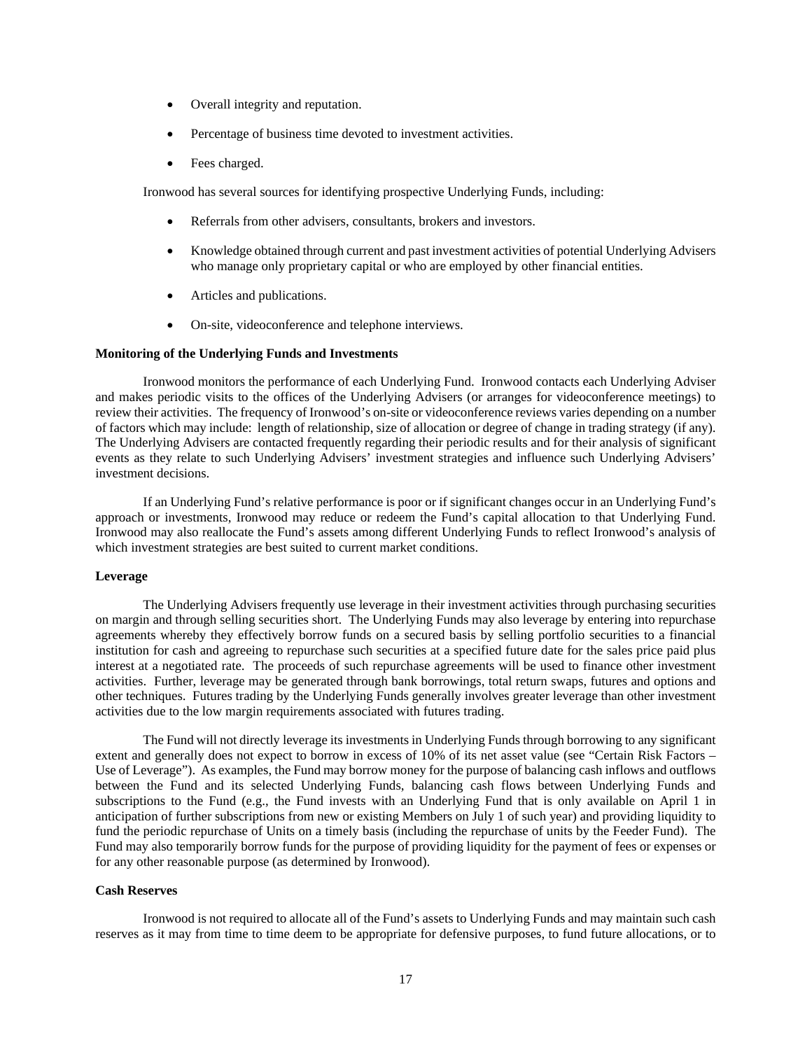- Overall integrity and reputation.
- Percentage of business time devoted to investment activities.
- Fees charged.

Ironwood has several sources for identifying prospective Underlying Funds, including:

- Referrals from other advisers, consultants, brokers and investors.
- Knowledge obtained through current and past investment activities of potential Underlying Advisers who manage only proprietary capital or who are employed by other financial entities.
- Articles and publications.
- On-site, videoconference and telephone interviews.

**Monitoring of the Underlying Funds and Investments**

Ironwood monitors the performance of each Underlying Fund. Ironwood contacts each Underlying Adviser and makes periodic visits to the offices of the Underlying Advisers (or arranges for videoconference meetings) to review their activities. The frequency of Ironwood's on-site or videoconference reviews varies depending on a number of factors which may include: length of relationship, size of allocation or degree of change in trading strategy (if any). The Underlying Advisers are contacted frequently regarding their periodic results and for their analysis of significant events as they relate to such Underlying Advisers' investment strategies and influence such Underlying Advisers' investment decisions.

If an Underlying Fund's relative performance is poor or if significant changes occur in an Underlying Fund's approach or investments, Ironwood may reduce or redeem the Fund's capital allocation to that Underlying Fund. Ironwood may also reallocate the Fund's assets among different Underlying Funds to reflect Ironwood's analysis of which investment strategies are best suited to current market conditions.

**Leverage**

The Underlying Advisers frequently use leverage in their investment activities through purchasing securities on margin and through selling securities short. The Underlying Funds may also leverage by entering into repurchase agreements whereby they effectively borrow funds on a secured basis by selling portfolio securities to a financial institution for cash and agreeing to repurchase such securities at a specified future date for the sales price paid plus interest at a negotiated rate. The proceeds of such repurchase agreements will be used to finance other investment activities. Further, leverage may be generated through bank borrowings, total return swaps, futures and options and other techniques. Futures trading by the Underlying Funds generally involves greater leverage than other investment activities due to the low margin requirements associated with futures trading.

The Fund will not directly leverage its investments in Underlying Funds through borrowing to any significant extent and generally does not expect to borrow in excess of 10% of its net asset value (see "Certain Risk Factors – Use of Leverage"). As examples, the Fund may borrow money for the purpose of balancing cash inflows and outflows between the Fund and its selected Underlying Funds, balancing cash flows between Underlying Funds and subscriptions to the Fund (e.g., the Fund invests with an Underlying Fund that is only available on April 1 in anticipation of further subscriptions from new or existing Members on July 1 of such year) and providing liquidity to fund the periodic repurchase of Units on a timely basis (including the repurchase of units by the Feeder Fund). The Fund may also temporarily borrow funds for the purpose of providing liquidity for the payment of fees or expenses or for any other reasonable purpose (as determined by Ironwood).

**Cash Reserves**

Ironwood is not required to allocate all of the Fund's assets to Underlying Funds and may maintain such cash reserves as it may from time to time deem to be appropriate for defensive purposes, to fund future allocations, or to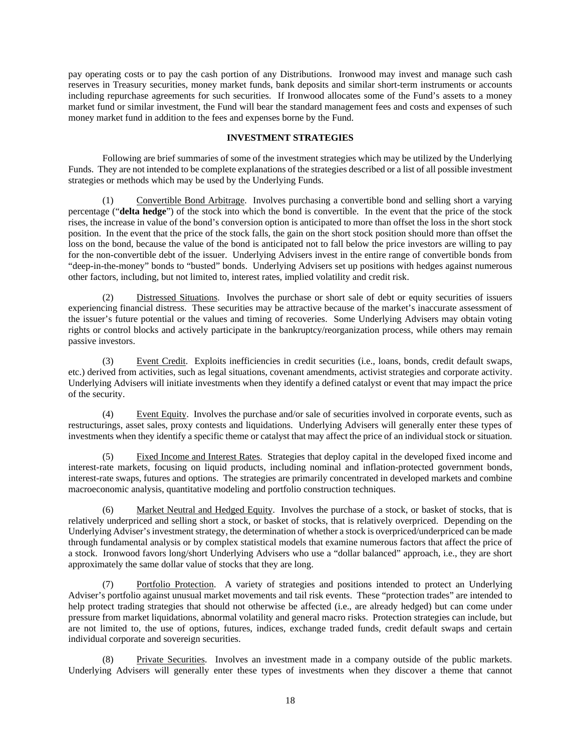pay operating costs or to pay the cash portion of any Distributions. Ironwood may invest and manage such cash reserves in Treasury securities, money market funds, bank deposits and similar short-term instruments or accounts including repurchase agreements for such securities. If Ironwood allocates some of the Fund's assets to a money market fund or similar investment, the Fund will bear the standard management fees and costs and expenses of such money market fund in addition to the fees and expenses borne by the Fund.

## INVESTMENT STRATEGIES

Following are brief summaries of some of the investment strategies which may be utilized by the Underlying Funds. They are not intended to be complete explanations of the strategies described or a list of all possible investment strategies or methods which may be used by the Underlying Funds.

(1) Convertible Bond Arbitrage. Involves purchasing a convertible bond and selling short a varying percentage ("**delta hedge**") of the stock into which the bond is convertible. In the event that the price of the stock rises, the increase in value of the bond's conversion option is anticipated to more than offset the loss in the short stock position. In the event that the price of the stock falls, the gain on the short stock position should more than offset the loss on the bond, because the value of the bond is anticipated not to fall below the price investors are willing to pay for the non-convertible debt of the issuer. Underlying Advisers invest in the entire range of convertible bonds from "deep-in-the-money" bonds to "busted" bonds. Underlying Advisers set up positions with hedges against numerous other factors, including, but not limited to, interest rates, implied volatility and credit risk.

(2) Distressed Situations. Involves the purchase or short sale of debt or equity securities of issuers experiencing financial distress. These securities may be attractive because of the market's inaccurate assessment of the issuer's future potential or the values and timing of recoveries. Some Underlying Advisers may obtain voting rights or control blocks and actively participate in the bankruptcy/reorganization process, while others may remain passive investors.

(3) Event Credit. Exploits inefficiencies in credit securities (i.e., loans, bonds, credit default swaps, etc.) derived from activities, such as legal situations, covenant amendments, activist strategies and corporate activity. Underlying Advisers will initiate investments when they identify a defined catalyst or event that may impact the price of the security.

(4) Event Equity. Involves the purchase and/or sale of securities involved in corporate events, such as restructurings, asset sales, proxy contests and liquidations. Underlying Advisers will generally enter these types of investments when they identify a specific theme or catalyst that may affect the price of an individual stock or situation.

(5) Fixed Income and Interest Rates. Strategies that deploy capital in the developed fixed income and interest-rate markets, focusing on liquid products, including nominal and inflation-protected government bonds, interest-rate swaps, futures and options. The strategies are primarily concentrated in developed markets and combine macroeconomic analysis, quantitative modeling and portfolio construction techniques.

(6) Market Neutral and Hedged Equity. Involves the purchase of a stock, or basket of stocks, that is relatively underpriced and selling short a stock, or basket of stocks, that is relatively overpriced. Depending on the Underlying Adviser's investment strategy, the determination of whether a stock is overpriced/underpriced can be made through fundamental analysis or by complex statistical models that examine numerous factors that affect the price of a stock. Ironwood favors long/short Underlying Advisers who use a "dollar balanced" approach, i.e., they are short approximately the same dollar value of stocks that they are long.

(7) Portfolio Protection. A variety of strategies and positions intended to protect an Underlying Adviser's portfolio against unusual market movements and tail risk events. These "protection trades" are intended to help protect trading strategies that should not otherwise be affected (i.e., are already hedged) but can come under pressure from market liquidations, abnormal volatility and general macro risks. Protection strategies can include, but are not limited to, the use of options, futures, indices, exchange traded funds, credit default swaps and certain individual corporate and sovereign securities.

(8) Private Securities. Involves an investment made in a company outside of the public markets. Underlying Advisers will generally enter these types of investments when they discover a theme that cannot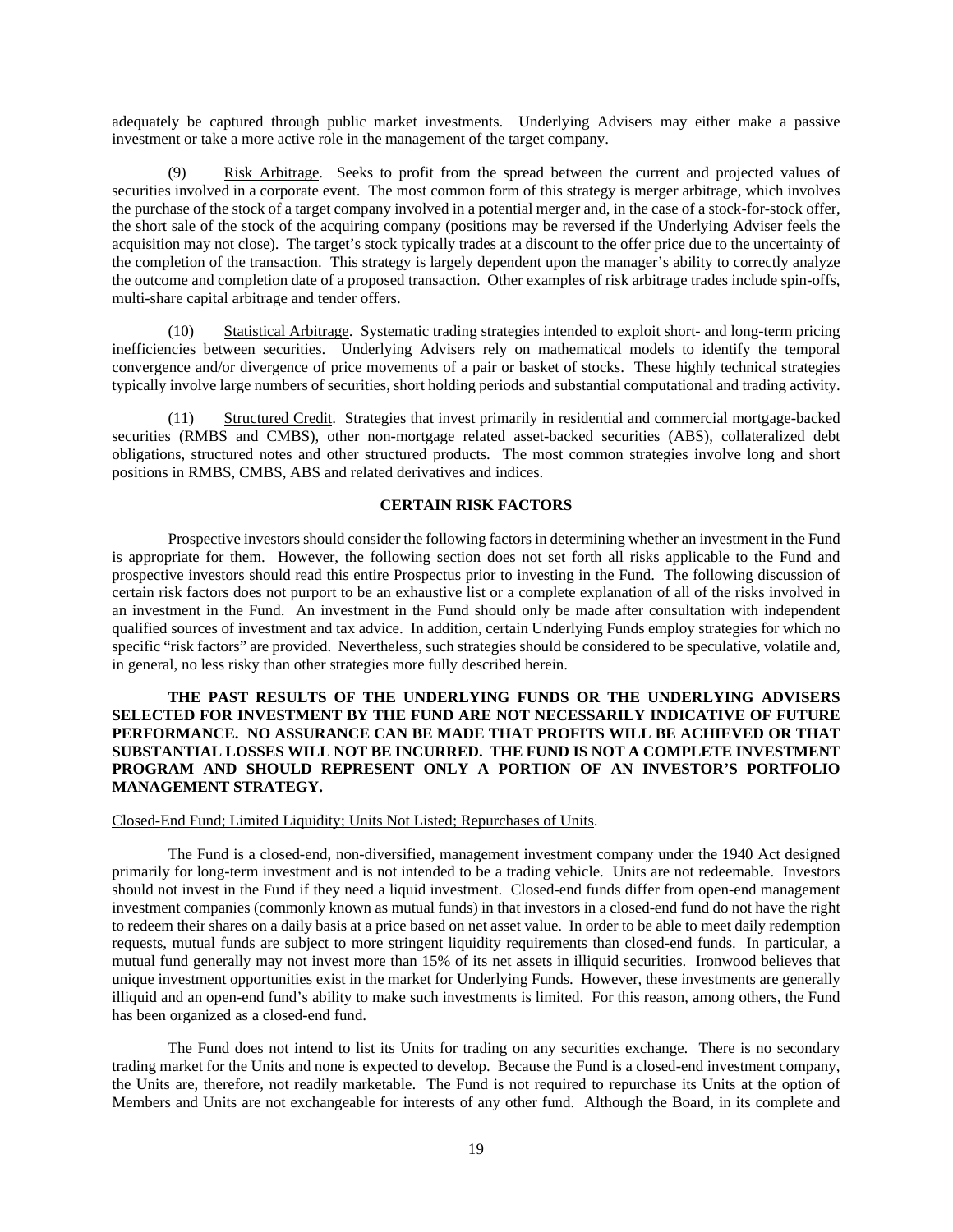adequately be captured through public market investments. Underlying Advisers may either make a passive investment or take a more active role in the management of the target company.

(9) Risk Arbitrage. Seeks to profit from the spread between the current and projected values of securities involved in a corporate event. The most common form of this strategy is merger arbitrage, which involves the purchase of the stock of a target company involved in a potential merger and, in the case of a stock-for-stock offer, the short sale of the stock of the acquiring company (positions may be reversed if the Underlying Adviser feels the acquisition may not close). The target's stock typically trades at a discount to the offer price due to the uncertainty of the completion of the transaction. This strategy is largely dependent upon the manager's ability to correctly analyze the outcome and completion date of a proposed transaction. Other examples of risk arbitrage trades include spin-offs, multi-share capital arbitrage and tender offers.

(10) Statistical Arbitrage. Systematic trading strategies intended to exploit short- and long-term pricing inefficiencies between securities. Underlying Advisers rely on mathematical models to identify the temporal convergence and/or divergence of price movements of a pair or basket of stocks. These highly technical strategies typically involve large numbers of securities, short holding periods and substantial computational and trading activity.

(11) Structured Credit. Strategies that invest primarily in residential and commercial mortgage-backed securities (RMBS and CMBS), other non-mortgage related asset-backed securities (ABS), collateralized debt obligations, structured notes and other structured products. The most common strategies involve long and short positions in RMBS, CMBS, ABS and related derivatives and indices.

## CERTAIN RISK FACTORS

Prospective investors should consider the following factors in determining whether an investment in the Fund is appropriate for them. However, the following section does not set forth all risks applicable to the Fund and prospective investors should read this entire Prospectus prior to investing in the Fund. The following discussion of certain risk factors does not purport to be an exhaustive list or a complete explanation of all of the risks involved in an investment in the Fund. An investment in the Fund should only be made after consultation with independent qualified sources of investment and tax advice. In addition, certain Underlying Funds employ strategies for which no specific "risk factors" are provided. Nevertheless, such strategies should be considered to be speculative, volatile and, in general, no less risky than other strategies more fully described herein.

**THE PAST RESULTS OF THE UNDERLYING FUNDS OR THE UNDERLYING ADVISERS SELECTED FOR INVESTMENT BY THE FUND ARE NOT NECESSARILY INDICATIVE OF FUTURE PERFORMANCE. NO ASSURANCE CAN BE MADE THAT PROFITS WILL BE ACHIEVED OR THAT SUBSTANTIAL LOSSES WILL NOT BE INCURRED. THE FUND IS NOT A COMPLETE INVESTMENT PROGRAM AND SHOULD REPRESENT ONLY A PORTION OF AN INVESTOR'S PORTFOLIO MANAGEMENT STRATEGY.**

Closed-End Fund; Limited Liquidity; Units Not Listed; Repurchases of Units.

The Fund is a closed-end, non-diversified, management investment company under the 1940 Act designed primarily for long-term investment and is not intended to be a trading vehicle. Units are not redeemable. Investors should not invest in the Fund if they need a liquid investment. Closed-end funds differ from open-end management investment companies (commonly known as mutual funds) in that investors in a closed-end fund do not have the right to redeem their shares on a daily basis at a price based on net asset value. In order to be able to meet daily redemption requests, mutual funds are subject to more stringent liquidity requirements than closed-end funds. In particular, a mutual fund generally may not invest more than 15% of its net assets in illiquid securities. Ironwood believes that unique investment opportunities exist in the market for Underlying Funds. However, these investments are generally illiquid and an open-end fund's ability to make such investments is limited. For this reason, among others, the Fund has been organized as a closed-end fund.

The Fund does not intend to list its Units for trading on any securities exchange. There is no secondary trading market for the Units and none is expected to develop. Because the Fund is a closed-end investment company, the Units are, therefore, not readily marketable. The Fund is not required to repurchase its Units at the option of Members and Units are not exchangeable for interests of any other fund. Although the Board, in its complete and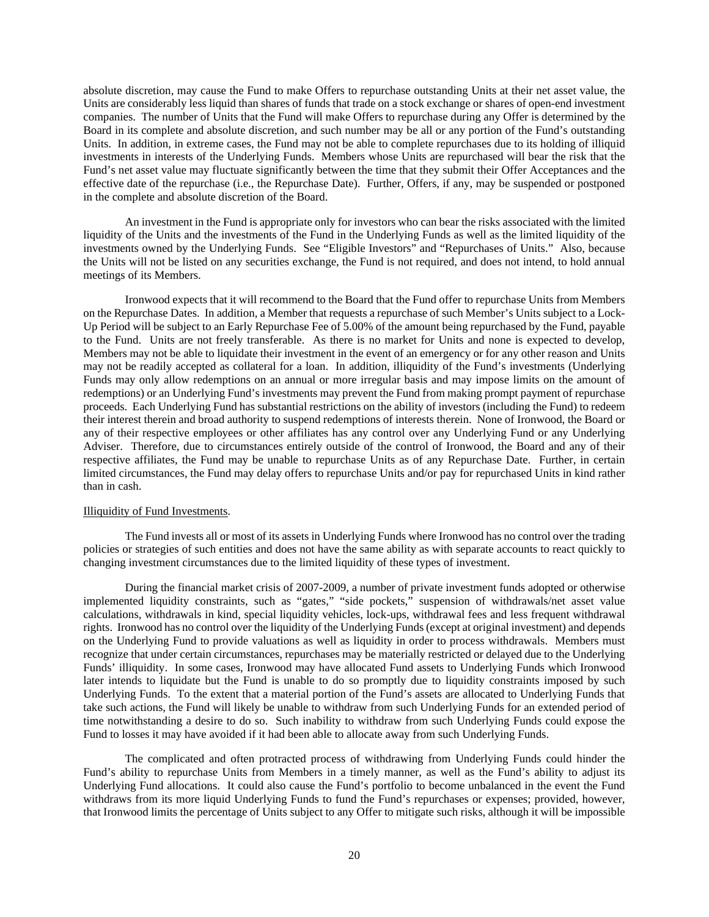absolute discretion, may cause the Fund to make Offers to repurchase outstanding Units at their net asset value, the Units are considerably less liquid than shares of funds that trade on a stock exchange or shares of open-end investment companies. The number of Units that the Fund will make Offers to repurchase during any Offer is determined by the Board in its complete and absolute discretion, and such number may be all or any portion of the Fund's outstanding Units. In addition, in extreme cases, the Fund may not be able to complete repurchases due to its holding of illiquid investments in interests of the Underlying Funds. Members whose Units are repurchased will bear the risk that the Fund's net asset value may fluctuate significantly between the time that they submit their Offer Acceptances and the effective date of the repurchase (i.e., the Repurchase Date). Further, Offers, if any, may be suspended or postponed in the complete and absolute discretion of the Board.

An investment in the Fund is appropriate only for investors who can bear the risks associated with the limited liquidity of the Units and the investments of the Fund in the Underlying Funds as well as the limited liquidity of the investments owned by the Underlying Funds. See "Eligible Investors" and "Repurchases of Units." Also, because the Units will not be listed on any securities exchange, the Fund is not required, and does not intend, to hold annual meetings of its Members.

Ironwood expects that it will recommend to the Board that the Fund offer to repurchase Units from Members on the Repurchase Dates. In addition, a Member that requests a repurchase of such Member's Units subject to a Lock-Up Period will be subject to an Early Repurchase Fee of 5.00% of the amount being repurchased by the Fund, payable to the Fund. Units are not freely transferable. As there is no market for Units and none is expected to develop, Members may not be able to liquidate their investment in the event of an emergency or for any other reason and Units may not be readily accepted as collateral for a loan. In addition, illiquidity of the Fund's investments (Underlying Funds may only allow redemptions on an annual or more irregular basis and may impose limits on the amount of redemptions) or an Underlying Fund's investments may prevent the Fund from making prompt payment of repurchase proceeds. Each Underlying Fund has substantial restrictions on the ability of investors (including the Fund) to redeem their interest therein and broad authority to suspend redemptions of interests therein. None of Ironwood, the Board or any of their respective employees or other affiliates has any control over any Underlying Fund or any Underlying Adviser. Therefore, due to circumstances entirely outside of the control of Ironwood, the Board and any of their respective affiliates, the Fund may be unable to repurchase Units as of any Repurchase Date. Further, in certain limited circumstances, the Fund may delay offers to repurchase Units and/or pay for repurchased Units in kind rather than in cash.

Illiquidity of Fund Investments.

The Fund invests all or most of its assets in Underlying Funds where Ironwood has no control over the trading policies or strategies of such entities and does not have the same ability as with separate accounts to react quickly to changing investment circumstances due to the limited liquidity of these types of investment.

During the financial market crisis of 2007-2009, a number of private investment funds adopted or otherwise implemented liquidity constraints, such as "gates," "side pockets," suspension of withdrawals/net asset value calculations, withdrawals in kind, special liquidity vehicles, lock-ups, withdrawal fees and less frequent withdrawal rights. Ironwood has no control over the liquidity of the Underlying Funds (except at original investment) and depends on the Underlying Fund to provide valuations as well as liquidity in order to process withdrawals. Members must recognize that under certain circumstances, repurchases may be materially restricted or delayed due to the Underlying Funds' illiquidity. In some cases, Ironwood may have allocated Fund assets to Underlying Funds which Ironwood later intends to liquidate but the Fund is unable to do so promptly due to liquidity constraints imposed by such Underlying Funds. To the extent that a material portion of the Fund's assets are allocated to Underlying Funds that take such actions, the Fund will likely be unable to withdraw from such Underlying Funds for an extended period of time notwithstanding a desire to do so. Such inability to withdraw from such Underlying Funds could expose the Fund to losses it may have avoided if it had been able to allocate away from such Underlying Funds.

The complicated and often protracted process of withdrawing from Underlying Funds could hinder the Fund's ability to repurchase Units from Members in a timely manner, as well as the Fund's ability to adjust its Underlying Fund allocations. It could also cause the Fund's portfolio to become unbalanced in the event the Fund withdraws from its more liquid Underlying Funds to fund the Fund's repurchases or expenses; provided, however, that Ironwood limits the percentage of Units subject to any Offer to mitigate such risks, although it will be impossible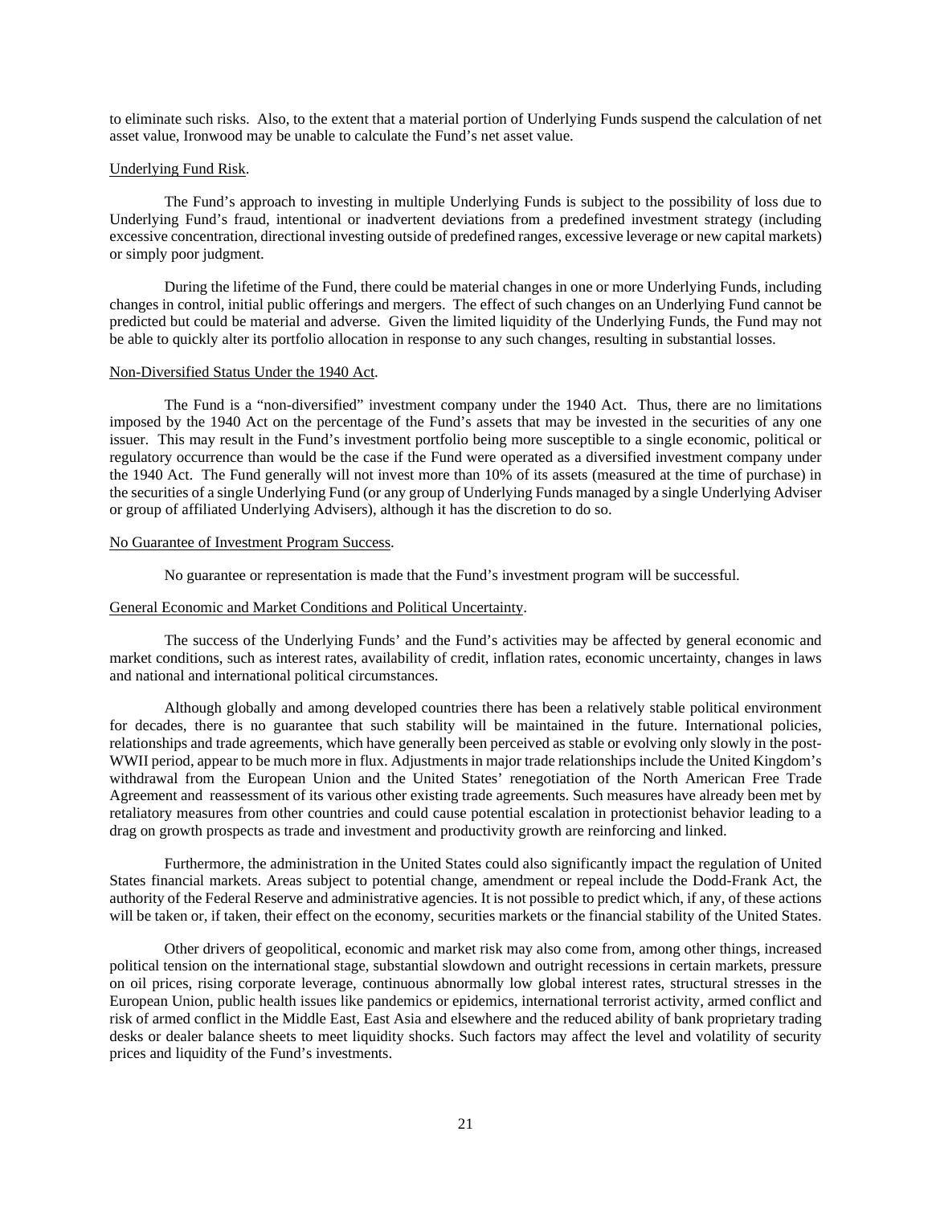to eliminate such risks. Also, to the extent that a material portion of Underlying Funds suspend the calculation of net asset value, Ironwood may be unable to calculate the Fund's net asset value.

Underlying Fund Risk.

The Fund's approach to investing in multiple Underlying Funds is subject to the possibility of loss due to Underlying Fund's fraud, intentional or inadvertent deviations from a predefined investment strategy (including excessive concentration, directional investing outside of predefined ranges, excessive leverage or new capital markets) or simply poor judgment.

During the lifetime of the Fund, there could be material changes in one or more Underlying Funds, including changes in control, initial public offerings and mergers. The effect of such changes on an Underlying Fund cannot be predicted but could be material and adverse. Given the limited liquidity of the Underlying Funds, the Fund may not be able to quickly alter its portfolio allocation in response to any such changes, resulting in substantial losses.

Non-Diversified Status Under the 1940 Act.

The Fund is a "non-diversified" investment company under the 1940 Act. Thus, there are no limitations imposed by the 1940 Act on the percentage of the Fund's assets that may be invested in the securities of any one issuer. This may result in the Fund's investment portfolio being more susceptible to a single economic, political or regulatory occurrence than would be the case if the Fund were operated as a diversified investment company under the 1940 Act. The Fund generally will not invest more than 10% of its assets (measured at the time of purchase) in the securities of a single Underlying Fund (or any group of Underlying Funds managed by a single Underlying Adviser or group of affiliated Underlying Advisers), although it has the discretion to do so.

No Guarantee of Investment Program Success.

No guarantee or representation is made that the Fund's investment program will be successful.

General Economic and Market Conditions and Political Uncertainty.

The success of the Underlying Funds' and the Fund's activities may be affected by general economic and market conditions, such as interest rates, availability of credit, inflation rates, economic uncertainty, changes in laws and national and international political circumstances.

Although globally and among developed countries there has been a relatively stable political environment for decades, there is no guarantee that such stability will be maintained in the future. International policies, relationships and trade agreements, which have generally been perceived as stable or evolving only slowly in the post-WWII period, appear to be much more in flux. Adjustments in major trade relationships include the United Kingdom's withdrawal from the European Union and the United States' renegotiation of the North American Free Trade Agreement and reassessment of its various other existing trade agreements. Such measures have already been met by retaliatory measures from other countries and could cause potential escalation in protectionist behavior leading to a drag on growth prospects as trade and investment and productivity growth are reinforcing and linked.

Furthermore, the administration in the United States could also significantly impact the regulation of United States financial markets. Areas subject to potential change, amendment or repeal include the Dodd-Frank Act, the authority of the Federal Reserve and administrative agencies. It is not possible to predict which, if any, of these actions will be taken or, if taken, their effect on the economy, securities markets or the financial stability of the United States.

Other drivers of geopolitical, economic and market risk may also come from, among other things, increased political tension on the international stage, substantial slowdown and outright recessions in certain markets, pressure on oil prices, rising corporate leverage, continuous abnormally low global interest rates, structural stresses in the European Union, public health issues like pandemics or epidemics, international terrorist activity, armed conflict and risk of armed conflict in the Middle East, East Asia and elsewhere and the reduced ability of bank proprietary trading desks or dealer balance sheets to meet liquidity shocks. Such factors may affect the level and volatility of security prices and liquidity of the Fund's investments.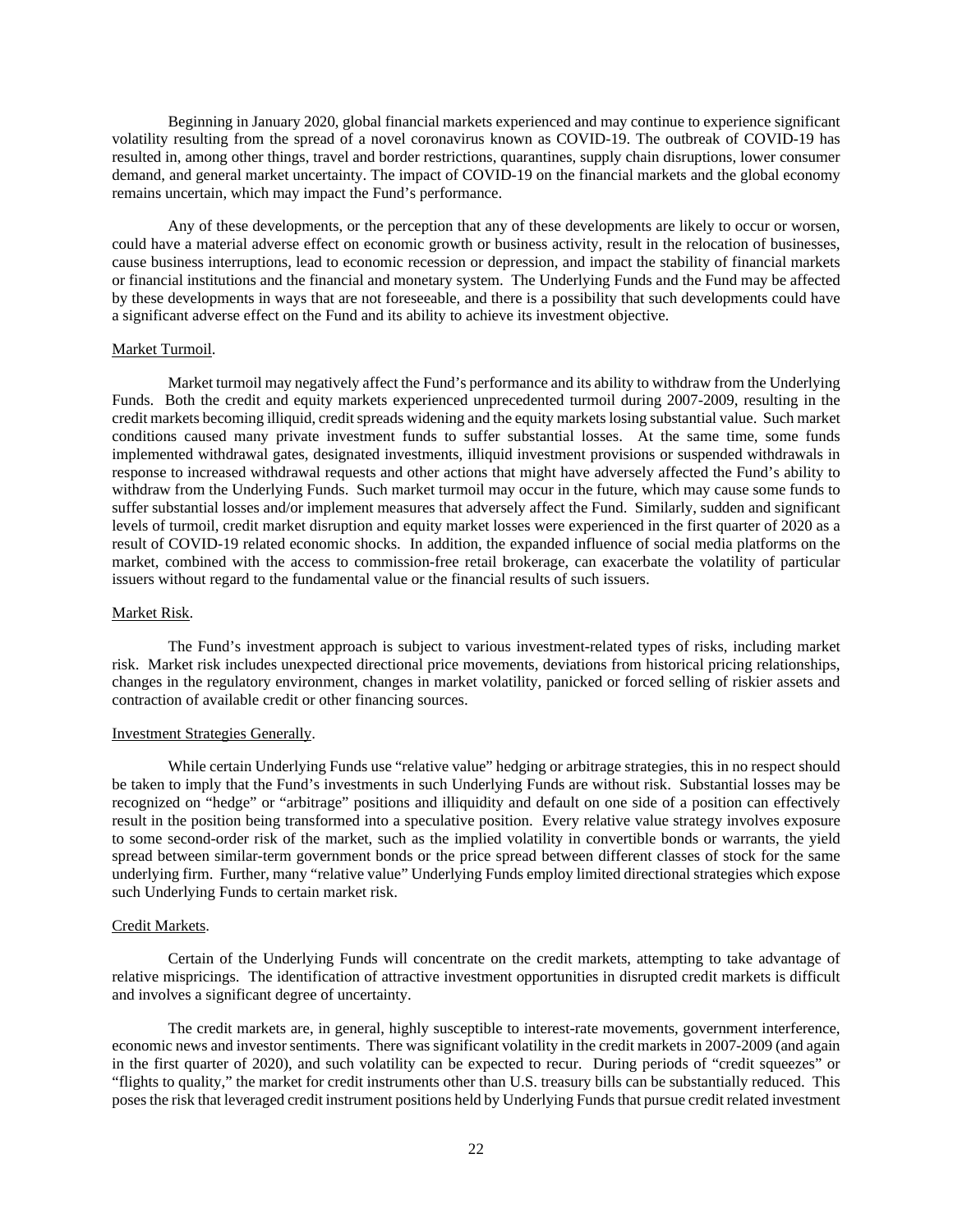Beginning in January 2020, global financial markets experienced and may continue to experience significant volatility resulting from the spread of a novel coronavirus known as COVID-19. The outbreak of COVID-19 has resulted in, among other things, travel and border restrictions, quarantines, supply chain disruptions, lower consumer demand, and general market uncertainty. The impact of COVID-19 on the financial markets and the global economy remains uncertain, which may impact the Fund's performance.

Any of these developments, or the perception that any of these developments are likely to occur or worsen, could have a material adverse effect on economic growth or business activity, result in the relocation of businesses, cause business interruptions, lead to economic recession or depression, and impact the stability of financial markets or financial institutions and the financial and monetary system. The Underlying Funds and the Fund may be affected by these developments in ways that are not foreseeable, and there is a possibility that such developments could have a significant adverse effect on the Fund and its ability to achieve its investment objective.

Market Turmoil.

Market turmoil may negatively affect the Fund's performance and its ability to withdraw from the Underlying Funds. Both the credit and equity markets experienced unprecedented turmoil during 2007-2009, resulting in the credit markets becoming illiquid, credit spreads widening and the equity markets losing substantial value. Such market conditions caused many private investment funds to suffer substantial losses. At the same time, some funds implemented withdrawal gates, designated investments, illiquid investment provisions or suspended withdrawals in response to increased withdrawal requests and other actions that might have adversely affected the Fund's ability to withdraw from the Underlying Funds. Such market turmoil may occur in the future, which may cause some funds to suffer substantial losses and/or implement measures that adversely affect the Fund. Similarly, sudden and significant levels of turmoil, credit market disruption and equity market losses were experienced in the first quarter of 2020 as a result of COVID-19 related economic shocks. In addition, the expanded influence of social media platforms on the market, combined with the access to commission-free retail brokerage, can exacerbate the volatility of particular issuers without regard to the fundamental value or the financial results of such issuers.

Market Risk.

The Fund's investment approach is subject to various investment-related types of risks, including market risk. Market risk includes unexpected directional price movements, deviations from historical pricing relationships, changes in the regulatory environment, changes in market volatility, panicked or forced selling of riskier assets and contraction of available credit or other financing sources.

Investment Strategies Generally.

While certain Underlying Funds use "relative value" hedging or arbitrage strategies, this in no respect should be taken to imply that the Fund's investments in such Underlying Funds are without risk. Substantial losses may be recognized on "hedge" or "arbitrage" positions and illiquidity and default on one side of a position can effectively result in the position being transformed into a speculative position. Every relative value strategy involves exposure to some second-order risk of the market, such as the implied volatility in convertible bonds or warrants, the yield spread between similar-term government bonds or the price spread between different classes of stock for the same underlying firm. Further, many "relative value" Underlying Funds employ limited directional strategies which expose such Underlying Funds to certain market risk.

Credit Markets.

Certain of the Underlying Funds will concentrate on the credit markets, attempting to take advantage of relative mispricings. The identification of attractive investment opportunities in disrupted credit markets is difficult and involves a significant degree of uncertainty.

The credit markets are, in general, highly susceptible to interest-rate movements, government interference, economic news and investor sentiments. There was significant volatility in the credit markets in 2007-2009 (and again in the first quarter of 2020), and such volatility can be expected to recur. During periods of "credit squeezes" or "flights to quality," the market for credit instruments other than U.S. treasury bills can be substantially reduced. This poses the risk that leveraged credit instrument positions held by Underlying Funds that pursue credit related investment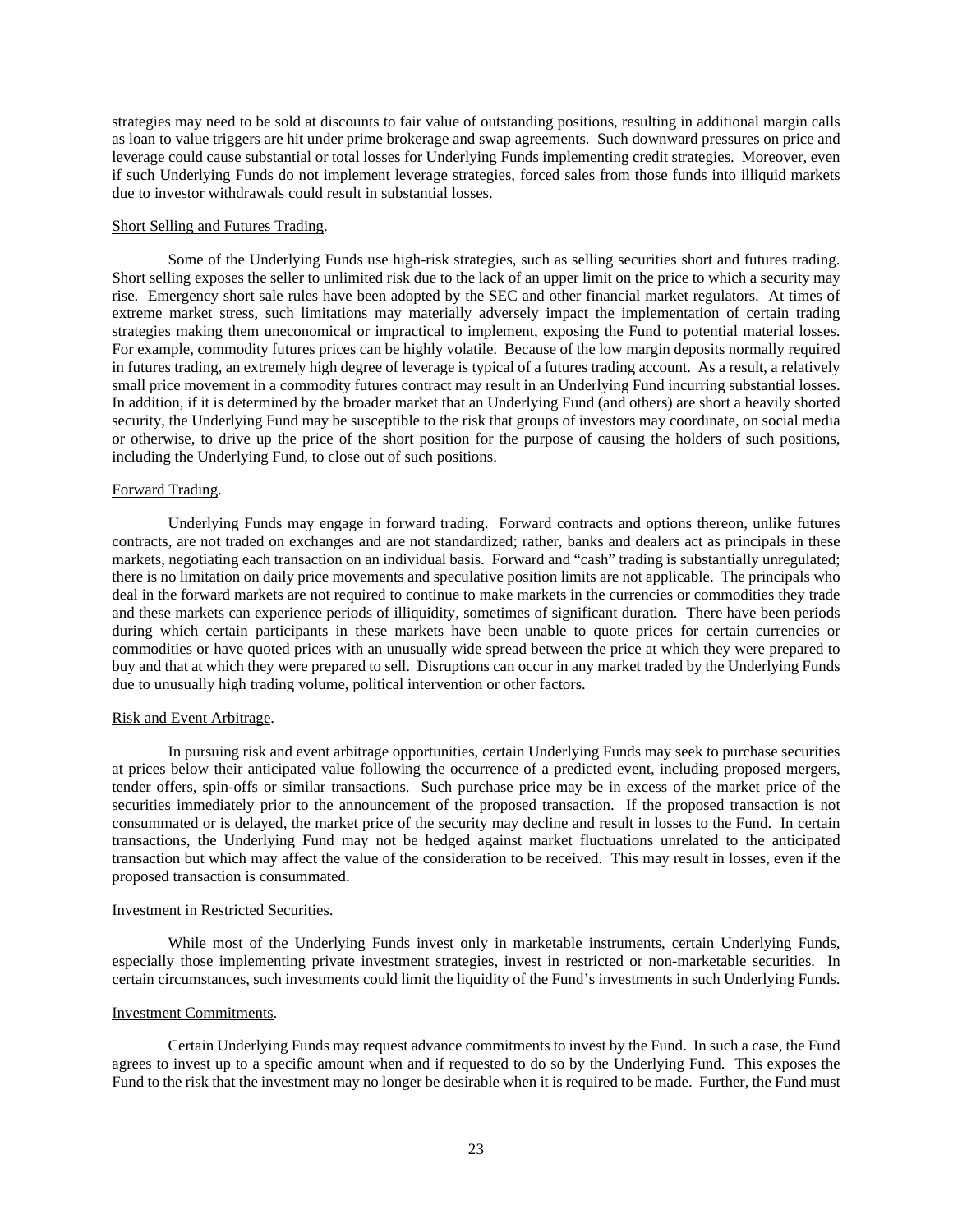strategies may need to be sold at discounts to fair value of outstanding positions, resulting in additional margin calls as loan to value triggers are hit under prime brokerage and swap agreements. Such downward pressures on price and leverage could cause substantial or total losses for Underlying Funds implementing credit strategies. Moreover, even if such Underlying Funds do not implement leverage strategies, forced sales from those funds into illiquid markets due to investor withdrawals could result in substantial losses.

Short Selling and Futures Trading.

Some of the Underlying Funds use high-risk strategies, such as selling securities short and futures trading. Short selling exposes the seller to unlimited risk due to the lack of an upper limit on the price to which a security may rise. Emergency short sale rules have been adopted by the SEC and other financial market regulators. At times of extreme market stress, such limitations may materially adversely impact the implementation of certain trading strategies making them uneconomical or impractical to implement, exposing the Fund to potential material losses. For example, commodity futures prices can be highly volatile. Because of the low margin deposits normally required in futures trading, an extremely high degree of leverage is typical of a futures trading account. As a result, a relatively small price movement in a commodity futures contract may result in an Underlying Fund incurring substantial losses. In addition, if it is determined by the broader market that an Underlying Fund (and others) are short a heavily shorted security, the Underlying Fund may be susceptible to the risk that groups of investors may coordinate, on social media or otherwise, to drive up the price of the short position for the purpose of causing the holders of such positions, including the Underlying Fund, to close out of such positions.

Forward Trading.

Underlying Funds may engage in forward trading. Forward contracts and options thereon, unlike futures contracts, are not traded on exchanges and are not standardized; rather, banks and dealers act as principals in these markets, negotiating each transaction on an individual basis. Forward and "cash" trading is substantially unregulated; there is no limitation on daily price movements and speculative position limits are not applicable. The principals who deal in the forward markets are not required to continue to make markets in the currencies or commodities they trade and these markets can experience periods of illiquidity, sometimes of significant duration. There have been periods during which certain participants in these markets have been unable to quote prices for certain currencies or commodities or have quoted prices with an unusually wide spread between the price at which they were prepared to buy and that at which they were prepared to sell. Disruptions can occur in any market traded by the Underlying Funds due to unusually high trading volume, political intervention or other factors.

Risk and Event Arbitrage.

In pursuing risk and event arbitrage opportunities, certain Underlying Funds may seek to purchase securities at prices below their anticipated value following the occurrence of a predicted event, including proposed mergers, tender offers, spin-offs or similar transactions. Such purchase price may be in excess of the market price of the securities immediately prior to the announcement of the proposed transaction. If the proposed transaction is not consummated or is delayed, the market price of the security may decline and result in losses to the Fund. In certain transactions, the Underlying Fund may not be hedged against market fluctuations unrelated to the anticipated transaction but which may affect the value of the consideration to be received. This may result in losses, even if the proposed transaction is consummated.

Investment in Restricted Securities.

While most of the Underlying Funds invest only in marketable instruments, certain Underlying Funds, especially those implementing private investment strategies, invest in restricted or non-marketable securities. In certain circumstances, such investments could limit the liquidity of the Fund's investments in such Underlying Funds.

Investment Commitments.

Certain Underlying Funds may request advance commitments to invest by the Fund. In such a case, the Fund agrees to invest up to a specific amount when and if requested to do so by the Underlying Fund. This exposes the Fund to the risk that the investment may no longer be desirable when it is required to be made. Further, the Fund must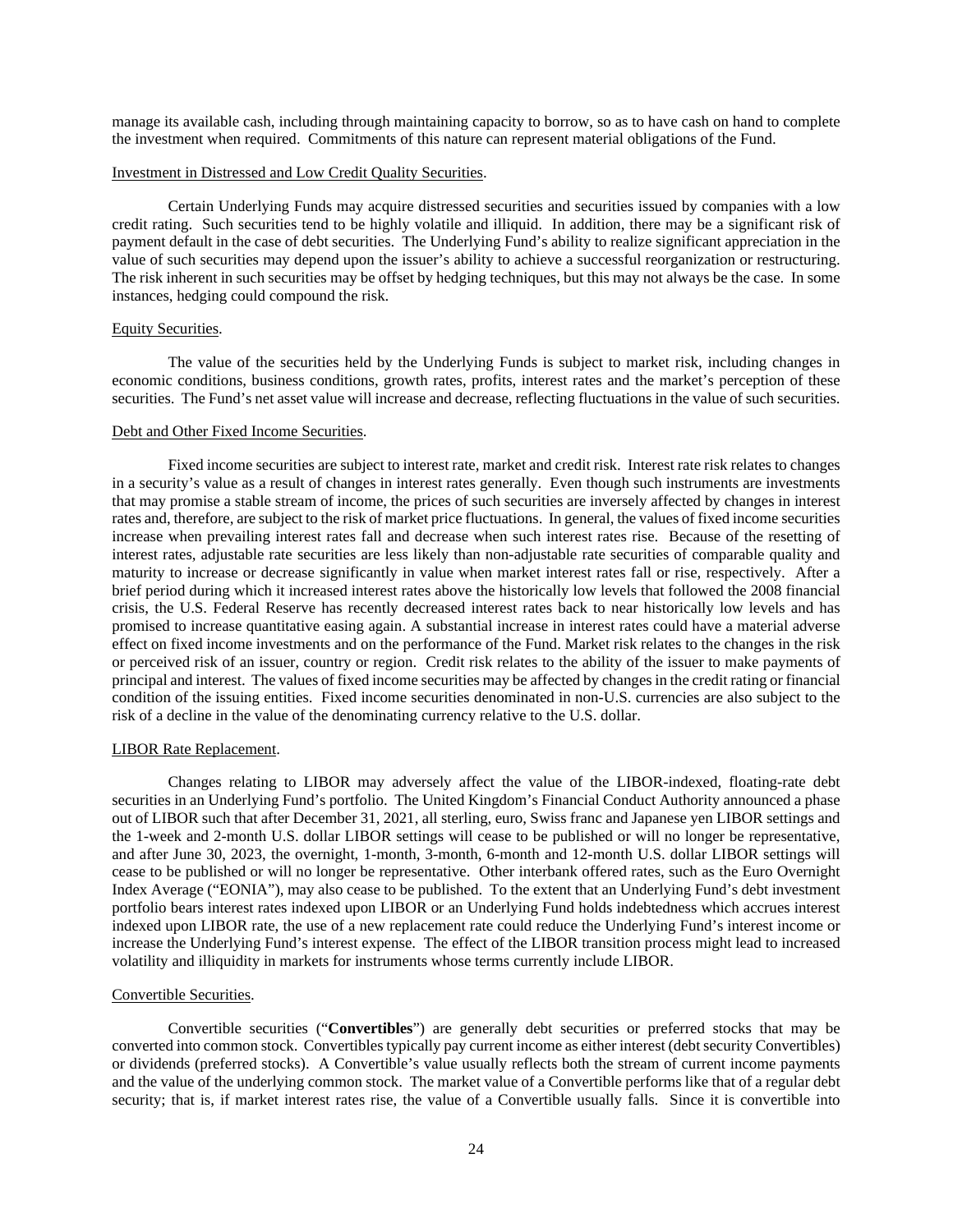manage its available cash, including through maintaining capacity to borrow, so as to have cash on hand to complete the investment when required. Commitments of this nature can represent material obligations of the Fund.

Investment in Distressed and Low Credit Quality Securities.

Certain Underlying Funds may acquire distressed securities and securities issued by companies with a low credit rating. Such securities tend to be highly volatile and illiquid. In addition, there may be a significant risk of payment default in the case of debt securities. The Underlying Fund's ability to realize significant appreciation in the value of such securities may depend upon the issuer's ability to achieve a successful reorganization or restructuring. The risk inherent in such securities may be offset by hedging techniques, but this may not always be the case. In some instances, hedging could compound the risk.

Equity Securities.

The value of the securities held by the Underlying Funds is subject to market risk, including changes in economic conditions, business conditions, growth rates, profits, interest rates and the market's perception of these securities. The Fund's net asset value will increase and decrease, reflecting fluctuations in the value of such securities.

Debt and Other Fixed Income Securities.

Fixed income securities are subject to interest rate, market and credit risk. Interest rate risk relates to changes in a security's value as a result of changes in interest rates generally. Even though such instruments are investments that may promise a stable stream of income, the prices of such securities are inversely affected by changes in interest rates and, therefore, are subject to the risk of market price fluctuations. In general, the values of fixed income securities increase when prevailing interest rates fall and decrease when such interest rates rise. Because of the resetting of interest rates, adjustable rate securities are less likely than non-adjustable rate securities of comparable quality and maturity to increase or decrease significantly in value when market interest rates fall or rise, respectively. After a brief period during which it increased interest rates above the historically low levels that followed the 2008 financial crisis, the U.S. Federal Reserve has recently decreased interest rates back to near historically low levels and has promised to increase quantitative easing again. A substantial increase in interest rates could have a material adverse effect on fixed income investments and on the performance of the Fund. Market risk relates to the changes in the risk or perceived risk of an issuer, country or region. Credit risk relates to the ability of the issuer to make payments of principal and interest. The values of fixed income securities may be affected by changes in the credit rating or financial condition of the issuing entities. Fixed income securities denominated in non-U.S. currencies are also subject to the risk of a decline in the value of the denominating currency relative to the U.S. dollar.

LIBOR Rate Replacement.

Changes relating to LIBOR may adversely affect the value of the LIBOR-indexed, floating-rate debt securities in an Underlying Fund's portfolio. The United Kingdom's Financial Conduct Authority announced a phase out of LIBOR such that after December 31, 2021, all sterling, euro, Swiss franc and Japanese yen LIBOR settings and the 1-week and 2-month U.S. dollar LIBOR settings will cease to be published or will no longer be representative, and after June 30, 2023, the overnight, 1-month, 3-month, 6-month and 12-month U.S. dollar LIBOR settings will cease to be published or will no longer be representative. Other interbank offered rates, such as the Euro Overnight Index Average ("EONIA"), may also cease to be published. To the extent that an Underlying Fund's debt investment portfolio bears interest rates indexed upon LIBOR or an Underlying Fund holds indebtedness which accrues interest indexed upon LIBOR rate, the use of a new replacement rate could reduce the Underlying Fund's interest income or increase the Underlying Fund's interest expense. The effect of the LIBOR transition process might lead to increased volatility and illiquidity in markets for instruments whose terms currently include LIBOR.

Convertible Securities.

Convertible securities ("**Convertibles**") are generally debt securities or preferred stocks that may be converted into common stock. Convertibles typically pay current income as either interest (debt security Convertibles) or dividends (preferred stocks). A Convertible's value usually reflects both the stream of current income payments and the value of the underlying common stock. The market value of a Convertible performs like that of a regular debt security; that is, if market interest rates rise, the value of a Convertible usually falls. Since it is convertible into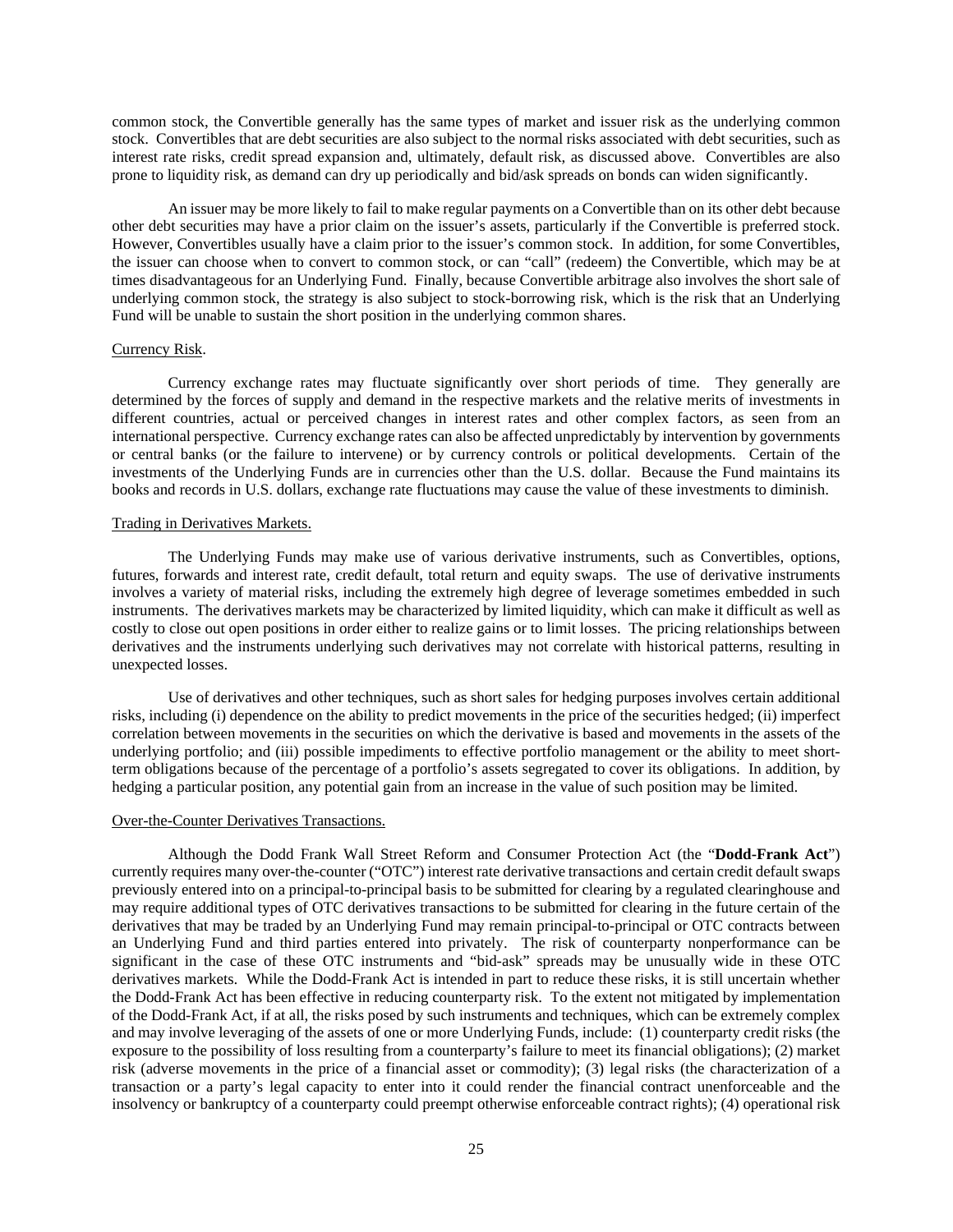common stock, the Convertible generally has the same types of market and issuer risk as the underlying common stock. Convertibles that are debt securities are also subject to the normal risks associated with debt securities, such as interest rate risks, credit spread expansion and, ultimately, default risk, as discussed above. Convertibles are also prone to liquidity risk, as demand can dry up periodically and bid/ask spreads on bonds can widen significantly.

An issuer may be more likely to fail to make regular payments on a Convertible than on its other debt because other debt securities may have a prior claim on the issuer's assets, particularly if the Convertible is preferred stock. However, Convertibles usually have a claim prior to the issuer's common stock. In addition, for some Convertibles, the issuer can choose when to convert to common stock, or can "call" (redeem) the Convertible, which may be at times disadvantageous for an Underlying Fund. Finally, because Convertible arbitrage also involves the short sale of underlying common stock, the strategy is also subject to stock-borrowing risk, which is the risk that an Underlying Fund will be unable to sustain the short position in the underlying common shares.

Currency Risk.

Currency exchange rates may fluctuate significantly over short periods of time. They generally are determined by the forces of supply and demand in the respective markets and the relative merits of investments in different countries, actual or perceived changes in interest rates and other complex factors, as seen from an international perspective. Currency exchange rates can also be affected unpredictably by intervention by governments or central banks (or the failure to intervene) or by currency controls or political developments. Certain of the investments of the Underlying Funds are in currencies other than the U.S. dollar. Because the Fund maintains its books and records in U.S. dollars, exchange rate fluctuations may cause the value of these investments to diminish.

Trading in Derivatives Markets.

The Underlying Funds may make use of various derivative instruments, such as Convertibles, options, futures, forwards and interest rate, credit default, total return and equity swaps. The use of derivative instruments involves a variety of material risks, including the extremely high degree of leverage sometimes embedded in such instruments. The derivatives markets may be characterized by limited liquidity, which can make it difficult as well as costly to close out open positions in order either to realize gains or to limit losses. The pricing relationships between derivatives and the instruments underlying such derivatives may not correlate with historical patterns, resulting in unexpected losses.

Use of derivatives and other techniques, such as short sales for hedging purposes involves certain additional risks, including (i) dependence on the ability to predict movements in the price of the securities hedged; (ii) imperfect correlation between movements in the securities on which the derivative is based and movements in the assets of the underlying portfolio; and (iii) possible impediments to effective portfolio management or the ability to meet short-term obligations because of the percentage of a portfolio's assets segregated to cover its obligations. In addition, by hedging a particular position, any potential gain from an increase in the value of such position may be limited.

Over-the-Counter Derivatives Transactions.

Although the Dodd Frank Wall Street Reform and Consumer Protection Act (the "**Dodd-Frank Act**") currently requires many over-the-counter ("OTC") interest rate derivative transactions and certain credit default swaps previously entered into on a principal-to-principal basis to be submitted for clearing by a regulated clearinghouse and may require additional types of OTC derivatives transactions to be submitted for clearing in the future certain of the derivatives that may be traded by an Underlying Fund may remain principal-to-principal or OTC contracts between an Underlying Fund and third parties entered into privately. The risk of counterparty nonperformance can be significant in the case of these OTC instruments and "bid-ask" spreads may be unusually wide in these OTC derivatives markets. While the Dodd-Frank Act is intended in part to reduce these risks, it is still uncertain whether the Dodd-Frank Act has been effective in reducing counterparty risk. To the extent not mitigated by implementation of the Dodd-Frank Act, if at all, the risks posed by such instruments and techniques, which can be extremely complex and may involve leveraging of the assets of one or more Underlying Funds, include: (1) counterparty credit risks (the exposure to the possibility of loss resulting from a counterparty's failure to meet its financial obligations); (2) market risk (adverse movements in the price of a financial asset or commodity); (3) legal risks (the characterization of a transaction or a party's legal capacity to enter into it could render the financial contract unenforceable and the insolvency or bankruptcy of a counterparty could preempt otherwise enforceable contract rights); (4) operational risk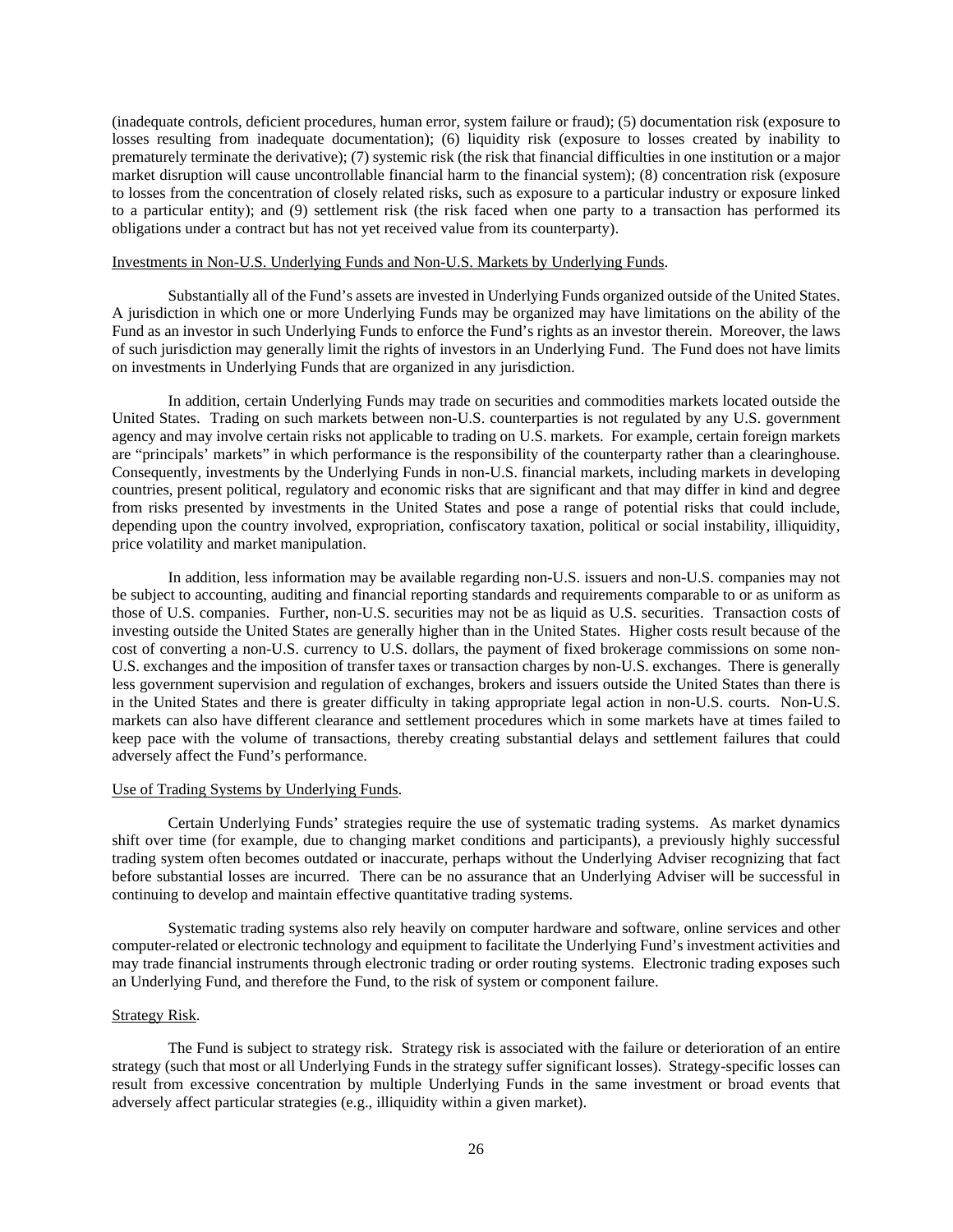(inadequate controls, deficient procedures, human error, system failure or fraud); (5) documentation risk (exposure to losses resulting from inadequate documentation); (6) liquidity risk (exposure to losses created by inability to prematurely terminate the derivative); (7) systemic risk (the risk that financial difficulties in one institution or a major market disruption will cause uncontrollable financial harm to the financial system); (8) concentration risk (exposure to losses from the concentration of closely related risks, such as exposure to a particular industry or exposure linked to a particular entity); and (9) settlement risk (the risk faced when one party to a transaction has performed its obligations under a contract but has not yet received value from its counterparty).

Investments in Non-U.S. Underlying Funds and Non-U.S. Markets by Underlying Funds.

Substantially all of the Fund's assets are invested in Underlying Funds organized outside of the United States. A jurisdiction in which one or more Underlying Funds may be organized may have limitations on the ability of the Fund as an investor in such Underlying Funds to enforce the Fund's rights as an investor therein. Moreover, the laws of such jurisdiction may generally limit the rights of investors in an Underlying Fund. The Fund does not have limits on investments in Underlying Funds that are organized in any jurisdiction.

In addition, certain Underlying Funds may trade on securities and commodities markets located outside the United States. Trading on such markets between non-U.S. counterparties is not regulated by any U.S. government agency and may involve certain risks not applicable to trading on U.S. markets. For example, certain foreign markets are "principals' markets" in which performance is the responsibility of the counterparty rather than a clearinghouse. Consequently, investments by the Underlying Funds in non-U.S. financial markets, including markets in developing countries, present political, regulatory and economic risks that are significant and that may differ in kind and degree from risks presented by investments in the United States and pose a range of potential risks that could include, depending upon the country involved, expropriation, confiscatory taxation, political or social instability, illiquidity, price volatility and market manipulation.

In addition, less information may be available regarding non-U.S. issuers and non-U.S. companies may not be subject to accounting, auditing and financial reporting standards and requirements comparable to or as uniform as those of U.S. companies. Further, non-U.S. securities may not be as liquid as U.S. securities. Transaction costs of investing outside the United States are generally higher than in the United States. Higher costs result because of the cost of converting a non-U.S. currency to U.S. dollars, the payment of fixed brokerage commissions on some non-U.S. exchanges and the imposition of transfer taxes or transaction charges by non-U.S. exchanges. There is generally less government supervision and regulation of exchanges, brokers and issuers outside the United States than there is in the United States and there is greater difficulty in taking appropriate legal action in non-U.S. courts. Non-U.S. markets can also have different clearance and settlement procedures which in some markets have at times failed to keep pace with the volume of transactions, thereby creating substantial delays and settlement failures that could adversely affect the Fund's performance.

Use of Trading Systems by Underlying Funds.

Certain Underlying Funds' strategies require the use of systematic trading systems. As market dynamics shift over time (for example, due to changing market conditions and participants), a previously highly successful trading system often becomes outdated or inaccurate, perhaps without the Underlying Adviser recognizing that fact before substantial losses are incurred. There can be no assurance that an Underlying Adviser will be successful in continuing to develop and maintain effective quantitative trading systems.

Systematic trading systems also rely heavily on computer hardware and software, online services and other computer-related or electronic technology and equipment to facilitate the Underlying Fund's investment activities and may trade financial instruments through electronic trading or order routing systems. Electronic trading exposes such an Underlying Fund, and therefore the Fund, to the risk of system or component failure.

Strategy Risk.

The Fund is subject to strategy risk. Strategy risk is associated with the failure or deterioration of an entire strategy (such that most or all Underlying Funds in the strategy suffer significant losses). Strategy-specific losses can result from excessive concentration by multiple Underlying Funds in the same investment or broad events that adversely affect particular strategies (e.g., illiquidity within a given market).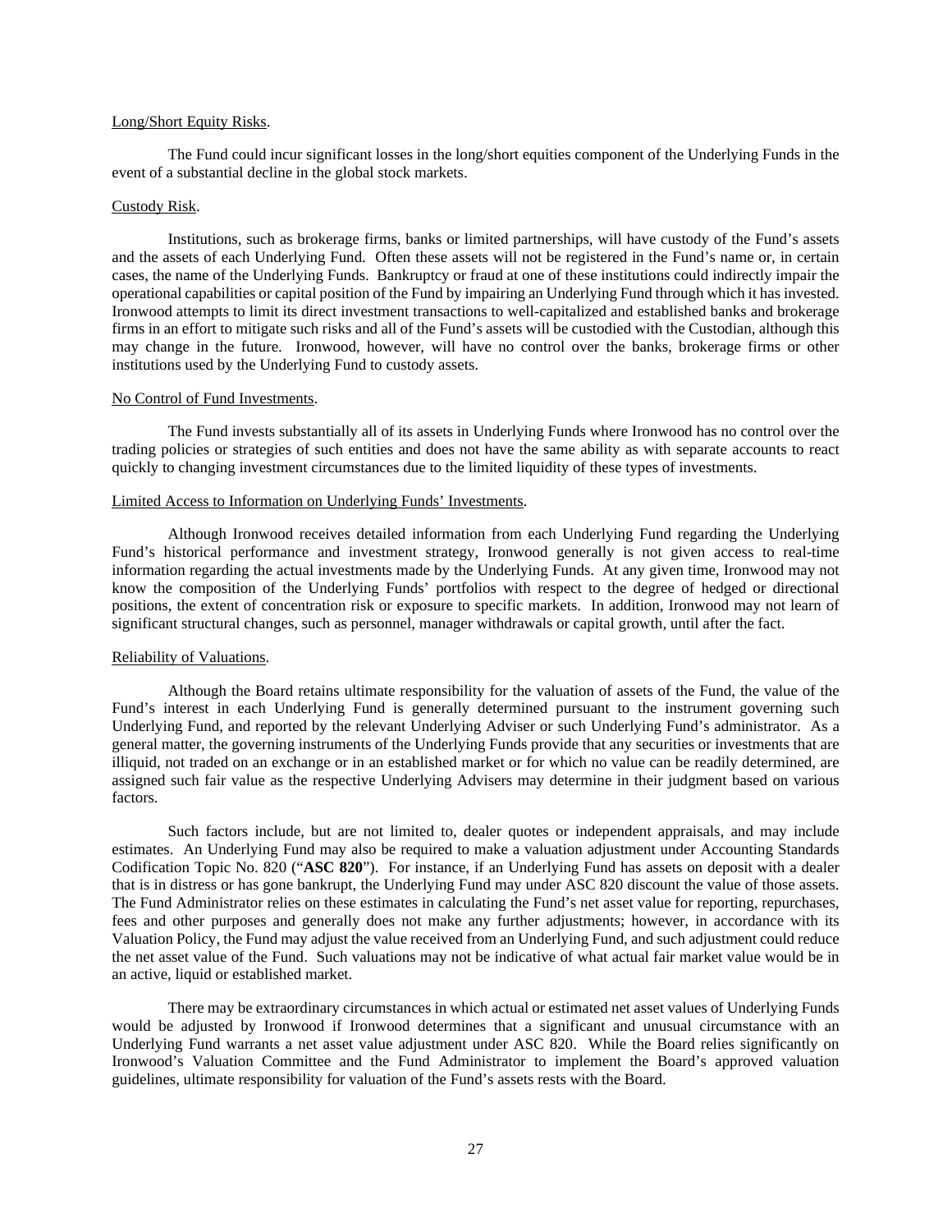Long/Short Equity Risks.

The Fund could incur significant losses in the long/short equities component of the Underlying Funds in the event of a substantial decline in the global stock markets.

Custody Risk.

Institutions, such as brokerage firms, banks or limited partnerships, will have custody of the Fund's assets and the assets of each Underlying Fund. Often these assets will not be registered in the Fund's name or, in certain cases, the name of the Underlying Funds. Bankruptcy or fraud at one of these institutions could indirectly impair the operational capabilities or capital position of the Fund by impairing an Underlying Fund through which it has invested. Ironwood attempts to limit its direct investment transactions to well-capitalized and established banks and brokerage firms in an effort to mitigate such risks and all of the Fund's assets will be custodied with the Custodian, although this may change in the future. Ironwood, however, will have no control over the banks, brokerage firms or other institutions used by the Underlying Fund to custody assets.

No Control of Fund Investments.

The Fund invests substantially all of its assets in Underlying Funds where Ironwood has no control over the trading policies or strategies of such entities and does not have the same ability as with separate accounts to react quickly to changing investment circumstances due to the limited liquidity of these types of investments.

Limited Access to Information on Underlying Funds' Investments.

Although Ironwood receives detailed information from each Underlying Fund regarding the Underlying Fund's historical performance and investment strategy, Ironwood generally is not given access to real-time information regarding the actual investments made by the Underlying Funds. At any given time, Ironwood may not know the composition of the Underlying Funds' portfolios with respect to the degree of hedged or directional positions, the extent of concentration risk or exposure to specific markets. In addition, Ironwood may not learn of significant structural changes, such as personnel, manager withdrawals or capital growth, until after the fact.

Reliability of Valuations.

Although the Board retains ultimate responsibility for the valuation of assets of the Fund, the value of the Fund's interest in each Underlying Fund is generally determined pursuant to the instrument governing such Underlying Fund, and reported by the relevant Underlying Adviser or such Underlying Fund's administrator. As a general matter, the governing instruments of the Underlying Funds provide that any securities or investments that are illiquid, not traded on an exchange or in an established market or for which no value can be readily determined, are assigned such fair value as the respective Underlying Advisers may determine in their judgment based on various factors.

Such factors include, but are not limited to, dealer quotes or independent appraisals, and may include estimates. An Underlying Fund may also be required to make a valuation adjustment under Accounting Standards Codification Topic No. 820 ("**ASC 820**"). For instance, if an Underlying Fund has assets on deposit with a dealer that is in distress or has gone bankrupt, the Underlying Fund may under ASC 820 discount the value of those assets. The Fund Administrator relies on these estimates in calculating the Fund's net asset value for reporting, repurchases, fees and other purposes and generally does not make any further adjustments; however, in accordance with its Valuation Policy, the Fund may adjust the value received from an Underlying Fund, and such adjustment could reduce the net asset value of the Fund. Such valuations may not be indicative of what actual fair market value would be in an active, liquid or established market.

There may be extraordinary circumstances in which actual or estimated net asset values of Underlying Funds would be adjusted by Ironwood if Ironwood determines that a significant and unusual circumstance with an Underlying Fund warrants a net asset value adjustment under ASC 820. While the Board relies significantly on Ironwood's Valuation Committee and the Fund Administrator to implement the Board's approved valuation guidelines, ultimate responsibility for valuation of the Fund's assets rests with the Board.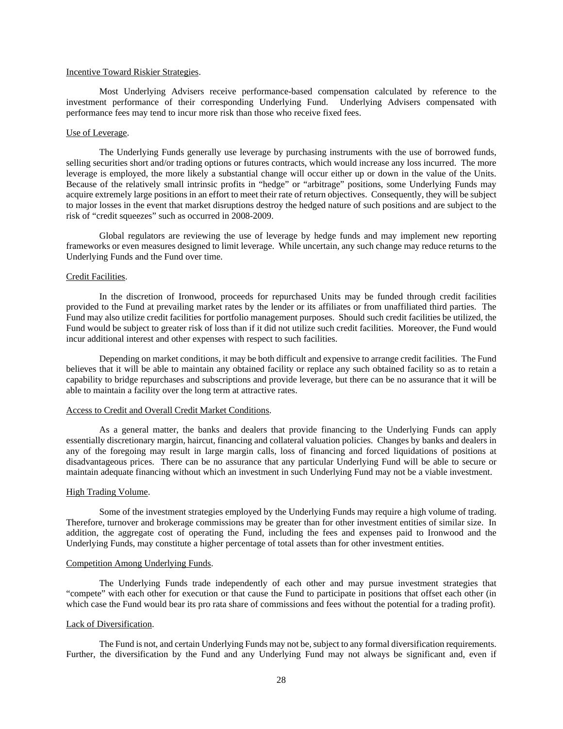Incentive Toward Riskier Strategies.

Most Underlying Advisers receive performance-based compensation calculated by reference to the investment performance of their corresponding Underlying Fund. Underlying Advisers compensated with performance fees may tend to incur more risk than those who receive fixed fees.

Use of Leverage.

The Underlying Funds generally use leverage by purchasing instruments with the use of borrowed funds, selling securities short and/or trading options or futures contracts, which would increase any loss incurred. The more leverage is employed, the more likely a substantial change will occur either up or down in the value of the Units. Because of the relatively small intrinsic profits in "hedge" or "arbitrage" positions, some Underlying Funds may acquire extremely large positions in an effort to meet their rate of return objectives. Consequently, they will be subject to major losses in the event that market disruptions destroy the hedged nature of such positions and are subject to the risk of "credit squeezes" such as occurred in 2008-2009.

Global regulators are reviewing the use of leverage by hedge funds and may implement new reporting frameworks or even measures designed to limit leverage. While uncertain, any such change may reduce returns to the Underlying Funds and the Fund over time.

Credit Facilities.

In the discretion of Ironwood, proceeds for repurchased Units may be funded through credit facilities provided to the Fund at prevailing market rates by the lender or its affiliates or from unaffiliated third parties. The Fund may also utilize credit facilities for portfolio management purposes. Should such credit facilities be utilized, the Fund would be subject to greater risk of loss than if it did not utilize such credit facilities. Moreover, the Fund would incur additional interest and other expenses with respect to such facilities.

Depending on market conditions, it may be both difficult and expensive to arrange credit facilities. The Fund believes that it will be able to maintain any obtained facility or replace any such obtained facility so as to retain a capability to bridge repurchases and subscriptions and provide leverage, but there can be no assurance that it will be able to maintain a facility over the long term at attractive rates.

Access to Credit and Overall Credit Market Conditions.

As a general matter, the banks and dealers that provide financing to the Underlying Funds can apply essentially discretionary margin, haircut, financing and collateral valuation policies. Changes by banks and dealers in any of the foregoing may result in large margin calls, loss of financing and forced liquidations of positions at disadvantageous prices. There can be no assurance that any particular Underlying Fund will be able to secure or maintain adequate financing without which an investment in such Underlying Fund may not be a viable investment.

High Trading Volume.

Some of the investment strategies employed by the Underlying Funds may require a high volume of trading. Therefore, turnover and brokerage commissions may be greater than for other investment entities of similar size. In addition, the aggregate cost of operating the Fund, including the fees and expenses paid to Ironwood and the Underlying Funds, may constitute a higher percentage of total assets than for other investment entities.

Competition Among Underlying Funds.

The Underlying Funds trade independently of each other and may pursue investment strategies that "compete" with each other for execution or that cause the Fund to participate in positions that offset each other (in which case the Fund would bear its pro rata share of commissions and fees without the potential for a trading profit).

Lack of Diversification.

The Fund is not, and certain Underlying Funds may not be, subject to any formal diversification requirements. Further, the diversification by the Fund and any Underlying Fund may not always be significant and, even if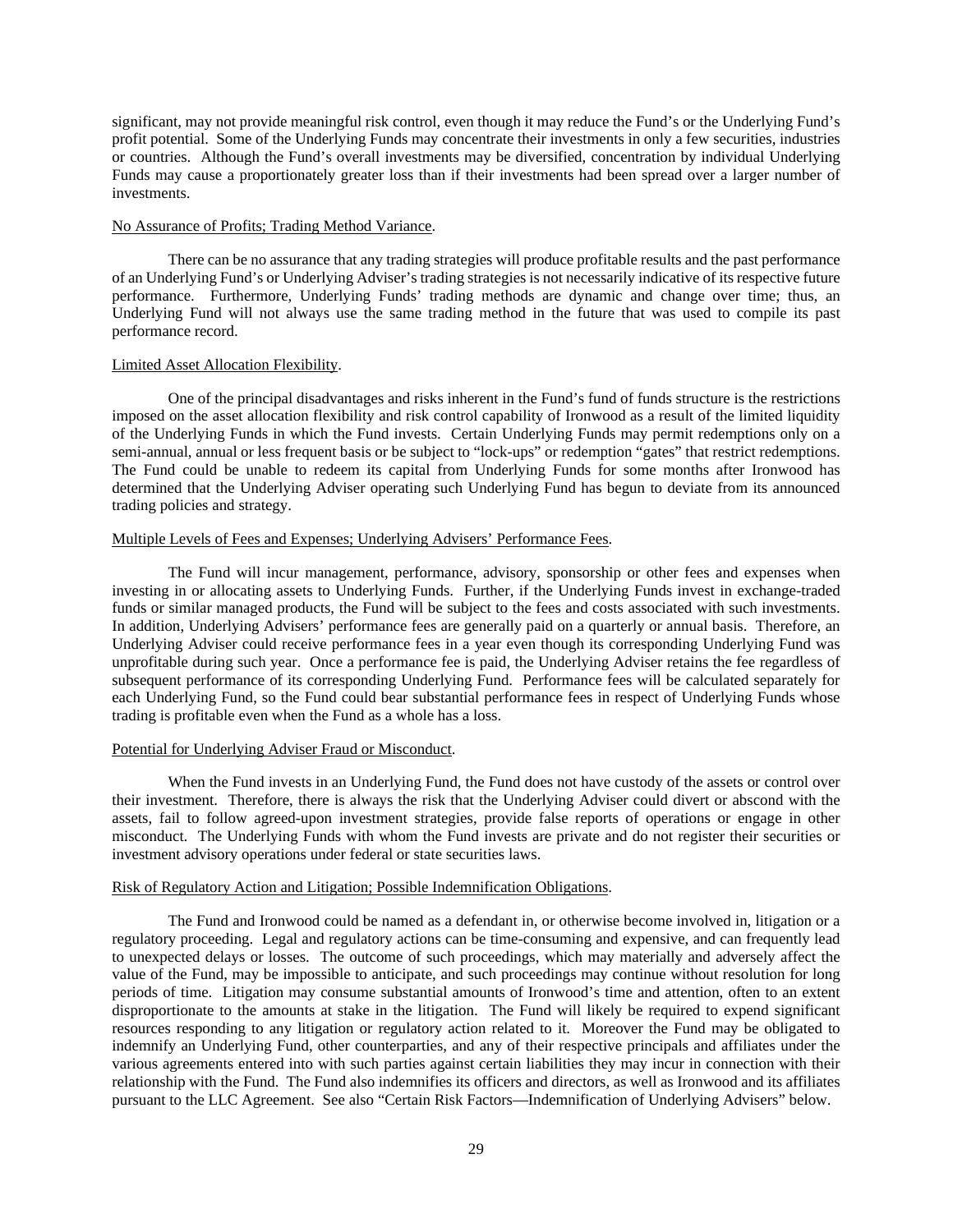significant, may not provide meaningful risk control, even though it may reduce the Fund's or the Underlying Fund's profit potential. Some of the Underlying Funds may concentrate their investments in only a few securities, industries or countries. Although the Fund's overall investments may be diversified, concentration by individual Underlying Funds may cause a proportionately greater loss than if their investments had been spread over a larger number of investments.

No Assurance of Profits; Trading Method Variance.

There can be no assurance that any trading strategies will produce profitable results and the past performance of an Underlying Fund's or Underlying Adviser's trading strategies is not necessarily indicative of its respective future performance. Furthermore, Underlying Funds' trading methods are dynamic and change over time; thus, an Underlying Fund will not always use the same trading method in the future that was used to compile its past performance record.

Limited Asset Allocation Flexibility.

One of the principal disadvantages and risks inherent in the Fund's fund of funds structure is the restrictions imposed on the asset allocation flexibility and risk control capability of Ironwood as a result of the limited liquidity of the Underlying Funds in which the Fund invests. Certain Underlying Funds may permit redemptions only on a semi-annual, annual or less frequent basis or be subject to "lock-ups" or redemption "gates" that restrict redemptions. The Fund could be unable to redeem its capital from Underlying Funds for some months after Ironwood has determined that the Underlying Adviser operating such Underlying Fund has begun to deviate from its announced trading policies and strategy.

Multiple Levels of Fees and Expenses; Underlying Advisers' Performance Fees.

The Fund will incur management, performance, advisory, sponsorship or other fees and expenses when investing in or allocating assets to Underlying Funds. Further, if the Underlying Funds invest in exchange-traded funds or similar managed products, the Fund will be subject to the fees and costs associated with such investments. In addition, Underlying Advisers' performance fees are generally paid on a quarterly or annual basis. Therefore, an Underlying Adviser could receive performance fees in a year even though its corresponding Underlying Fund was unprofitable during such year. Once a performance fee is paid, the Underlying Adviser retains the fee regardless of subsequent performance of its corresponding Underlying Fund. Performance fees will be calculated separately for each Underlying Fund, so the Fund could bear substantial performance fees in respect of Underlying Funds whose trading is profitable even when the Fund as a whole has a loss.

Potential for Underlying Adviser Fraud or Misconduct.

When the Fund invests in an Underlying Fund, the Fund does not have custody of the assets or control over their investment. Therefore, there is always the risk that the Underlying Adviser could divert or abscond with the assets, fail to follow agreed-upon investment strategies, provide false reports of operations or engage in other misconduct. The Underlying Funds with whom the Fund invests are private and do not register their securities or investment advisory operations under federal or state securities laws.

Risk of Regulatory Action and Litigation; Possible Indemnification Obligations.

The Fund and Ironwood could be named as a defendant in, or otherwise become involved in, litigation or a regulatory proceeding. Legal and regulatory actions can be time-consuming and expensive, and can frequently lead to unexpected delays or losses. The outcome of such proceedings, which may materially and adversely affect the value of the Fund, may be impossible to anticipate, and such proceedings may continue without resolution for long periods of time. Litigation may consume substantial amounts of Ironwood's time and attention, often to an extent disproportionate to the amounts at stake in the litigation. The Fund will likely be required to expend significant resources responding to any litigation or regulatory action related to it. Moreover the Fund may be obligated to indemnify an Underlying Fund, other counterparties, and any of their respective principals and affiliates under the various agreements entered into with such parties against certain liabilities they may incur in connection with their relationship with the Fund. The Fund also indemnifies its officers and directors, as well as Ironwood and its affiliates pursuant to the LLC Agreement. See also "Certain Risk Factors—Indemnification of Underlying Advisers" below.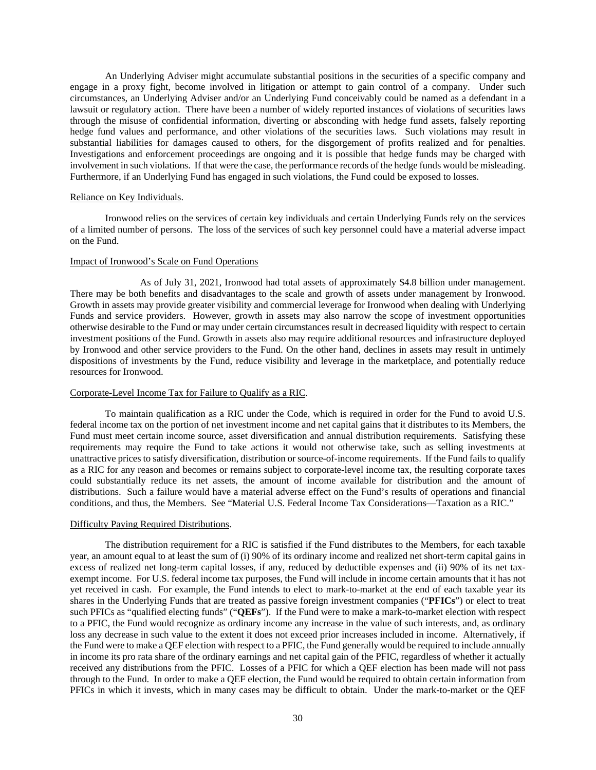An Underlying Adviser might accumulate substantial positions in the securities of a specific company and engage in a proxy fight, become involved in litigation or attempt to gain control of a company. Under such circumstances, an Underlying Adviser and/or an Underlying Fund conceivably could be named as a defendant in a lawsuit or regulatory action. There have been a number of widely reported instances of violations of securities laws through the misuse of confidential information, diverting or absconding with hedge fund assets, falsely reporting hedge fund values and performance, and other violations of the securities laws. Such violations may result in substantial liabilities for damages caused to others, for the disgorgement of profits realized and for penalties. Investigations and enforcement proceedings are ongoing and it is possible that hedge funds may be charged with involvement in such violations. If that were the case, the performance records of the hedge funds would be misleading. Furthermore, if an Underlying Fund has engaged in such violations, the Fund could be exposed to losses.

Reliance on Key Individuals.

Ironwood relies on the services of certain key individuals and certain Underlying Funds rely on the services of a limited number of persons. The loss of the services of such key personnel could have a material adverse impact on the Fund.

Impact of Ironwood's Scale on Fund Operations

As of July 31, 2021, Ironwood had total assets of approximately $4.8 billion under management. There may be both benefits and disadvantages to the scale and growth of assets under management by Ironwood. Growth in assets may provide greater visibility and commercial leverage for Ironwood when dealing with Underlying Funds and service providers. However, growth in assets may also narrow the scope of investment opportunities otherwise desirable to the Fund or may under certain circumstances result in decreased liquidity with respect to certain investment positions of the Fund. Growth in assets also may require additional resources and infrastructure deployed by Ironwood and other service providers to the Fund. On the other hand, declines in assets may result in untimely dispositions of investments by the Fund, reduce visibility and leverage in the marketplace, and potentially reduce resources for Ironwood.

Corporate-Level Income Tax for Failure to Qualify as a RIC.

To maintain qualification as a RIC under the Code, which is required in order for the Fund to avoid U.S. federal income tax on the portion of net investment income and net capital gains that it distributes to its Members, the Fund must meet certain income source, asset diversification and annual distribution requirements. Satisfying these requirements may require the Fund to take actions it would not otherwise take, such as selling investments at unattractive prices to satisfy diversification, distribution or source-of-income requirements. If the Fund fails to qualify as a RIC for any reason and becomes or remains subject to corporate-level income tax, the resulting corporate taxes could substantially reduce its net assets, the amount of income available for distribution and the amount of distributions. Such a failure would have a material adverse effect on the Fund's results of operations and financial conditions, and thus, the Members. See "Material U.S. Federal Income Tax Considerations—Taxation as a RIC."

Difficulty Paying Required Distributions.

The distribution requirement for a RIC is satisfied if the Fund distributes to the Members, for each taxable year, an amount equal to at least the sum of (i) 90% of its ordinary income and realized net short-term capital gains in excess of realized net long-term capital losses, if any, reduced by deductible expenses and (ii) 90% of its net tax-exempt income. For U.S. federal income tax purposes, the Fund will include in income certain amounts that it has not yet received in cash. For example, the Fund intends to elect to mark-to-market at the end of each taxable year its shares in the Underlying Funds that are treated as passive foreign investment companies ("**PFICs**") or elect to treat such PFICs as "qualified electing funds" ("**QEFs**"). If the Fund were to make a mark-to-market election with respect to a PFIC, the Fund would recognize as ordinary income any increase in the value of such interests, and, as ordinary loss any decrease in such value to the extent it does not exceed prior increases included in income. Alternatively, if the Fund were to make a QEF election with respect to a PFIC, the Fund generally would be required to include annually in income its pro rata share of the ordinary earnings and net capital gain of the PFIC, regardless of whether it actually received any distributions from the PFIC. Losses of a PFIC for which a QEF election has been made will not pass through to the Fund. In order to make a QEF election, the Fund would be required to obtain certain information from PFICs in which it invests, which in many cases may be difficult to obtain. Under the mark-to-market or the QEF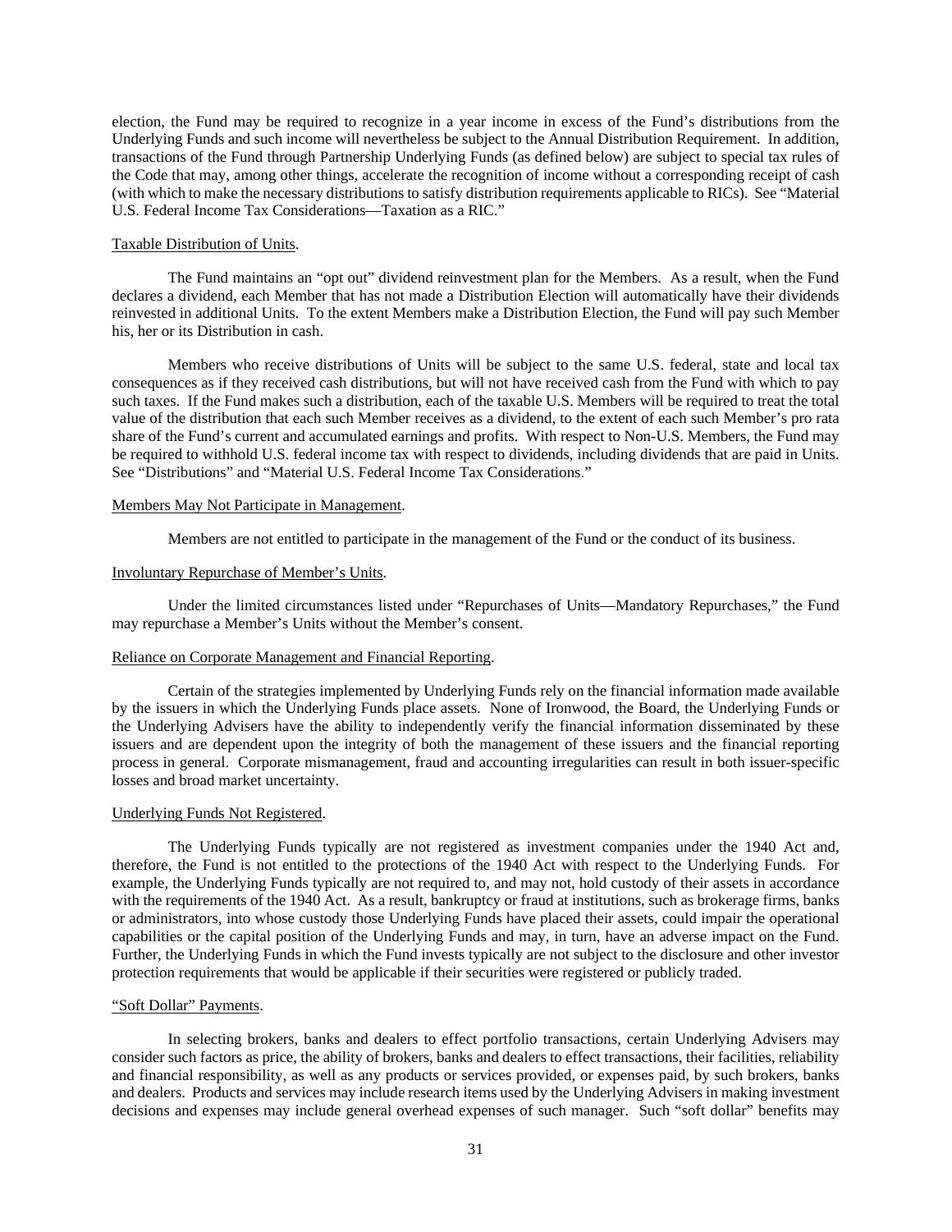election, the Fund may be required to recognize in a year income in excess of the Fund's distributions from the Underlying Funds and such income will nevertheless be subject to the Annual Distribution Requirement. In addition, transactions of the Fund through Partnership Underlying Funds (as defined below) are subject to special tax rules of the Code that may, among other things, accelerate the recognition of income without a corresponding receipt of cash (with which to make the necessary distributions to satisfy distribution requirements applicable to RICs). See "Material U.S. Federal Income Tax Considerations—Taxation as a RIC."

Taxable Distribution of Units.

The Fund maintains an "opt out" dividend reinvestment plan for the Members. As a result, when the Fund declares a dividend, each Member that has not made a Distribution Election will automatically have their dividends reinvested in additional Units. To the extent Members make a Distribution Election, the Fund will pay such Member his, her or its Distribution in cash.

Members who receive distributions of Units will be subject to the same U.S. federal, state and local tax consequences as if they received cash distributions, but will not have received cash from the Fund with which to pay such taxes. If the Fund makes such a distribution, each of the taxable U.S. Members will be required to treat the total value of the distribution that each such Member receives as a dividend, to the extent of each such Member's pro rata share of the Fund's current and accumulated earnings and profits. With respect to Non-U.S. Members, the Fund may be required to withhold U.S. federal income tax with respect to dividends, including dividends that are paid in Units. See "Distributions" and "Material U.S. Federal Income Tax Considerations."

Members May Not Participate in Management.

Members are not entitled to participate in the management of the Fund or the conduct of its business.

Involuntary Repurchase of Member's Units.

Under the limited circumstances listed under "Repurchases of Units—Mandatory Repurchases," the Fund may repurchase a Member's Units without the Member's consent.

Reliance on Corporate Management and Financial Reporting.

Certain of the strategies implemented by Underlying Funds rely on the financial information made available by the issuers in which the Underlying Funds place assets. None of Ironwood, the Board, the Underlying Funds or the Underlying Advisers have the ability to independently verify the financial information disseminated by these issuers and are dependent upon the integrity of both the management of these issuers and the financial reporting process in general. Corporate mismanagement, fraud and accounting irregularities can result in both issuer-specific losses and broad market uncertainty.

Underlying Funds Not Registered.

The Underlying Funds typically are not registered as investment companies under the 1940 Act and, therefore, the Fund is not entitled to the protections of the 1940 Act with respect to the Underlying Funds. For example, the Underlying Funds typically are not required to, and may not, hold custody of their assets in accordance with the requirements of the 1940 Act. As a result, bankruptcy or fraud at institutions, such as brokerage firms, banks or administrators, into whose custody those Underlying Funds have placed their assets, could impair the operational capabilities or the capital position of the Underlying Funds and may, in turn, have an adverse impact on the Fund. Further, the Underlying Funds in which the Fund invests typically are not subject to the disclosure and other investor protection requirements that would be applicable if their securities were registered or publicly traded.

"Soft Dollar" Payments.

In selecting brokers, banks and dealers to effect portfolio transactions, certain Underlying Advisers may consider such factors as price, the ability of brokers, banks and dealers to effect transactions, their facilities, reliability and financial responsibility, as well as any products or services provided, or expenses paid, by such brokers, banks and dealers. Products and services may include research items used by the Underlying Advisers in making investment decisions and expenses may include general overhead expenses of such manager. Such "soft dollar" benefits may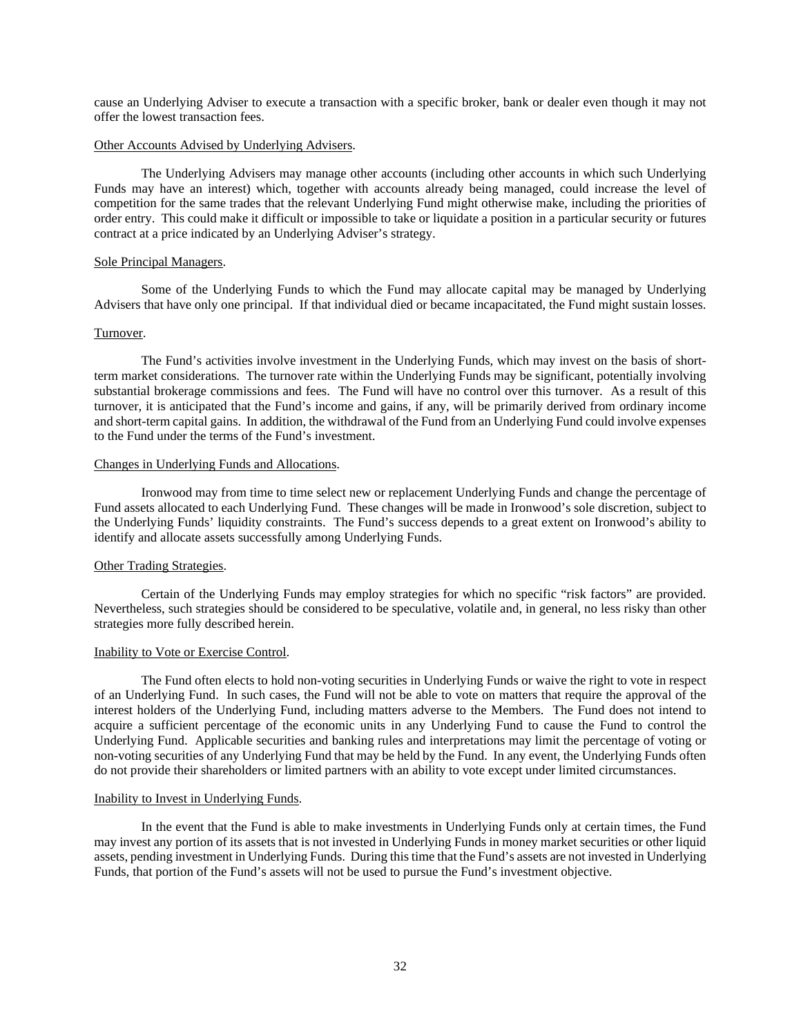cause an Underlying Adviser to execute a transaction with a specific broker, bank or dealer even though it may not offer the lowest transaction fees.

Other Accounts Advised by Underlying Advisers.

The Underlying Advisers may manage other accounts (including other accounts in which such Underlying Funds may have an interest) which, together with accounts already being managed, could increase the level of competition for the same trades that the relevant Underlying Fund might otherwise make, including the priorities of order entry. This could make it difficult or impossible to take or liquidate a position in a particular security or futures contract at a price indicated by an Underlying Adviser's strategy.

Sole Principal Managers.

Some of the Underlying Funds to which the Fund may allocate capital may be managed by Underlying Advisers that have only one principal. If that individual died or became incapacitated, the Fund might sustain losses.

Turnover.

The Fund's activities involve investment in the Underlying Funds, which may invest on the basis of short-term market considerations. The turnover rate within the Underlying Funds may be significant, potentially involving substantial brokerage commissions and fees. The Fund will have no control over this turnover. As a result of this turnover, it is anticipated that the Fund's income and gains, if any, will be primarily derived from ordinary income and short-term capital gains. In addition, the withdrawal of the Fund from an Underlying Fund could involve expenses to the Fund under the terms of the Fund's investment.

Changes in Underlying Funds and Allocations.

Ironwood may from time to time select new or replacement Underlying Funds and change the percentage of Fund assets allocated to each Underlying Fund. These changes will be made in Ironwood's sole discretion, subject to the Underlying Funds' liquidity constraints. The Fund's success depends to a great extent on Ironwood's ability to identify and allocate assets successfully among Underlying Funds.

Other Trading Strategies.

Certain of the Underlying Funds may employ strategies for which no specific "risk factors" are provided. Nevertheless, such strategies should be considered to be speculative, volatile and, in general, no less risky than other strategies more fully described herein.

Inability to Vote or Exercise Control.

The Fund often elects to hold non-voting securities in Underlying Funds or waive the right to vote in respect of an Underlying Fund. In such cases, the Fund will not be able to vote on matters that require the approval of the interest holders of the Underlying Fund, including matters adverse to the Members. The Fund does not intend to acquire a sufficient percentage of the economic units in any Underlying Fund to cause the Fund to control the Underlying Fund. Applicable securities and banking rules and interpretations may limit the percentage of voting or non-voting securities of any Underlying Fund that may be held by the Fund. In any event, the Underlying Funds often do not provide their shareholders or limited partners with an ability to vote except under limited circumstances.

Inability to Invest in Underlying Funds.

In the event that the Fund is able to make investments in Underlying Funds only at certain times, the Fund may invest any portion of its assets that is not invested in Underlying Funds in money market securities or other liquid assets, pending investment in Underlying Funds. During this time that the Fund's assets are not invested in Underlying Funds, that portion of the Fund's assets will not be used to pursue the Fund's investment objective.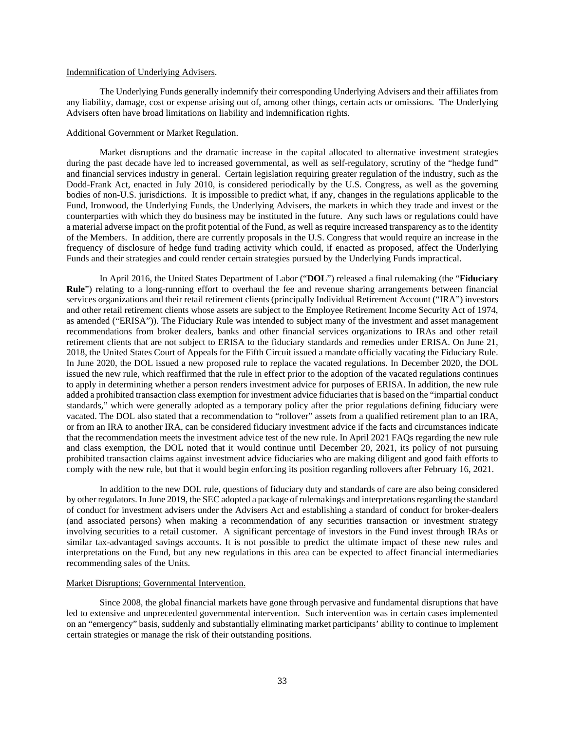Indemnification of Underlying Advisers.

The Underlying Funds generally indemnify their corresponding Underlying Advisers and their affiliates from any liability, damage, cost or expense arising out of, among other things, certain acts or omissions. The Underlying Advisers often have broad limitations on liability and indemnification rights.

Additional Government or Market Regulation.

Market disruptions and the dramatic increase in the capital allocated to alternative investment strategies during the past decade have led to increased governmental, as well as self-regulatory, scrutiny of the "hedge fund" and financial services industry in general. Certain legislation requiring greater regulation of the industry, such as the Dodd-Frank Act, enacted in July 2010, is considered periodically by the U.S. Congress, as well as the governing bodies of non-U.S. jurisdictions. It is impossible to predict what, if any, changes in the regulations applicable to the Fund, Ironwood, the Underlying Funds, the Underlying Advisers, the markets in which they trade and invest or the counterparties with which they do business may be instituted in the future. Any such laws or regulations could have a material adverse impact on the profit potential of the Fund, as well as require increased transparency as to the identity of the Members. In addition, there are currently proposals in the U.S. Congress that would require an increase in the frequency of disclosure of hedge fund trading activity which could, if enacted as proposed, affect the Underlying Funds and their strategies and could render certain strategies pursued by the Underlying Funds impractical.

In April 2016, the United States Department of Labor ("**DOL**") released a final rulemaking (the "**Fiduciary Rule**") relating to a long-running effort to overhaul the fee and revenue sharing arrangements between financial services organizations and their retail retirement clients (principally Individual Retirement Account ("IRA") investors and other retail retirement clients whose assets are subject to the Employee Retirement Income Security Act of 1974, as amended ("ERISA")). The Fiduciary Rule was intended to subject many of the investment and asset management recommendations from broker dealers, banks and other financial services organizations to IRAs and other retail retirement clients that are not subject to ERISA to the fiduciary standards and remedies under ERISA. On June 21, 2018, the United States Court of Appeals for the Fifth Circuit issued a mandate officially vacating the Fiduciary Rule. In June 2020, the DOL issued a new proposed rule to replace the vacated regulations. In December 2020, the DOL issued the new rule, which reaffirmed that the rule in effect prior to the adoption of the vacated regulations continues to apply in determining whether a person renders investment advice for purposes of ERISA. In addition, the new rule added a prohibited transaction class exemption for investment advice fiduciaries that is based on the "impartial conduct standards," which were generally adopted as a temporary policy after the prior regulations defining fiduciary were vacated. The DOL also stated that a recommendation to "rollover" assets from a qualified retirement plan to an IRA, or from an IRA to another IRA, can be considered fiduciary investment advice if the facts and circumstances indicate that the recommendation meets the investment advice test of the new rule. In April 2021 FAQs regarding the new rule and class exemption, the DOL noted that it would continue until December 20, 2021, its policy of not pursuing prohibited transaction claims against investment advice fiduciaries who are making diligent and good faith efforts to comply with the new rule, but that it would begin enforcing its position regarding rollovers after February 16, 2021.

In addition to the new DOL rule, questions of fiduciary duty and standards of care are also being considered by other regulators. In June 2019, the SEC adopted a package of rulemakings and interpretations regarding the standard of conduct for investment advisers under the Advisers Act and establishing a standard of conduct for broker-dealers (and associated persons) when making a recommendation of any securities transaction or investment strategy involving securities to a retail customer. A significant percentage of investors in the Fund invest through IRAs or similar tax-advantaged savings accounts. It is not possible to predict the ultimate impact of these new rules and interpretations on the Fund, but any new regulations in this area can be expected to affect financial intermediaries recommending sales of the Units.

Market Disruptions; Governmental Intervention.

Since 2008, the global financial markets have gone through pervasive and fundamental disruptions that have led to extensive and unprecedented governmental intervention. Such intervention was in certain cases implemented on an "emergency" basis, suddenly and substantially eliminating market participants' ability to continue to implement certain strategies or manage the risk of their outstanding positions.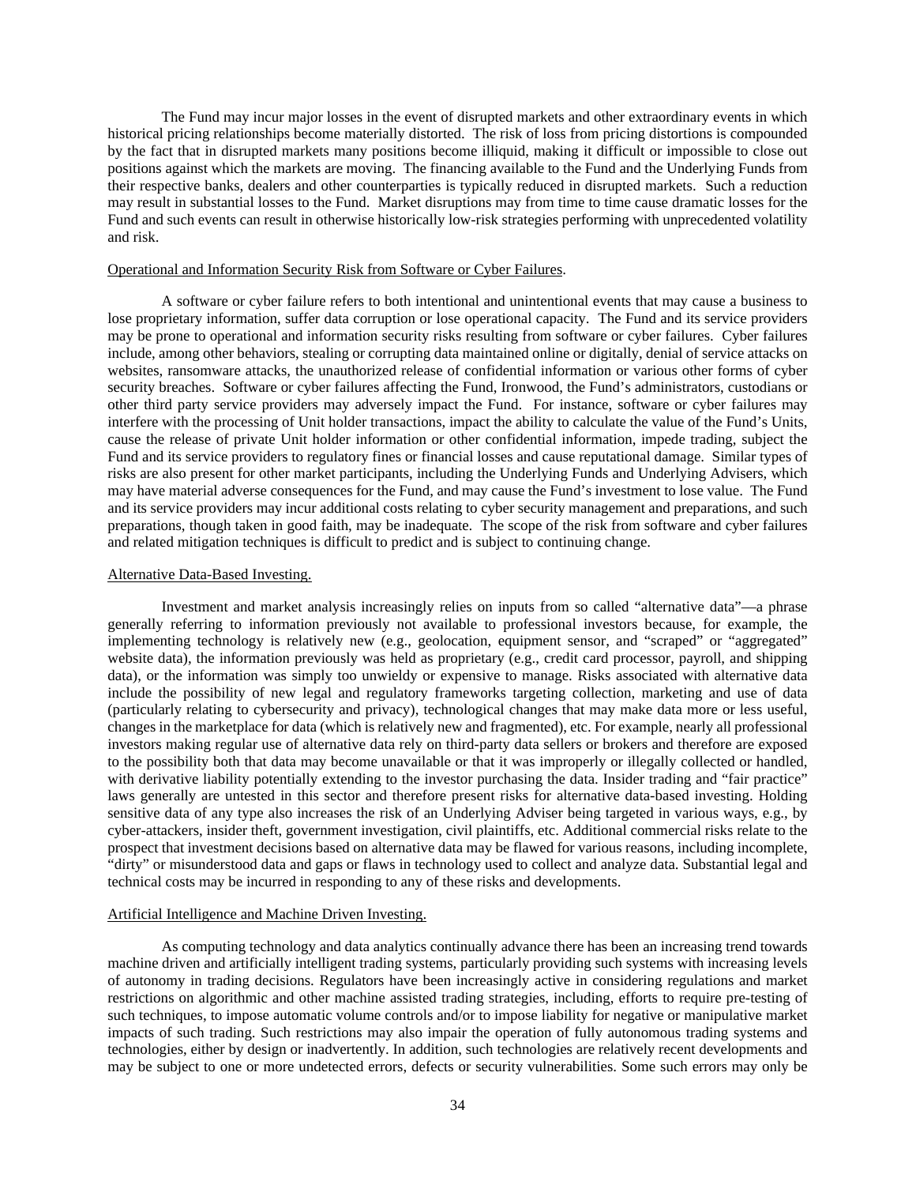The Fund may incur major losses in the event of disrupted markets and other extraordinary events in which historical pricing relationships become materially distorted. The risk of loss from pricing distortions is compounded by the fact that in disrupted markets many positions become illiquid, making it difficult or impossible to close out positions against which the markets are moving. The financing available to the Fund and the Underlying Funds from their respective banks, dealers and other counterparties is typically reduced in disrupted markets. Such a reduction may result in substantial losses to the Fund. Market disruptions may from time to time cause dramatic losses for the Fund and such events can result in otherwise historically low-risk strategies performing with unprecedented volatility and risk.

Operational and Information Security Risk from Software or Cyber Failures.

A software or cyber failure refers to both intentional and unintentional events that may cause a business to lose proprietary information, suffer data corruption or lose operational capacity. The Fund and its service providers may be prone to operational and information security risks resulting from software or cyber failures. Cyber failures include, among other behaviors, stealing or corrupting data maintained online or digitally, denial of service attacks on websites, ransomware attacks, the unauthorized release of confidential information or various other forms of cyber security breaches. Software or cyber failures affecting the Fund, Ironwood, the Fund's administrators, custodians or other third party service providers may adversely impact the Fund. For instance, software or cyber failures may interfere with the processing of Unit holder transactions, impact the ability to calculate the value of the Fund's Units, cause the release of private Unit holder information or other confidential information, impede trading, subject the Fund and its service providers to regulatory fines or financial losses and cause reputational damage. Similar types of risks are also present for other market participants, including the Underlying Funds and Underlying Advisers, which may have material adverse consequences for the Fund, and may cause the Fund's investment to lose value. The Fund and its service providers may incur additional costs relating to cyber security management and preparations, and such preparations, though taken in good faith, may be inadequate. The scope of the risk from software and cyber failures and related mitigation techniques is difficult to predict and is subject to continuing change.

Alternative Data-Based Investing.

Investment and market analysis increasingly relies on inputs from so called "alternative data"—a phrase generally referring to information previously not available to professional investors because, for example, the implementing technology is relatively new (e.g., geolocation, equipment sensor, and "scraped" or "aggregated" website data), the information previously was held as proprietary (e.g., credit card processor, payroll, and shipping data), or the information was simply too unwieldy or expensive to manage. Risks associated with alternative data include the possibility of new legal and regulatory frameworks targeting collection, marketing and use of data (particularly relating to cybersecurity and privacy), technological changes that may make data more or less useful, changes in the marketplace for data (which is relatively new and fragmented), etc. For example, nearly all professional investors making regular use of alternative data rely on third-party data sellers or brokers and therefore are exposed to the possibility both that data may become unavailable or that it was improperly or illegally collected or handled, with derivative liability potentially extending to the investor purchasing the data. Insider trading and "fair practice" laws generally are untested in this sector and therefore present risks for alternative data-based investing. Holding sensitive data of any type also increases the risk of an Underlying Adviser being targeted in various ways, e.g., by cyber-attackers, insider theft, government investigation, civil plaintiffs, etc. Additional commercial risks relate to the prospect that investment decisions based on alternative data may be flawed for various reasons, including incomplete, "dirty" or misunderstood data and gaps or flaws in technology used to collect and analyze data. Substantial legal and technical costs may be incurred in responding to any of these risks and developments.

Artificial Intelligence and Machine Driven Investing.

As computing technology and data analytics continually advance there has been an increasing trend towards machine driven and artificially intelligent trading systems, particularly providing such systems with increasing levels of autonomy in trading decisions. Regulators have been increasingly active in considering regulations and market restrictions on algorithmic and other machine assisted trading strategies, including, efforts to require pre-testing of such techniques, to impose automatic volume controls and/or to impose liability for negative or manipulative market impacts of such trading. Such restrictions may also impair the operation of fully autonomous trading systems and technologies, either by design or inadvertently. In addition, such technologies are relatively recent developments and may be subject to one or more undetected errors, defects or security vulnerabilities. Some such errors may only be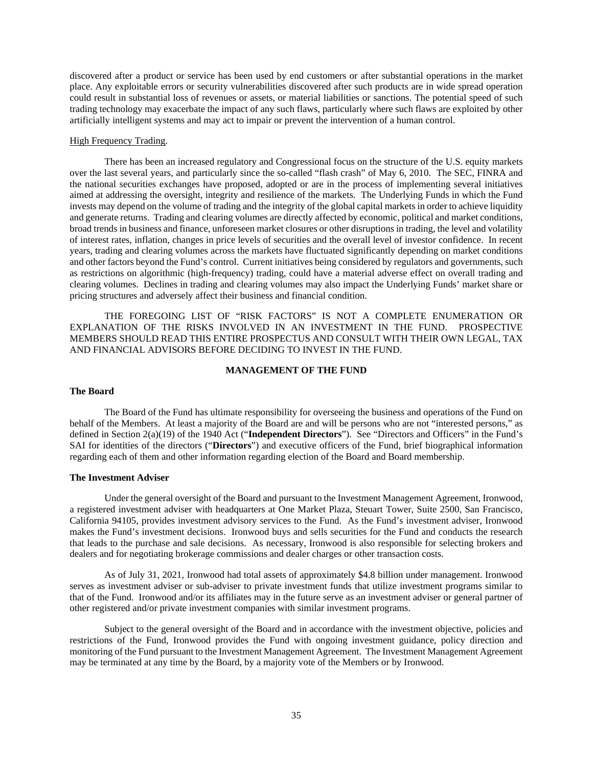discovered after a product or service has been used by end customers or after substantial operations in the market place. Any exploitable errors or security vulnerabilities discovered after such products are in wide spread operation could result in substantial loss of revenues or assets, or material liabilities or sanctions. The potential speed of such trading technology may exacerbate the impact of any such flaws, particularly where such flaws are exploited by other artificially intelligent systems and may act to impair or prevent the intervention of a human control.

High Frequency Trading.

There has been an increased regulatory and Congressional focus on the structure of the U.S. equity markets over the last several years, and particularly since the so-called "flash crash" of May 6, 2010. The SEC, FINRA and the national securities exchanges have proposed, adopted or are in the process of implementing several initiatives aimed at addressing the oversight, integrity and resilience of the markets. The Underlying Funds in which the Fund invests may depend on the volume of trading and the integrity of the global capital markets in order to achieve liquidity and generate returns. Trading and clearing volumes are directly affected by economic, political and market conditions, broad trends in business and finance, unforeseen market closures or other disruptions in trading, the level and volatility of interest rates, inflation, changes in price levels of securities and the overall level of investor confidence. In recent years, trading and clearing volumes across the markets have fluctuated significantly depending on market conditions and other factors beyond the Fund's control. Current initiatives being considered by regulators and governments, such as restrictions on algorithmic (high-frequency) trading, could have a material adverse effect on overall trading and clearing volumes. Declines in trading and clearing volumes may also impact the Underlying Funds' market share or pricing structures and adversely affect their business and financial condition.

THE FOREGOING LIST OF "RISK FACTORS" IS NOT A COMPLETE ENUMERATION OR EXPLANATION OF THE RISKS INVOLVED IN AN INVESTMENT IN THE FUND. PROSPECTIVE MEMBERS SHOULD READ THIS ENTIRE PROSPECTUS AND CONSULT WITH THEIR OWN LEGAL, TAX AND FINANCIAL ADVISORS BEFORE DECIDING TO INVEST IN THE FUND.

## MANAGEMENT OF THE FUND

### The Board

The Board of the Fund has ultimate responsibility for overseeing the business and operations of the Fund on behalf of the Members. At least a majority of the Board are and will be persons who are not "interested persons," as defined in Section 2(a)(19) of the 1940 Act ("**Independent Directors**"). See "Directors and Officers" in the Fund's SAI for identities of the directors ("**Directors**") and executive officers of the Fund, brief biographical information regarding each of them and other information regarding election of the Board and Board membership.

### The Investment Adviser

Under the general oversight of the Board and pursuant to the Investment Management Agreement, Ironwood, a registered investment adviser with headquarters at One Market Plaza, Steuart Tower, Suite 2500, San Francisco, California 94105, provides investment advisory services to the Fund. As the Fund's investment adviser, Ironwood makes the Fund's investment decisions. Ironwood buys and sells securities for the Fund and conducts the research that leads to the purchase and sale decisions. As necessary, Ironwood is also responsible for selecting brokers and dealers and for negotiating brokerage commissions and dealer charges or other transaction costs.

As of July 31, 2021, Ironwood had total assets of approximately $4.8 billion under management. Ironwood serves as investment adviser or sub-adviser to private investment funds that utilize investment programs similar to that of the Fund. Ironwood and/or its affiliates may in the future serve as an investment adviser or general partner of other registered and/or private investment companies with similar investment programs.

Subject to the general oversight of the Board and in accordance with the investment objective, policies and restrictions of the Fund, Ironwood provides the Fund with ongoing investment guidance, policy direction and monitoring of the Fund pursuant to the Investment Management Agreement. The Investment Management Agreement may be terminated at any time by the Board, by a majority vote of the Members or by Ironwood.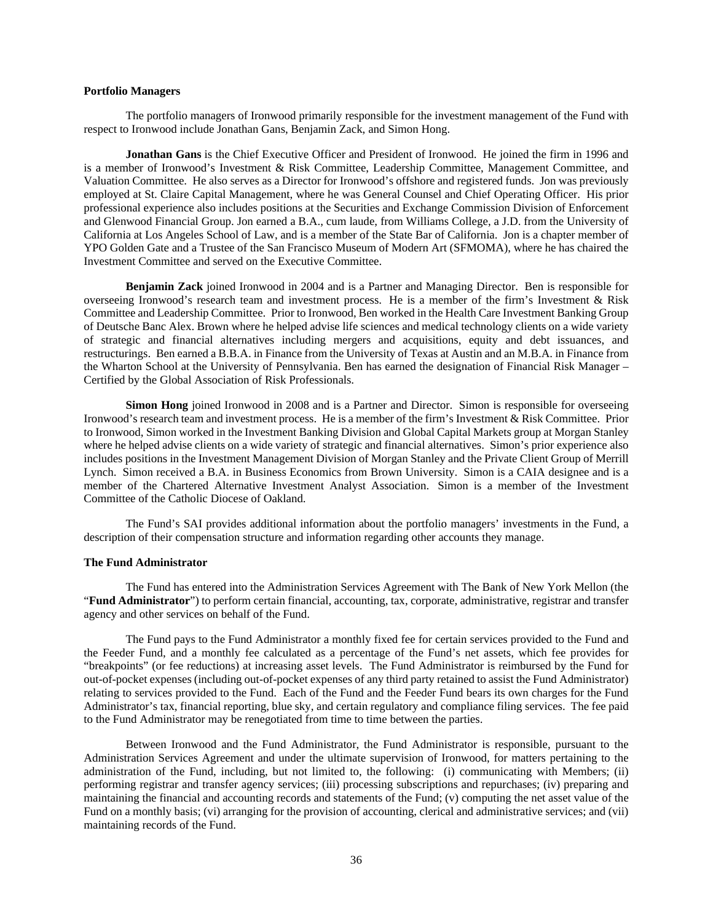**Portfolio Managers**

The portfolio managers of Ironwood primarily responsible for the investment management of the Fund with respect to Ironwood include Jonathan Gans, Benjamin Zack, and Simon Hong.

**Jonathan Gans** is the Chief Executive Officer and President of Ironwood. He joined the firm in 1996 and is a member of Ironwood's Investment & Risk Committee, Leadership Committee, Management Committee, and Valuation Committee. He also serves as a Director for Ironwood's offshore and registered funds. Jon was previously employed at St. Claire Capital Management, where he was General Counsel and Chief Operating Officer. His prior professional experience also includes positions at the Securities and Exchange Commission Division of Enforcement and Glenwood Financial Group. Jon earned a B.A., cum laude, from Williams College, a J.D. from the University of California at Los Angeles School of Law, and is a member of the State Bar of California. Jon is a chapter member of YPO Golden Gate and a Trustee of the San Francisco Museum of Modern Art (SFMOMA), where he has chaired the Investment Committee and served on the Executive Committee.

**Benjamin Zack** joined Ironwood in 2004 and is a Partner and Managing Director. Ben is responsible for overseeing Ironwood's research team and investment process. He is a member of the firm's Investment & Risk Committee and Leadership Committee. Prior to Ironwood, Ben worked in the Health Care Investment Banking Group of Deutsche Banc Alex. Brown where he helped advise life sciences and medical technology clients on a wide variety of strategic and financial alternatives including mergers and acquisitions, equity and debt issuances, and restructurings. Ben earned a B.B.A. in Finance from the University of Texas at Austin and an M.B.A. in Finance from the Wharton School at the University of Pennsylvania. Ben has earned the designation of Financial Risk Manager – Certified by the Global Association of Risk Professionals.

**Simon Hong** joined Ironwood in 2008 and is a Partner and Director. Simon is responsible for overseeing Ironwood's research team and investment process. He is a member of the firm's Investment & Risk Committee. Prior to Ironwood, Simon worked in the Investment Banking Division and Global Capital Markets group at Morgan Stanley where he helped advise clients on a wide variety of strategic and financial alternatives. Simon's prior experience also includes positions in the Investment Management Division of Morgan Stanley and the Private Client Group of Merrill Lynch. Simon received a B.A. in Business Economics from Brown University. Simon is a CAIA designee and is a member of the Chartered Alternative Investment Analyst Association. Simon is a member of the Investment Committee of the Catholic Diocese of Oakland.

The Fund's SAI provides additional information about the portfolio managers' investments in the Fund, a description of their compensation structure and information regarding other accounts they manage.

**The Fund Administrator**

The Fund has entered into the Administration Services Agreement with The Bank of New York Mellon (the "**Fund Administrator**") to perform certain financial, accounting, tax, corporate, administrative, registrar and transfer agency and other services on behalf of the Fund.

The Fund pays to the Fund Administrator a monthly fixed fee for certain services provided to the Fund and the Feeder Fund, and a monthly fee calculated as a percentage of the Fund's net assets, which fee provides for "breakpoints" (or fee reductions) at increasing asset levels. The Fund Administrator is reimbursed by the Fund for out-of-pocket expenses (including out-of-pocket expenses of any third party retained to assist the Fund Administrator) relating to services provided to the Fund. Each of the Fund and the Feeder Fund bears its own charges for the Fund Administrator's tax, financial reporting, blue sky, and certain regulatory and compliance filing services. The fee paid to the Fund Administrator may be renegotiated from time to time between the parties.

Between Ironwood and the Fund Administrator, the Fund Administrator is responsible, pursuant to the Administration Services Agreement and under the ultimate supervision of Ironwood, for matters pertaining to the administration of the Fund, including, but not limited to, the following: (i) communicating with Members; (ii) performing registrar and transfer agency services; (iii) processing subscriptions and repurchases; (iv) preparing and maintaining the financial and accounting records and statements of the Fund; (v) computing the net asset value of the Fund on a monthly basis; (vi) arranging for the provision of accounting, clerical and administrative services; and (vii) maintaining records of the Fund.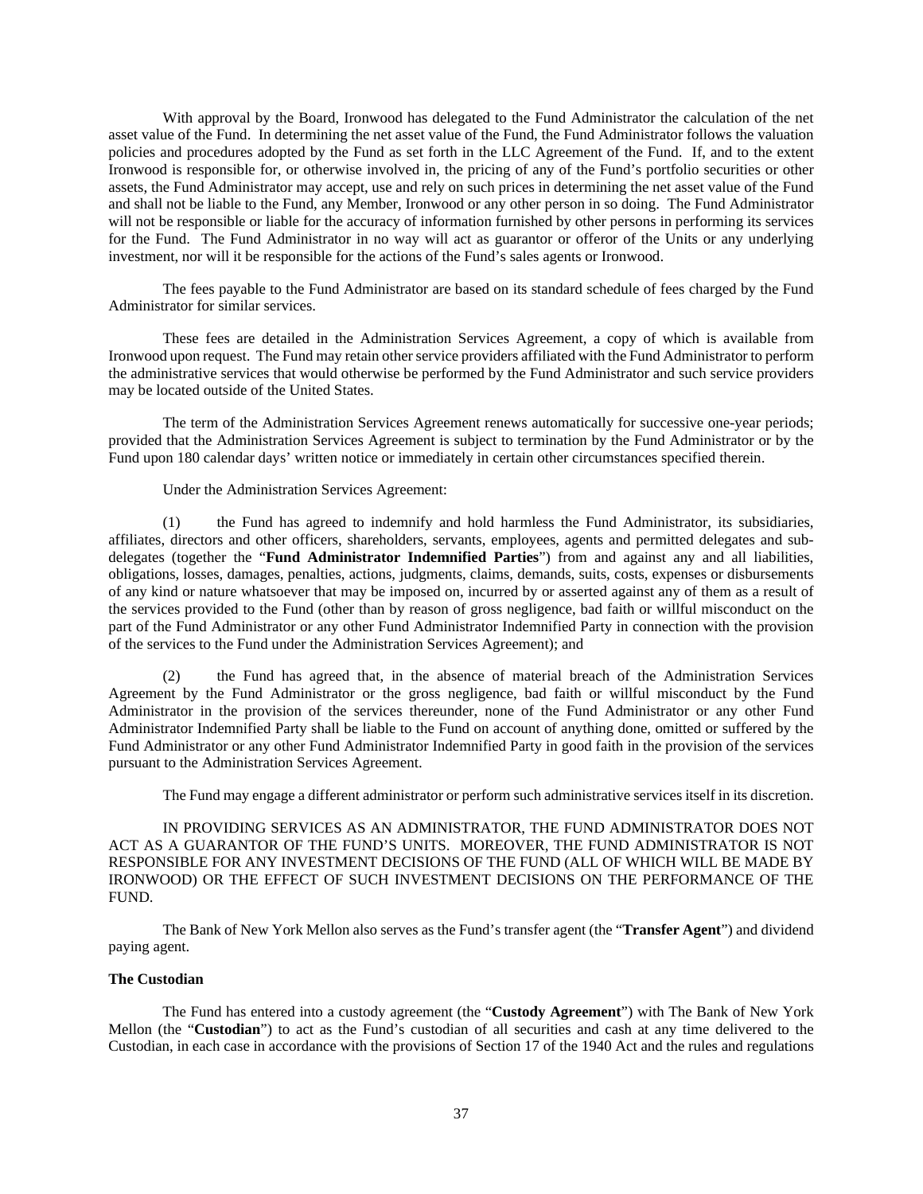With approval by the Board, Ironwood has delegated to the Fund Administrator the calculation of the net asset value of the Fund. In determining the net asset value of the Fund, the Fund Administrator follows the valuation policies and procedures adopted by the Fund as set forth in the LLC Agreement of the Fund. If, and to the extent Ironwood is responsible for, or otherwise involved in, the pricing of any of the Fund's portfolio securities or other assets, the Fund Administrator may accept, use and rely on such prices in determining the net asset value of the Fund and shall not be liable to the Fund, any Member, Ironwood or any other person in so doing. The Fund Administrator will not be responsible or liable for the accuracy of information furnished by other persons in performing its services for the Fund. The Fund Administrator in no way will act as guarantor or offeror of the Units or any underlying investment, nor will it be responsible for the actions of the Fund's sales agents or Ironwood.

The fees payable to the Fund Administrator are based on its standard schedule of fees charged by the Fund Administrator for similar services.

These fees are detailed in the Administration Services Agreement, a copy of which is available from Ironwood upon request. The Fund may retain other service providers affiliated with the Fund Administrator to perform the administrative services that would otherwise be performed by the Fund Administrator and such service providers may be located outside of the United States.

The term of the Administration Services Agreement renews automatically for successive one-year periods; provided that the Administration Services Agreement is subject to termination by the Fund Administrator or by the Fund upon 180 calendar days' written notice or immediately in certain other circumstances specified therein.

Under the Administration Services Agreement:

(1) the Fund has agreed to indemnify and hold harmless the Fund Administrator, its subsidiaries, affiliates, directors and other officers, shareholders, servants, employees, agents and permitted delegates and sub-delegates (together the "**Fund Administrator Indemnified Parties**") from and against any and all liabilities, obligations, losses, damages, penalties, actions, judgments, claims, demands, suits, costs, expenses or disbursements of any kind or nature whatsoever that may be imposed on, incurred by or asserted against any of them as a result of the services provided to the Fund (other than by reason of gross negligence, bad faith or willful misconduct on the part of the Fund Administrator or any other Fund Administrator Indemnified Party in connection with the provision of the services to the Fund under the Administration Services Agreement); and

(2) the Fund has agreed that, in the absence of material breach of the Administration Services Agreement by the Fund Administrator or the gross negligence, bad faith or willful misconduct by the Fund Administrator in the provision of the services thereunder, none of the Fund Administrator or any other Fund Administrator Indemnified Party shall be liable to the Fund on account of anything done, omitted or suffered by the Fund Administrator or any other Fund Administrator Indemnified Party in good faith in the provision of the services pursuant to the Administration Services Agreement.

The Fund may engage a different administrator or perform such administrative services itself in its discretion.

IN PROVIDING SERVICES AS AN ADMINISTRATOR, THE FUND ADMINISTRATOR DOES NOT ACT AS A GUARANTOR OF THE FUND'S UNITS. MOREOVER, THE FUND ADMINISTRATOR IS NOT RESPONSIBLE FOR ANY INVESTMENT DECISIONS OF THE FUND (ALL OF WHICH WILL BE MADE BY IRONWOOD) OR THE EFFECT OF SUCH INVESTMENT DECISIONS ON THE PERFORMANCE OF THE FUND.

The Bank of New York Mellon also serves as the Fund's transfer agent (the "**Transfer Agent**") and dividend paying agent.

**The Custodian**

The Fund has entered into a custody agreement (the "**Custody Agreement**") with The Bank of New York Mellon (the "**Custodian**") to act as the Fund's custodian of all securities and cash at any time delivered to the Custodian, in each case in accordance with the provisions of Section 17 of the 1940 Act and the rules and regulations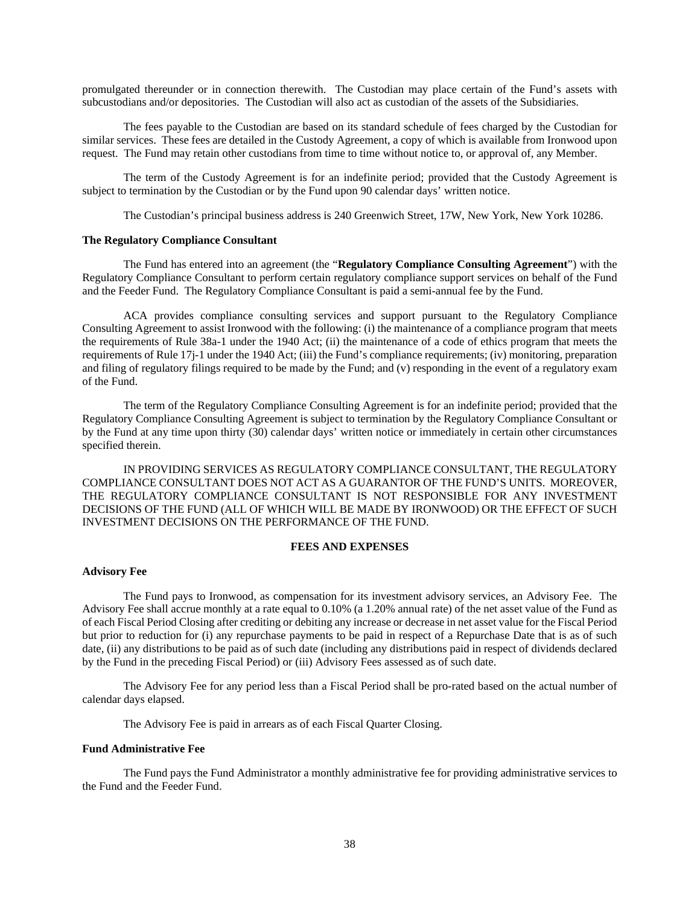promulgated thereunder or in connection therewith. The Custodian may place certain of the Fund's assets with subcustodians and/or depositories. The Custodian will also act as custodian of the assets of the Subsidiaries.

The fees payable to the Custodian are based on its standard schedule of fees charged by the Custodian for similar services. These fees are detailed in the Custody Agreement, a copy of which is available from Ironwood upon request. The Fund may retain other custodians from time to time without notice to, or approval of, any Member.

The term of the Custody Agreement is for an indefinite period; provided that the Custody Agreement is subject to termination by the Custodian or by the Fund upon 90 calendar days' written notice.

The Custodian's principal business address is 240 Greenwich Street, 17W, New York, New York 10286.

**The Regulatory Compliance Consultant**

The Fund has entered into an agreement (the "**Regulatory Compliance Consulting Agreement**") with the Regulatory Compliance Consultant to perform certain regulatory compliance support services on behalf of the Fund and the Feeder Fund. The Regulatory Compliance Consultant is paid a semi-annual fee by the Fund.

ACA provides compliance consulting services and support pursuant to the Regulatory Compliance Consulting Agreement to assist Ironwood with the following: (i) the maintenance of a compliance program that meets the requirements of Rule 38a-1 under the 1940 Act; (ii) the maintenance of a code of ethics program that meets the requirements of Rule 17j-1 under the 1940 Act; (iii) the Fund's compliance requirements; (iv) monitoring, preparation and filing of regulatory filings required to be made by the Fund; and (v) responding in the event of a regulatory exam of the Fund.

The term of the Regulatory Compliance Consulting Agreement is for an indefinite period; provided that the Regulatory Compliance Consulting Agreement is subject to termination by the Regulatory Compliance Consultant or by the Fund at any time upon thirty (30) calendar days' written notice or immediately in certain other circumstances specified therein.

IN PROVIDING SERVICES AS REGULATORY COMPLIANCE CONSULTANT, THE REGULATORY COMPLIANCE CONSULTANT DOES NOT ACT AS A GUARANTOR OF THE FUND'S UNITS. MOREOVER, THE REGULATORY COMPLIANCE CONSULTANT IS NOT RESPONSIBLE FOR ANY INVESTMENT DECISIONS OF THE FUND (ALL OF WHICH WILL BE MADE BY IRONWOOD) OR THE EFFECT OF SUCH INVESTMENT DECISIONS ON THE PERFORMANCE OF THE FUND.

## FEES AND EXPENSES

**Advisory Fee**

The Fund pays to Ironwood, as compensation for its investment advisory services, an Advisory Fee. The Advisory Fee shall accrue monthly at a rate equal to 0.10% (a 1.20% annual rate) of the net asset value of the Fund as of each Fiscal Period Closing after crediting or debiting any increase or decrease in net asset value for the Fiscal Period but prior to reduction for (i) any repurchase payments to be paid in respect of a Repurchase Date that is as of such date, (ii) any distributions to be paid as of such date (including any distributions paid in respect of dividends declared by the Fund in the preceding Fiscal Period) or (iii) Advisory Fees assessed as of such date.

The Advisory Fee for any period less than a Fiscal Period shall be pro-rated based on the actual number of calendar days elapsed.

The Advisory Fee is paid in arrears as of each Fiscal Quarter Closing.

**Fund Administrative Fee**

The Fund pays the Fund Administrator a monthly administrative fee for providing administrative services to the Fund and the Feeder Fund.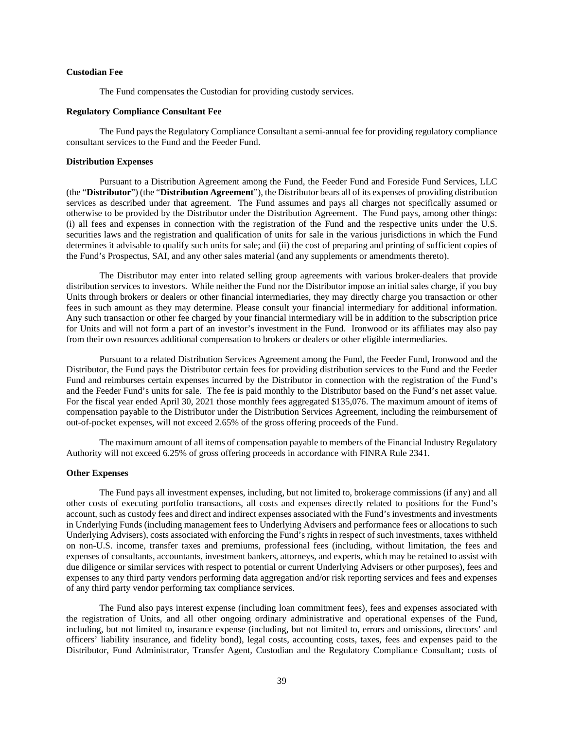**Custodian Fee**

The Fund compensates the Custodian for providing custody services.

**Regulatory Compliance Consultant Fee**

The Fund pays the Regulatory Compliance Consultant a semi-annual fee for providing regulatory compliance consultant services to the Fund and the Feeder Fund.

**Distribution Expenses**

Pursuant to a Distribution Agreement among the Fund, the Feeder Fund and Foreside Fund Services, LLC (the "**Distributor**") (the "**Distribution Agreement**"), the Distributor bears all of its expenses of providing distribution services as described under that agreement. The Fund assumes and pays all charges not specifically assumed or otherwise to be provided by the Distributor under the Distribution Agreement. The Fund pays, among other things: (i) all fees and expenses in connection with the registration of the Fund and the respective units under the U.S. securities laws and the registration and qualification of units for sale in the various jurisdictions in which the Fund determines it advisable to qualify such units for sale; and (ii) the cost of preparing and printing of sufficient copies of the Fund's Prospectus, SAI, and any other sales material (and any supplements or amendments thereto).

The Distributor may enter into related selling group agreements with various broker-dealers that provide distribution services to investors. While neither the Fund nor the Distributor impose an initial sales charge, if you buy Units through brokers or dealers or other financial intermediaries, they may directly charge you transaction or other fees in such amount as they may determine. Please consult your financial intermediary for additional information. Any such transaction or other fee charged by your financial intermediary will be in addition to the subscription price for Units and will not form a part of an investor's investment in the Fund. Ironwood or its affiliates may also pay from their own resources additional compensation to brokers or dealers or other eligible intermediaries.

Pursuant to a related Distribution Services Agreement among the Fund, the Feeder Fund, Ironwood and the Distributor, the Fund pays the Distributor certain fees for providing distribution services to the Fund and the Feeder Fund and reimburses certain expenses incurred by the Distributor in connection with the registration of the Fund's and the Feeder Fund's units for sale. The fee is paid monthly to the Distributor based on the Fund's net asset value. For the fiscal year ended April 30, 2021 those monthly fees aggregated $135,076. The maximum amount of items of compensation payable to the Distributor under the Distribution Services Agreement, including the reimbursement of out-of-pocket expenses, will not exceed 2.65% of the gross offering proceeds of the Fund.

The maximum amount of all items of compensation payable to members of the Financial Industry Regulatory Authority will not exceed 6.25% of gross offering proceeds in accordance with FINRA Rule 2341.

**Other Expenses**

The Fund pays all investment expenses, including, but not limited to, brokerage commissions (if any) and all other costs of executing portfolio transactions, all costs and expenses directly related to positions for the Fund's account, such as custody fees and direct and indirect expenses associated with the Fund's investments and investments in Underlying Funds (including management fees to Underlying Advisers and performance fees or allocations to such Underlying Advisers), costs associated with enforcing the Fund's rights in respect of such investments, taxes withheld on non-U.S. income, transfer taxes and premiums, professional fees (including, without limitation, the fees and expenses of consultants, accountants, investment bankers, attorneys, and experts, which may be retained to assist with due diligence or similar services with respect to potential or current Underlying Advisers or other purposes), fees and expenses to any third party vendors performing data aggregation and/or risk reporting services and fees and expenses of any third party vendor performing tax compliance services.

The Fund also pays interest expense (including loan commitment fees), fees and expenses associated with the registration of Units, and all other ongoing ordinary administrative and operational expenses of the Fund, including, but not limited to, insurance expense (including, but not limited to, errors and omissions, directors' and officers' liability insurance, and fidelity bond), legal costs, accounting costs, taxes, fees and expenses paid to the Distributor, Fund Administrator, Transfer Agent, Custodian and the Regulatory Compliance Consultant; costs of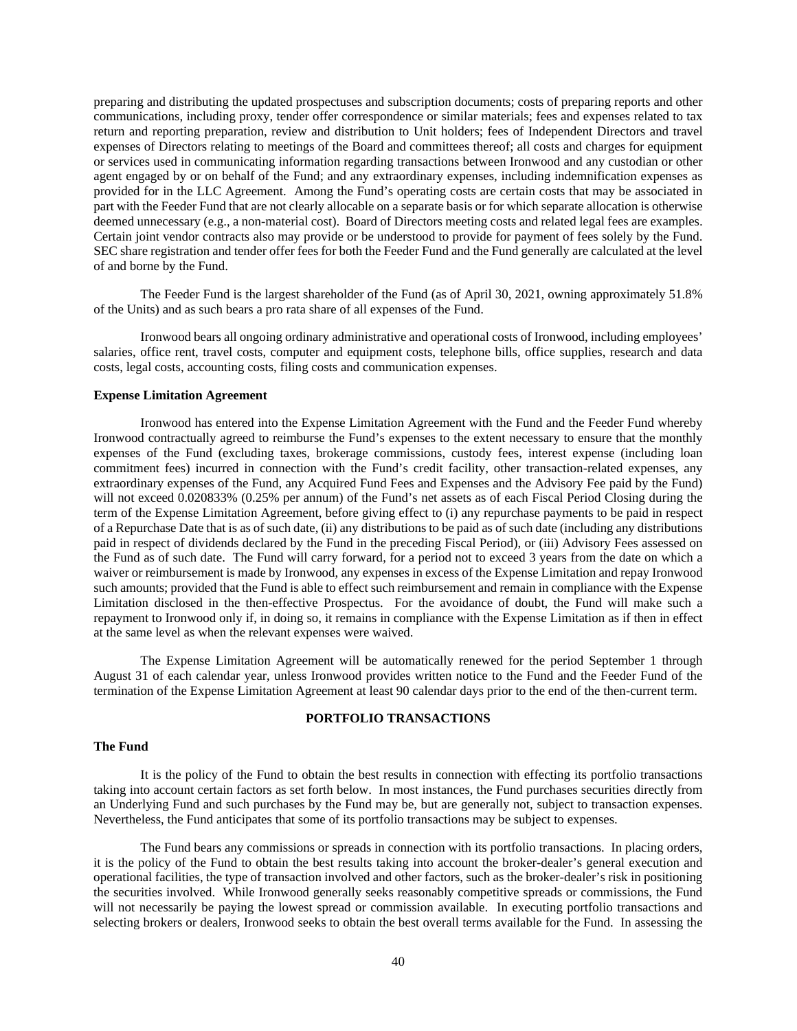preparing and distributing the updated prospectuses and subscription documents; costs of preparing reports and other communications, including proxy, tender offer correspondence or similar materials; fees and expenses related to tax return and reporting preparation, review and distribution to Unit holders; fees of Independent Directors and travel expenses of Directors relating to meetings of the Board and committees thereof; all costs and charges for equipment or services used in communicating information regarding transactions between Ironwood and any custodian or other agent engaged by or on behalf of the Fund; and any extraordinary expenses, including indemnification expenses as provided for in the LLC Agreement. Among the Fund's operating costs are certain costs that may be associated in part with the Feeder Fund that are not clearly allocable on a separate basis or for which separate allocation is otherwise deemed unnecessary (e.g., a non-material cost). Board of Directors meeting costs and related legal fees are examples. Certain joint vendor contracts also may provide or be understood to provide for payment of fees solely by the Fund. SEC share registration and tender offer fees for both the Feeder Fund and the Fund generally are calculated at the level of and borne by the Fund.

The Feeder Fund is the largest shareholder of the Fund (as of April 30, 2021, owning approximately 51.8% of the Units) and as such bears a pro rata share of all expenses of the Fund.

Ironwood bears all ongoing ordinary administrative and operational costs of Ironwood, including employees' salaries, office rent, travel costs, computer and equipment costs, telephone bills, office supplies, research and data costs, legal costs, accounting costs, filing costs and communication expenses.

**Expense Limitation Agreement**

Ironwood has entered into the Expense Limitation Agreement with the Fund and the Feeder Fund whereby Ironwood contractually agreed to reimburse the Fund's expenses to the extent necessary to ensure that the monthly expenses of the Fund (excluding taxes, brokerage commissions, custody fees, interest expense (including loan commitment fees) incurred in connection with the Fund's credit facility, other transaction-related expenses, any extraordinary expenses of the Fund, any Acquired Fund Fees and Expenses and the Advisory Fee paid by the Fund) will not exceed 0.020833% (0.25% per annum) of the Fund's net assets as of each Fiscal Period Closing during the term of the Expense Limitation Agreement, before giving effect to (i) any repurchase payments to be paid in respect of a Repurchase Date that is as of such date, (ii) any distributions to be paid as of such date (including any distributions paid in respect of dividends declared by the Fund in the preceding Fiscal Period), or (iii) Advisory Fees assessed on the Fund as of such date. The Fund will carry forward, for a period not to exceed 3 years from the date on which a waiver or reimbursement is made by Ironwood, any expenses in excess of the Expense Limitation and repay Ironwood such amounts; provided that the Fund is able to effect such reimbursement and remain in compliance with the Expense Limitation disclosed in the then-effective Prospectus. For the avoidance of doubt, the Fund will make such a repayment to Ironwood only if, in doing so, it remains in compliance with the Expense Limitation as if then in effect at the same level as when the relevant expenses were waived.

The Expense Limitation Agreement will be automatically renewed for the period September 1 through August 31 of each calendar year, unless Ironwood provides written notice to the Fund and the Feeder Fund of the termination of the Expense Limitation Agreement at least 90 calendar days prior to the end of the then-current term.

## PORTFOLIO TRANSACTIONS

**The Fund**

It is the policy of the Fund to obtain the best results in connection with effecting its portfolio transactions taking into account certain factors as set forth below. In most instances, the Fund purchases securities directly from an Underlying Fund and such purchases by the Fund may be, but are generally not, subject to transaction expenses. Nevertheless, the Fund anticipates that some of its portfolio transactions may be subject to expenses.

The Fund bears any commissions or spreads in connection with its portfolio transactions. In placing orders, it is the policy of the Fund to obtain the best results taking into account the broker-dealer's general execution and operational facilities, the type of transaction involved and other factors, such as the broker-dealer's risk in positioning the securities involved. While Ironwood generally seeks reasonably competitive spreads or commissions, the Fund will not necessarily be paying the lowest spread or commission available. In executing portfolio transactions and selecting brokers or dealers, Ironwood seeks to obtain the best overall terms available for the Fund. In assessing the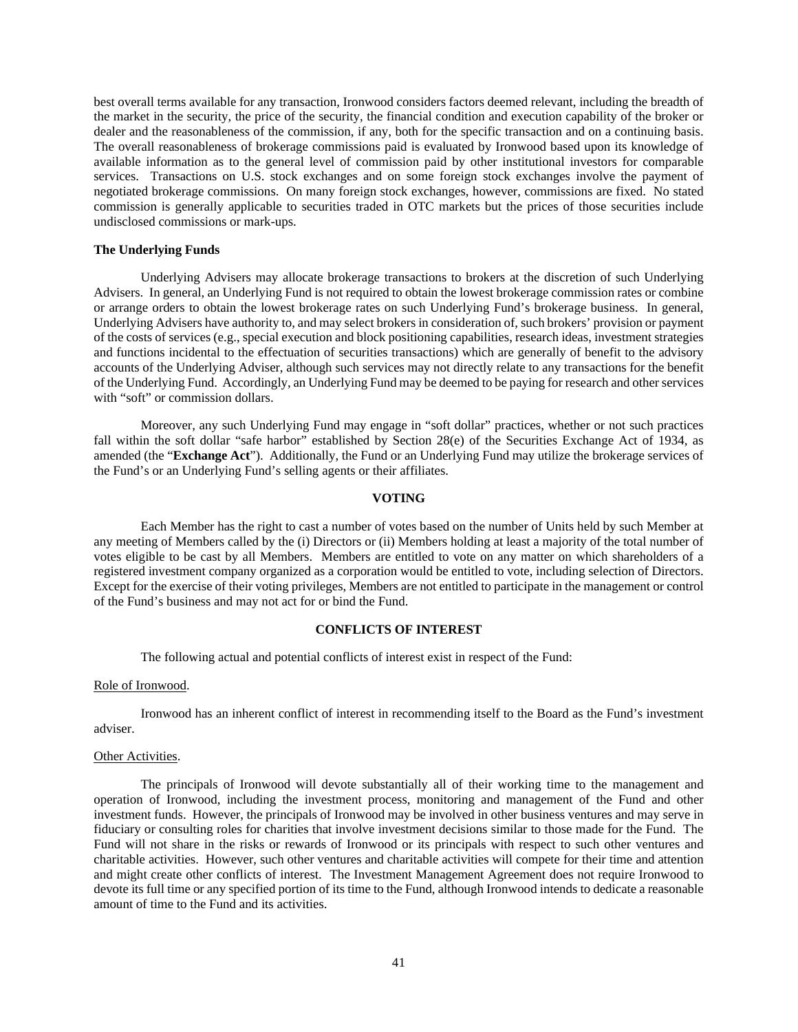best overall terms available for any transaction, Ironwood considers factors deemed relevant, including the breadth of the market in the security, the price of the security, the financial condition and execution capability of the broker or dealer and the reasonableness of the commission, if any, both for the specific transaction and on a continuing basis. The overall reasonableness of brokerage commissions paid is evaluated by Ironwood based upon its knowledge of available information as to the general level of commission paid by other institutional investors for comparable services. Transactions on U.S. stock exchanges and on some foreign stock exchanges involve the payment of negotiated brokerage commissions. On many foreign stock exchanges, however, commissions are fixed. No stated commission is generally applicable to securities traded in OTC markets but the prices of those securities include undisclosed commissions or mark-ups.

**The Underlying Funds**

Underlying Advisers may allocate brokerage transactions to brokers at the discretion of such Underlying Advisers. In general, an Underlying Fund is not required to obtain the lowest brokerage commission rates or combine or arrange orders to obtain the lowest brokerage rates on such Underlying Fund's brokerage business. In general, Underlying Advisers have authority to, and may select brokers in consideration of, such brokers' provision or payment of the costs of services (e.g., special execution and block positioning capabilities, research ideas, investment strategies and functions incidental to the effectuation of securities transactions) which are generally of benefit to the advisory accounts of the Underlying Adviser, although such services may not directly relate to any transactions for the benefit of the Underlying Fund. Accordingly, an Underlying Fund may be deemed to be paying for research and other services with "soft" or commission dollars.

Moreover, any such Underlying Fund may engage in "soft dollar" practices, whether or not such practices fall within the soft dollar "safe harbor" established by Section 28(e) of the Securities Exchange Act of 1934, as amended (the "**Exchange Act**"). Additionally, the Fund or an Underlying Fund may utilize the brokerage services of the Fund's or an Underlying Fund's selling agents or their affiliates.

## VOTING

Each Member has the right to cast a number of votes based on the number of Units held by such Member at any meeting of Members called by the (i) Directors or (ii) Members holding at least a majority of the total number of votes eligible to be cast by all Members. Members are entitled to vote on any matter on which shareholders of a registered investment company organized as a corporation would be entitled to vote, including selection of Directors. Except for the exercise of their voting privileges, Members are not entitled to participate in the management or control of the Fund's business and may not act for or bind the Fund.

## CONFLICTS OF INTEREST

The following actual and potential conflicts of interest exist in respect of the Fund:

Role of Ironwood.

Ironwood has an inherent conflict of interest in recommending itself to the Board as the Fund's investment adviser.

Other Activities.

The principals of Ironwood will devote substantially all of their working time to the management and operation of Ironwood, including the investment process, monitoring and management of the Fund and other investment funds. However, the principals of Ironwood may be involved in other business ventures and may serve in fiduciary or consulting roles for charities that involve investment decisions similar to those made for the Fund. The Fund will not share in the risks or rewards of Ironwood or its principals with respect to such other ventures and charitable activities. However, such other ventures and charitable activities will compete for their time and attention and might create other conflicts of interest. The Investment Management Agreement does not require Ironwood to devote its full time or any specified portion of its time to the Fund, although Ironwood intends to dedicate a reasonable amount of time to the Fund and its activities.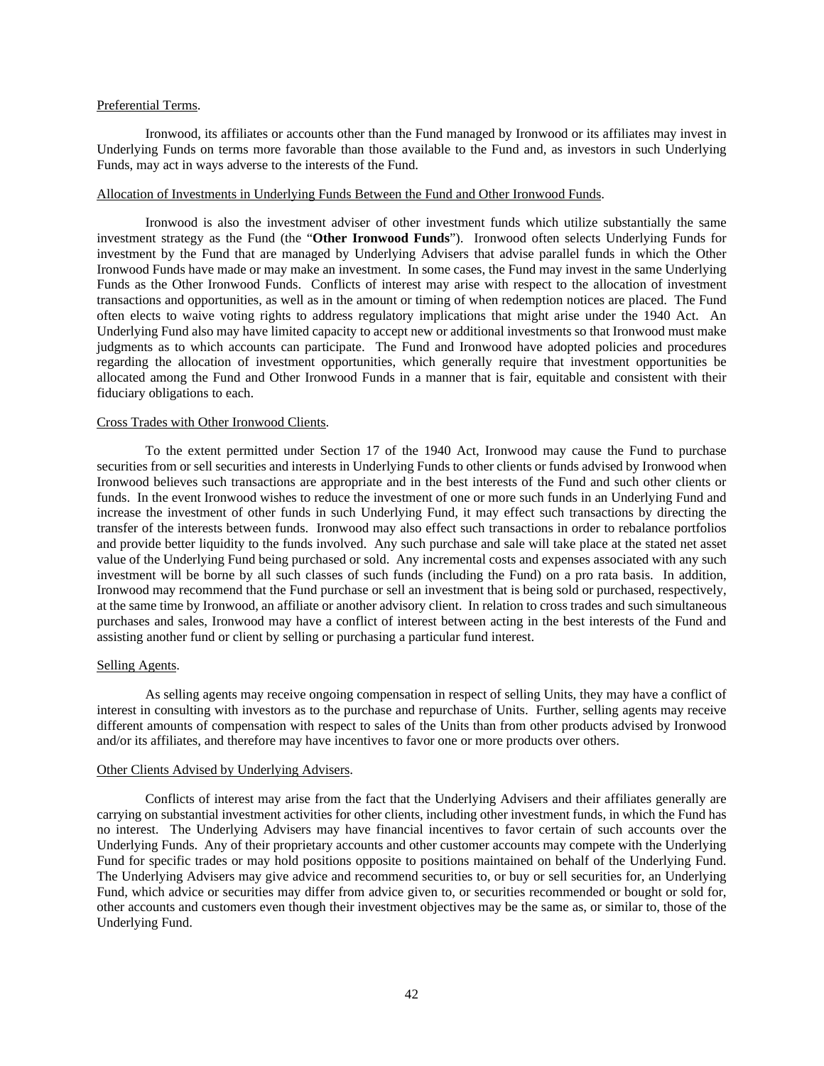Preferential Terms.

Ironwood, its affiliates or accounts other than the Fund managed by Ironwood or its affiliates may invest in Underlying Funds on terms more favorable than those available to the Fund and, as investors in such Underlying Funds, may act in ways adverse to the interests of the Fund.

Allocation of Investments in Underlying Funds Between the Fund and Other Ironwood Funds.

Ironwood is also the investment adviser of other investment funds which utilize substantially the same investment strategy as the Fund (the "**Other Ironwood Funds**"). Ironwood often selects Underlying Funds for investment by the Fund that are managed by Underlying Advisers that advise parallel funds in which the Other Ironwood Funds have made or may make an investment. In some cases, the Fund may invest in the same Underlying Funds as the Other Ironwood Funds. Conflicts of interest may arise with respect to the allocation of investment transactions and opportunities, as well as in the amount or timing of when redemption notices are placed. The Fund often elects to waive voting rights to address regulatory implications that might arise under the 1940 Act. An Underlying Fund also may have limited capacity to accept new or additional investments so that Ironwood must make judgments as to which accounts can participate. The Fund and Ironwood have adopted policies and procedures regarding the allocation of investment opportunities, which generally require that investment opportunities be allocated among the Fund and Other Ironwood Funds in a manner that is fair, equitable and consistent with their fiduciary obligations to each.

Cross Trades with Other Ironwood Clients.

To the extent permitted under Section 17 of the 1940 Act, Ironwood may cause the Fund to purchase securities from or sell securities and interests in Underlying Funds to other clients or funds advised by Ironwood when Ironwood believes such transactions are appropriate and in the best interests of the Fund and such other clients or funds. In the event Ironwood wishes to reduce the investment of one or more such funds in an Underlying Fund and increase the investment of other funds in such Underlying Fund, it may effect such transactions by directing the transfer of the interests between funds. Ironwood may also effect such transactions in order to rebalance portfolios and provide better liquidity to the funds involved. Any such purchase and sale will take place at the stated net asset value of the Underlying Fund being purchased or sold. Any incremental costs and expenses associated with any such investment will be borne by all such classes of such funds (including the Fund) on a pro rata basis. In addition, Ironwood may recommend that the Fund purchase or sell an investment that is being sold or purchased, respectively, at the same time by Ironwood, an affiliate or another advisory client. In relation to cross trades and such simultaneous purchases and sales, Ironwood may have a conflict of interest between acting in the best interests of the Fund and assisting another fund or client by selling or purchasing a particular fund interest.

Selling Agents.

As selling agents may receive ongoing compensation in respect of selling Units, they may have a conflict of interest in consulting with investors as to the purchase and repurchase of Units. Further, selling agents may receive different amounts of compensation with respect to sales of the Units than from other products advised by Ironwood and/or its affiliates, and therefore may have incentives to favor one or more products over others.

Other Clients Advised by Underlying Advisers.

Conflicts of interest may arise from the fact that the Underlying Advisers and their affiliates generally are carrying on substantial investment activities for other clients, including other investment funds, in which the Fund has no interest. The Underlying Advisers may have financial incentives to favor certain of such accounts over the Underlying Funds. Any of their proprietary accounts and other customer accounts may compete with the Underlying Fund for specific trades or may hold positions opposite to positions maintained on behalf of the Underlying Fund. The Underlying Advisers may give advice and recommend securities to, or buy or sell securities for, an Underlying Fund, which advice or securities may differ from advice given to, or securities recommended or bought or sold for, other accounts and customers even though their investment objectives may be the same as, or similar to, those of the Underlying Fund.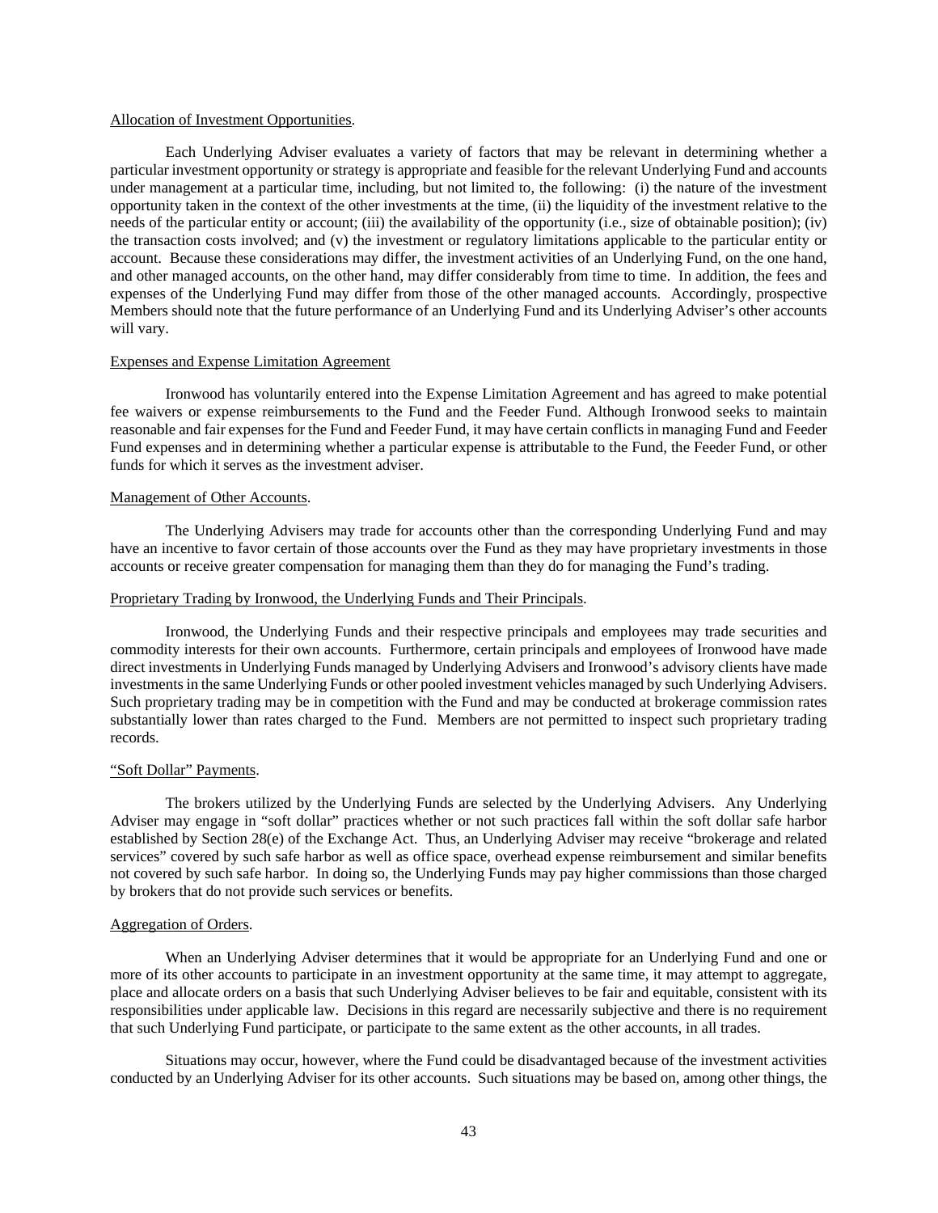Allocation of Investment Opportunities.

Each Underlying Adviser evaluates a variety of factors that may be relevant in determining whether a particular investment opportunity or strategy is appropriate and feasible for the relevant Underlying Fund and accounts under management at a particular time, including, but not limited to, the following: (i) the nature of the investment opportunity taken in the context of the other investments at the time, (ii) the liquidity of the investment relative to the needs of the particular entity or account; (iii) the availability of the opportunity (i.e., size of obtainable position); (iv) the transaction costs involved; and (v) the investment or regulatory limitations applicable to the particular entity or account. Because these considerations may differ, the investment activities of an Underlying Fund, on the one hand, and other managed accounts, on the other hand, may differ considerably from time to time. In addition, the fees and expenses of the Underlying Fund may differ from those of the other managed accounts. Accordingly, prospective Members should note that the future performance of an Underlying Fund and its Underlying Adviser's other accounts will vary.

Expenses and Expense Limitation Agreement

Ironwood has voluntarily entered into the Expense Limitation Agreement and has agreed to make potential fee waivers or expense reimbursements to the Fund and the Feeder Fund. Although Ironwood seeks to maintain reasonable and fair expenses for the Fund and Feeder Fund, it may have certain conflicts in managing Fund and Feeder Fund expenses and in determining whether a particular expense is attributable to the Fund, the Feeder Fund, or other funds for which it serves as the investment adviser.

Management of Other Accounts.

The Underlying Advisers may trade for accounts other than the corresponding Underlying Fund and may have an incentive to favor certain of those accounts over the Fund as they may have proprietary investments in those accounts or receive greater compensation for managing them than they do for managing the Fund's trading.

Proprietary Trading by Ironwood, the Underlying Funds and Their Principals.

Ironwood, the Underlying Funds and their respective principals and employees may trade securities and commodity interests for their own accounts. Furthermore, certain principals and employees of Ironwood have made direct investments in Underlying Funds managed by Underlying Advisers and Ironwood's advisory clients have made investments in the same Underlying Funds or other pooled investment vehicles managed by such Underlying Advisers. Such proprietary trading may be in competition with the Fund and may be conducted at brokerage commission rates substantially lower than rates charged to the Fund. Members are not permitted to inspect such proprietary trading records.

"Soft Dollar" Payments.

The brokers utilized by the Underlying Funds are selected by the Underlying Advisers. Any Underlying Adviser may engage in "soft dollar" practices whether or not such practices fall within the soft dollar safe harbor established by Section 28(e) of the Exchange Act. Thus, an Underlying Adviser may receive "brokerage and related services" covered by such safe harbor as well as office space, overhead expense reimbursement and similar benefits not covered by such safe harbor. In doing so, the Underlying Funds may pay higher commissions than those charged by brokers that do not provide such services or benefits.

Aggregation of Orders.

When an Underlying Adviser determines that it would be appropriate for an Underlying Fund and one or more of its other accounts to participate in an investment opportunity at the same time, it may attempt to aggregate, place and allocate orders on a basis that such Underlying Adviser believes to be fair and equitable, consistent with its responsibilities under applicable law. Decisions in this regard are necessarily subjective and there is no requirement that such Underlying Fund participate, or participate to the same extent as the other accounts, in all trades.

Situations may occur, however, where the Fund could be disadvantaged because of the investment activities conducted by an Underlying Adviser for its other accounts. Such situations may be based on, among other things, the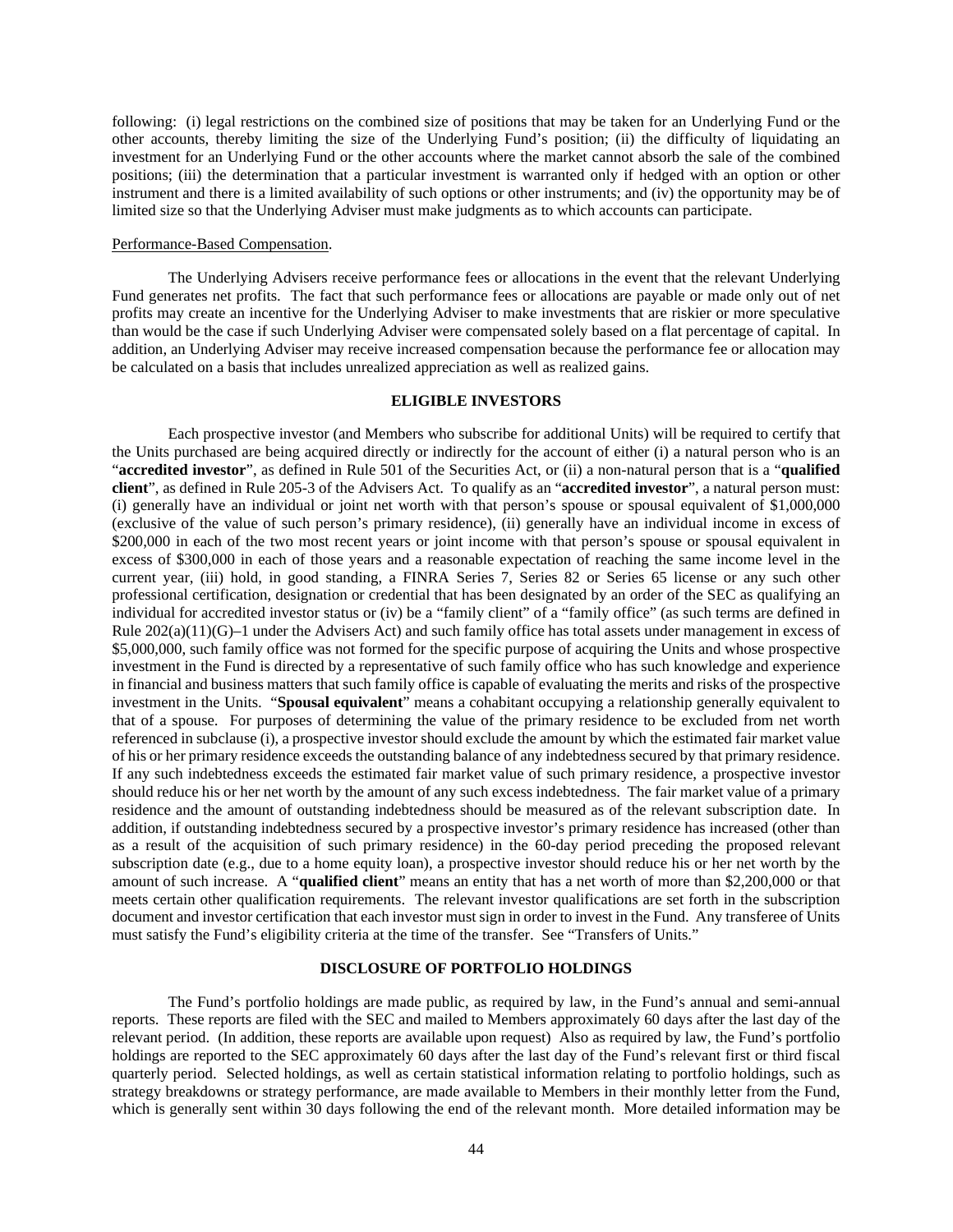following: (i) legal restrictions on the combined size of positions that may be taken for an Underlying Fund or the other accounts, thereby limiting the size of the Underlying Fund's position; (ii) the difficulty of liquidating an investment for an Underlying Fund or the other accounts where the market cannot absorb the sale of the combined positions; (iii) the determination that a particular investment is warranted only if hedged with an option or other instrument and there is a limited availability of such options or other instruments; and (iv) the opportunity may be of limited size so that the Underlying Adviser must make judgments as to which accounts can participate.

Performance-Based Compensation.

The Underlying Advisers receive performance fees or allocations in the event that the relevant Underlying Fund generates net profits. The fact that such performance fees or allocations are payable or made only out of net profits may create an incentive for the Underlying Adviser to make investments that are riskier or more speculative than would be the case if such Underlying Adviser were compensated solely based on a flat percentage of capital. In addition, an Underlying Adviser may receive increased compensation because the performance fee or allocation may be calculated on a basis that includes unrealized appreciation as well as realized gains.

## ELIGIBLE INVESTORS

Each prospective investor (and Members who subscribe for additional Units) will be required to certify that the Units purchased are being acquired directly or indirectly for the account of either (i) a natural person who is an "**accredited investor**", as defined in Rule 501 of the Securities Act, or (ii) a non-natural person that is a "**qualified client**", as defined in Rule 205-3 of the Advisers Act. To qualify as an "**accredited investor**", a natural person must: (i) generally have an individual or joint net worth with that person's spouse or spousal equivalent of $1,000,000 (exclusive of the value of such person's primary residence), (ii) generally have an individual income in excess of $200,000 in each of the two most recent years or joint income with that person's spouse or spousal equivalent in excess of $300,000 in each of those years and a reasonable expectation of reaching the same income level in the current year, (iii) hold, in good standing, a FINRA Series 7, Series 82 or Series 65 license or any such other professional certification, designation or credential that has been designated by an order of the SEC as qualifying an individual for accredited investor status or (iv) be a "family client" of a "family office" (as such terms are defined in Rule 202(a)(11)(G)–1 under the Advisers Act) and such family office has total assets under management in excess of $5,000,000, such family office was not formed for the specific purpose of acquiring the Units and whose prospective investment in the Fund is directed by a representative of such family office who has such knowledge and experience in financial and business matters that such family office is capable of evaluating the merits and risks of the prospective investment in the Units. "**Spousal equivalent**" means a cohabitant occupying a relationship generally equivalent to that of a spouse. For purposes of determining the value of the primary residence to be excluded from net worth referenced in subclause (i), a prospective investor should exclude the amount by which the estimated fair market value of his or her primary residence exceeds the outstanding balance of any indebtedness secured by that primary residence. If any such indebtedness exceeds the estimated fair market value of such primary residence, a prospective investor should reduce his or her net worth by the amount of any such excess indebtedness. The fair market value of a primary residence and the amount of outstanding indebtedness should be measured as of the relevant subscription date. In addition, if outstanding indebtedness secured by a prospective investor's primary residence has increased (other than as a result of the acquisition of such primary residence) in the 60-day period preceding the proposed relevant subscription date (e.g., due to a home equity loan), a prospective investor should reduce his or her net worth by the amount of such increase. A "**qualified client**" means an entity that has a net worth of more than $2,200,000 or that meets certain other qualification requirements. The relevant investor qualifications are set forth in the subscription document and investor certification that each investor must sign in order to invest in the Fund. Any transferee of Units must satisfy the Fund's eligibility criteria at the time of the transfer. See "Transfers of Units."

## DISCLOSURE OF PORTFOLIO HOLDINGS

The Fund's portfolio holdings are made public, as required by law, in the Fund's annual and semi-annual reports. These reports are filed with the SEC and mailed to Members approximately 60 days after the last day of the relevant period. (In addition, these reports are available upon request) Also as required by law, the Fund's portfolio holdings are reported to the SEC approximately 60 days after the last day of the Fund's relevant first or third fiscal quarterly period. Selected holdings, as well as certain statistical information relating to portfolio holdings, such as strategy breakdowns or strategy performance, are made available to Members in their monthly letter from the Fund, which is generally sent within 30 days following the end of the relevant month. More detailed information may be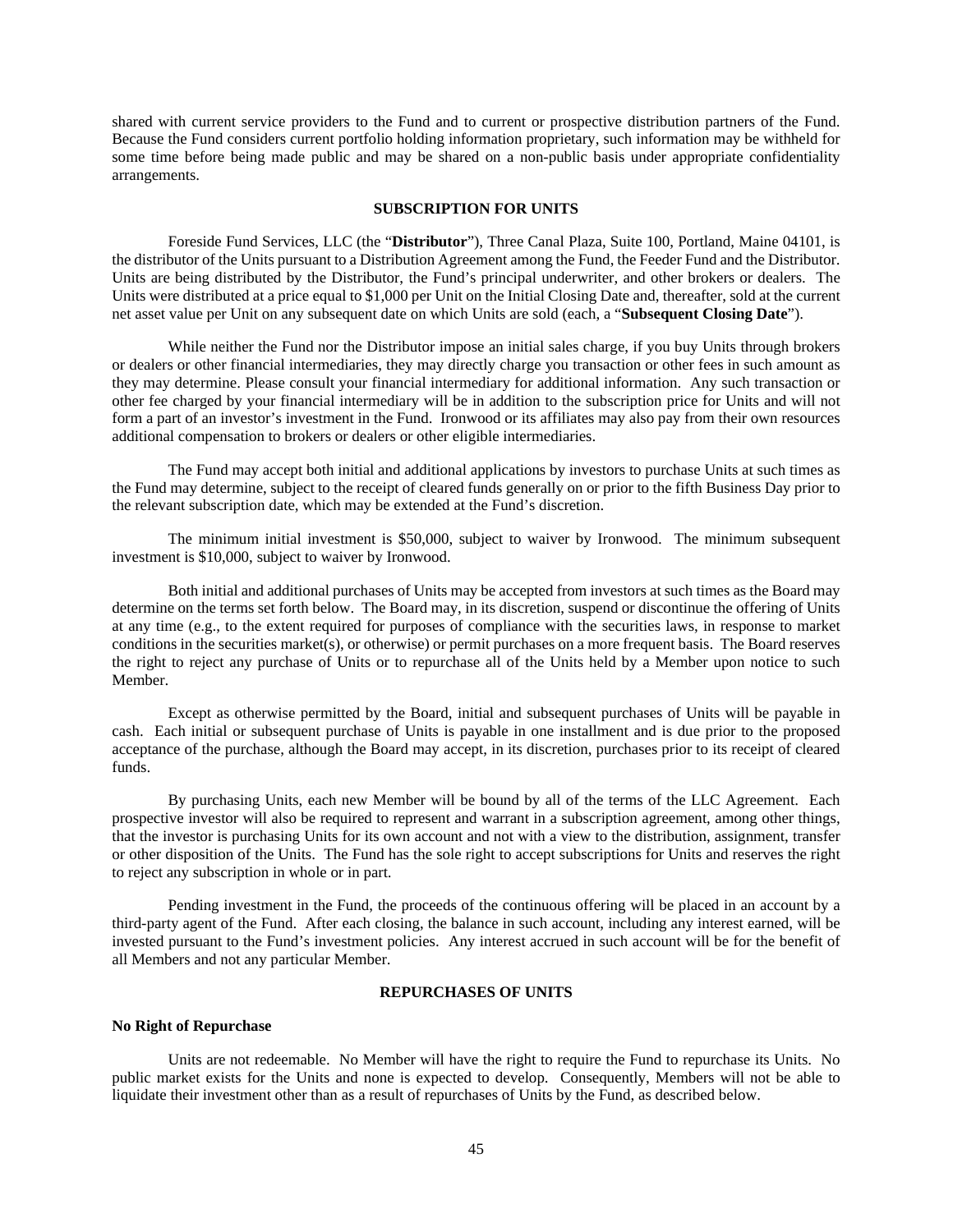shared with current service providers to the Fund and to current or prospective distribution partners of the Fund. Because the Fund considers current portfolio holding information proprietary, such information may be withheld for some time before being made public and may be shared on a non-public basis under appropriate confidentiality arrangements.

## SUBSCRIPTION FOR UNITS

Foreside Fund Services, LLC (the "**Distributor**"), Three Canal Plaza, Suite 100, Portland, Maine 04101, is the distributor of the Units pursuant to a Distribution Agreement among the Fund, the Feeder Fund and the Distributor. Units are being distributed by the Distributor, the Fund's principal underwriter, and other brokers or dealers. The Units were distributed at a price equal to $1,000 per Unit on the Initial Closing Date and, thereafter, sold at the current net asset value per Unit on any subsequent date on which Units are sold (each, a "**Subsequent Closing Date**").

While neither the Fund nor the Distributor impose an initial sales charge, if you buy Units through brokers or dealers or other financial intermediaries, they may directly charge you transaction or other fees in such amount as they may determine. Please consult your financial intermediary for additional information. Any such transaction or other fee charged by your financial intermediary will be in addition to the subscription price for Units and will not form a part of an investor's investment in the Fund. Ironwood or its affiliates may also pay from their own resources additional compensation to brokers or dealers or other eligible intermediaries.

The Fund may accept both initial and additional applications by investors to purchase Units at such times as the Fund may determine, subject to the receipt of cleared funds generally on or prior to the fifth Business Day prior to the relevant subscription date, which may be extended at the Fund's discretion.

The minimum initial investment is $50,000, subject to waiver by Ironwood. The minimum subsequent investment is $10,000, subject to waiver by Ironwood.

Both initial and additional purchases of Units may be accepted from investors at such times as the Board may determine on the terms set forth below. The Board may, in its discretion, suspend or discontinue the offering of Units at any time (e.g., to the extent required for purposes of compliance with the securities laws, in response to market conditions in the securities market(s), or otherwise) or permit purchases on a more frequent basis. The Board reserves the right to reject any purchase of Units or to repurchase all of the Units held by a Member upon notice to such Member.

Except as otherwise permitted by the Board, initial and subsequent purchases of Units will be payable in cash. Each initial or subsequent purchase of Units is payable in one installment and is due prior to the proposed acceptance of the purchase, although the Board may accept, in its discretion, purchases prior to its receipt of cleared funds.

By purchasing Units, each new Member will be bound by all of the terms of the LLC Agreement. Each prospective investor will also be required to represent and warrant in a subscription agreement, among other things, that the investor is purchasing Units for its own account and not with a view to the distribution, assignment, transfer or other disposition of the Units. The Fund has the sole right to accept subscriptions for Units and reserves the right to reject any subscription in whole or in part.

Pending investment in the Fund, the proceeds of the continuous offering will be placed in an account by a third-party agent of the Fund. After each closing, the balance in such account, including any interest earned, will be invested pursuant to the Fund's investment policies. Any interest accrued in such account will be for the benefit of all Members and not any particular Member.

## REPURCHASES OF UNITS

### No Right of Repurchase

Units are not redeemable. No Member will have the right to require the Fund to repurchase its Units. No public market exists for the Units and none is expected to develop. Consequently, Members will not be able to liquidate their investment other than as a result of repurchases of Units by the Fund, as described below.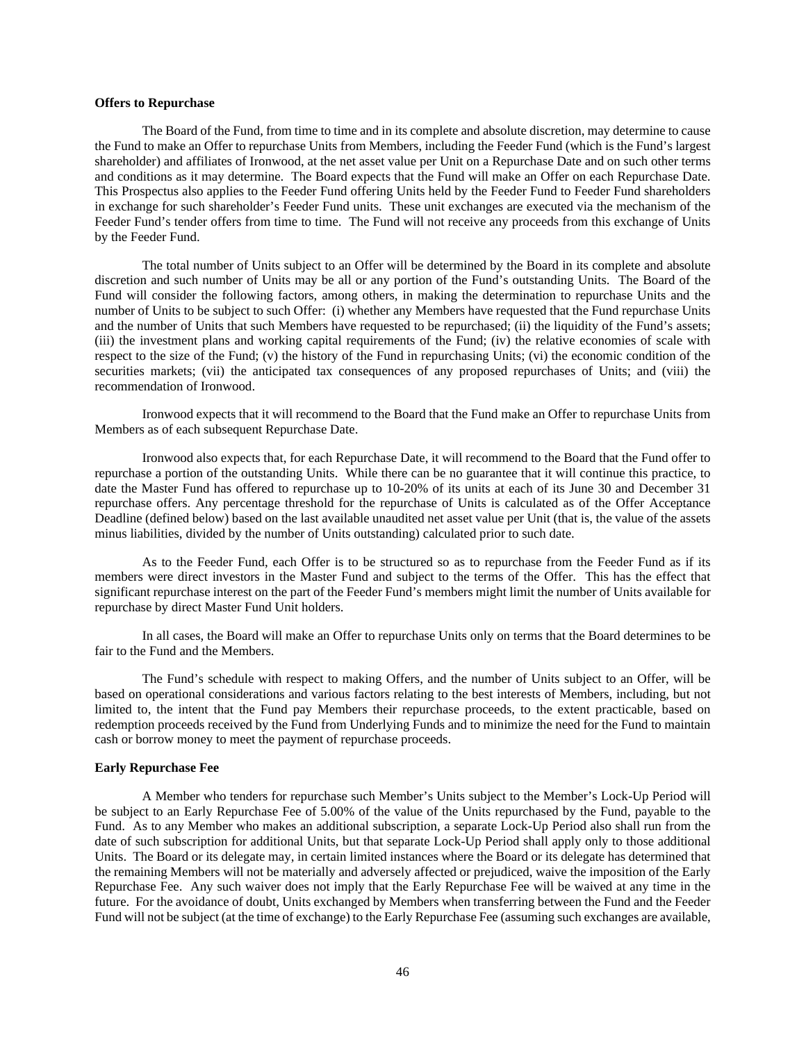**Offers to Repurchase**

The Board of the Fund, from time to time and in its complete and absolute discretion, may determine to cause the Fund to make an Offer to repurchase Units from Members, including the Feeder Fund (which is the Fund's largest shareholder) and affiliates of Ironwood, at the net asset value per Unit on a Repurchase Date and on such other terms and conditions as it may determine. The Board expects that the Fund will make an Offer on each Repurchase Date. This Prospectus also applies to the Feeder Fund offering Units held by the Feeder Fund to Feeder Fund shareholders in exchange for such shareholder's Feeder Fund units. These unit exchanges are executed via the mechanism of the Feeder Fund's tender offers from time to time. The Fund will not receive any proceeds from this exchange of Units by the Feeder Fund.

The total number of Units subject to an Offer will be determined by the Board in its complete and absolute discretion and such number of Units may be all or any portion of the Fund's outstanding Units. The Board of the Fund will consider the following factors, among others, in making the determination to repurchase Units and the number of Units to be subject to such Offer: (i) whether any Members have requested that the Fund repurchase Units and the number of Units that such Members have requested to be repurchased; (ii) the liquidity of the Fund's assets; (iii) the investment plans and working capital requirements of the Fund; (iv) the relative economies of scale with respect to the size of the Fund; (v) the history of the Fund in repurchasing Units; (vi) the economic condition of the securities markets; (vii) the anticipated tax consequences of any proposed repurchases of Units; and (viii) the recommendation of Ironwood.

Ironwood expects that it will recommend to the Board that the Fund make an Offer to repurchase Units from Members as of each subsequent Repurchase Date.

Ironwood also expects that, for each Repurchase Date, it will recommend to the Board that the Fund offer to repurchase a portion of the outstanding Units. While there can be no guarantee that it will continue this practice, to date the Master Fund has offered to repurchase up to 10-20% of its units at each of its June 30 and December 31 repurchase offers. Any percentage threshold for the repurchase of Units is calculated as of the Offer Acceptance Deadline (defined below) based on the last available unaudited net asset value per Unit (that is, the value of the assets minus liabilities, divided by the number of Units outstanding) calculated prior to such date.

As to the Feeder Fund, each Offer is to be structured so as to repurchase from the Feeder Fund as if its members were direct investors in the Master Fund and subject to the terms of the Offer. This has the effect that significant repurchase interest on the part of the Feeder Fund's members might limit the number of Units available for repurchase by direct Master Fund Unit holders.

In all cases, the Board will make an Offer to repurchase Units only on terms that the Board determines to be fair to the Fund and the Members.

The Fund's schedule with respect to making Offers, and the number of Units subject to an Offer, will be based on operational considerations and various factors relating to the best interests of Members, including, but not limited to, the intent that the Fund pay Members their repurchase proceeds, to the extent practicable, based on redemption proceeds received by the Fund from Underlying Funds and to minimize the need for the Fund to maintain cash or borrow money to meet the payment of repurchase proceeds.

**Early Repurchase Fee**

A Member who tenders for repurchase such Member's Units subject to the Member's Lock-Up Period will be subject to an Early Repurchase Fee of 5.00% of the value of the Units repurchased by the Fund, payable to the Fund. As to any Member who makes an additional subscription, a separate Lock-Up Period also shall run from the date of such subscription for additional Units, but that separate Lock-Up Period shall apply only to those additional Units. The Board or its delegate may, in certain limited instances where the Board or its delegate has determined that the remaining Members will not be materially and adversely affected or prejudiced, waive the imposition of the Early Repurchase Fee. Any such waiver does not imply that the Early Repurchase Fee will be waived at any time in the future. For the avoidance of doubt, Units exchanged by Members when transferring between the Fund and the Feeder Fund will not be subject (at the time of exchange) to the Early Repurchase Fee (assuming such exchanges are available,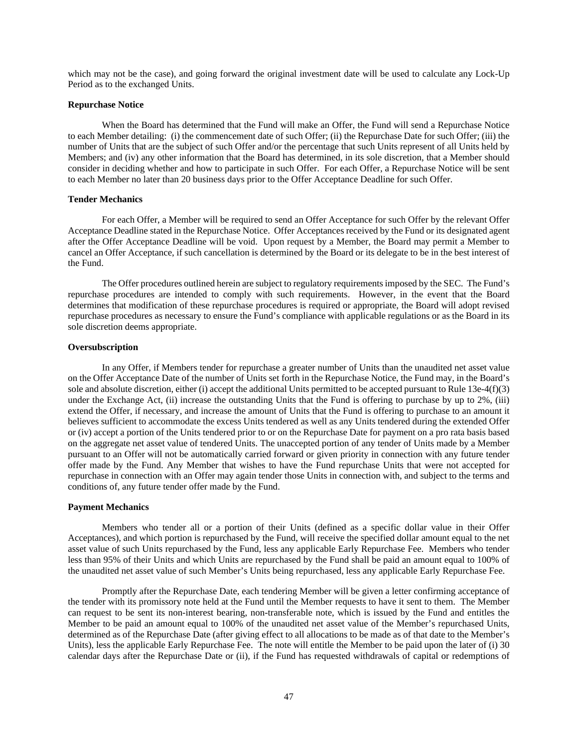which may not be the case), and going forward the original investment date will be used to calculate any Lock-Up Period as to the exchanged Units.

**Repurchase Notice**

When the Board has determined that the Fund will make an Offer, the Fund will send a Repurchase Notice to each Member detailing: (i) the commencement date of such Offer; (ii) the Repurchase Date for such Offer; (iii) the number of Units that are the subject of such Offer and/or the percentage that such Units represent of all Units held by Members; and (iv) any other information that the Board has determined, in its sole discretion, that a Member should consider in deciding whether and how to participate in such Offer. For each Offer, a Repurchase Notice will be sent to each Member no later than 20 business days prior to the Offer Acceptance Deadline for such Offer.

**Tender Mechanics**

For each Offer, a Member will be required to send an Offer Acceptance for such Offer by the relevant Offer Acceptance Deadline stated in the Repurchase Notice. Offer Acceptances received by the Fund or its designated agent after the Offer Acceptance Deadline will be void. Upon request by a Member, the Board may permit a Member to cancel an Offer Acceptance, if such cancellation is determined by the Board or its delegate to be in the best interest of the Fund.

The Offer procedures outlined herein are subject to regulatory requirements imposed by the SEC. The Fund's repurchase procedures are intended to comply with such requirements. However, in the event that the Board determines that modification of these repurchase procedures is required or appropriate, the Board will adopt revised repurchase procedures as necessary to ensure the Fund's compliance with applicable regulations or as the Board in its sole discretion deems appropriate.

**Oversubscription**

In any Offer, if Members tender for repurchase a greater number of Units than the unaudited net asset value on the Offer Acceptance Date of the number of Units set forth in the Repurchase Notice, the Fund may, in the Board's sole and absolute discretion, either (i) accept the additional Units permitted to be accepted pursuant to Rule 13e-4(f)(3) under the Exchange Act, (ii) increase the outstanding Units that the Fund is offering to purchase by up to 2%, (iii) extend the Offer, if necessary, and increase the amount of Units that the Fund is offering to purchase to an amount it believes sufficient to accommodate the excess Units tendered as well as any Units tendered during the extended Offer or (iv) accept a portion of the Units tendered prior to or on the Repurchase Date for payment on a pro rata basis based on the aggregate net asset value of tendered Units. The unaccepted portion of any tender of Units made by a Member pursuant to an Offer will not be automatically carried forward or given priority in connection with any future tender offer made by the Fund. Any Member that wishes to have the Fund repurchase Units that were not accepted for repurchase in connection with an Offer may again tender those Units in connection with, and subject to the terms and conditions of, any future tender offer made by the Fund.

**Payment Mechanics**

Members who tender all or a portion of their Units (defined as a specific dollar value in their Offer Acceptances), and which portion is repurchased by the Fund, will receive the specified dollar amount equal to the net asset value of such Units repurchased by the Fund, less any applicable Early Repurchase Fee. Members who tender less than 95% of their Units and which Units are repurchased by the Fund shall be paid an amount equal to 100% of the unaudited net asset value of such Member's Units being repurchased, less any applicable Early Repurchase Fee.

Promptly after the Repurchase Date, each tendering Member will be given a letter confirming acceptance of the tender with its promissory note held at the Fund until the Member requests to have it sent to them. The Member can request to be sent its non-interest bearing, non-transferable note, which is issued by the Fund and entitles the Member to be paid an amount equal to 100% of the unaudited net asset value of the Member's repurchased Units, determined as of the Repurchase Date (after giving effect to all allocations to be made as of that date to the Member's Units), less the applicable Early Repurchase Fee. The note will entitle the Member to be paid upon the later of (i) 30 calendar days after the Repurchase Date or (ii), if the Fund has requested withdrawals of capital or redemptions of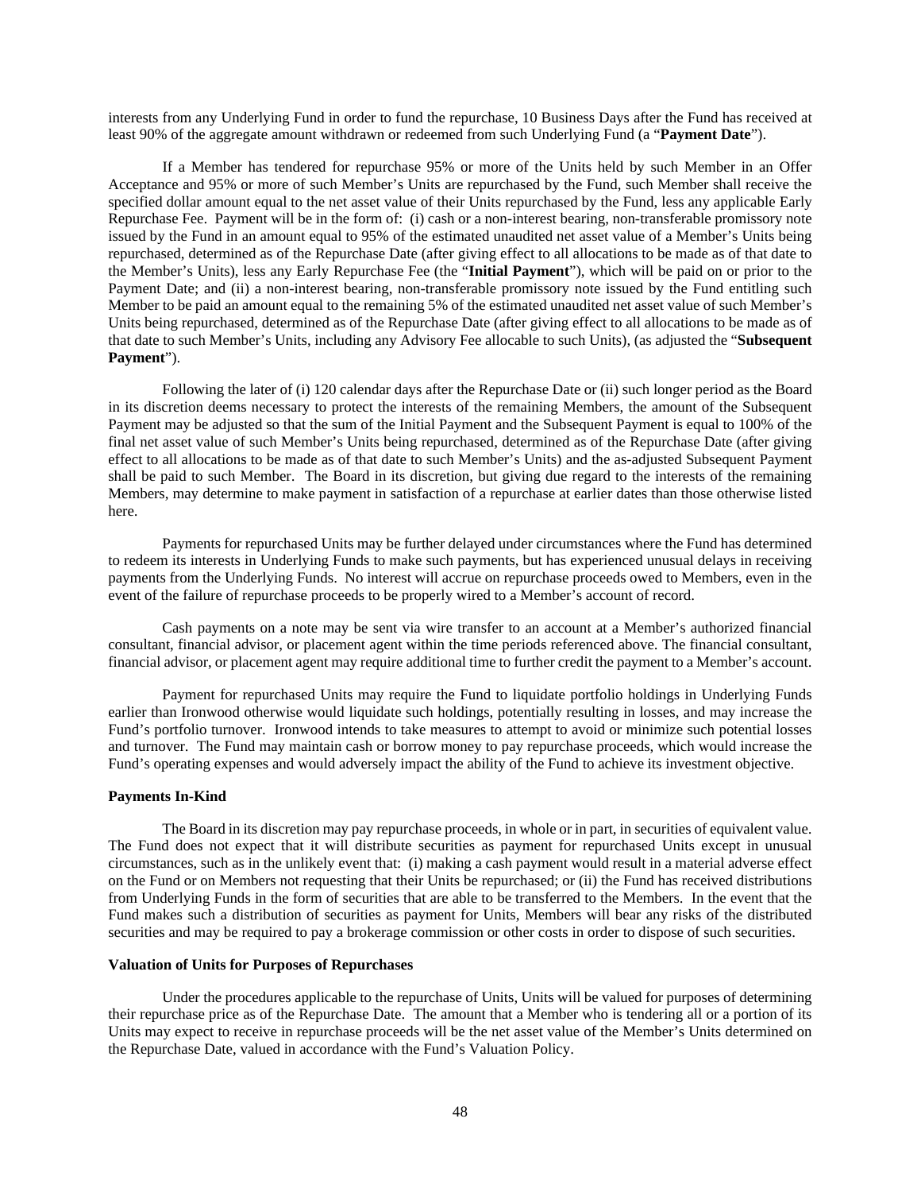interests from any Underlying Fund in order to fund the repurchase, 10 Business Days after the Fund has received at least 90% of the aggregate amount withdrawn or redeemed from such Underlying Fund (a "**Payment Date**").

If a Member has tendered for repurchase 95% or more of the Units held by such Member in an Offer Acceptance and 95% or more of such Member's Units are repurchased by the Fund, such Member shall receive the specified dollar amount equal to the net asset value of their Units repurchased by the Fund, less any applicable Early Repurchase Fee. Payment will be in the form of: (i) cash or a non-interest bearing, non-transferable promissory note issued by the Fund in an amount equal to 95% of the estimated unaudited net asset value of a Member's Units being repurchased, determined as of the Repurchase Date (after giving effect to all allocations to be made as of that date to the Member's Units), less any Early Repurchase Fee (the "**Initial Payment**"), which will be paid on or prior to the Payment Date; and (ii) a non-interest bearing, non-transferable promissory note issued by the Fund entitling such Member to be paid an amount equal to the remaining 5% of the estimated unaudited net asset value of such Member's Units being repurchased, determined as of the Repurchase Date (after giving effect to all allocations to be made as of that date to such Member's Units, including any Advisory Fee allocable to such Units), (as adjusted the "**Subsequent Payment**").

Following the later of (i) 120 calendar days after the Repurchase Date or (ii) such longer period as the Board in its discretion deems necessary to protect the interests of the remaining Members, the amount of the Subsequent Payment may be adjusted so that the sum of the Initial Payment and the Subsequent Payment is equal to 100% of the final net asset value of such Member's Units being repurchased, determined as of the Repurchase Date (after giving effect to all allocations to be made as of that date to such Member's Units) and the as-adjusted Subsequent Payment shall be paid to such Member. The Board in its discretion, but giving due regard to the interests of the remaining Members, may determine to make payment in satisfaction of a repurchase at earlier dates than those otherwise listed here.

Payments for repurchased Units may be further delayed under circumstances where the Fund has determined to redeem its interests in Underlying Funds to make such payments, but has experienced unusual delays in receiving payments from the Underlying Funds. No interest will accrue on repurchase proceeds owed to Members, even in the event of the failure of repurchase proceeds to be properly wired to a Member's account of record.

Cash payments on a note may be sent via wire transfer to an account at a Member's authorized financial consultant, financial advisor, or placement agent within the time periods referenced above. The financial consultant, financial advisor, or placement agent may require additional time to further credit the payment to a Member's account.

Payment for repurchased Units may require the Fund to liquidate portfolio holdings in Underlying Funds earlier than Ironwood otherwise would liquidate such holdings, potentially resulting in losses, and may increase the Fund's portfolio turnover. Ironwood intends to take measures to attempt to avoid or minimize such potential losses and turnover. The Fund may maintain cash or borrow money to pay repurchase proceeds, which would increase the Fund's operating expenses and would adversely impact the ability of the Fund to achieve its investment objective.

**Payments In-Kind**

The Board in its discretion may pay repurchase proceeds, in whole or in part, in securities of equivalent value. The Fund does not expect that it will distribute securities as payment for repurchased Units except in unusual circumstances, such as in the unlikely event that: (i) making a cash payment would result in a material adverse effect on the Fund or on Members not requesting that their Units be repurchased; or (ii) the Fund has received distributions from Underlying Funds in the form of securities that are able to be transferred to the Members. In the event that the Fund makes such a distribution of securities as payment for Units, Members will bear any risks of the distributed securities and may be required to pay a brokerage commission or other costs in order to dispose of such securities.

**Valuation of Units for Purposes of Repurchases**

Under the procedures applicable to the repurchase of Units, Units will be valued for purposes of determining their repurchase price as of the Repurchase Date. The amount that a Member who is tendering all or a portion of its Units may expect to receive in repurchase proceeds will be the net asset value of the Member's Units determined on the Repurchase Date, valued in accordance with the Fund's Valuation Policy.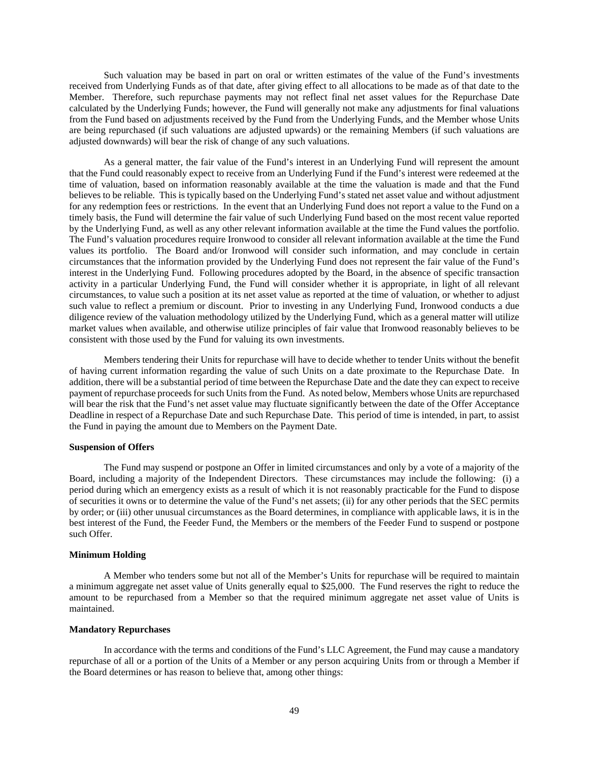Such valuation may be based in part on oral or written estimates of the value of the Fund's investments received from Underlying Funds as of that date, after giving effect to all allocations to be made as of that date to the Member. Therefore, such repurchase payments may not reflect final net asset values for the Repurchase Date calculated by the Underlying Funds; however, the Fund will generally not make any adjustments for final valuations from the Fund based on adjustments received by the Fund from the Underlying Funds, and the Member whose Units are being repurchased (if such valuations are adjusted upwards) or the remaining Members (if such valuations are adjusted downwards) will bear the risk of change of any such valuations.

As a general matter, the fair value of the Fund's interest in an Underlying Fund will represent the amount that the Fund could reasonably expect to receive from an Underlying Fund if the Fund's interest were redeemed at the time of valuation, based on information reasonably available at the time the valuation is made and that the Fund believes to be reliable. This is typically based on the Underlying Fund's stated net asset value and without adjustment for any redemption fees or restrictions. In the event that an Underlying Fund does not report a value to the Fund on a timely basis, the Fund will determine the fair value of such Underlying Fund based on the most recent value reported by the Underlying Fund, as well as any other relevant information available at the time the Fund values the portfolio. The Fund's valuation procedures require Ironwood to consider all relevant information available at the time the Fund values its portfolio. The Board and/or Ironwood will consider such information, and may conclude in certain circumstances that the information provided by the Underlying Fund does not represent the fair value of the Fund's interest in the Underlying Fund. Following procedures adopted by the Board, in the absence of specific transaction activity in a particular Underlying Fund, the Fund will consider whether it is appropriate, in light of all relevant circumstances, to value such a position at its net asset value as reported at the time of valuation, or whether to adjust such value to reflect a premium or discount. Prior to investing in any Underlying Fund, Ironwood conducts a due diligence review of the valuation methodology utilized by the Underlying Fund, which as a general matter will utilize market values when available, and otherwise utilize principles of fair value that Ironwood reasonably believes to be consistent with those used by the Fund for valuing its own investments.

Members tendering their Units for repurchase will have to decide whether to tender Units without the benefit of having current information regarding the value of such Units on a date proximate to the Repurchase Date. In addition, there will be a substantial period of time between the Repurchase Date and the date they can expect to receive payment of repurchase proceeds for such Units from the Fund. As noted below, Members whose Units are repurchased will bear the risk that the Fund's net asset value may fluctuate significantly between the date of the Offer Acceptance Deadline in respect of a Repurchase Date and such Repurchase Date. This period of time is intended, in part, to assist the Fund in paying the amount due to Members on the Payment Date.

**Suspension of Offers**

The Fund may suspend or postpone an Offer in limited circumstances and only by a vote of a majority of the Board, including a majority of the Independent Directors. These circumstances may include the following: (i) a period during which an emergency exists as a result of which it is not reasonably practicable for the Fund to dispose of securities it owns or to determine the value of the Fund's net assets; (ii) for any other periods that the SEC permits by order; or (iii) other unusual circumstances as the Board determines, in compliance with applicable laws, it is in the best interest of the Fund, the Feeder Fund, the Members or the members of the Feeder Fund to suspend or postpone such Offer.

**Minimum Holding**

A Member who tenders some but not all of the Member's Units for repurchase will be required to maintain a minimum aggregate net asset value of Units generally equal to $25,000. The Fund reserves the right to reduce the amount to be repurchased from a Member so that the required minimum aggregate net asset value of Units is maintained.

**Mandatory Repurchases**

In accordance with the terms and conditions of the Fund's LLC Agreement, the Fund may cause a mandatory repurchase of all or a portion of the Units of a Member or any person acquiring Units from or through a Member if the Board determines or has reason to believe that, among other things: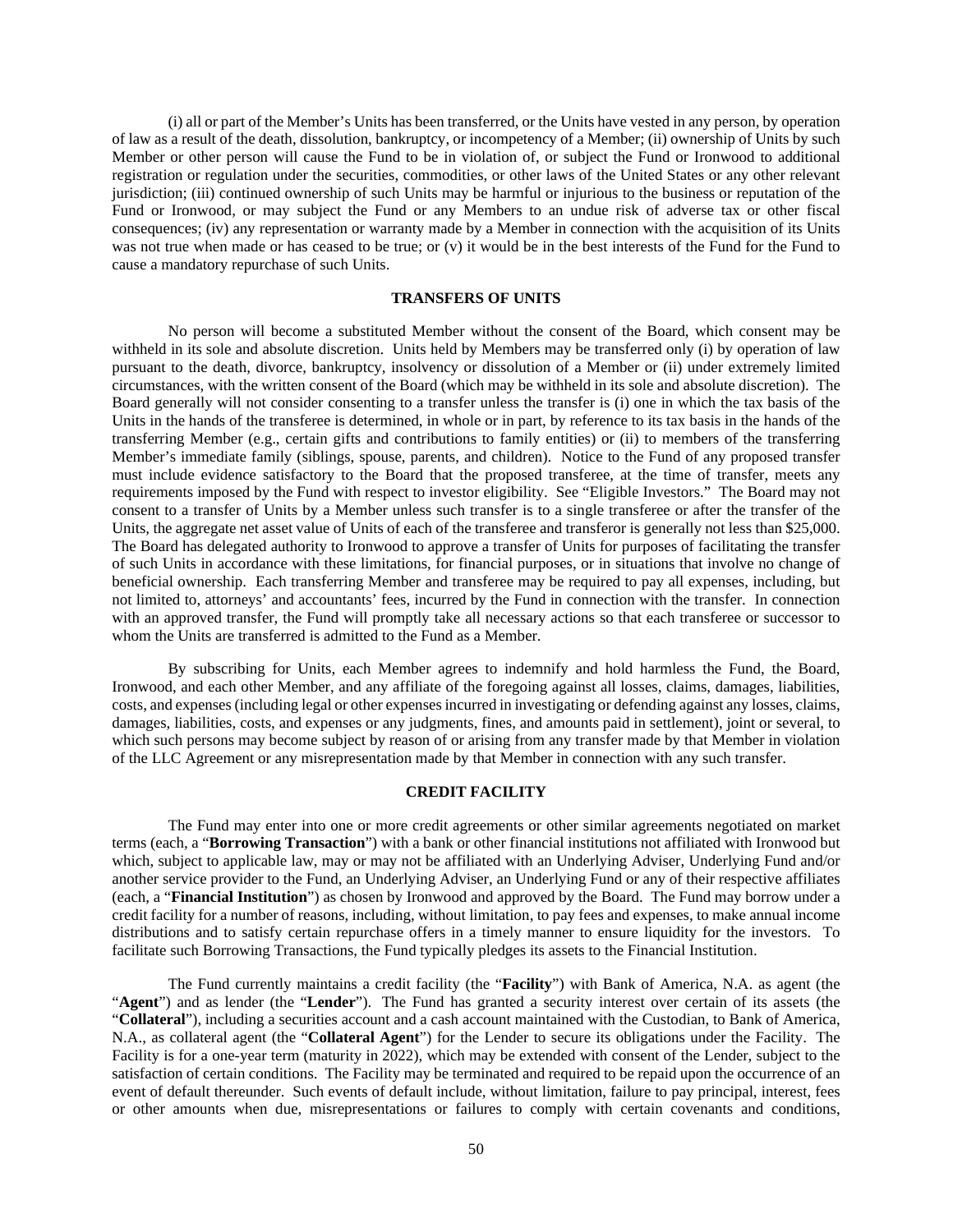(i) all or part of the Member's Units has been transferred, or the Units have vested in any person, by operation of law as a result of the death, dissolution, bankruptcy, or incompetency of a Member; (ii) ownership of Units by such Member or other person will cause the Fund to be in violation of, or subject the Fund or Ironwood to additional registration or regulation under the securities, commodities, or other laws of the United States or any other relevant jurisdiction; (iii) continued ownership of such Units may be harmful or injurious to the business or reputation of the Fund or Ironwood, or may subject the Fund or any Members to an undue risk of adverse tax or other fiscal consequences; (iv) any representation or warranty made by a Member in connection with the acquisition of its Units was not true when made or has ceased to be true; or (v) it would be in the best interests of the Fund for the Fund to cause a mandatory repurchase of such Units.

## TRANSFERS OF UNITS

No person will become a substituted Member without the consent of the Board, which consent may be withheld in its sole and absolute discretion. Units held by Members may be transferred only (i) by operation of law pursuant to the death, divorce, bankruptcy, insolvency or dissolution of a Member or (ii) under extremely limited circumstances, with the written consent of the Board (which may be withheld in its sole and absolute discretion). The Board generally will not consider consenting to a transfer unless the transfer is (i) one in which the tax basis of the Units in the hands of the transferee is determined, in whole or in part, by reference to its tax basis in the hands of the transferring Member (e.g., certain gifts and contributions to family entities) or (ii) to members of the transferring Member's immediate family (siblings, spouse, parents, and children). Notice to the Fund of any proposed transfer must include evidence satisfactory to the Board that the proposed transferee, at the time of transfer, meets any requirements imposed by the Fund with respect to investor eligibility. See "Eligible Investors." The Board may not consent to a transfer of Units by a Member unless such transfer is to a single transferee or after the transfer of the Units, the aggregate net asset value of Units of each of the transferee and transferor is generally not less than $25,000. The Board has delegated authority to Ironwood to approve a transfer of Units for purposes of facilitating the transfer of such Units in accordance with these limitations, for financial purposes, or in situations that involve no change of beneficial ownership. Each transferring Member and transferee may be required to pay all expenses, including, but not limited to, attorneys' and accountants' fees, incurred by the Fund in connection with the transfer. In connection with an approved transfer, the Fund will promptly take all necessary actions so that each transferee or successor to whom the Units are transferred is admitted to the Fund as a Member.

By subscribing for Units, each Member agrees to indemnify and hold harmless the Fund, the Board, Ironwood, and each other Member, and any affiliate of the foregoing against all losses, claims, damages, liabilities, costs, and expenses (including legal or other expenses incurred in investigating or defending against any losses, claims, damages, liabilities, costs, and expenses or any judgments, fines, and amounts paid in settlement), joint or several, to which such persons may become subject by reason of or arising from any transfer made by that Member in violation of the LLC Agreement or any misrepresentation made by that Member in connection with any such transfer.

## CREDIT FACILITY

The Fund may enter into one or more credit agreements or other similar agreements negotiated on market terms (each, a "**Borrowing Transaction**") with a bank or other financial institutions not affiliated with Ironwood but which, subject to applicable law, may or may not be affiliated with an Underlying Adviser, Underlying Fund and/or another service provider to the Fund, an Underlying Adviser, an Underlying Fund or any of their respective affiliates (each, a "**Financial Institution**") as chosen by Ironwood and approved by the Board. The Fund may borrow under a credit facility for a number of reasons, including, without limitation, to pay fees and expenses, to make annual income distributions and to satisfy certain repurchase offers in a timely manner to ensure liquidity for the investors. To facilitate such Borrowing Transactions, the Fund typically pledges its assets to the Financial Institution.

The Fund currently maintains a credit facility (the "**Facility**") with Bank of America, N.A. as agent (the "**Agent**") and as lender (the "**Lender**"). The Fund has granted a security interest over certain of its assets (the "**Collateral**"), including a securities account and a cash account maintained with the Custodian, to Bank of America, N.A., as collateral agent (the "**Collateral Agent**") for the Lender to secure its obligations under the Facility. The Facility is for a one-year term (maturity in 2022), which may be extended with consent of the Lender, subject to the satisfaction of certain conditions. The Facility may be terminated and required to be repaid upon the occurrence of an event of default thereunder. Such events of default include, without limitation, failure to pay principal, interest, fees or other amounts when due, misrepresentations or failures to comply with certain covenants and conditions,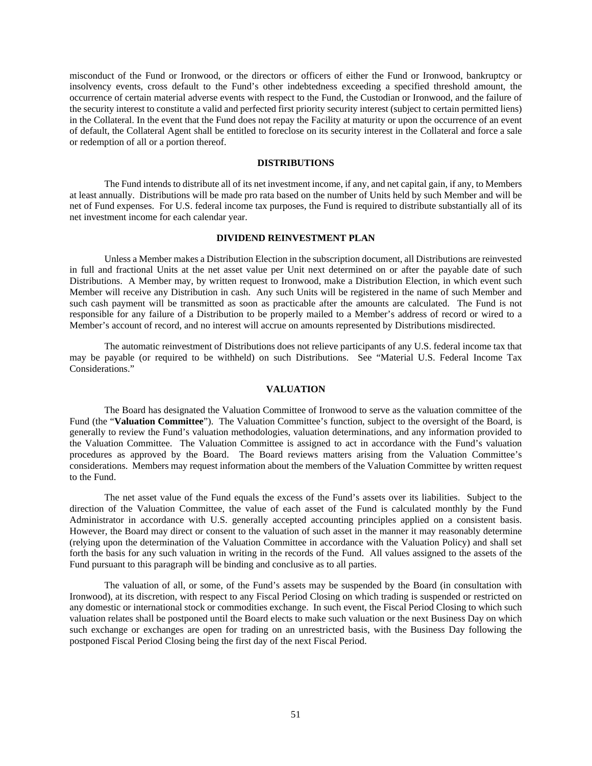misconduct of the Fund or Ironwood, or the directors or officers of either the Fund or Ironwood, bankruptcy or insolvency events, cross default to the Fund's other indebtedness exceeding a specified threshold amount, the occurrence of certain material adverse events with respect to the Fund, the Custodian or Ironwood, and the failure of the security interest to constitute a valid and perfected first priority security interest (subject to certain permitted liens) in the Collateral. In the event that the Fund does not repay the Facility at maturity or upon the occurrence of an event of default, the Collateral Agent shall be entitled to foreclose on its security interest in the Collateral and force a sale or redemption of all or a portion thereof.

## DISTRIBUTIONS

The Fund intends to distribute all of its net investment income, if any, and net capital gain, if any, to Members at least annually. Distributions will be made pro rata based on the number of Units held by such Member and will be net of Fund expenses. For U.S. federal income tax purposes, the Fund is required to distribute substantially all of its net investment income for each calendar year.

## DIVIDEND REINVESTMENT PLAN

Unless a Member makes a Distribution Election in the subscription document, all Distributions are reinvested in full and fractional Units at the net asset value per Unit next determined on or after the payable date of such Distributions. A Member may, by written request to Ironwood, make a Distribution Election, in which event such Member will receive any Distribution in cash. Any such Units will be registered in the name of such Member and such cash payment will be transmitted as soon as practicable after the amounts are calculated. The Fund is not responsible for any failure of a Distribution to be properly mailed to a Member's address of record or wired to a Member's account of record, and no interest will accrue on amounts represented by Distributions misdirected.

The automatic reinvestment of Distributions does not relieve participants of any U.S. federal income tax that may be payable (or required to be withheld) on such Distributions. See "Material U.S. Federal Income Tax Considerations."

## VALUATION

The Board has designated the Valuation Committee of Ironwood to serve as the valuation committee of the Fund (the "**Valuation Committee**"). The Valuation Committee's function, subject to the oversight of the Board, is generally to review the Fund's valuation methodologies, valuation determinations, and any information provided to the Valuation Committee. The Valuation Committee is assigned to act in accordance with the Fund's valuation procedures as approved by the Board. The Board reviews matters arising from the Valuation Committee's considerations. Members may request information about the members of the Valuation Committee by written request to the Fund.

The net asset value of the Fund equals the excess of the Fund's assets over its liabilities. Subject to the direction of the Valuation Committee, the value of each asset of the Fund is calculated monthly by the Fund Administrator in accordance with U.S. generally accepted accounting principles applied on a consistent basis. However, the Board may direct or consent to the valuation of such asset in the manner it may reasonably determine (relying upon the determination of the Valuation Committee in accordance with the Valuation Policy) and shall set forth the basis for any such valuation in writing in the records of the Fund. All values assigned to the assets of the Fund pursuant to this paragraph will be binding and conclusive as to all parties.

The valuation of all, or some, of the Fund's assets may be suspended by the Board (in consultation with Ironwood), at its discretion, with respect to any Fiscal Period Closing on which trading is suspended or restricted on any domestic or international stock or commodities exchange. In such event, the Fiscal Period Closing to which such valuation relates shall be postponed until the Board elects to make such valuation or the next Business Day on which such exchange or exchanges are open for trading on an unrestricted basis, with the Business Day following the postponed Fiscal Period Closing being the first day of the next Fiscal Period.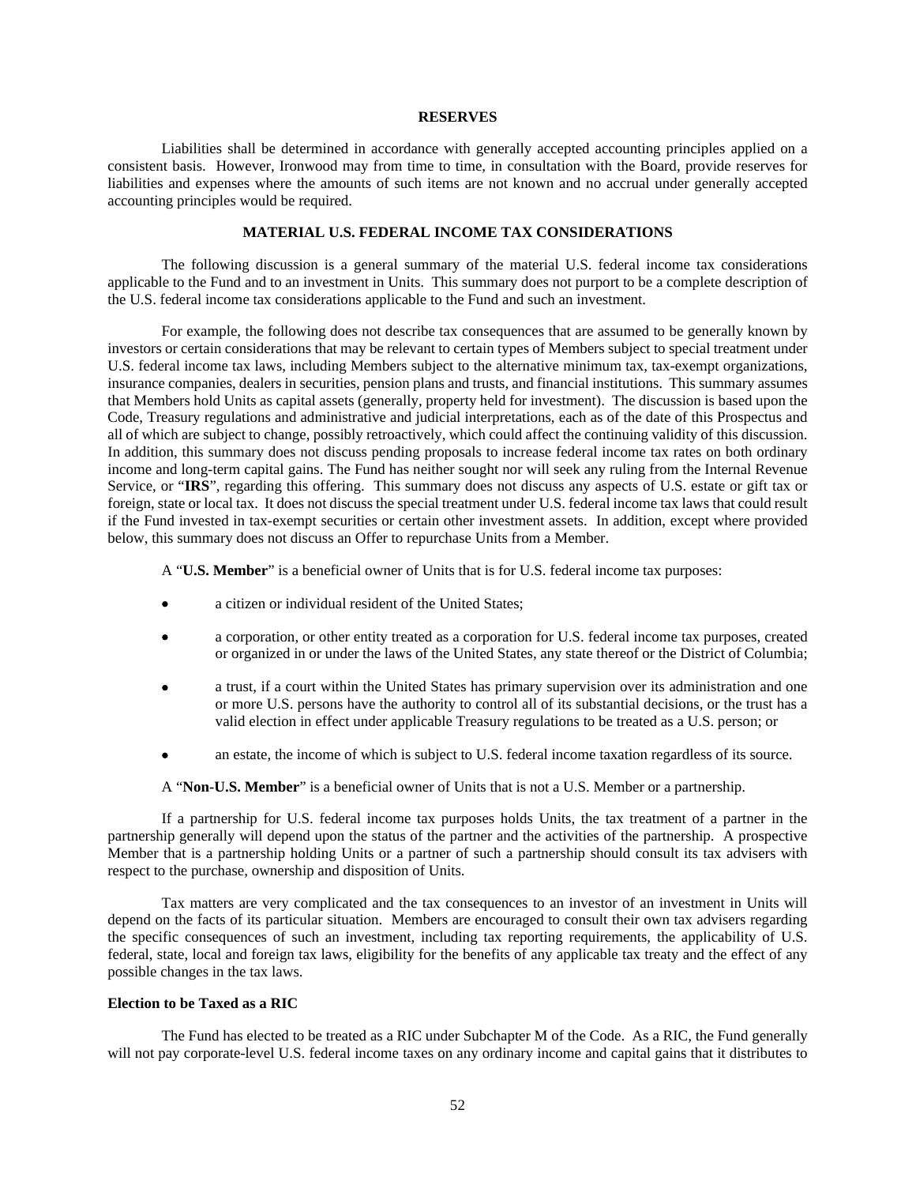## RESERVES

Liabilities shall be determined in accordance with generally accepted accounting principles applied on a consistent basis. However, Ironwood may from time to time, in consultation with the Board, provide reserves for liabilities and expenses where the amounts of such items are not known and no accrual under generally accepted accounting principles would be required.

## MATERIAL U.S. FEDERAL INCOME TAX CONSIDERATIONS

The following discussion is a general summary of the material U.S. federal income tax considerations applicable to the Fund and to an investment in Units. This summary does not purport to be a complete description of the U.S. federal income tax considerations applicable to the Fund and such an investment.

For example, the following does not describe tax consequences that are assumed to be generally known by investors or certain considerations that may be relevant to certain types of Members subject to special treatment under U.S. federal income tax laws, including Members subject to the alternative minimum tax, tax-exempt organizations, insurance companies, dealers in securities, pension plans and trusts, and financial institutions. This summary assumes that Members hold Units as capital assets (generally, property held for investment). The discussion is based upon the Code, Treasury regulations and administrative and judicial interpretations, each as of the date of this Prospectus and all of which are subject to change, possibly retroactively, which could affect the continuing validity of this discussion. In addition, this summary does not discuss pending proposals to increase federal income tax rates on both ordinary income and long-term capital gains. The Fund has neither sought nor will seek any ruling from the Internal Revenue Service, or "**IRS**", regarding this offering. This summary does not discuss any aspects of U.S. estate or gift tax or foreign, state or local tax. It does not discuss the special treatment under U.S. federal income tax laws that could result if the Fund invested in tax-exempt securities or certain other investment assets. In addition, except where provided below, this summary does not discuss an Offer to repurchase Units from a Member.

A "**U.S. Member**" is a beneficial owner of Units that is for U.S. federal income tax purposes:

- a citizen or individual resident of the United States;
- a corporation, or other entity treated as a corporation for U.S. federal income tax purposes, created or organized in or under the laws of the United States, any state thereof or the District of Columbia;
- a trust, if a court within the United States has primary supervision over its administration and one or more U.S. persons have the authority to control all of its substantial decisions, or the trust has a valid election in effect under applicable Treasury regulations to be treated as a U.S. person; or
- an estate, the income of which is subject to U.S. federal income taxation regardless of its source.

A "**Non-U.S. Member**" is a beneficial owner of Units that is not a U.S. Member or a partnership.

If a partnership for U.S. federal income tax purposes holds Units, the tax treatment of a partner in the partnership generally will depend upon the status of the partner and the activities of the partnership. A prospective Member that is a partnership holding Units or a partner of such a partnership should consult its tax advisers with respect to the purchase, ownership and disposition of Units.

Tax matters are very complicated and the tax consequences to an investor of an investment in Units will depend on the facts of its particular situation. Members are encouraged to consult their own tax advisers regarding the specific consequences of such an investment, including tax reporting requirements, the applicability of U.S. federal, state, local and foreign tax laws, eligibility for the benefits of any applicable tax treaty and the effect of any possible changes in the tax laws.

### Election to be Taxed as a RIC

The Fund has elected to be treated as a RIC under Subchapter M of the Code. As a RIC, the Fund generally will not pay corporate-level U.S. federal income taxes on any ordinary income and capital gains that it distributes to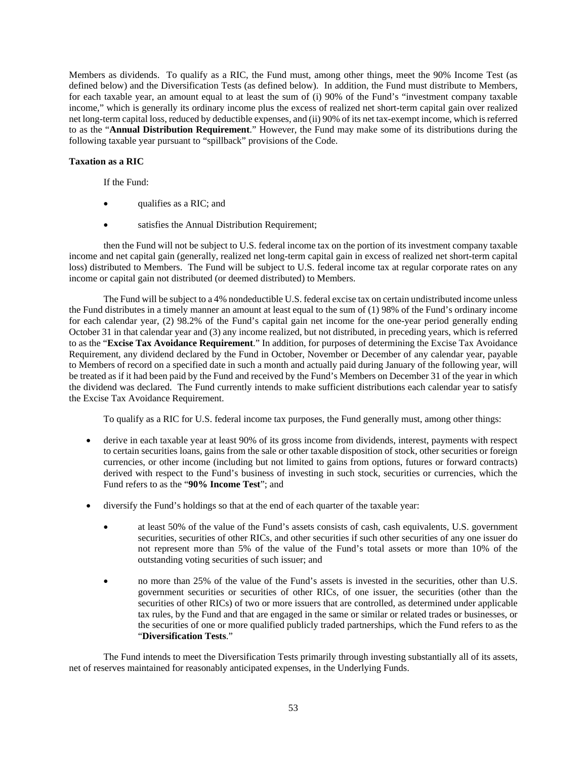Members as dividends. To qualify as a RIC, the Fund must, among other things, meet the 90% Income Test (as defined below) and the Diversification Tests (as defined below). In addition, the Fund must distribute to Members, for each taxable year, an amount equal to at least the sum of (i) 90% of the Fund's "investment company taxable income," which is generally its ordinary income plus the excess of realized net short-term capital gain over realized net long-term capital loss, reduced by deductible expenses, and (ii) 90% of its net tax-exempt income, which is referred to as the "**Annual Distribution Requirement**." However, the Fund may make some of its distributions during the following taxable year pursuant to "spillback" provisions of the Code.

**Taxation as a RIC**

If the Fund:

- qualifies as a RIC; and
- satisfies the Annual Distribution Requirement;

then the Fund will not be subject to U.S. federal income tax on the portion of its investment company taxable income and net capital gain (generally, realized net long-term capital gain in excess of realized net short-term capital loss) distributed to Members. The Fund will be subject to U.S. federal income tax at regular corporate rates on any income or capital gain not distributed (or deemed distributed) to Members.

The Fund will be subject to a 4% nondeductible U.S. federal excise tax on certain undistributed income unless the Fund distributes in a timely manner an amount at least equal to the sum of (1) 98% of the Fund's ordinary income for each calendar year, (2) 98.2% of the Fund's capital gain net income for the one-year period generally ending October 31 in that calendar year and (3) any income realized, but not distributed, in preceding years, which is referred to as the "**Excise Tax Avoidance Requirement**." In addition, for purposes of determining the Excise Tax Avoidance Requirement, any dividend declared by the Fund in October, November or December of any calendar year, payable to Members of record on a specified date in such a month and actually paid during January of the following year, will be treated as if it had been paid by the Fund and received by the Fund's Members on December 31 of the year in which the dividend was declared. The Fund currently intends to make sufficient distributions each calendar year to satisfy the Excise Tax Avoidance Requirement.

To qualify as a RIC for U.S. federal income tax purposes, the Fund generally must, among other things:

- derive in each taxable year at least 90% of its gross income from dividends, interest, payments with respect to certain securities loans, gains from the sale or other taxable disposition of stock, other securities or foreign currencies, or other income (including but not limited to gains from options, futures or forward contracts) derived with respect to the Fund's business of investing in such stock, securities or currencies, which the Fund refers to as the "**90% Income Test**"; and
- diversify the Fund's holdings so that at the end of each quarter of the taxable year:
  - at least 50% of the value of the Fund's assets consists of cash, cash equivalents, U.S. government securities, securities of other RICs, and other securities if such other securities of any one issuer do not represent more than 5% of the value of the Fund's total assets or more than 10% of the outstanding voting securities of such issuer; and
  - no more than 25% of the value of the Fund's assets is invested in the securities, other than U.S. government securities or securities of other RICs, of one issuer, the securities (other than the securities of other RICs) of two or more issuers that are controlled, as determined under applicable tax rules, by the Fund and that are engaged in the same or similar or related trades or businesses, or the securities of one or more qualified publicly traded partnerships, which the Fund refers to as the "**Diversification Tests**."

The Fund intends to meet the Diversification Tests primarily through investing substantially all of its assets, net of reserves maintained for reasonably anticipated expenses, in the Underlying Funds.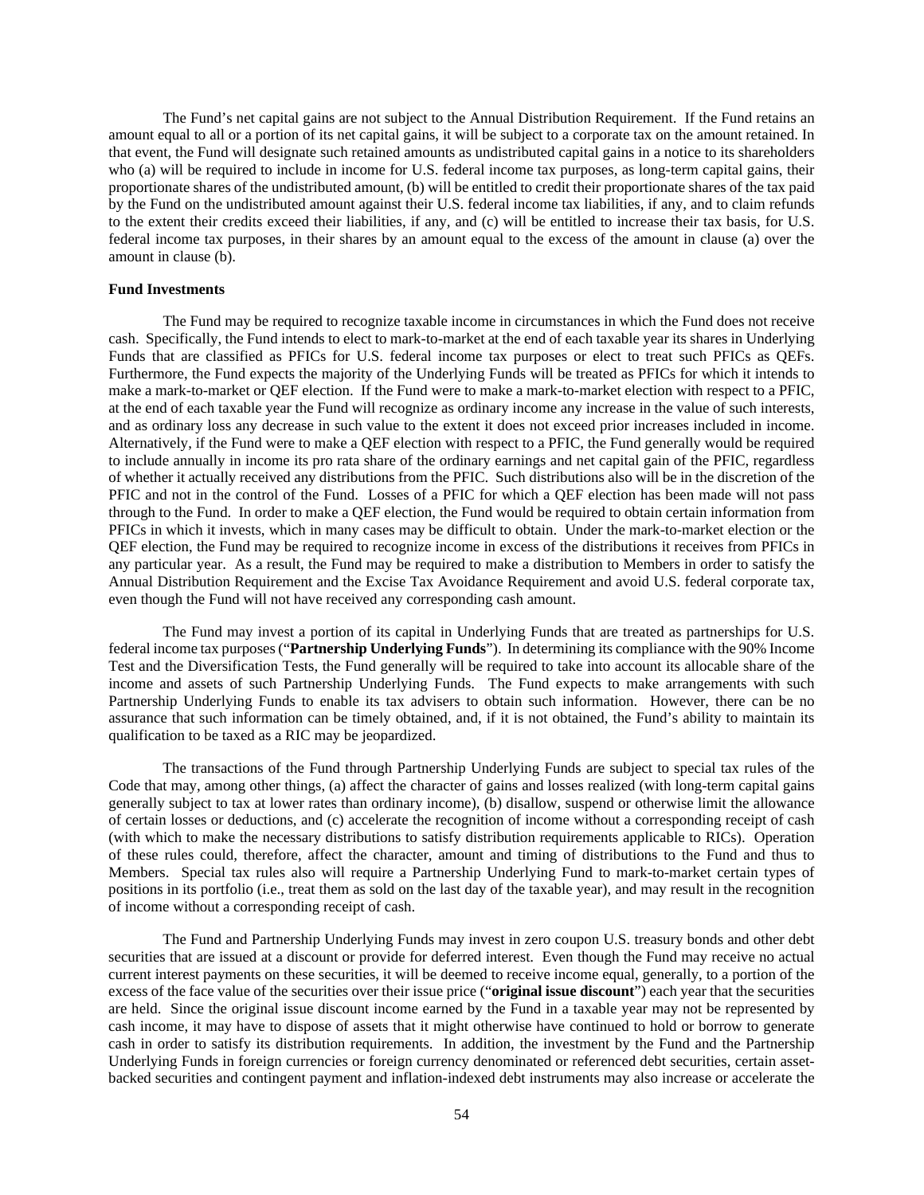The Fund's net capital gains are not subject to the Annual Distribution Requirement. If the Fund retains an amount equal to all or a portion of its net capital gains, it will be subject to a corporate tax on the amount retained. In that event, the Fund will designate such retained amounts as undistributed capital gains in a notice to its shareholders who (a) will be required to include in income for U.S. federal income tax purposes, as long-term capital gains, their proportionate shares of the undistributed amount, (b) will be entitled to credit their proportionate shares of the tax paid by the Fund on the undistributed amount against their U.S. federal income tax liabilities, if any, and to claim refunds to the extent their credits exceed their liabilities, if any, and (c) will be entitled to increase their tax basis, for U.S. federal income tax purposes, in their shares by an amount equal to the excess of the amount in clause (a) over the amount in clause (b).

**Fund Investments**

The Fund may be required to recognize taxable income in circumstances in which the Fund does not receive cash. Specifically, the Fund intends to elect to mark-to-market at the end of each taxable year its shares in Underlying Funds that are classified as PFICs for U.S. federal income tax purposes or elect to treat such PFICs as QEFs. Furthermore, the Fund expects the majority of the Underlying Funds will be treated as PFICs for which it intends to make a mark-to-market or QEF election. If the Fund were to make a mark-to-market election with respect to a PFIC, at the end of each taxable year the Fund will recognize as ordinary income any increase in the value of such interests, and as ordinary loss any decrease in such value to the extent it does not exceed prior increases included in income. Alternatively, if the Fund were to make a QEF election with respect to a PFIC, the Fund generally would be required to include annually in income its pro rata share of the ordinary earnings and net capital gain of the PFIC, regardless of whether it actually received any distributions from the PFIC. Such distributions also will be in the discretion of the PFIC and not in the control of the Fund. Losses of a PFIC for which a QEF election has been made will not pass through to the Fund. In order to make a QEF election, the Fund would be required to obtain certain information from PFICs in which it invests, which in many cases may be difficult to obtain. Under the mark-to-market election or the QEF election, the Fund may be required to recognize income in excess of the distributions it receives from PFICs in any particular year. As a result, the Fund may be required to make a distribution to Members in order to satisfy the Annual Distribution Requirement and the Excise Tax Avoidance Requirement and avoid U.S. federal corporate tax, even though the Fund will not have received any corresponding cash amount.

The Fund may invest a portion of its capital in Underlying Funds that are treated as partnerships for U.S. federal income tax purposes ("**Partnership Underlying Funds**"). In determining its compliance with the 90% Income Test and the Diversification Tests, the Fund generally will be required to take into account its allocable share of the income and assets of such Partnership Underlying Funds. The Fund expects to make arrangements with such Partnership Underlying Funds to enable its tax advisers to obtain such information. However, there can be no assurance that such information can be timely obtained, and, if it is not obtained, the Fund's ability to maintain its qualification to be taxed as a RIC may be jeopardized.

The transactions of the Fund through Partnership Underlying Funds are subject to special tax rules of the Code that may, among other things, (a) affect the character of gains and losses realized (with long-term capital gains generally subject to tax at lower rates than ordinary income), (b) disallow, suspend or otherwise limit the allowance of certain losses or deductions, and (c) accelerate the recognition of income without a corresponding receipt of cash (with which to make the necessary distributions to satisfy distribution requirements applicable to RICs). Operation of these rules could, therefore, affect the character, amount and timing of distributions to the Fund and thus to Members. Special tax rules also will require a Partnership Underlying Fund to mark-to-market certain types of positions in its portfolio (i.e., treat them as sold on the last day of the taxable year), and may result in the recognition of income without a corresponding receipt of cash.

The Fund and Partnership Underlying Funds may invest in zero coupon U.S. treasury bonds and other debt securities that are issued at a discount or provide for deferred interest. Even though the Fund may receive no actual current interest payments on these securities, it will be deemed to receive income equal, generally, to a portion of the excess of the face value of the securities over their issue price ("**original issue discount**") each year that the securities are held. Since the original issue discount income earned by the Fund in a taxable year may not be represented by cash income, it may have to dispose of assets that it might otherwise have continued to hold or borrow to generate cash in order to satisfy its distribution requirements. In addition, the investment by the Fund and the Partnership Underlying Funds in foreign currencies or foreign currency denominated or referenced debt securities, certain asset-backed securities and contingent payment and inflation-indexed debt instruments may also increase or accelerate the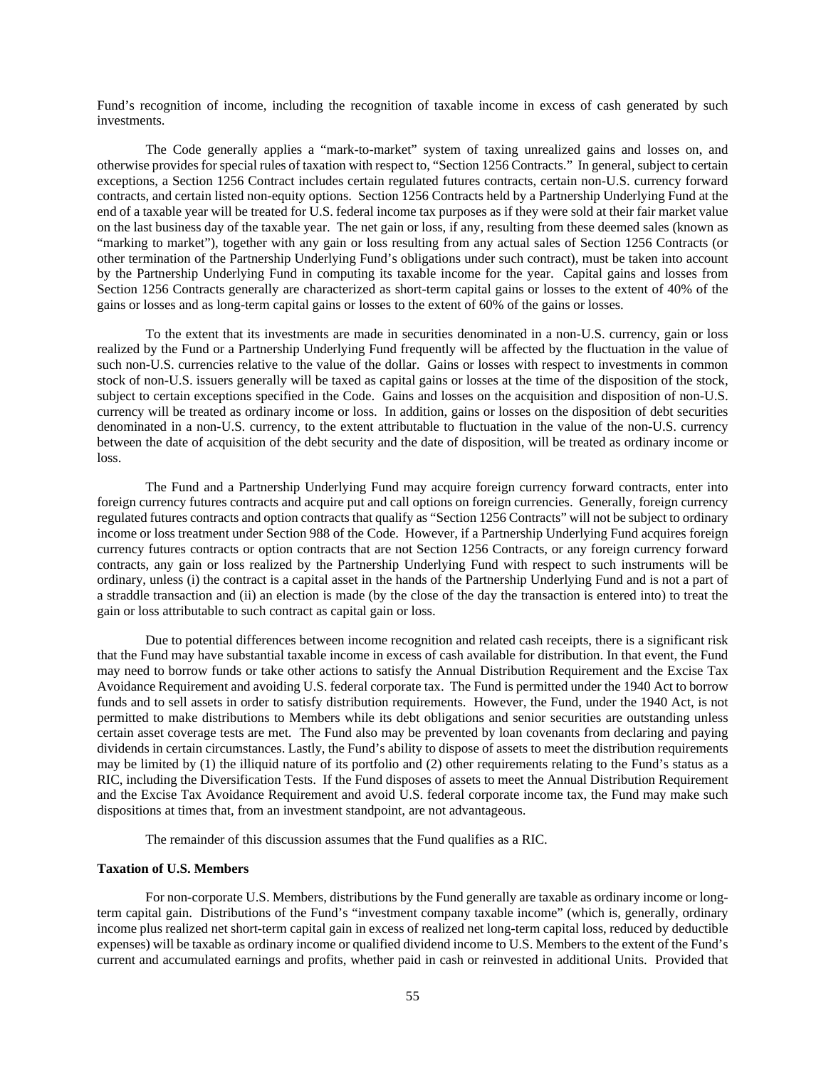Fund's recognition of income, including the recognition of taxable income in excess of cash generated by such investments.

The Code generally applies a "mark-to-market" system of taxing unrealized gains and losses on, and otherwise provides for special rules of taxation with respect to, "Section 1256 Contracts." In general, subject to certain exceptions, a Section 1256 Contract includes certain regulated futures contracts, certain non-U.S. currency forward contracts, and certain listed non-equity options. Section 1256 Contracts held by a Partnership Underlying Fund at the end of a taxable year will be treated for U.S. federal income tax purposes as if they were sold at their fair market value on the last business day of the taxable year. The net gain or loss, if any, resulting from these deemed sales (known as "marking to market"), together with any gain or loss resulting from any actual sales of Section 1256 Contracts (or other termination of the Partnership Underlying Fund's obligations under such contract), must be taken into account by the Partnership Underlying Fund in computing its taxable income for the year. Capital gains and losses from Section 1256 Contracts generally are characterized as short-term capital gains or losses to the extent of 40% of the gains or losses and as long-term capital gains or losses to the extent of 60% of the gains or losses.

To the extent that its investments are made in securities denominated in a non-U.S. currency, gain or loss realized by the Fund or a Partnership Underlying Fund frequently will be affected by the fluctuation in the value of such non-U.S. currencies relative to the value of the dollar. Gains or losses with respect to investments in common stock of non-U.S. issuers generally will be taxed as capital gains or losses at the time of the disposition of the stock, subject to certain exceptions specified in the Code. Gains and losses on the acquisition and disposition of non-U.S. currency will be treated as ordinary income or loss. In addition, gains or losses on the disposition of debt securities denominated in a non-U.S. currency, to the extent attributable to fluctuation in the value of the non-U.S. currency between the date of acquisition of the debt security and the date of disposition, will be treated as ordinary income or loss.

The Fund and a Partnership Underlying Fund may acquire foreign currency forward contracts, enter into foreign currency futures contracts and acquire put and call options on foreign currencies. Generally, foreign currency regulated futures contracts and option contracts that qualify as "Section 1256 Contracts" will not be subject to ordinary income or loss treatment under Section 988 of the Code. However, if a Partnership Underlying Fund acquires foreign currency futures contracts or option contracts that are not Section 1256 Contracts, or any foreign currency forward contracts, any gain or loss realized by the Partnership Underlying Fund with respect to such instruments will be ordinary, unless (i) the contract is a capital asset in the hands of the Partnership Underlying Fund and is not a part of a straddle transaction and (ii) an election is made (by the close of the day the transaction is entered into) to treat the gain or loss attributable to such contract as capital gain or loss.

Due to potential differences between income recognition and related cash receipts, there is a significant risk that the Fund may have substantial taxable income in excess of cash available for distribution. In that event, the Fund may need to borrow funds or take other actions to satisfy the Annual Distribution Requirement and the Excise Tax Avoidance Requirement and avoiding U.S. federal corporate tax. The Fund is permitted under the 1940 Act to borrow funds and to sell assets in order to satisfy distribution requirements. However, the Fund, under the 1940 Act, is not permitted to make distributions to Members while its debt obligations and senior securities are outstanding unless certain asset coverage tests are met. The Fund also may be prevented by loan covenants from declaring and paying dividends in certain circumstances. Lastly, the Fund's ability to dispose of assets to meet the distribution requirements may be limited by (1) the illiquid nature of its portfolio and (2) other requirements relating to the Fund's status as a RIC, including the Diversification Tests. If the Fund disposes of assets to meet the Annual Distribution Requirement and the Excise Tax Avoidance Requirement and avoid U.S. federal corporate income tax, the Fund may make such dispositions at times that, from an investment standpoint, are not advantageous.

The remainder of this discussion assumes that the Fund qualifies as a RIC.

**Taxation of U.S. Members**

For non-corporate U.S. Members, distributions by the Fund generally are taxable as ordinary income or long-term capital gain. Distributions of the Fund's "investment company taxable income" (which is, generally, ordinary income plus realized net short-term capital gain in excess of realized net long-term capital loss, reduced by deductible expenses) will be taxable as ordinary income or qualified dividend income to U.S. Members to the extent of the Fund's current and accumulated earnings and profits, whether paid in cash or reinvested in additional Units. Provided that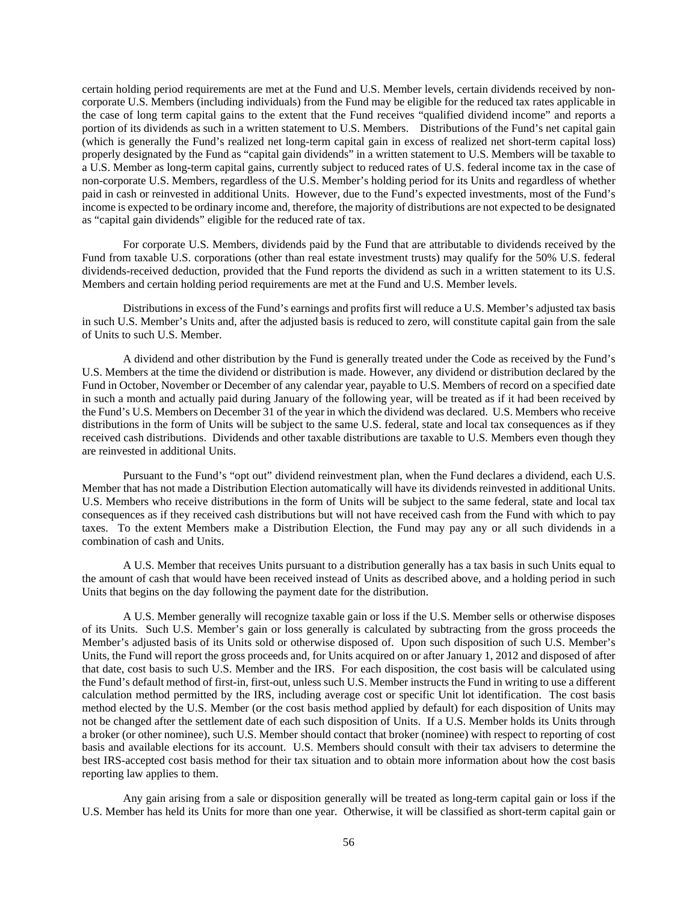certain holding period requirements are met at the Fund and U.S. Member levels, certain dividends received by non-corporate U.S. Members (including individuals) from the Fund may be eligible for the reduced tax rates applicable in the case of long term capital gains to the extent that the Fund receives "qualified dividend income" and reports a portion of its dividends as such in a written statement to U.S. Members. Distributions of the Fund's net capital gain (which is generally the Fund's realized net long-term capital gain in excess of realized net short-term capital loss) properly designated by the Fund as "capital gain dividends" in a written statement to U.S. Members will be taxable to a U.S. Member as long-term capital gains, currently subject to reduced rates of U.S. federal income tax in the case of non-corporate U.S. Members, regardless of the U.S. Member's holding period for its Units and regardless of whether paid in cash or reinvested in additional Units. However, due to the Fund's expected investments, most of the Fund's income is expected to be ordinary income and, therefore, the majority of distributions are not expected to be designated as "capital gain dividends" eligible for the reduced rate of tax.

For corporate U.S. Members, dividends paid by the Fund that are attributable to dividends received by the Fund from taxable U.S. corporations (other than real estate investment trusts) may qualify for the 50% U.S. federal dividends-received deduction, provided that the Fund reports the dividend as such in a written statement to its U.S. Members and certain holding period requirements are met at the Fund and U.S. Member levels.

Distributions in excess of the Fund's earnings and profits first will reduce a U.S. Member's adjusted tax basis in such U.S. Member's Units and, after the adjusted basis is reduced to zero, will constitute capital gain from the sale of Units to such U.S. Member.

A dividend and other distribution by the Fund is generally treated under the Code as received by the Fund's U.S. Members at the time the dividend or distribution is made. However, any dividend or distribution declared by the Fund in October, November or December of any calendar year, payable to U.S. Members of record on a specified date in such a month and actually paid during January of the following year, will be treated as if it had been received by the Fund's U.S. Members on December 31 of the year in which the dividend was declared. U.S. Members who receive distributions in the form of Units will be subject to the same U.S. federal, state and local tax consequences as if they received cash distributions. Dividends and other taxable distributions are taxable to U.S. Members even though they are reinvested in additional Units.

Pursuant to the Fund's "opt out" dividend reinvestment plan, when the Fund declares a dividend, each U.S. Member that has not made a Distribution Election automatically will have its dividends reinvested in additional Units. U.S. Members who receive distributions in the form of Units will be subject to the same federal, state and local tax consequences as if they received cash distributions but will not have received cash from the Fund with which to pay taxes. To the extent Members make a Distribution Election, the Fund may pay any or all such dividends in a combination of cash and Units.

A U.S. Member that receives Units pursuant to a distribution generally has a tax basis in such Units equal to the amount of cash that would have been received instead of Units as described above, and a holding period in such Units that begins on the day following the payment date for the distribution.

A U.S. Member generally will recognize taxable gain or loss if the U.S. Member sells or otherwise disposes of its Units. Such U.S. Member's gain or loss generally is calculated by subtracting from the gross proceeds the Member's adjusted basis of its Units sold or otherwise disposed of. Upon such disposition of such U.S. Member's Units, the Fund will report the gross proceeds and, for Units acquired on or after January 1, 2012 and disposed of after that date, cost basis to such U.S. Member and the IRS. For each disposition, the cost basis will be calculated using the Fund's default method of first-in, first-out, unless such U.S. Member instructs the Fund in writing to use a different calculation method permitted by the IRS, including average cost or specific Unit lot identification. The cost basis method elected by the U.S. Member (or the cost basis method applied by default) for each disposition of Units may not be changed after the settlement date of each such disposition of Units. If a U.S. Member holds its Units through a broker (or other nominee), such U.S. Member should contact that broker (nominee) with respect to reporting of cost basis and available elections for its account. U.S. Members should consult with their tax advisers to determine the best IRS-accepted cost basis method for their tax situation and to obtain more information about how the cost basis reporting law applies to them.

Any gain arising from a sale or disposition generally will be treated as long-term capital gain or loss if the U.S. Member has held its Units for more than one year. Otherwise, it will be classified as short-term capital gain or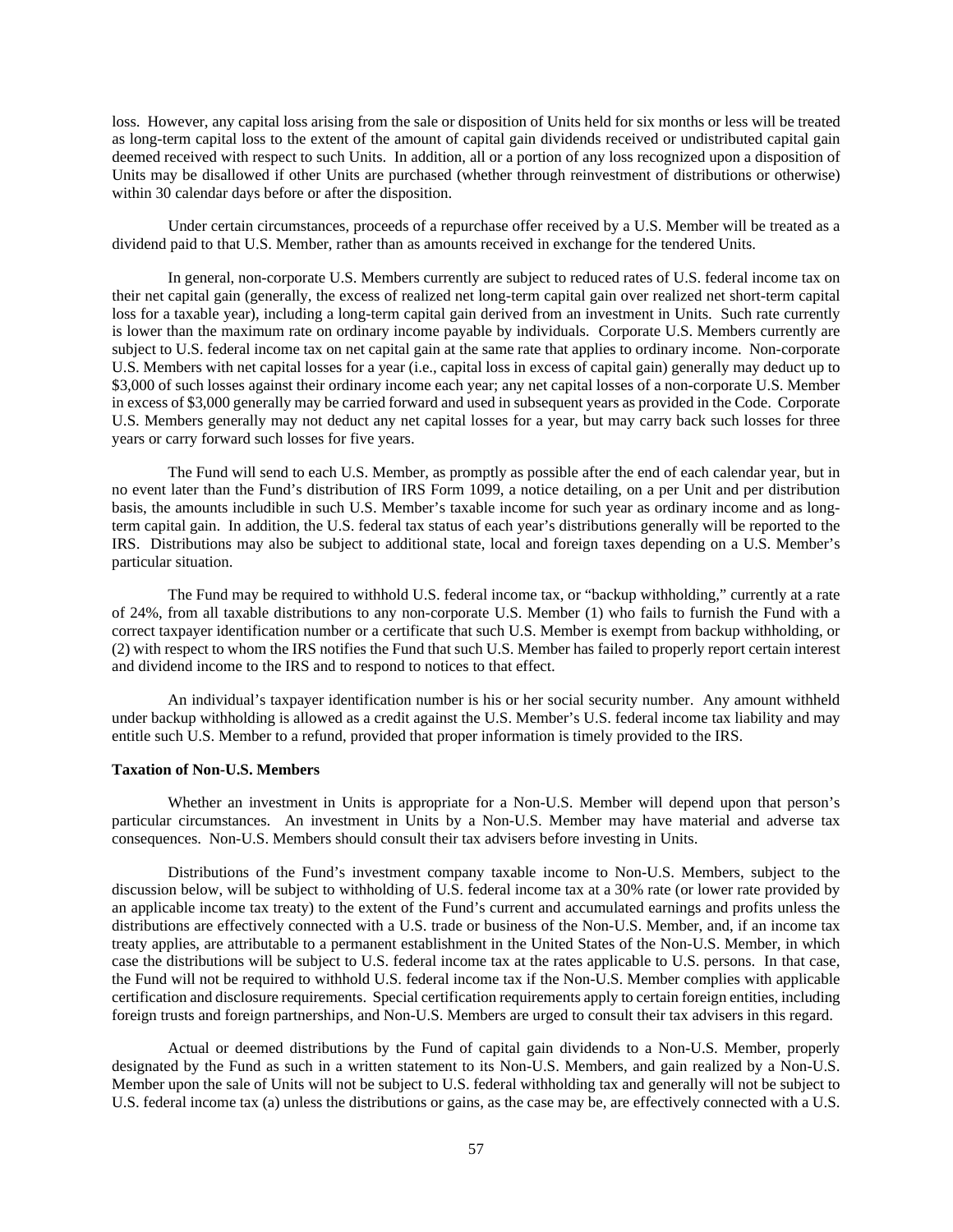loss. However, any capital loss arising from the sale or disposition of Units held for six months or less will be treated as long-term capital loss to the extent of the amount of capital gain dividends received or undistributed capital gain deemed received with respect to such Units. In addition, all or a portion of any loss recognized upon a disposition of Units may be disallowed if other Units are purchased (whether through reinvestment of distributions or otherwise) within 30 calendar days before or after the disposition.

Under certain circumstances, proceeds of a repurchase offer received by a U.S. Member will be treated as a dividend paid to that U.S. Member, rather than as amounts received in exchange for the tendered Units.

In general, non-corporate U.S. Members currently are subject to reduced rates of U.S. federal income tax on their net capital gain (generally, the excess of realized net long-term capital gain over realized net short-term capital loss for a taxable year), including a long-term capital gain derived from an investment in Units. Such rate currently is lower than the maximum rate on ordinary income payable by individuals. Corporate U.S. Members currently are subject to U.S. federal income tax on net capital gain at the same rate that applies to ordinary income. Non-corporate U.S. Members with net capital losses for a year (i.e., capital loss in excess of capital gain) generally may deduct up to $3,000 of such losses against their ordinary income each year; any net capital losses of a non-corporate U.S. Member in excess of $3,000 generally may be carried forward and used in subsequent years as provided in the Code. Corporate U.S. Members generally may not deduct any net capital losses for a year, but may carry back such losses for three years or carry forward such losses for five years.

The Fund will send to each U.S. Member, as promptly as possible after the end of each calendar year, but in no event later than the Fund's distribution of IRS Form 1099, a notice detailing, on a per Unit and per distribution basis, the amounts includible in such U.S. Member's taxable income for such year as ordinary income and as long-term capital gain. In addition, the U.S. federal tax status of each year's distributions generally will be reported to the IRS. Distributions may also be subject to additional state, local and foreign taxes depending on a U.S. Member's particular situation.

The Fund may be required to withhold U.S. federal income tax, or "backup withholding," currently at a rate of 24%, from all taxable distributions to any non-corporate U.S. Member (1) who fails to furnish the Fund with a correct taxpayer identification number or a certificate that such U.S. Member is exempt from backup withholding, or (2) with respect to whom the IRS notifies the Fund that such U.S. Member has failed to properly report certain interest and dividend income to the IRS and to respond to notices to that effect.

An individual's taxpayer identification number is his or her social security number. Any amount withheld under backup withholding is allowed as a credit against the U.S. Member's U.S. federal income tax liability and may entitle such U.S. Member to a refund, provided that proper information is timely provided to the IRS.

**Taxation of Non-U.S. Members**

Whether an investment in Units is appropriate for a Non-U.S. Member will depend upon that person's particular circumstances. An investment in Units by a Non-U.S. Member may have material and adverse tax consequences. Non-U.S. Members should consult their tax advisers before investing in Units.

Distributions of the Fund's investment company taxable income to Non-U.S. Members, subject to the discussion below, will be subject to withholding of U.S. federal income tax at a 30% rate (or lower rate provided by an applicable income tax treaty) to the extent of the Fund's current and accumulated earnings and profits unless the distributions are effectively connected with a U.S. trade or business of the Non-U.S. Member, and, if an income tax treaty applies, are attributable to a permanent establishment in the United States of the Non-U.S. Member, in which case the distributions will be subject to U.S. federal income tax at the rates applicable to U.S. persons. In that case, the Fund will not be required to withhold U.S. federal income tax if the Non-U.S. Member complies with applicable certification and disclosure requirements. Special certification requirements apply to certain foreign entities, including foreign trusts and foreign partnerships, and Non-U.S. Members are urged to consult their tax advisers in this regard.

Actual or deemed distributions by the Fund of capital gain dividends to a Non-U.S. Member, properly designated by the Fund as such in a written statement to its Non-U.S. Members, and gain realized by a Non-U.S. Member upon the sale of Units will not be subject to U.S. federal withholding tax and generally will not be subject to U.S. federal income tax (a) unless the distributions or gains, as the case may be, are effectively connected with a U.S.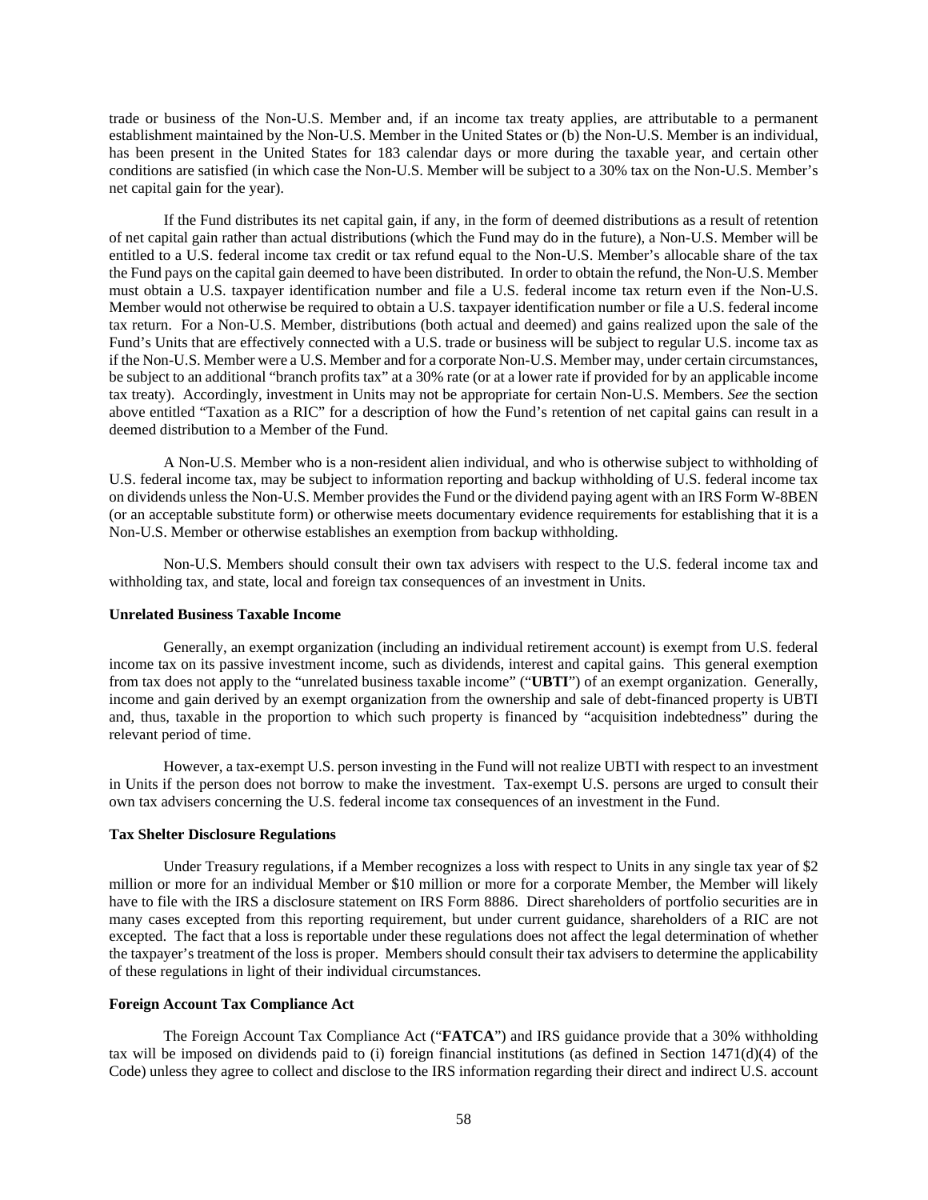trade or business of the Non-U.S. Member and, if an income tax treaty applies, are attributable to a permanent establishment maintained by the Non-U.S. Member in the United States or (b) the Non-U.S. Member is an individual, has been present in the United States for 183 calendar days or more during the taxable year, and certain other conditions are satisfied (in which case the Non-U.S. Member will be subject to a 30% tax on the Non-U.S. Member's net capital gain for the year).

If the Fund distributes its net capital gain, if any, in the form of deemed distributions as a result of retention of net capital gain rather than actual distributions (which the Fund may do in the future), a Non-U.S. Member will be entitled to a U.S. federal income tax credit or tax refund equal to the Non-U.S. Member's allocable share of the tax the Fund pays on the capital gain deemed to have been distributed. In order to obtain the refund, the Non-U.S. Member must obtain a U.S. taxpayer identification number and file a U.S. federal income tax return even if the Non-U.S. Member would not otherwise be required to obtain a U.S. taxpayer identification number or file a U.S. federal income tax return. For a Non-U.S. Member, distributions (both actual and deemed) and gains realized upon the sale of the Fund's Units that are effectively connected with a U.S. trade or business will be subject to regular U.S. income tax as if the Non-U.S. Member were a U.S. Member and for a corporate Non-U.S. Member may, under certain circumstances, be subject to an additional "branch profits tax" at a 30% rate (or at a lower rate if provided for by an applicable income tax treaty). Accordingly, investment in Units may not be appropriate for certain Non-U.S. Members. *See* the section above entitled "Taxation as a RIC" for a description of how the Fund's retention of net capital gains can result in a deemed distribution to a Member of the Fund.

A Non-U.S. Member who is a non-resident alien individual, and who is otherwise subject to withholding of U.S. federal income tax, may be subject to information reporting and backup withholding of U.S. federal income tax on dividends unless the Non-U.S. Member provides the Fund or the dividend paying agent with an IRS Form W-8BEN (or an acceptable substitute form) or otherwise meets documentary evidence requirements for establishing that it is a Non-U.S. Member or otherwise establishes an exemption from backup withholding.

Non-U.S. Members should consult their own tax advisers with respect to the U.S. federal income tax and withholding tax, and state, local and foreign tax consequences of an investment in Units.

**Unrelated Business Taxable Income**

Generally, an exempt organization (including an individual retirement account) is exempt from U.S. federal income tax on its passive investment income, such as dividends, interest and capital gains. This general exemption from tax does not apply to the "unrelated business taxable income" ("**UBTI**") of an exempt organization. Generally, income and gain derived by an exempt organization from the ownership and sale of debt-financed property is UBTI and, thus, taxable in the proportion to which such property is financed by "acquisition indebtedness" during the relevant period of time.

However, a tax-exempt U.S. person investing in the Fund will not realize UBTI with respect to an investment in Units if the person does not borrow to make the investment. Tax-exempt U.S. persons are urged to consult their own tax advisers concerning the U.S. federal income tax consequences of an investment in the Fund.

**Tax Shelter Disclosure Regulations**

Under Treasury regulations, if a Member recognizes a loss with respect to Units in any single tax year of $2 million or more for an individual Member or $10 million or more for a corporate Member, the Member will likely have to file with the IRS a disclosure statement on IRS Form 8886. Direct shareholders of portfolio securities are in many cases excepted from this reporting requirement, but under current guidance, shareholders of a RIC are not excepted. The fact that a loss is reportable under these regulations does not affect the legal determination of whether the taxpayer's treatment of the loss is proper. Members should consult their tax advisers to determine the applicability of these regulations in light of their individual circumstances.

**Foreign Account Tax Compliance Act**

The Foreign Account Tax Compliance Act ("**FATCA**") and IRS guidance provide that a 30% withholding tax will be imposed on dividends paid to (i) foreign financial institutions (as defined in Section 1471(d)(4) of the Code) unless they agree to collect and disclose to the IRS information regarding their direct and indirect U.S. account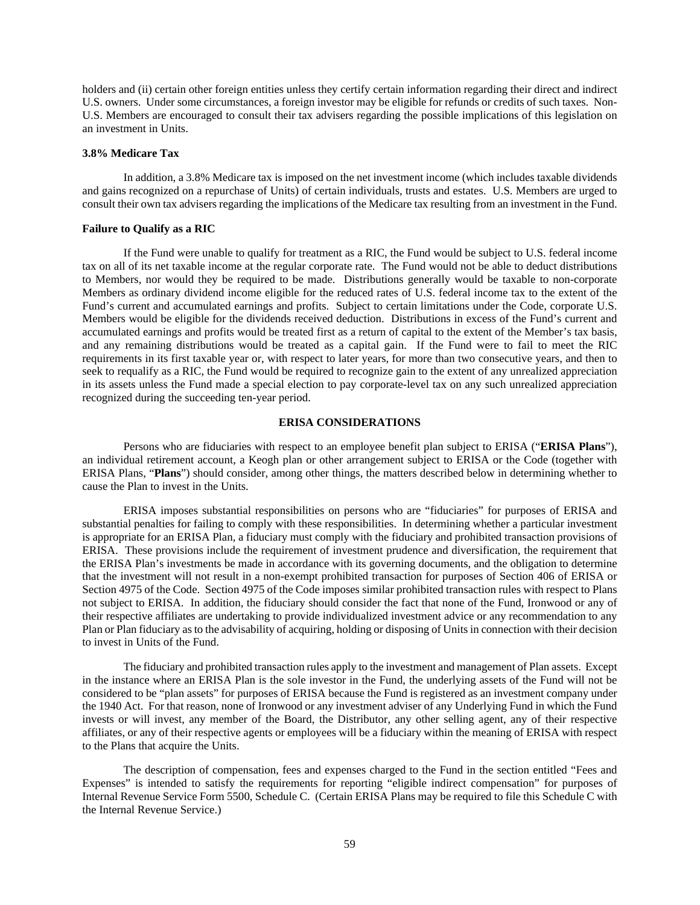holders and (ii) certain other foreign entities unless they certify certain information regarding their direct and indirect U.S. owners. Under some circumstances, a foreign investor may be eligible for refunds or credits of such taxes. Non-U.S. Members are encouraged to consult their tax advisers regarding the possible implications of this legislation on an investment in Units.

**3.8% Medicare Tax**

In addition, a 3.8% Medicare tax is imposed on the net investment income (which includes taxable dividends and gains recognized on a repurchase of Units) of certain individuals, trusts and estates. U.S. Members are urged to consult their own tax advisers regarding the implications of the Medicare tax resulting from an investment in the Fund.

**Failure to Qualify as a RIC**

If the Fund were unable to qualify for treatment as a RIC, the Fund would be subject to U.S. federal income tax on all of its net taxable income at the regular corporate rate. The Fund would not be able to deduct distributions to Members, nor would they be required to be made. Distributions generally would be taxable to non-corporate Members as ordinary dividend income eligible for the reduced rates of U.S. federal income tax to the extent of the Fund's current and accumulated earnings and profits. Subject to certain limitations under the Code, corporate U.S. Members would be eligible for the dividends received deduction. Distributions in excess of the Fund's current and accumulated earnings and profits would be treated first as a return of capital to the extent of the Member's tax basis, and any remaining distributions would be treated as a capital gain. If the Fund were to fail to meet the RIC requirements in its first taxable year or, with respect to later years, for more than two consecutive years, and then to seek to requalify as a RIC, the Fund would be required to recognize gain to the extent of any unrealized appreciation in its assets unless the Fund made a special election to pay corporate-level tax on any such unrealized appreciation recognized during the succeeding ten-year period.

## ERISA CONSIDERATIONS

Persons who are fiduciaries with respect to an employee benefit plan subject to ERISA ("**ERISA Plans**"), an individual retirement account, a Keogh plan or other arrangement subject to ERISA or the Code (together with ERISA Plans, "**Plans**") should consider, among other things, the matters described below in determining whether to cause the Plan to invest in the Units.

ERISA imposes substantial responsibilities on persons who are "fiduciaries" for purposes of ERISA and substantial penalties for failing to comply with these responsibilities. In determining whether a particular investment is appropriate for an ERISA Plan, a fiduciary must comply with the fiduciary and prohibited transaction provisions of ERISA. These provisions include the requirement of investment prudence and diversification, the requirement that the ERISA Plan's investments be made in accordance with its governing documents, and the obligation to determine that the investment will not result in a non-exempt prohibited transaction for purposes of Section 406 of ERISA or Section 4975 of the Code. Section 4975 of the Code imposes similar prohibited transaction rules with respect to Plans not subject to ERISA. In addition, the fiduciary should consider the fact that none of the Fund, Ironwood or any of their respective affiliates are undertaking to provide individualized investment advice or any recommendation to any Plan or Plan fiduciary as to the advisability of acquiring, holding or disposing of Units in connection with their decision to invest in Units of the Fund.

The fiduciary and prohibited transaction rules apply to the investment and management of Plan assets. Except in the instance where an ERISA Plan is the sole investor in the Fund, the underlying assets of the Fund will not be considered to be "plan assets" for purposes of ERISA because the Fund is registered as an investment company under the 1940 Act. For that reason, none of Ironwood or any investment adviser of any Underlying Fund in which the Fund invests or will invest, any member of the Board, the Distributor, any other selling agent, any of their respective affiliates, or any of their respective agents or employees will be a fiduciary within the meaning of ERISA with respect to the Plans that acquire the Units.

The description of compensation, fees and expenses charged to the Fund in the section entitled "Fees and Expenses" is intended to satisfy the requirements for reporting "eligible indirect compensation" for purposes of Internal Revenue Service Form 5500, Schedule C. (Certain ERISA Plans may be required to file this Schedule C with the Internal Revenue Service.)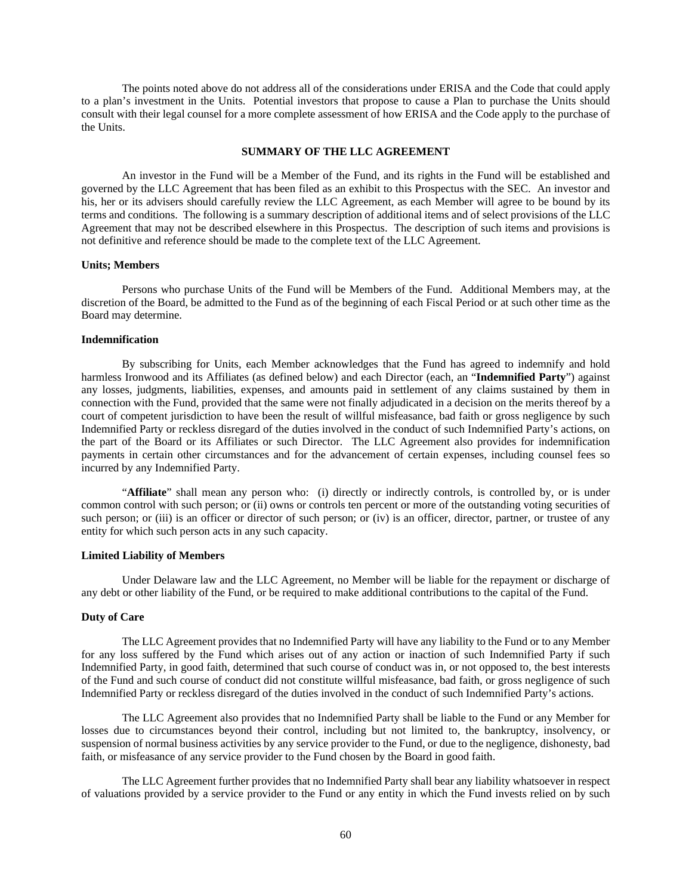The points noted above do not address all of the considerations under ERISA and the Code that could apply to a plan's investment in the Units. Potential investors that propose to cause a Plan to purchase the Units should consult with their legal counsel for a more complete assessment of how ERISA and the Code apply to the purchase of the Units.

## SUMMARY OF THE LLC AGREEMENT

An investor in the Fund will be a Member of the Fund, and its rights in the Fund will be established and governed by the LLC Agreement that has been filed as an exhibit to this Prospectus with the SEC. An investor and his, her or its advisers should carefully review the LLC Agreement, as each Member will agree to be bound by its terms and conditions. The following is a summary description of additional items and of select provisions of the LLC Agreement that may not be described elsewhere in this Prospectus. The description of such items and provisions is not definitive and reference should be made to the complete text of the LLC Agreement.

### Units; Members

Persons who purchase Units of the Fund will be Members of the Fund. Additional Members may, at the discretion of the Board, be admitted to the Fund as of the beginning of each Fiscal Period or at such other time as the Board may determine.

### Indemnification

By subscribing for Units, each Member acknowledges that the Fund has agreed to indemnify and hold harmless Ironwood and its Affiliates (as defined below) and each Director (each, an "**Indemnified Party**") against any losses, judgments, liabilities, expenses, and amounts paid in settlement of any claims sustained by them in connection with the Fund, provided that the same were not finally adjudicated in a decision on the merits thereof by a court of competent jurisdiction to have been the result of willful misfeasance, bad faith or gross negligence by such Indemnified Party or reckless disregard of the duties involved in the conduct of such Indemnified Party's actions, on the part of the Board or its Affiliates or such Director. The LLC Agreement also provides for indemnification payments in certain other circumstances and for the advancement of certain expenses, including counsel fees so incurred by any Indemnified Party.

"**Affiliate**" shall mean any person who: (i) directly or indirectly controls, is controlled by, or is under common control with such person; or (ii) owns or controls ten percent or more of the outstanding voting securities of such person; or (iii) is an officer or director of such person; or (iv) is an officer, director, partner, or trustee of any entity for which such person acts in any such capacity.

### Limited Liability of Members

Under Delaware law and the LLC Agreement, no Member will be liable for the repayment or discharge of any debt or other liability of the Fund, or be required to make additional contributions to the capital of the Fund.

### Duty of Care

The LLC Agreement provides that no Indemnified Party will have any liability to the Fund or to any Member for any loss suffered by the Fund which arises out of any action or inaction of such Indemnified Party if such Indemnified Party, in good faith, determined that such course of conduct was in, or not opposed to, the best interests of the Fund and such course of conduct did not constitute willful misfeasance, bad faith, or gross negligence of such Indemnified Party or reckless disregard of the duties involved in the conduct of such Indemnified Party's actions.

The LLC Agreement also provides that no Indemnified Party shall be liable to the Fund or any Member for losses due to circumstances beyond their control, including but not limited to, the bankruptcy, insolvency, or suspension of normal business activities by any service provider to the Fund, or due to the negligence, dishonesty, bad faith, or misfeasance of any service provider to the Fund chosen by the Board in good faith.

The LLC Agreement further provides that no Indemnified Party shall bear any liability whatsoever in respect of valuations provided by a service provider to the Fund or any entity in which the Fund invests relied on by such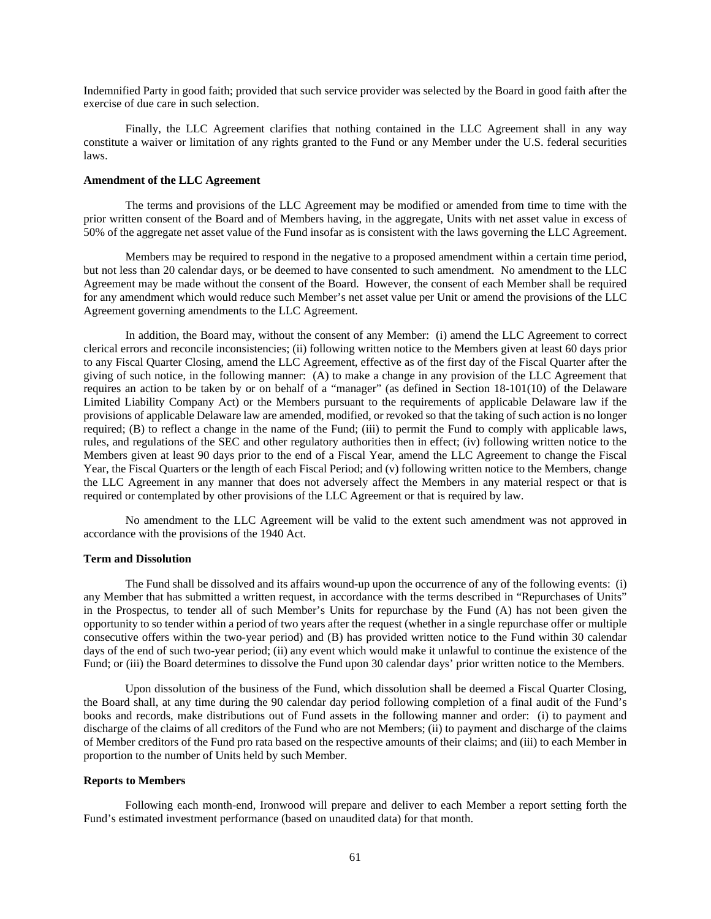Indemnified Party in good faith; provided that such service provider was selected by the Board in good faith after the exercise of due care in such selection.

Finally, the LLC Agreement clarifies that nothing contained in the LLC Agreement shall in any way constitute a waiver or limitation of any rights granted to the Fund or any Member under the U.S. federal securities laws.

**Amendment of the LLC Agreement**

The terms and provisions of the LLC Agreement may be modified or amended from time to time with the prior written consent of the Board and of Members having, in the aggregate, Units with net asset value in excess of 50% of the aggregate net asset value of the Fund insofar as is consistent with the laws governing the LLC Agreement.

Members may be required to respond in the negative to a proposed amendment within a certain time period, but not less than 20 calendar days, or be deemed to have consented to such amendment. No amendment to the LLC Agreement may be made without the consent of the Board. However, the consent of each Member shall be required for any amendment which would reduce such Member's net asset value per Unit or amend the provisions of the LLC Agreement governing amendments to the LLC Agreement.

In addition, the Board may, without the consent of any Member: (i) amend the LLC Agreement to correct clerical errors and reconcile inconsistencies; (ii) following written notice to the Members given at least 60 days prior to any Fiscal Quarter Closing, amend the LLC Agreement, effective as of the first day of the Fiscal Quarter after the giving of such notice, in the following manner: (A) to make a change in any provision of the LLC Agreement that requires an action to be taken by or on behalf of a "manager" (as defined in Section 18-101(10) of the Delaware Limited Liability Company Act) or the Members pursuant to the requirements of applicable Delaware law if the provisions of applicable Delaware law are amended, modified, or revoked so that the taking of such action is no longer required; (B) to reflect a change in the name of the Fund; (iii) to permit the Fund to comply with applicable laws, rules, and regulations of the SEC and other regulatory authorities then in effect; (iv) following written notice to the Members given at least 90 days prior to the end of a Fiscal Year, amend the LLC Agreement to change the Fiscal Year, the Fiscal Quarters or the length of each Fiscal Period; and (v) following written notice to the Members, change the LLC Agreement in any manner that does not adversely affect the Members in any material respect or that is required or contemplated by other provisions of the LLC Agreement or that is required by law.

No amendment to the LLC Agreement will be valid to the extent such amendment was not approved in accordance with the provisions of the 1940 Act.

**Term and Dissolution**

The Fund shall be dissolved and its affairs wound-up upon the occurrence of any of the following events: (i) any Member that has submitted a written request, in accordance with the terms described in "Repurchases of Units" in the Prospectus, to tender all of such Member's Units for repurchase by the Fund (A) has not been given the opportunity to so tender within a period of two years after the request (whether in a single repurchase offer or multiple consecutive offers within the two-year period) and (B) has provided written notice to the Fund within 30 calendar days of the end of such two-year period; (ii) any event which would make it unlawful to continue the existence of the Fund; or (iii) the Board determines to dissolve the Fund upon 30 calendar days' prior written notice to the Members.

Upon dissolution of the business of the Fund, which dissolution shall be deemed a Fiscal Quarter Closing, the Board shall, at any time during the 90 calendar day period following completion of a final audit of the Fund's books and records, make distributions out of Fund assets in the following manner and order: (i) to payment and discharge of the claims of all creditors of the Fund who are not Members; (ii) to payment and discharge of the claims of Member creditors of the Fund pro rata based on the respective amounts of their claims; and (iii) to each Member in proportion to the number of Units held by such Member.

**Reports to Members**

Following each month-end, Ironwood will prepare and deliver to each Member a report setting forth the Fund's estimated investment performance (based on unaudited data) for that month.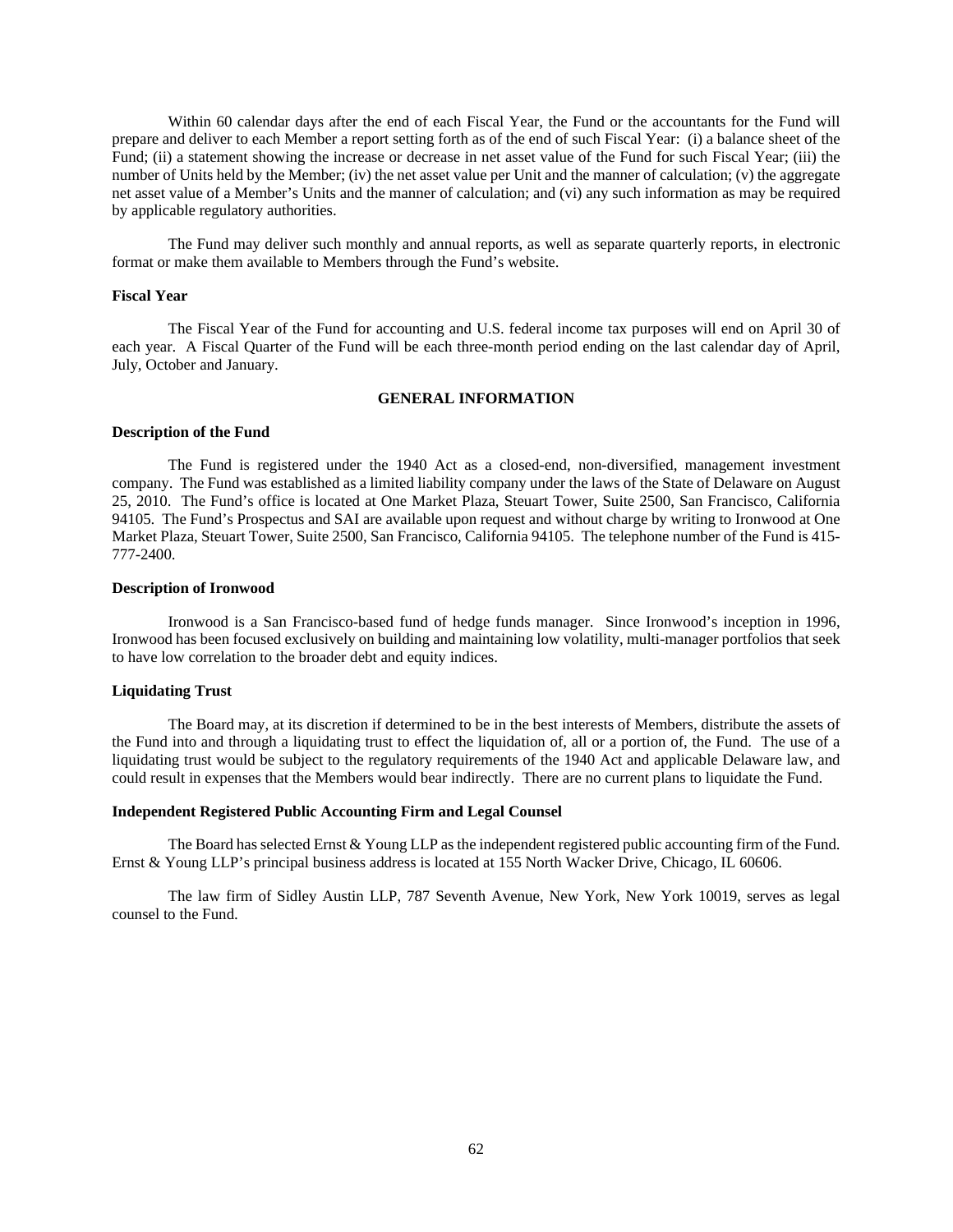Within 60 calendar days after the end of each Fiscal Year, the Fund or the accountants for the Fund will prepare and deliver to each Member a report setting forth as of the end of such Fiscal Year: (i) a balance sheet of the Fund; (ii) a statement showing the increase or decrease in net asset value of the Fund for such Fiscal Year; (iii) the number of Units held by the Member; (iv) the net asset value per Unit and the manner of calculation; (v) the aggregate net asset value of a Member's Units and the manner of calculation; and (vi) any such information as may be required by applicable regulatory authorities.

The Fund may deliver such monthly and annual reports, as well as separate quarterly reports, in electronic format or make them available to Members through the Fund's website.

**Fiscal Year**

The Fiscal Year of the Fund for accounting and U.S. federal income tax purposes will end on April 30 of each year. A Fiscal Quarter of the Fund will be each three-month period ending on the last calendar day of April, July, October and January.

## GENERAL INFORMATION

**Description of the Fund**

The Fund is registered under the 1940 Act as a closed-end, non-diversified, management investment company. The Fund was established as a limited liability company under the laws of the State of Delaware on August 25, 2010. The Fund's office is located at One Market Plaza, Steuart Tower, Suite 2500, San Francisco, California 94105. The Fund's Prospectus and SAI are available upon request and without charge by writing to Ironwood at One Market Plaza, Steuart Tower, Suite 2500, San Francisco, California 94105. The telephone number of the Fund is 415-777-2400.

**Description of Ironwood**

Ironwood is a San Francisco-based fund of hedge funds manager. Since Ironwood's inception in 1996, Ironwood has been focused exclusively on building and maintaining low volatility, multi-manager portfolios that seek to have low correlation to the broader debt and equity indices.

**Liquidating Trust**

The Board may, at its discretion if determined to be in the best interests of Members, distribute the assets of the Fund into and through a liquidating trust to effect the liquidation of, all or a portion of, the Fund. The use of a liquidating trust would be subject to the regulatory requirements of the 1940 Act and applicable Delaware law, and could result in expenses that the Members would bear indirectly. There are no current plans to liquidate the Fund.

**Independent Registered Public Accounting Firm and Legal Counsel**

The Board has selected Ernst & Young LLP as the independent registered public accounting firm of the Fund. Ernst & Young LLP's principal business address is located at 155 North Wacker Drive, Chicago, IL 60606.

The law firm of Sidley Austin LLP, 787 Seventh Avenue, New York, New York 10019, serves as legal counsel to the Fund.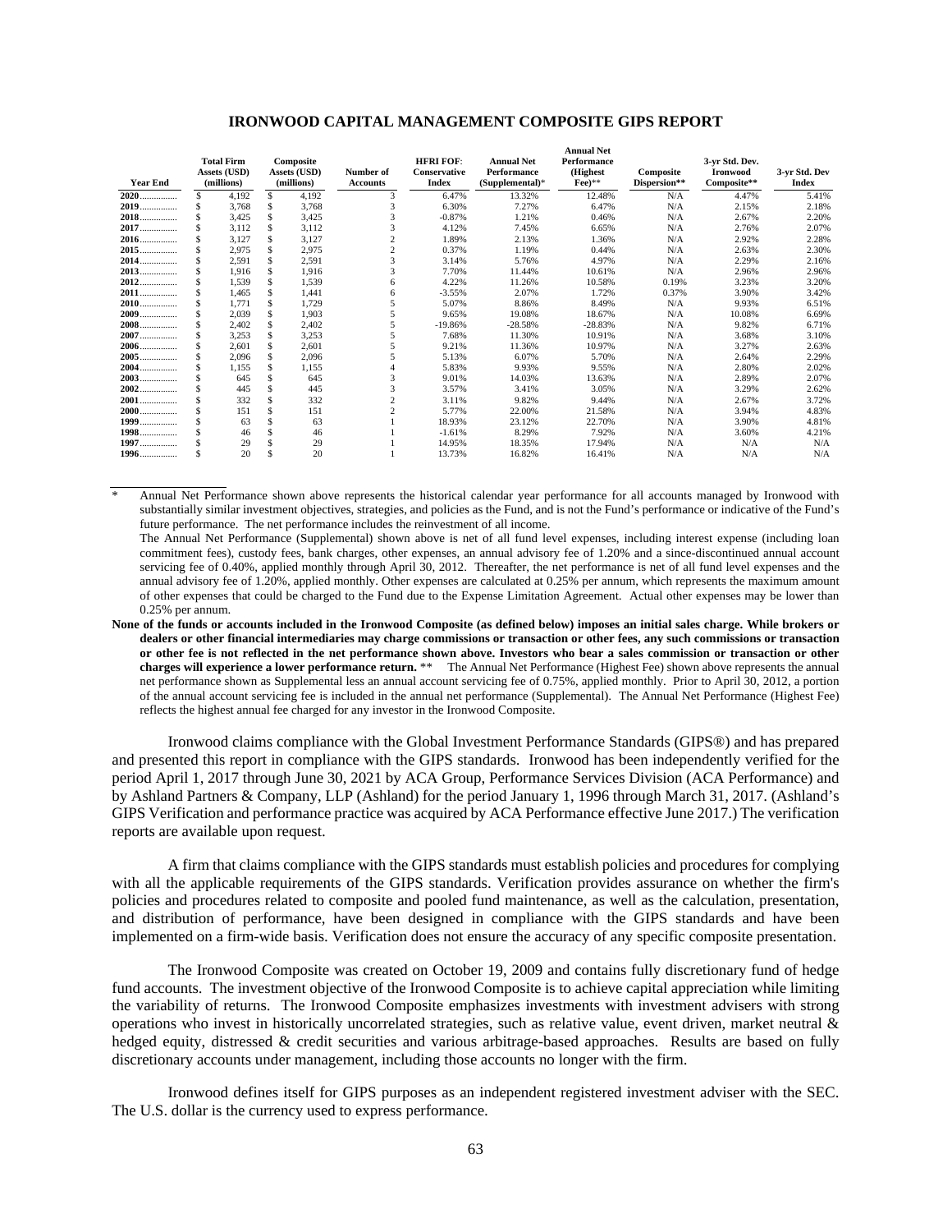## IRONWOOD CAPITAL MANAGEMENT COMPOSITE GIPS REPORT

| Year End | Total Firm Assets (USD) (millions) | Composite Assets (USD) (millions) | Number of Accounts | HFRI FOF: Conservative Index | Annual Net Performance (Supplemental)* | Annual Net Performance (Highest Fee)** | Composite Dispersion** | 3-yr Std. Dev. Ironwood Composite** | 3-yr Std. Dev Index |
|---|---|---|---|---|---|---|---|---|---|
| **2020** | $ 4,192 | $ 4,192 | 3 | 6.47% | 13.32% | 12.48% | N/A | 4.47% | 5.41% |
| **2019** | $ 3,768 | $ 3,768 | 3 | 6.30% | 7.27% | 6.47% | N/A | 2.15% | 2.18% |
| **2018** | $ 3,425 | $ 3,425 | 3 | -0.87% | 1.21% | 0.46% | N/A | 2.67% | 2.20% |
| **2017** | $ 3,112 | $ 3,112 | 3 | 4.12% | 7.45% | 6.65% | N/A | 2.76% | 2.07% |
| **2016** | $ 3,127 | $ 3,127 | 2 | 1.89% | 2.13% | 1.36% | N/A | 2.92% | 2.28% |
| **2015** | $ 2,975 | $ 2,975 | 2 | 0.37% | 1.19% | 0.44% | N/A | 2.63% | 2.30% |
| **2014** | $ 2,591 | $ 2,591 | 3 | 3.14% | 5.76% | 4.97% | N/A | 2.29% | 2.16% |
| **2013** | $ 1,916 | $ 1,916 | 3 | 7.70% | 11.44% | 10.61% | N/A | 2.96% | 2.96% |
| **2012** | $ 1,539 | $ 1,539 | 6 | 4.22% | 11.26% | 10.58% | 0.19% | 3.23% | 3.20% |
| **2011** | $ 1,465 | $ 1,441 | 6 | -3.55% | 2.07% | 1.72% | 0.37% | 3.90% | 3.42% |
| **2010** | $ 1,771 | $ 1,729 | 5 | 5.07% | 8.86% | 8.49% | N/A | 9.93% | 6.51% |
| **2009** | $ 2,039 | $ 1,903 | 5 | 9.65% | 19.08% | 18.67% | N/A | 10.08% | 6.69% |
| **2008** | $ 2,402 | $ 2,402 | 5 | -19.86% | -28.58% | -28.83% | N/A | 9.82% | 6.71% |
| **2007** | $ 3,253 | $ 3,253 | 5 | 7.68% | 11.30% | 10.91% | N/A | 3.68% | 3.10% |
| **2006** | $ 2,601 | $ 2,601 | 5 | 9.21% | 11.36% | 10.97% | N/A | 3.27% | 2.63% |
| **2005** | $ 2,096 | $ 2,096 | 5 | 5.13% | 6.07% | 5.70% | N/A | 2.64% | 2.29% |
| **2004** | $ 1,155 | $ 1,155 | 4 | 5.83% | 9.93% | 9.55% | N/A | 2.80% | 2.02% |
| **2003** | $ 645 | $ 645 | 3 | 9.01% | 14.03% | 13.63% | N/A | 2.89% | 2.07% |
| **2002** | $ 445 | $ 445 | 3 | 3.57% | 3.41% | 3.05% | N/A | 3.29% | 2.62% |
| **2001** | $ 332 | $ 332 | 2 | 3.11% | 9.82% | 9.44% | N/A | 2.67% | 3.72% |
| **2000** | $ 151 | $ 151 | 2 | 5.77% | 22.00% | 21.58% | N/A | 3.94% | 4.83% |
| **1999** | $ 63 | $ 63 | 1 | 18.93% | 23.12% | 22.70% | N/A | 3.90% | 4.81% |
| **1998** | $ 46 | $ 46 | 1 | -1.61% | 8.29% | 7.92% | N/A | 3.60% | 4.21% |
| **1997** | $ 29 | $ 29 | 1 | 14.95% | 18.35% | 17.94% | N/A | N/A | N/A |
| **1996** | $ 20 | $ 20 | 1 | 13.73% | 16.82% | 16.41% | N/A | N/A | N/A |

\* Annual Net Performance shown above represents the historical calendar year performance for all accounts managed by Ironwood with substantially similar investment objectives, strategies, and policies as the Fund, and is not the Fund's performance or indicative of the Fund's future performance. The net performance includes the reinvestment of all income.

The Annual Net Performance (Supplemental) shown above is net of all fund level expenses, including interest expense (including loan commitment fees), custody fees, bank charges, other expenses, an annual advisory fee of 1.20% and a since-discontinued annual account servicing fee of 0.40%, applied monthly through April 30, 2012. Thereafter, the net performance is net of all fund level expenses and the annual advisory fee of 1.20%, applied monthly. Other expenses are calculated at 0.25% per annum, which represents the maximum amount of other expenses that could be charged to the Fund due to the Expense Limitation Agreement. Actual other expenses may be lower than 0.25% per annum.

**None of the funds or accounts included in the Ironwood Composite (as defined below) imposes an initial sales charge. While brokers or dealers or other financial intermediaries may charge commissions or transaction or other fees, any such commissions or transaction or other fee is not reflected in the net performance shown above. Investors who bear a sales commission or transaction or other charges will experience a lower performance return.** ** The Annual Net Performance (Highest Fee) shown above represents the annual net performance shown as Supplemental less an annual account servicing fee of 0.75%, applied monthly. Prior to April 30, 2012, a portion of the annual account servicing fee is included in the annual net performance (Supplemental). The Annual Net Performance (Highest Fee) reflects the highest annual fee charged for any investor in the Ironwood Composite.

Ironwood claims compliance with the Global Investment Performance Standards (GIPS®) and has prepared and presented this report in compliance with the GIPS standards. Ironwood has been independently verified for the period April 1, 2017 through June 30, 2021 by ACA Group, Performance Services Division (ACA Performance) and by Ashland Partners & Company, LLP (Ashland) for the period January 1, 1996 through March 31, 2017. (Ashland's GIPS Verification and performance practice was acquired by ACA Performance effective June 2017.) The verification reports are available upon request.

A firm that claims compliance with the GIPS standards must establish policies and procedures for complying with all the applicable requirements of the GIPS standards. Verification provides assurance on whether the firm's policies and procedures related to composite and pooled fund maintenance, as well as the calculation, presentation, and distribution of performance, have been designed in compliance with the GIPS standards and have been implemented on a firm-wide basis. Verification does not ensure the accuracy of any specific composite presentation.

The Ironwood Composite was created on October 19, 2009 and contains fully discretionary fund of hedge fund accounts. The investment objective of the Ironwood Composite is to achieve capital appreciation while limiting the variability of returns. The Ironwood Composite emphasizes investments with investment advisers with strong operations who invest in historically uncorrelated strategies, such as relative value, event driven, market neutral & hedged equity, distressed & credit securities and various arbitrage-based approaches. Results are based on fully discretionary accounts under management, including those accounts no longer with the firm.

Ironwood defines itself for GIPS purposes as an independent registered investment adviser with the SEC. The U.S. dollar is the currency used to express performance.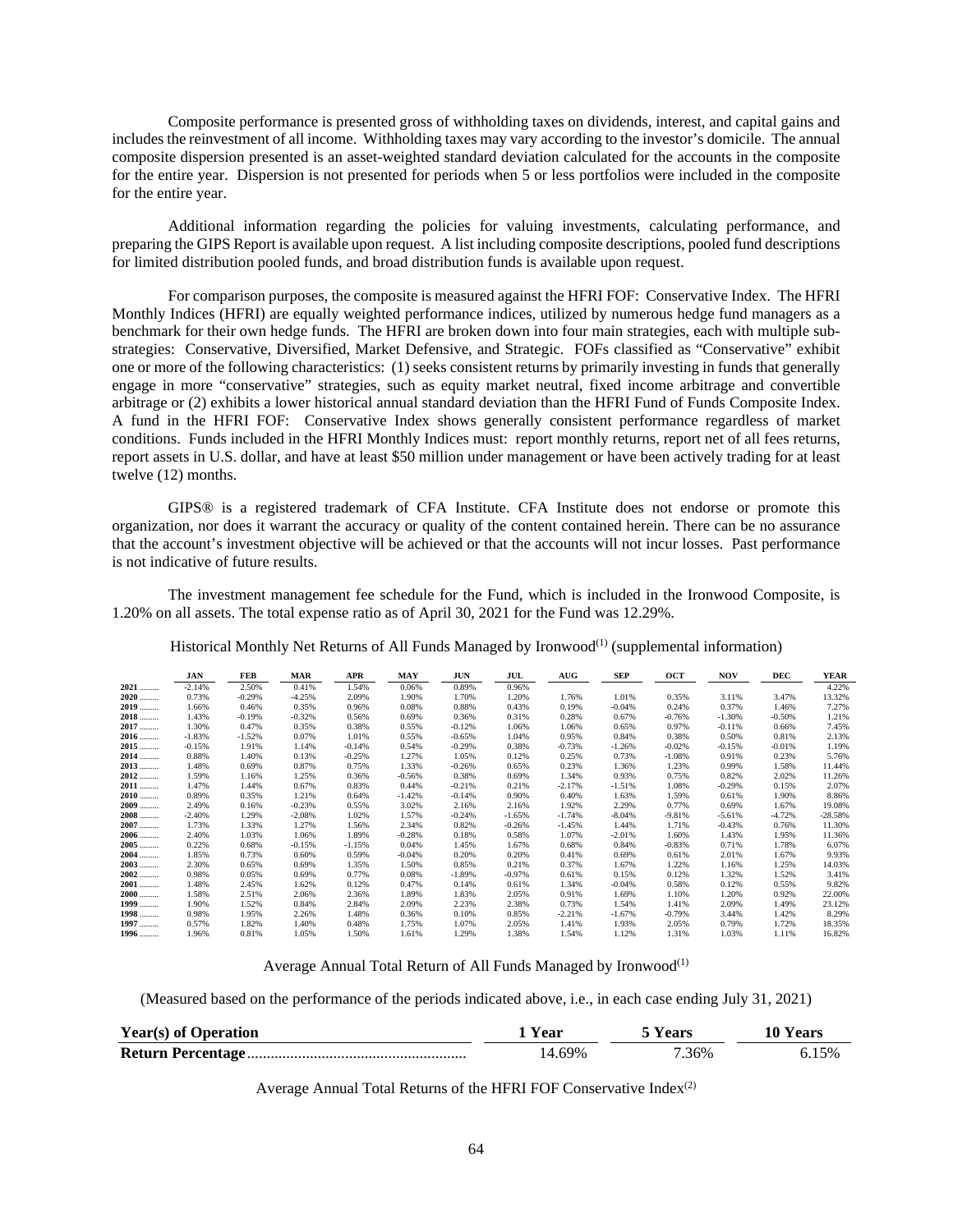Composite performance is presented gross of withholding taxes on dividends, interest, and capital gains and includes the reinvestment of all income. Withholding taxes may vary according to the investor's domicile. The annual composite dispersion presented is an asset-weighted standard deviation calculated for the accounts in the composite for the entire year. Dispersion is not presented for periods when 5 or less portfolios were included in the composite for the entire year.

Additional information regarding the policies for valuing investments, calculating performance, and preparing the GIPS Report is available upon request. A list including composite descriptions, pooled fund descriptions for limited distribution pooled funds, and broad distribution funds is available upon request.

For comparison purposes, the composite is measured against the HFRI FOF: Conservative Index. The HFRI Monthly Indices (HFRI) are equally weighted performance indices, utilized by numerous hedge fund managers as a benchmark for their own hedge funds. The HFRI are broken down into four main strategies, each with multiple sub-strategies: Conservative, Diversified, Market Defensive, and Strategic. FOFs classified as "Conservative" exhibit one or more of the following characteristics: (1) seeks consistent returns by primarily investing in funds that generally engage in more "conservative" strategies, such as equity market neutral, fixed income arbitrage and convertible arbitrage or (2) exhibits a lower historical annual standard deviation than the HFRI Fund of Funds Composite Index. A fund in the HFRI FOF: Conservative Index shows generally consistent performance regardless of market conditions. Funds included in the HFRI Monthly Indices must: report monthly returns, report net of all fees returns, report assets in U.S. dollar, and have at least $50 million under management or have been actively trading for at least twelve (12) months.

GIPS® is a registered trademark of CFA Institute. CFA Institute does not endorse or promote this organization, nor does it warrant the accuracy or quality of the content contained herein. There can be no assurance that the account's investment objective will be achieved or that the accounts will not incur losses. Past performance is not indicative of future results.

The investment management fee schedule for the Fund, which is included in the Ironwood Composite, is 1.20% on all assets. The total expense ratio as of April 30, 2021 for the Fund was 12.29%.

Historical Monthly Net Returns of All Funds Managed by Ironwood[1] (supplemental information)

| | JAN | FEB | MAR | APR | MAY | JUN | JUL | AUG | SEP | OCT | NOV | DEC | YEAR |
|---|---|---|---|---|---|---|---|---|---|---|---|---|---|
| **2021** ......... | -2.14% | 2.50% | 0.41% | 1.54% | 0.06% | 0.89% | 0.96% | | | | | | 4.22% |
| **2020** ......... | 0.73% | -0.29% | -4.25% | 2.09% | 1.90% | 1.70% | 1.20% | 1.76% | 1.01% | 0.35% | 3.11% | 3.47% | 13.32% |
| **2019** ......... | 1.66% | 0.46% | 0.35% | 0.96% | 0.08% | 0.88% | 0.43% | 0.19% | -0.04% | 0.24% | 0.37% | 1.46% | 7.27% |
| **2018** ......... | 1.43% | -0.19% | -0.32% | 0.56% | 0.69% | 0.36% | 0.31% | 0.28% | 0.67% | -0.76% | -1.30% | -0.50% | 1.21% |
| **2017** ......... | 1.30% | 0.47% | 0.35% | 0.38% | 0.55% | -0.12% | 1.06% | 1.06% | 0.65% | 0.97% | -0.11% | 0.66% | 7.45% |
| **2016** ......... | -1.83% | -1.52% | 0.07% | 1.01% | 0.55% | -0.65% | 1.04% | 0.95% | 0.84% | 0.38% | 0.50% | 0.81% | 2.13% |
| **2015** ......... | -0.15% | 1.91% | 1.14% | -0.14% | 0.54% | -0.29% | 0.38% | -0.73% | -1.26% | -0.02% | -0.15% | -0.01% | 1.19% |
| **2014** ......... | 0.88% | 1.40% | 0.13% | -0.25% | 1.27% | 1.05% | 0.12% | 0.25% | 0.73% | -1.08% | 0.91% | 0.23% | 5.76% |
| **2013** ......... | 1.48% | 0.69% | 0.87% | 0.75% | 1.33% | -0.26% | 0.65% | 0.23% | 1.36% | 1.23% | 0.99% | 1.58% | 11.44% |
| **2012** ......... | 1.59% | 1.16% | 1.25% | 0.36% | -0.56% | 0.38% | 0.69% | 1.34% | 0.93% | 0.75% | 0.82% | 2.02% | 11.26% |
| **2011** ......... | 1.47% | 1.44% | 0.67% | 0.83% | 0.44% | -0.21% | 0.21% | -2.17% | -1.51% | 1.08% | -0.29% | 0.15% | 2.07% |
| **2010** ......... | 0.89% | 0.35% | 1.21% | 0.64% | -1.42% | -0.14% | 0.90% | 0.40% | 1.63% | 1.59% | 0.61% | 1.90% | 8.86% |
| **2009** ......... | 2.49% | 0.16% | -0.23% | 0.55% | 3.02% | 2.16% | 2.16% | 1.92% | 2.29% | 0.77% | 0.69% | 1.67% | 19.08% |
| **2008** ......... | -2.40% | 1.29% | -2.08% | 1.02% | 1.57% | -0.24% | -1.65% | -1.74% | -8.04% | -9.81% | -5.61% | -4.72% | -28.58% |
| **2007** ......... | 1.73% | 1.33% | 1.27% | 1.56% | 2.34% | 0.82% | -0.26% | -1.45% | 1.44% | 1.71% | -0.43% | 0.76% | 11.30% |
| **2006** ......... | 2.40% | 1.03% | 1.06% | 1.89% | -0.28% | 0.18% | 0.58% | 1.07% | -2.01% | 1.60% | 1.43% | 1.95% | 11.36% |
| **2005** ......... | 0.22% | 0.68% | -0.15% | -1.15% | 0.04% | 1.45% | 1.67% | 0.68% | 0.84% | -0.83% | 0.71% | 1.78% | 6.07% |
| **2004** ......... | 1.85% | 0.73% | 0.60% | 0.59% | -0.04% | 0.20% | 0.20% | 0.41% | 0.69% | 0.61% | 2.01% | 1.67% | 9.93% |
| **2003** ......... | 2.30% | 0.65% | 0.69% | 1.35% | 1.50% | 0.85% | 0.21% | 0.37% | 1.67% | 1.22% | 1.16% | 1.25% | 14.03% |
| **2002** ......... | 0.98% | 0.05% | 0.69% | 0.77% | 0.08% | -1.89% | -0.97% | 0.61% | 0.15% | 0.12% | 1.32% | 1.52% | 3.41% |
| **2001** ......... | 1.48% | 2.45% | 1.62% | 0.12% | 0.47% | 0.14% | 0.61% | 1.34% | -0.04% | 0.58% | 0.12% | 0.55% | 9.82% |
| **2000** ......... | 1.58% | 2.51% | 2.06% | 2.36% | 1.89% | 1.83% | 2.05% | 0.91% | 1.69% | 1.10% | 1.20% | 0.92% | 22.00% |
| **1999** ......... | 1.90% | 1.52% | 0.84% | 2.84% | 2.09% | 2.23% | 2.38% | 0.73% | 1.54% | 1.41% | 2.09% | 1.49% | 23.12% |
| **1998** ......... | 0.98% | 1.95% | 2.26% | 1.48% | 0.36% | 0.10% | 0.85% | -2.21% | -1.67% | -0.79% | 3.44% | 1.42% | 8.29% |
| **1997** ......... | 0.57% | 1.82% | 1.40% | 0.48% | 1.75% | 1.07% | 2.05% | 1.41% | 1.93% | 2.05% | 0.79% | 1.72% | 18.35% |
| **1996** ......... | 1.96% | 0.81% | 1.05% | 1.50% | 1.61% | 1.29% | 1.38% | 1.54% | 1.12% | 1.31% | 1.03% | 1.11% | 16.82% |

Average Annual Total Return of All Funds Managed by Ironwood[1]

(Measured based on the performance of the periods indicated above, i.e., in each case ending July 31, 2021)

| **Year(s) of Operation** | **1 Year** | **5 Years** | **10 Years** |
|---|---|---|---|
| **Return Percentage**....................................................... | 14.69% | 7.36% | 6.15% |

Average Annual Total Returns of the HFRI FOF Conservative Index[2]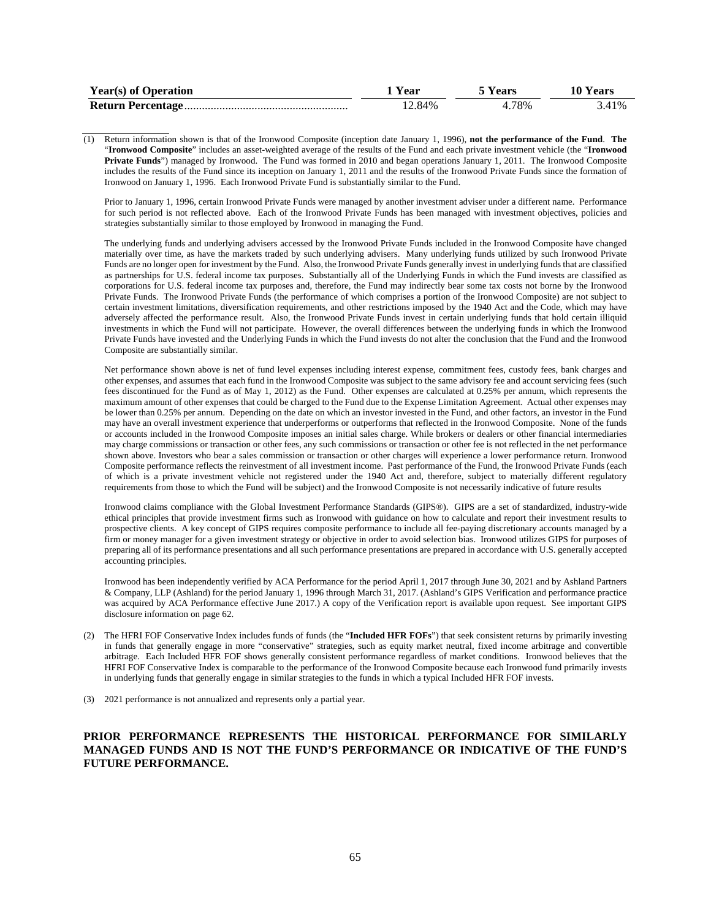| Year(s) of Operation | 1 Year | 5 Years | 10 Years |
|---|---|---|---|
| **Return Percentage** | 12.84% | 4.78% | 3.41% |

(1) Return information shown is that of the Ironwood Composite (inception date January 1, 1996), **not the performance of the Fund**. **The** "**Ironwood Composite**" includes an asset-weighted average of the results of the Fund and each private investment vehicle (the "**Ironwood Private Funds**") managed by Ironwood. The Fund was formed in 2010 and began operations January 1, 2011. The Ironwood Composite includes the results of the Fund since its inception on January 1, 2011 and the results of the Ironwood Private Funds since the formation of Ironwood on January 1, 1996. Each Ironwood Private Fund is substantially similar to the Fund.

Prior to January 1, 1996, certain Ironwood Private Funds were managed by another investment adviser under a different name. Performance for such period is not reflected above. Each of the Ironwood Private Funds has been managed with investment objectives, policies and strategies substantially similar to those employed by Ironwood in managing the Fund.

The underlying funds and underlying advisers accessed by the Ironwood Private Funds included in the Ironwood Composite have changed materially over time, as have the markets traded by such underlying advisers. Many underlying funds utilized by such Ironwood Private Funds are no longer open for investment by the Fund. Also, the Ironwood Private Funds generally invest in underlying funds that are classified as partnerships for U.S. federal income tax purposes. Substantially all of the Underlying Funds in which the Fund invests are classified as corporations for U.S. federal income tax purposes and, therefore, the Fund may indirectly bear some tax costs not borne by the Ironwood Private Funds. The Ironwood Private Funds (the performance of which comprises a portion of the Ironwood Composite) are not subject to certain investment limitations, diversification requirements, and other restrictions imposed by the 1940 Act and the Code, which may have adversely affected the performance result. Also, the Ironwood Private Funds invest in certain underlying funds that hold certain illiquid investments in which the Fund will not participate. However, the overall differences between the underlying funds in which the Ironwood Private Funds have invested and the Underlying Funds in which the Fund invests do not alter the conclusion that the Fund and the Ironwood Composite are substantially similar.

Net performance shown above is net of fund level expenses including interest expense, commitment fees, custody fees, bank charges and other expenses, and assumes that each fund in the Ironwood Composite was subject to the same advisory fee and account servicing fees (such fees discontinued for the Fund as of May 1, 2012) as the Fund. Other expenses are calculated at 0.25% per annum, which represents the maximum amount of other expenses that could be charged to the Fund due to the Expense Limitation Agreement. Actual other expenses may be lower than 0.25% per annum. Depending on the date on which an investor invested in the Fund, and other factors, an investor in the Fund may have an overall investment experience that underperforms or outperforms that reflected in the Ironwood Composite. None of the funds or accounts included in the Ironwood Composite imposes an initial sales charge. While brokers or dealers or other financial intermediaries may charge commissions or transaction or other fees, any such commissions or transaction or other fee is not reflected in the net performance shown above. Investors who bear a sales commission or transaction or other charges will experience a lower performance return. Ironwood Composite performance reflects the reinvestment of all investment income. Past performance of the Fund, the Ironwood Private Funds (each of which is a private investment vehicle not registered under the 1940 Act and, therefore, subject to materially different regulatory requirements from those to which the Fund will be subject) and the Ironwood Composite is not necessarily indicative of future results

Ironwood claims compliance with the Global Investment Performance Standards (GIPS®). GIPS are a set of standardized, industry-wide ethical principles that provide investment firms such as Ironwood with guidance on how to calculate and report their investment results to prospective clients. A key concept of GIPS requires composite performance to include all fee-paying discretionary accounts managed by a firm or money manager for a given investment strategy or objective in order to avoid selection bias. Ironwood utilizes GIPS for purposes of preparing all of its performance presentations and all such performance presentations are prepared in accordance with U.S. generally accepted accounting principles.

Ironwood has been independently verified by ACA Performance for the period April 1, 2017 through June 30, 2021 and by Ashland Partners & Company, LLP (Ashland) for the period January 1, 1996 through March 31, 2017. (Ashland's GIPS Verification and performance practice was acquired by ACA Performance effective June 2017.) A copy of the Verification report is available upon request. See important GIPS disclosure information on page 62.

(2) The HFRI FOF Conservative Index includes funds of funds (the "**Included HFR FOFs**") that seek consistent returns by primarily investing in funds that generally engage in more "conservative" strategies, such as equity market neutral, fixed income arbitrage and convertible arbitrage. Each Included HFR FOF shows generally consistent performance regardless of market conditions. Ironwood believes that the HFRI FOF Conservative Index is comparable to the performance of the Ironwood Composite because each Ironwood fund primarily invests in underlying funds that generally engage in similar strategies to the funds in which a typical Included HFR FOF invests.

(3) 2021 performance is not annualized and represents only a partial year.

**PRIOR PERFORMANCE REPRESENTS THE HISTORICAL PERFORMANCE FOR SIMILARLY MANAGED FUNDS AND IS NOT THE FUND'S PERFORMANCE OR INDICATIVE OF THE FUND'S FUTURE PERFORMANCE.**